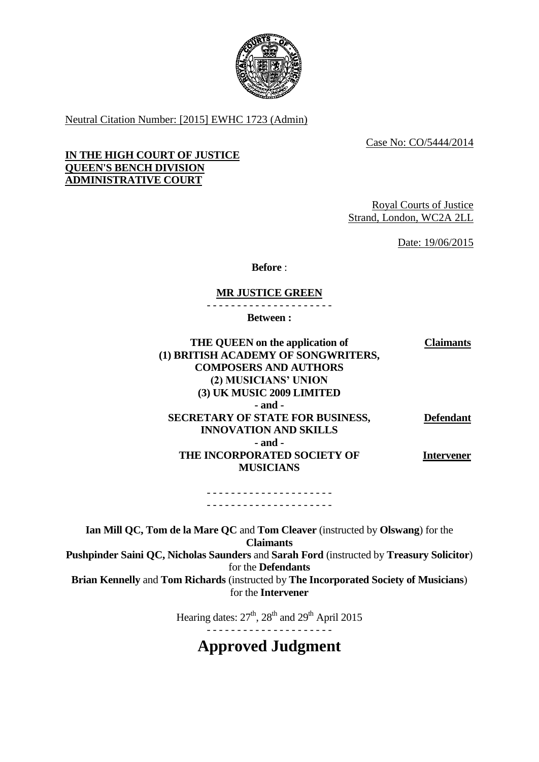Neutral Citation Number: [2015] EWHC 1723 (Admin)

Case No: CO/5444/2014

**IN THE HIGH COURT OF JUSTICE**
**QUEEN'S BENCH DIVISION**
**ADMINISTRATIVE COURT**

Royal Courts of Justice
Strand, London, WC2A 2LL

Date: 19/06/2015

**Before** :

**MR JUSTICE GREEN**

- - - - - - - - - - - - - - - - - - - - -

**Between :**

| | |
|---|---|
| **THE QUEEN on the application of (1) BRITISH ACADEMY OF SONGWRITERS, COMPOSERS AND AUTHORS (2) MUSICIANS' UNION (3) UK MUSIC 2009 LIMITED** | **Claimants** |
| **- and -** | |
| **SECRETARY OF STATE FOR BUSINESS, INNOVATION AND SKILLS** | **Defendant** |
| **- and -** | |
| **THE INCORPORATED SOCIETY OF MUSICIANS** | **Intervener** |

- - - - - - - - - - - - - - - - - - - - -
- - - - - - - - - - - - - - - - - - - - -

**Ian Mill QC, Tom de la Mare QC** and **Tom Cleaver** (instructed by **Olswang**) for the **Claimants**
**Pushpinder Saini QC, Nicholas Saunders** and **Sarah Ford** (instructed by **Treasury Solicitor**) for the **Defendants**
**Brian Kennelly** and **Tom Richards** (instructed by **The Incorporated Society of Musicians**) for the **Intervener**

Hearing dates: 27th, 28th and 29th April 2015

- - - - - - - - - - - - - - - - - - - - -

# Approved Judgment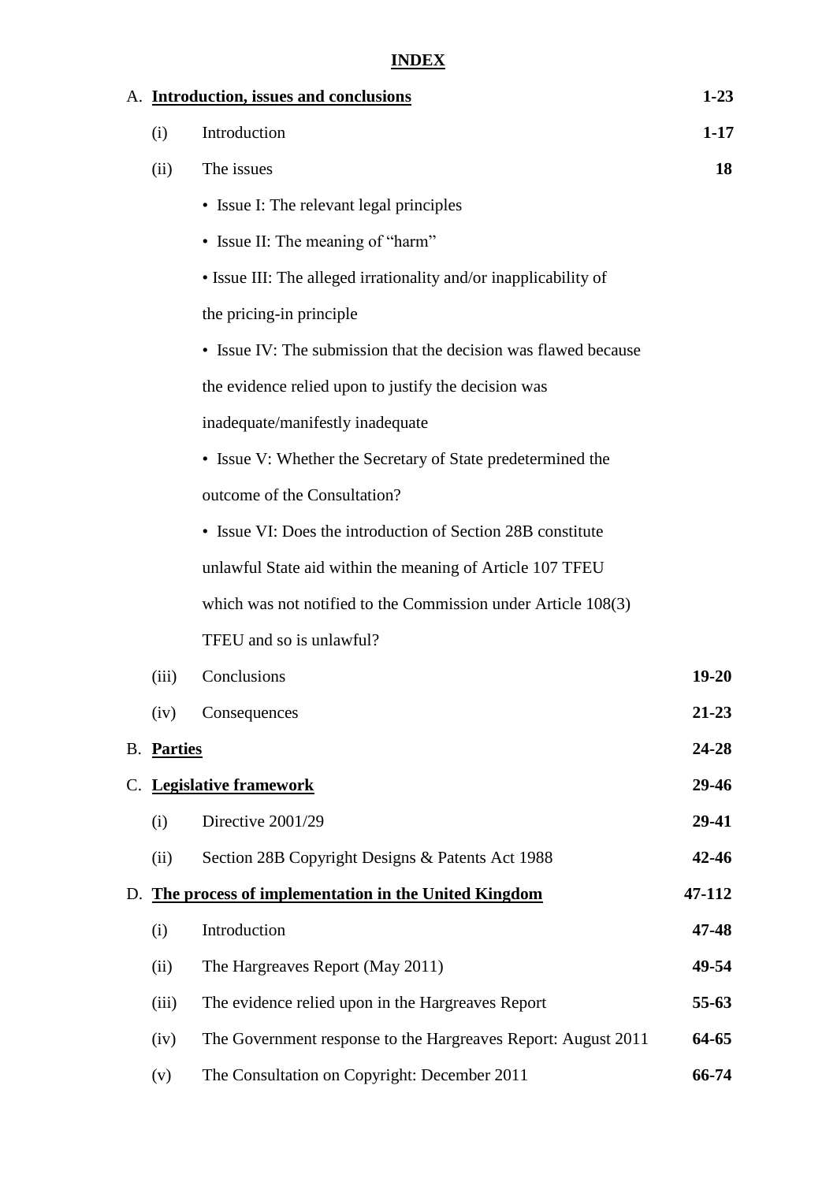# INDEX

| | | | |
|---|---|---|---|
| A. | **Introduction, issues and conclusions** | | **1-23** |
| | (i) | Introduction | **1-17** |
| | (ii) | The issues | **18** |
| | | • Issue I: The relevant legal principles | |
| | | • Issue II: The meaning of "harm" | |
| | | • Issue III: The alleged irrationality and/or inapplicability of the pricing-in principle | |
| | | • Issue IV: The submission that the decision was flawed because the evidence relied upon to justify the decision was inadequate/manifestly inadequate | |
| | | • Issue V: Whether the Secretary of State predetermined the outcome of the Consultation? | |
| | | • Issue VI: Does the introduction of Section 28B constitute unlawful State aid within the meaning of Article 107 TFEU which was not notified to the Commission under Article 108(3) TFEU and so is unlawful? | |
| | (iii) | Conclusions | **19-20** |
| | (iv) | Consequences | **21-23** |
| B. | **Parties** | | **24-28** |
| C. | **Legislative framework** | | **29-46** |
| | (i) | Directive 2001/29 | **29-41** |
| | (ii) | Section 28B Copyright Designs & Patents Act 1988 | **42-46** |
| D. | **The process of implementation in the United Kingdom** | | **47-112** |
| | (i) | Introduction | **47-48** |
| | (ii) | The Hargreaves Report (May 2011) | **49-54** |
| | (iii) | The evidence relied upon in the Hargreaves Report | **55-63** |
| | (iv) | The Government response to the Hargreaves Report: August 2011 | **64-65** |
| | (v) | The Consultation on Copyright: December 2011 | **66-74** |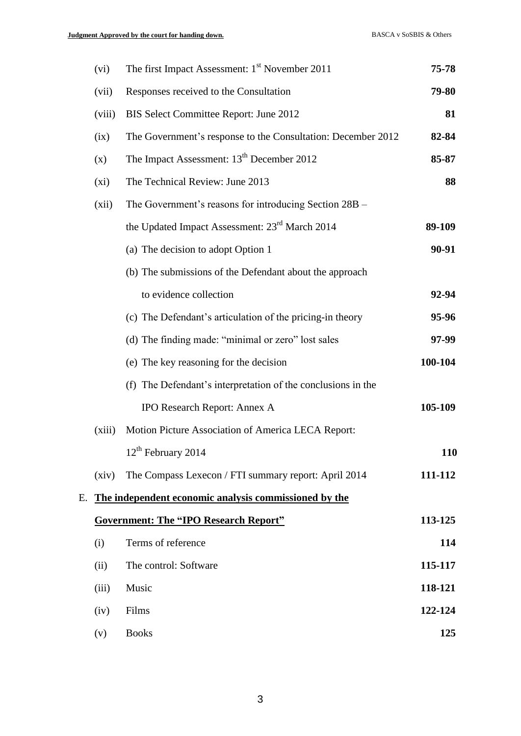| | | |
|---|---|---|
| (vi) | The first Impact Assessment: 1st November 2011 | **75-78** |
| (vii) | Responses received to the Consultation | **79-80** |
| (viii) | BIS Select Committee Report: June 2012 | **81** |
| (ix) | The Government's response to the Consultation: December 2012 | **82-84** |
| (x) | The Impact Assessment: 13th December 2012 | **85-87** |
| (xi) | The Technical Review: June 2013 | **88** |
| (xii) | The Government's reasons for introducing Section 28B – the Updated Impact Assessment: 23rd March 2014 | **89-109** |
| | (a) The decision to adopt Option 1 | **90-91** |
| | (b) The submissions of the Defendant about the approach to evidence collection | **92-94** |
| | (c) The Defendant's articulation of the pricing-in theory | **95-96** |
| | (d) The finding made: "minimal or zero" lost sales | **97-99** |
| | (e) The key reasoning for the decision | **100-104** |
| | (f) The Defendant's interpretation of the conclusions in the IPO Research Report: Annex A | **105-109** |
| (xiii) | Motion Picture Association of America LECA Report: 12th February 2014 | **110** |
| (xiv) | The Compass Lexecon / FTI summary report: April 2014 | **111-112** |

E. **<u>The independent economic analysis commissioned by the Government: The "IPO Research Report"</u>** **113-125**

| | | |
|---|---|---|
| (i) | Terms of reference | **114** |
| (ii) | The control: Software | **115-117** |
| (iii) | Music | **118-121** |
| (iv) | Films | **122-124** |
| (v) | Books | **125** |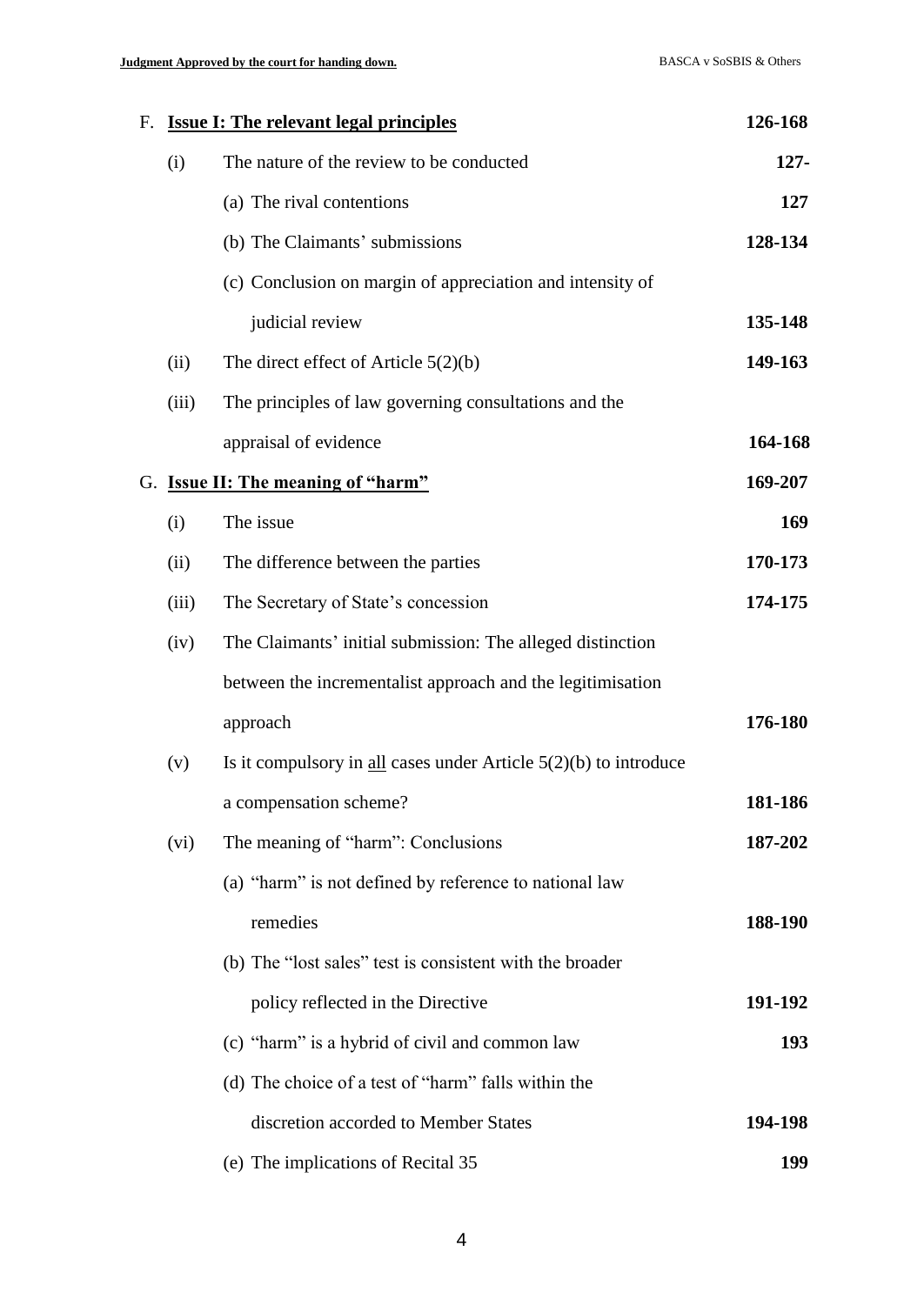| | | |
|---|---|---|
| F. | **Issue I: The relevant legal principles** | **126-168** |
| (i) | The nature of the review to be conducted | **127-** |
| | (a) The rival contentions | **127** |
| | (b) The Claimants' submissions | **128-134** |
| | (c) Conclusion on margin of appreciation and intensity of judicial review | **135-148** |
| (ii) | The direct effect of Article 5(2)(b) | **149-163** |
| (iii) | The principles of law governing consultations and the appraisal of evidence | **164-168** |
| G. | **Issue II: The meaning of "harm"** | **169-207** |
| (i) | The issue | **169** |
| (ii) | The difference between the parties | **170-173** |
| (iii) | The Secretary of State's concession | **174-175** |
| (iv) | The Claimants' initial submission: The alleged distinction between the incrementalist approach and the legitimisation approach | **176-180** |
| (v) | Is it compulsory in <u>all</u> cases under Article 5(2)(b) to introduce a compensation scheme? | **181-186** |
| (vi) | The meaning of "harm": Conclusions | **187-202** |
| | (a) "harm" is not defined by reference to national law remedies | **188-190** |
| | (b) The "lost sales" test is consistent with the broader policy reflected in the Directive | **191-192** |
| | (c) "harm" is a hybrid of civil and common law | **193** |
| | (d) The choice of a test of "harm" falls within the discretion accorded to Member States | **194-198** |
| | (e) The implications of Recital 35 | **199** |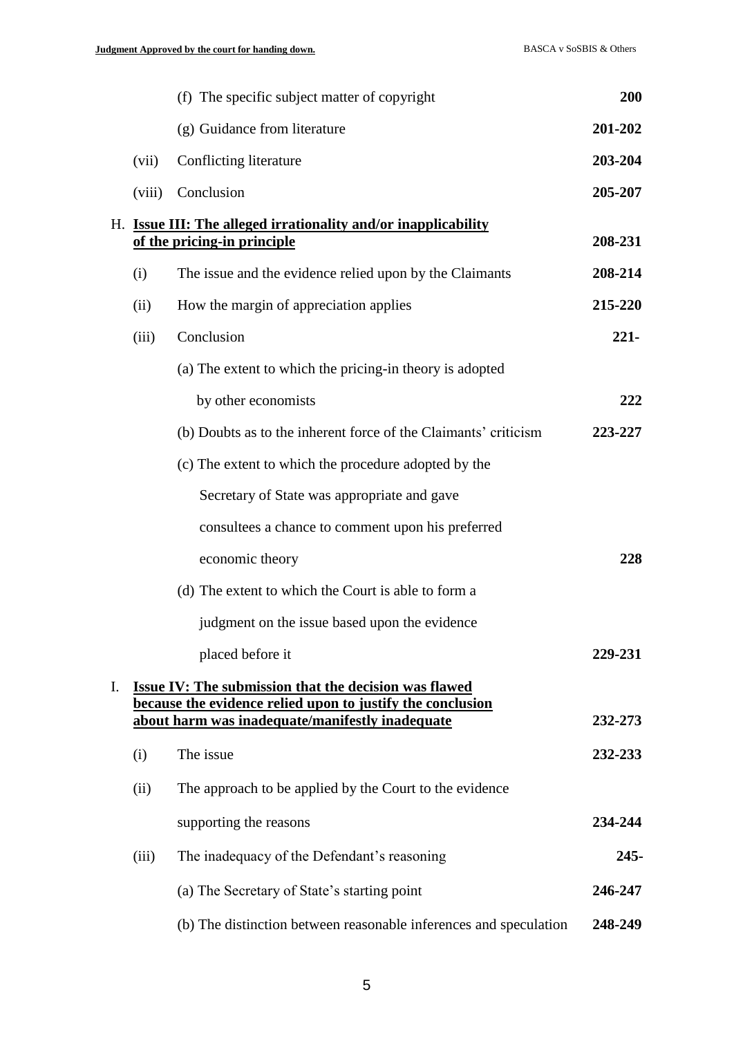| | | | |
|---|---|---|---|
| | | (f) The specific subject matter of copyright | **200** |
| | | (g) Guidance from literature | **201-202** |
| | (vii) | Conflicting literature | **203-204** |
| | (viii) | Conclusion | **205-207** |
| H. | **<u>Issue III: The alleged irrationality and/or inapplicability of the pricing-in principle</u>** | | **208-231** |
| | (i) | The issue and the evidence relied upon by the Claimants | **208-214** |
| | (ii) | How the margin of appreciation applies | **215-220** |
| | (iii) | Conclusion | **221-** |
| | | (a) The extent to which the pricing-in theory is adopted by other economists | **222** |
| | | (b) Doubts as to the inherent force of the Claimants' criticism | **223-227** |
| | | (c) The extent to which the procedure adopted by the Secretary of State was appropriate and gave consultees a chance to comment upon his preferred economic theory | **228** |
| | | (d) The extent to which the Court is able to form a judgment on the issue based upon the evidence placed before it | **229-231** |
| I. | **<u>Issue IV: The submission that the decision was flawed because the evidence relied upon to justify the conclusion about harm was inadequate/manifestly inadequate</u>** | | **232-273** |
| | (i) | The issue | **232-233** |
| | (ii) | The approach to be applied by the Court to the evidence supporting the reasons | **234-244** |
| | (iii) | The inadequacy of the Defendant's reasoning | **245-** |
| | | (a) The Secretary of State's starting point | **246-247** |
| | | (b) The distinction between reasonable inferences and speculation | **248-249** |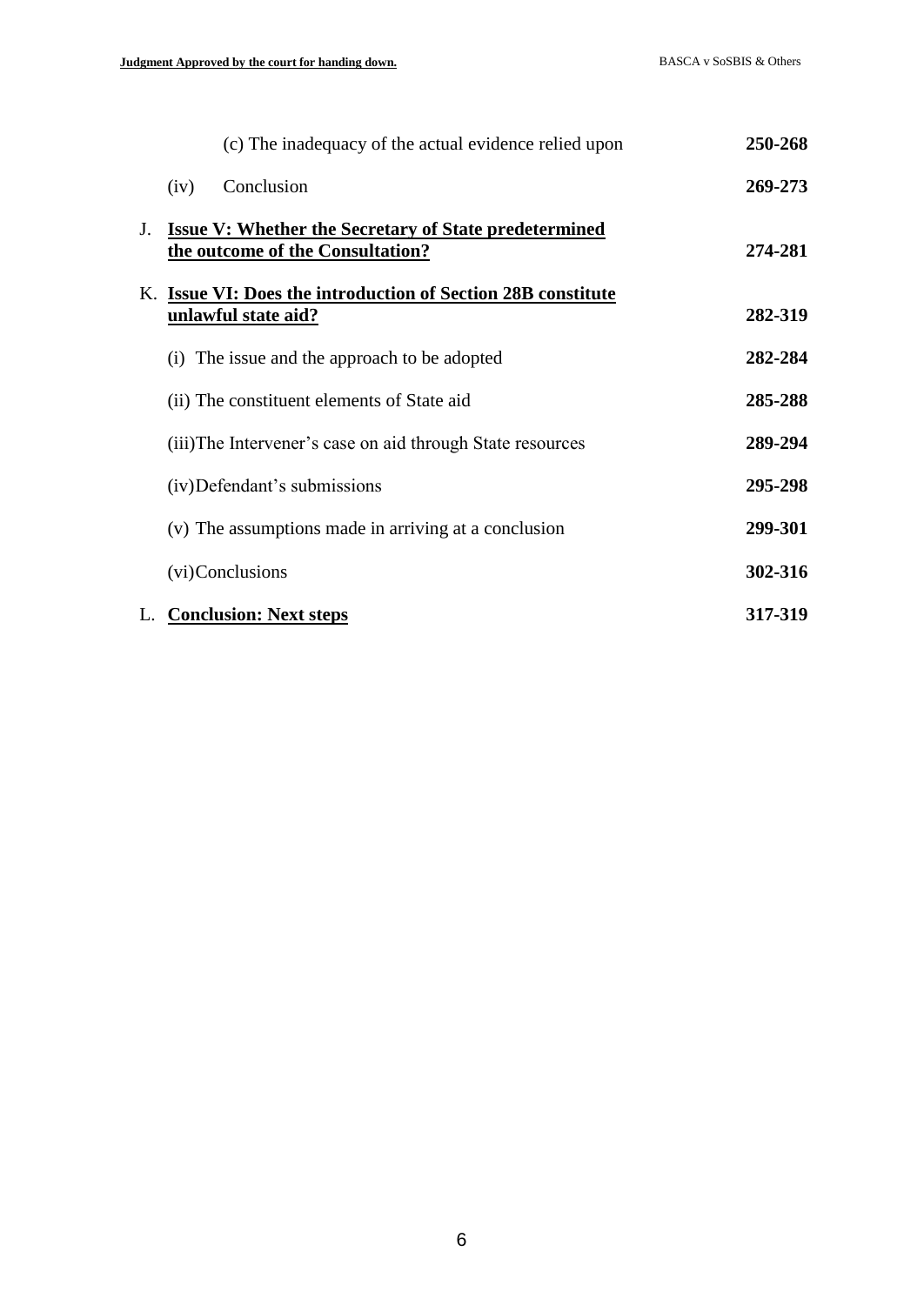| | | |
|---|---|---|
| | (c) The inadequacy of the actual evidence relied upon | **250-268** |
| | (iv) Conclusion | **269-273** |
| J. | **Issue V: Whether the Secretary of State predetermined the outcome of the Consultation?** | **274-281** |
| K. | **Issue VI: Does the introduction of Section 28B constitute unlawful state aid?** | **282-319** |
| | (i) The issue and the approach to be adopted | **282-284** |
| | (ii) The constituent elements of State aid | **285-288** |
| | (iii)The Intervener's case on aid through State resources | **289-294** |
| | (iv)Defendant's submissions | **295-298** |
| | (v) The assumptions made in arriving at a conclusion | **299-301** |
| | (vi)Conclusions | **302-316** |
| L. | **Conclusion: Next steps** | **317-319** |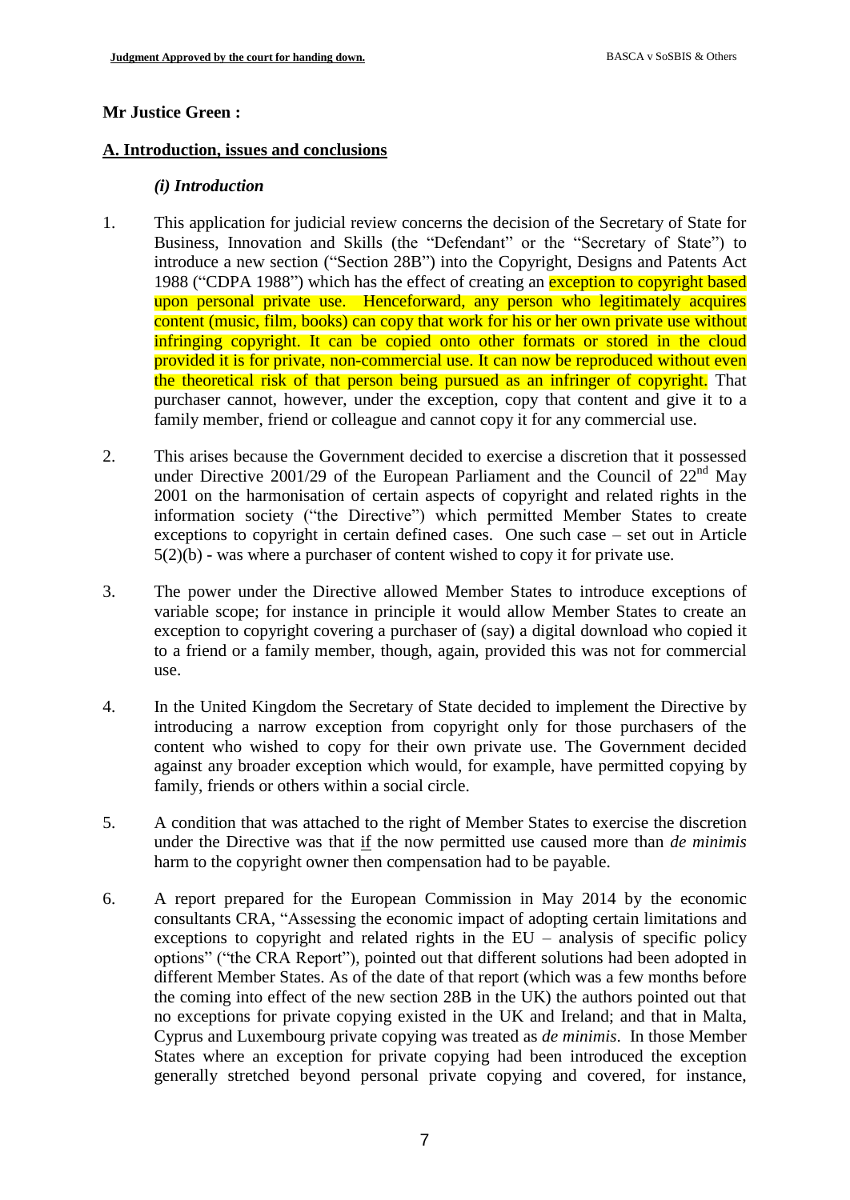**Mr Justice Green :**

## A. Introduction, issues and conclusions

### *(i) Introduction*

1. This application for judicial review concerns the decision of the Secretary of State for Business, Innovation and Skills (the "Defendant" or the "Secretary of State") to introduce a new section ("Section 28B") into the Copyright, Designs and Patents Act 1988 ("CDPA 1988") which has the effect of creating an exception to copyright based upon personal private use. Henceforward, any person who legitimately acquires content (music, film, books) can copy that work for his or her own private use without infringing copyright. It can be copied onto other formats or stored in the cloud provided it is for private, non-commercial use. It can now be reproduced without even the theoretical risk of that person being pursued as an infringer of copyright. That purchaser cannot, however, under the exception, copy that content and give it to a family member, friend or colleague and cannot copy it for any commercial use.

2. This arises because the Government decided to exercise a discretion that it possessed under Directive 2001/29 of the European Parliament and the Council of 22nd May 2001 on the harmonisation of certain aspects of copyright and related rights in the information society ("the Directive") which permitted Member States to create exceptions to copyright in certain defined cases. One such case – set out in Article 5(2)(b) - was where a purchaser of content wished to copy it for private use.

3. The power under the Directive allowed Member States to introduce exceptions of variable scope; for instance in principle it would allow Member States to create an exception to copyright covering a purchaser of (say) a digital download who copied it to a friend or a family member, though, again, provided this was not for commercial use.

4. In the United Kingdom the Secretary of State decided to implement the Directive by introducing a narrow exception from copyright only for those purchasers of the content who wished to copy for their own private use. The Government decided against any broader exception which would, for example, have permitted copying by family, friends or others within a social circle.

5. A condition that was attached to the right of Member States to exercise the discretion under the Directive was that if the now permitted use caused more than *de minimis* harm to the copyright owner then compensation had to be payable.

6. A report prepared for the European Commission in May 2014 by the economic consultants CRA, "Assessing the economic impact of adopting certain limitations and exceptions to copyright and related rights in the EU – analysis of specific policy options" ("the CRA Report"), pointed out that different solutions had been adopted in different Member States. As of the date of that report (which was a few months before the coming into effect of the new section 28B in the UK) the authors pointed out that no exceptions for private copying existed in the UK and Ireland; and that in Malta, Cyprus and Luxembourg private copying was treated as *de minimis*. In those Member States where an exception for private copying had been introduced the exception generally stretched beyond personal private copying and covered, for instance,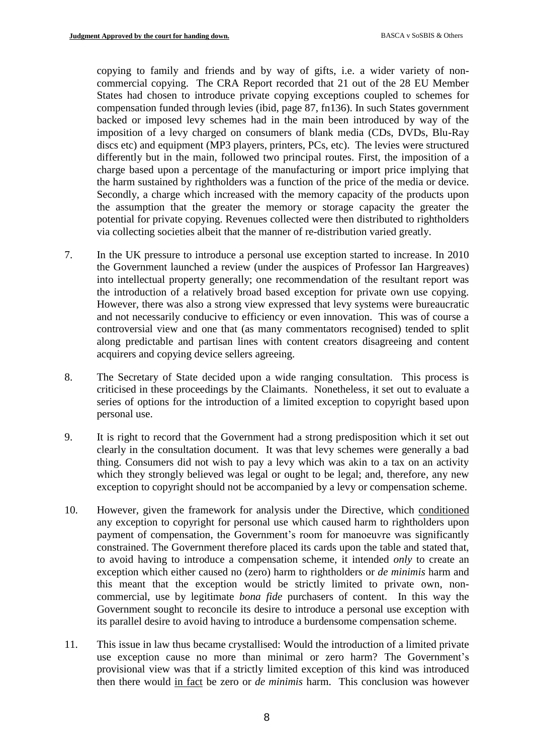copying to family and friends and by way of gifts, i.e. a wider variety of non-commercial copying. The CRA Report recorded that 21 out of the 28 EU Member States had chosen to introduce private copying exceptions coupled to schemes for compensation funded through levies (ibid, page 87, fn136). In such States government backed or imposed levy schemes had in the main been introduced by way of the imposition of a levy charged on consumers of blank media (CDs, DVDs, Blu-Ray discs etc) and equipment (MP3 players, printers, PCs, etc). The levies were structured differently but in the main, followed two principal routes. First, the imposition of a charge based upon a percentage of the manufacturing or import price implying that the harm sustained by rightholders was a function of the price of the media or device. Secondly, a charge which increased with the memory capacity of the products upon the assumption that the greater the memory or storage capacity the greater the potential for private copying. Revenues collected were then distributed to rightholders via collecting societies albeit that the manner of re-distribution varied greatly.

7. In the UK pressure to introduce a personal use exception started to increase. In 2010 the Government launched a review (under the auspices of Professor Ian Hargreaves) into intellectual property generally; one recommendation of the resultant report was the introduction of a relatively broad based exception for private own use copying. However, there was also a strong view expressed that levy systems were bureaucratic and not necessarily conducive to efficiency or even innovation. This was of course a controversial view and one that (as many commentators recognised) tended to split along predictable and partisan lines with content creators disagreeing and content acquirers and copying device sellers agreeing.

8. The Secretary of State decided upon a wide ranging consultation. This process is criticised in these proceedings by the Claimants. Nonetheless, it set out to evaluate a series of options for the introduction of a limited exception to copyright based upon personal use.

9. It is right to record that the Government had a strong predisposition which it set out clearly in the consultation document. It was that levy schemes were generally a bad thing. Consumers did not wish to pay a levy which was akin to a tax on an activity which they strongly believed was legal or ought to be legal; and, therefore, any new exception to copyright should not be accompanied by a levy or compensation scheme.

10. However, given the framework for analysis under the Directive, which conditioned any exception to copyright for personal use which caused harm to rightholders upon payment of compensation, the Government's room for manoeuvre was significantly constrained. The Government therefore placed its cards upon the table and stated that, to avoid having to introduce a compensation scheme, it intended *only* to create an exception which either caused no (zero) harm to rightholders or *de minimis* harm and this meant that the exception would be strictly limited to private own, non-commercial, use by legitimate *bona fide* purchasers of content. In this way the Government sought to reconcile its desire to introduce a personal use exception with its parallel desire to avoid having to introduce a burdensome compensation scheme.

11. This issue in law thus became crystallised: Would the introduction of a limited private use exception cause no more than minimal or zero harm? The Government's provisional view was that if a strictly limited exception of this kind was introduced then there would in fact be zero or *de minimis* harm. This conclusion was however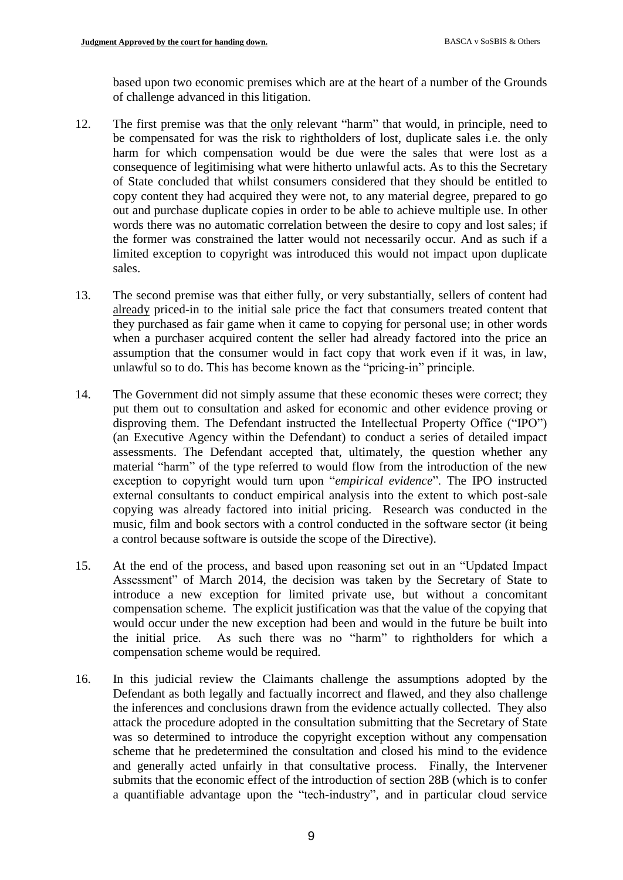based upon two economic premises which are at the heart of a number of the Grounds of challenge advanced in this litigation.

12. The first premise was that the only relevant "harm" that would, in principle, need to be compensated for was the risk to rightholders of lost, duplicate sales i.e. the only harm for which compensation would be due were the sales that were lost as a consequence of legitimising what were hitherto unlawful acts. As to this the Secretary of State concluded that whilst consumers considered that they should be entitled to copy content they had acquired they were not, to any material degree, prepared to go out and purchase duplicate copies in order to be able to achieve multiple use. In other words there was no automatic correlation between the desire to copy and lost sales; if the former was constrained the latter would not necessarily occur. And as such if a limited exception to copyright was introduced this would not impact upon duplicate sales.

13. The second premise was that either fully, or very substantially, sellers of content had already priced-in to the initial sale price the fact that consumers treated content that they purchased as fair game when it came to copying for personal use; in other words when a purchaser acquired content the seller had already factored into the price an assumption that the consumer would in fact copy that work even if it was, in law, unlawful so to do. This has become known as the "pricing-in" principle.

14. The Government did not simply assume that these economic theses were correct; they put them out to consultation and asked for economic and other evidence proving or disproving them. The Defendant instructed the Intellectual Property Office ("IPO") (an Executive Agency within the Defendant) to conduct a series of detailed impact assessments. The Defendant accepted that, ultimately, the question whether any material "harm" of the type referred to would flow from the introduction of the new exception to copyright would turn upon "*empirical evidence*". The IPO instructed external consultants to conduct empirical analysis into the extent to which post-sale copying was already factored into initial pricing. Research was conducted in the music, film and book sectors with a control conducted in the software sector (it being a control because software is outside the scope of the Directive).

15. At the end of the process, and based upon reasoning set out in an "Updated Impact Assessment" of March 2014, the decision was taken by the Secretary of State to introduce a new exception for limited private use, but without a concomitant compensation scheme. The explicit justification was that the value of the copying that would occur under the new exception had been and would in the future be built into the initial price. As such there was no "harm" to rightholders for which a compensation scheme would be required.

16. In this judicial review the Claimants challenge the assumptions adopted by the Defendant as both legally and factually incorrect and flawed, and they also challenge the inferences and conclusions drawn from the evidence actually collected. They also attack the procedure adopted in the consultation submitting that the Secretary of State was so determined to introduce the copyright exception without any compensation scheme that he predetermined the consultation and closed his mind to the evidence and generally acted unfairly in that consultative process. Finally, the Intervener submits that the economic effect of the introduction of section 28B (which is to confer a quantifiable advantage upon the "tech-industry", and in particular cloud service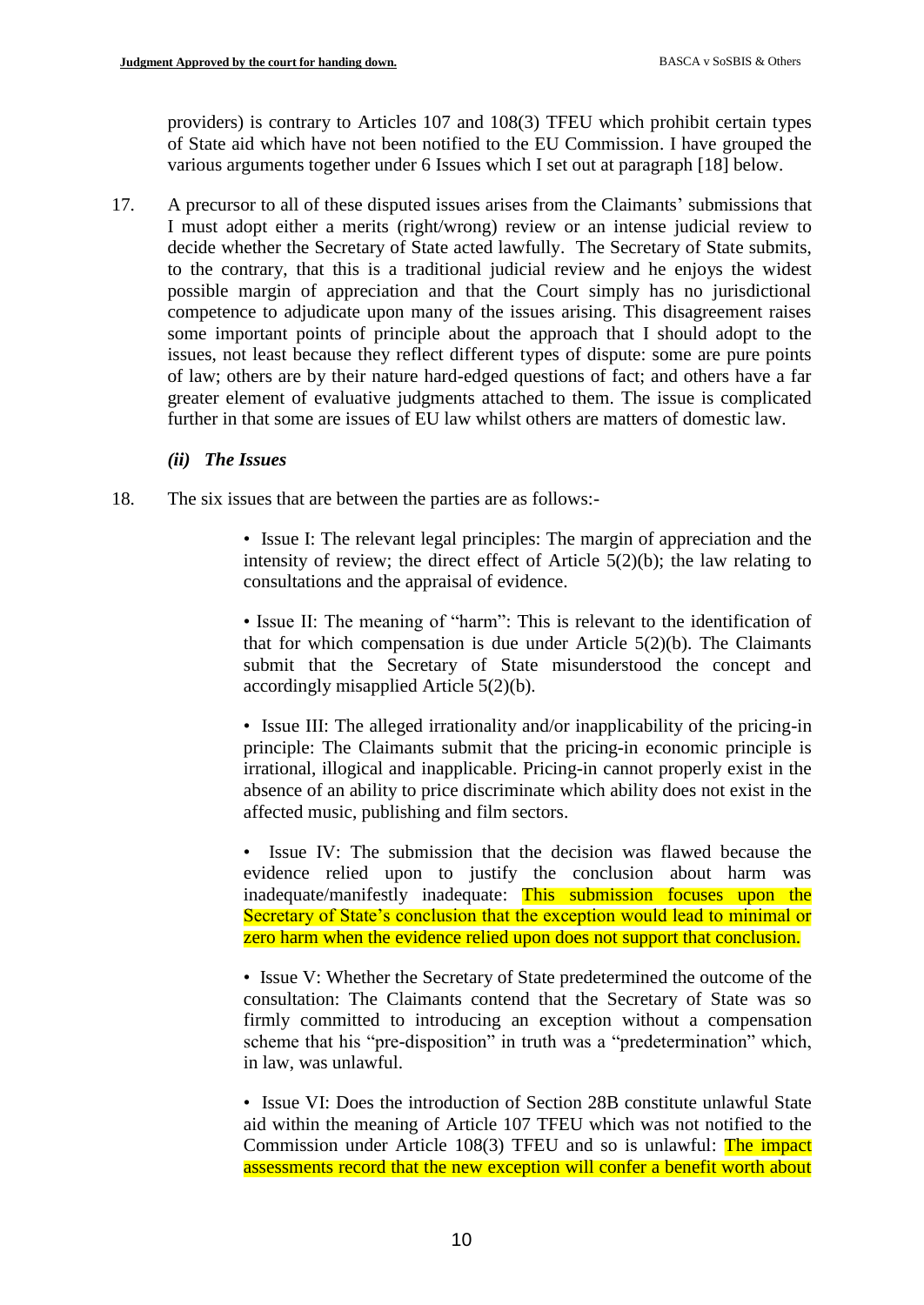providers) is contrary to Articles 107 and 108(3) TFEU which prohibit certain types of State aid which have not been notified to the EU Commission. I have grouped the various arguments together under 6 Issues which I set out at paragraph [18] below.

17. A precursor to all of these disputed issues arises from the Claimants' submissions that I must adopt either a merits (right/wrong) review or an intense judicial review to decide whether the Secretary of State acted lawfully. The Secretary of State submits, to the contrary, that this is a traditional judicial review and he enjoys the widest possible margin of appreciation and that the Court simply has no jurisdictional competence to adjudicate upon many of the issues arising. This disagreement raises some important points of principle about the approach that I should adopt to the issues, not least because they reflect different types of dispute: some are pure points of law; others are by their nature hard-edged questions of fact; and others have a far greater element of evaluative judgments attached to them. The issue is complicated further in that some are issues of EU law whilst others are matters of domestic law.

### *(ii) The Issues*

18. The six issues that are between the parties are as follows:-

- Issue I: The relevant legal principles: The margin of appreciation and the intensity of review; the direct effect of Article 5(2)(b); the law relating to consultations and the appraisal of evidence.

- Issue II: The meaning of "harm": This is relevant to the identification of that for which compensation is due under Article 5(2)(b). The Claimants submit that the Secretary of State misunderstood the concept and accordingly misapplied Article 5(2)(b).

- Issue III: The alleged irrationality and/or inapplicability of the pricing-in principle: The Claimants submit that the pricing-in economic principle is irrational, illogical and inapplicable. Pricing-in cannot properly exist in the absence of an ability to price discriminate which ability does not exist in the affected music, publishing and film sectors.

- Issue IV: The submission that the decision was flawed because the evidence relied upon to justify the conclusion about harm was inadequate/manifestly inadequate: This submission focuses upon the Secretary of State's conclusion that the exception would lead to minimal or zero harm when the evidence relied upon does not support that conclusion.

- Issue V: Whether the Secretary of State predetermined the outcome of the consultation: The Claimants contend that the Secretary of State was so firmly committed to introducing an exception without a compensation scheme that his "pre-disposition" in truth was a "predetermination" which, in law, was unlawful.

- Issue VI: Does the introduction of Section 28B constitute unlawful State aid within the meaning of Article 107 TFEU which was not notified to the Commission under Article 108(3) TFEU and so is unlawful: The impact assessments record that the new exception will confer a benefit worth about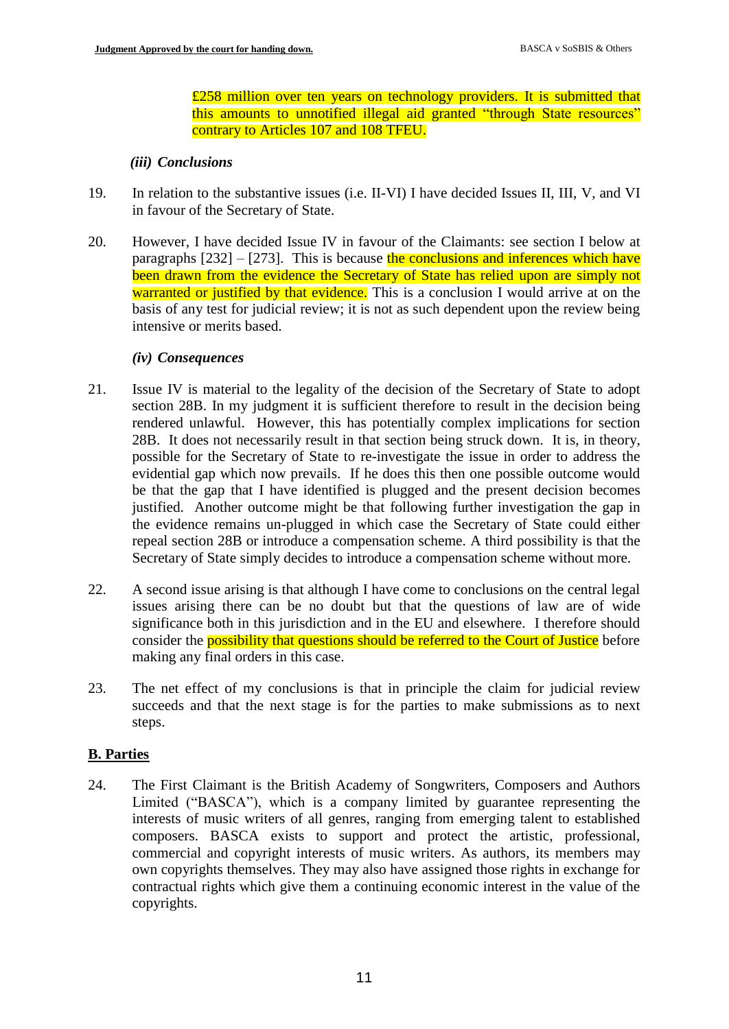£258 million over ten years on technology providers. It is submitted that this amounts to unnotified illegal aid granted "through State resources" contrary to Articles 107 and 108 TFEU.

### *(iii) Conclusions*

19. In relation to the substantive issues (i.e. II-VI) I have decided Issues II, III, V, and VI in favour of the Secretary of State.

20. However, I have decided Issue IV in favour of the Claimants: see section I below at paragraphs [232] – [273]. This is because the conclusions and inferences which have been drawn from the evidence the Secretary of State has relied upon are simply not warranted or justified by that evidence. This is a conclusion I would arrive at on the basis of any test for judicial review; it is not as such dependent upon the review being intensive or merits based.

### *(iv) Consequences*

21. Issue IV is material to the legality of the decision of the Secretary of State to adopt section 28B. In my judgment it is sufficient therefore to result in the decision being rendered unlawful. However, this has potentially complex implications for section 28B. It does not necessarily result in that section being struck down. It is, in theory, possible for the Secretary of State to re-investigate the issue in order to address the evidential gap which now prevails. If he does this then one possible outcome would be that the gap that I have identified is plugged and the present decision becomes justified. Another outcome might be that following further investigation the gap in the evidence remains un-plugged in which case the Secretary of State could either repeal section 28B or introduce a compensation scheme. A third possibility is that the Secretary of State simply decides to introduce a compensation scheme without more.

22. A second issue arising is that although I have come to conclusions on the central legal issues arising there can be no doubt but that the questions of law are of wide significance both in this jurisdiction and in the EU and elsewhere. I therefore should consider the possibility that questions should be referred to the Court of Justice before making any final orders in this case.

23. The net effect of my conclusions is that in principle the claim for judicial review succeeds and that the next stage is for the parties to make submissions as to next steps.

## **B. Parties**

24. The First Claimant is the British Academy of Songwriters, Composers and Authors Limited ("BASCA"), which is a company limited by guarantee representing the interests of music writers of all genres, ranging from emerging talent to established composers. BASCA exists to support and protect the artistic, professional, commercial and copyright interests of music writers. As authors, its members may own copyrights themselves. They may also have assigned those rights in exchange for contractual rights which give them a continuing economic interest in the value of the copyrights.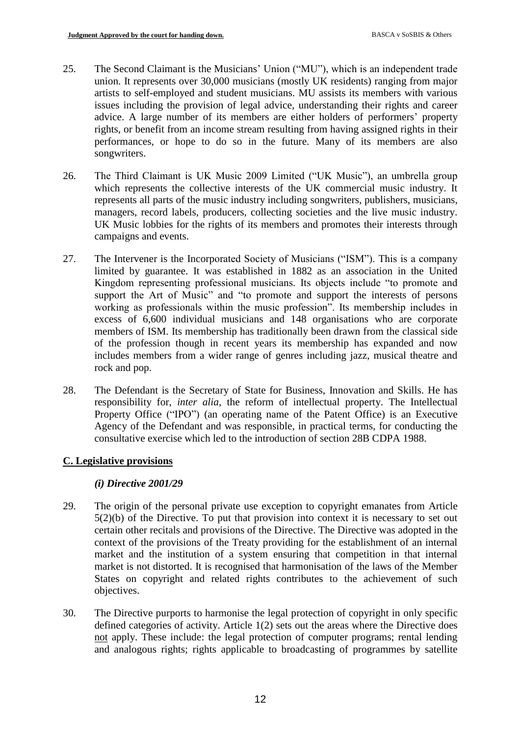25. The Second Claimant is the Musicians' Union ("MU"), which is an independent trade union. It represents over 30,000 musicians (mostly UK residents) ranging from major artists to self-employed and student musicians. MU assists its members with various issues including the provision of legal advice, understanding their rights and career advice. A large number of its members are either holders of performers' property rights, or benefit from an income stream resulting from having assigned rights in their performances, or hope to do so in the future. Many of its members are also songwriters.

26. The Third Claimant is UK Music 2009 Limited ("UK Music"), an umbrella group which represents the collective interests of the UK commercial music industry. It represents all parts of the music industry including songwriters, publishers, musicians, managers, record labels, producers, collecting societies and the live music industry. UK Music lobbies for the rights of its members and promotes their interests through campaigns and events.

27. The Intervener is the Incorporated Society of Musicians ("ISM"). This is a company limited by guarantee. It was established in 1882 as an association in the United Kingdom representing professional musicians. Its objects include "to promote and support the Art of Music" and "to promote and support the interests of persons working as professionals within the music profession". Its membership includes in excess of 6,600 individual musicians and 148 organisations who are corporate members of ISM. Its membership has traditionally been drawn from the classical side of the profession though in recent years its membership has expanded and now includes members from a wider range of genres including jazz, musical theatre and rock and pop.

28. The Defendant is the Secretary of State for Business, Innovation and Skills. He has responsibility for, *inter alia*, the reform of intellectual property. The Intellectual Property Office ("IPO") (an operating name of the Patent Office) is an Executive Agency of the Defendant and was responsible, in practical terms, for conducting the consultative exercise which led to the introduction of section 28B CDPA 1988.

## C. Legislative provisions

### *(i) Directive 2001/29*

29. The origin of the personal private use exception to copyright emanates from Article 5(2)(b) of the Directive. To put that provision into context it is necessary to set out certain other recitals and provisions of the Directive. The Directive was adopted in the context of the provisions of the Treaty providing for the establishment of an internal market and the institution of a system ensuring that competition in that internal market is not distorted. It is recognised that harmonisation of the laws of the Member States on copyright and related rights contributes to the achievement of such objectives.

30. The Directive purports to harmonise the legal protection of copyright in only specific defined categories of activity. Article 1(2) sets out the areas where the Directive does not apply. These include: the legal protection of computer programs; rental lending and analogous rights; rights applicable to broadcasting of programmes by satellite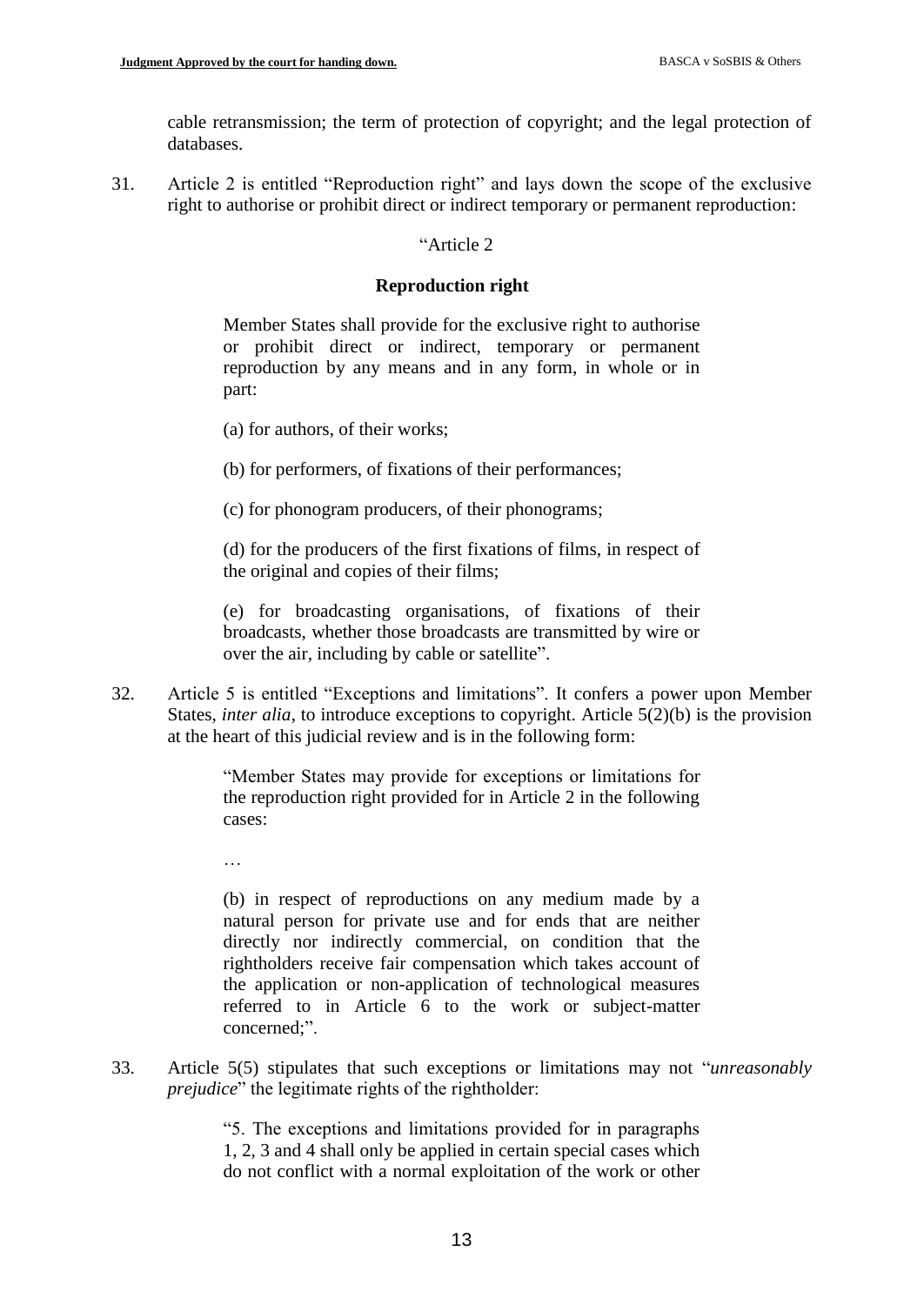cable retransmission; the term of protection of copyright; and the legal protection of databases.

31. Article 2 is entitled "Reproduction right" and lays down the scope of the exclusive right to authorise or prohibit direct or indirect temporary or permanent reproduction:

> "Article 2
>
> **Reproduction right**
>
> Member States shall provide for the exclusive right to authorise or prohibit direct or indirect, temporary or permanent reproduction by any means and in any form, in whole or in part:
>
> (a) for authors, of their works;
>
> (b) for performers, of fixations of their performances;
>
> (c) for phonogram producers, of their phonograms;
>
> (d) for the producers of the first fixations of films, in respect of the original and copies of their films;
>
> (e) for broadcasting organisations, of fixations of their broadcasts, whether those broadcasts are transmitted by wire or over the air, including by cable or satellite".

32. Article 5 is entitled "Exceptions and limitations". It confers a power upon Member States, *inter alia*, to introduce exceptions to copyright. Article 5(2)(b) is the provision at the heart of this judicial review and is in the following form:

> "Member States may provide for exceptions or limitations for the reproduction right provided for in Article 2 in the following cases:
>
> …
>
> (b) in respect of reproductions on any medium made by a natural person for private use and for ends that are neither directly nor indirectly commercial, on condition that the rightholders receive fair compensation which takes account of the application or non-application of technological measures referred to in Article 6 to the work or subject-matter concerned;".

33. Article 5(5) stipulates that such exceptions or limitations may not "*unreasonably prejudice*" the legitimate rights of the rightholder:

> "5. The exceptions and limitations provided for in paragraphs 1, 2, 3 and 4 shall only be applied in certain special cases which do not conflict with a normal exploitation of the work or other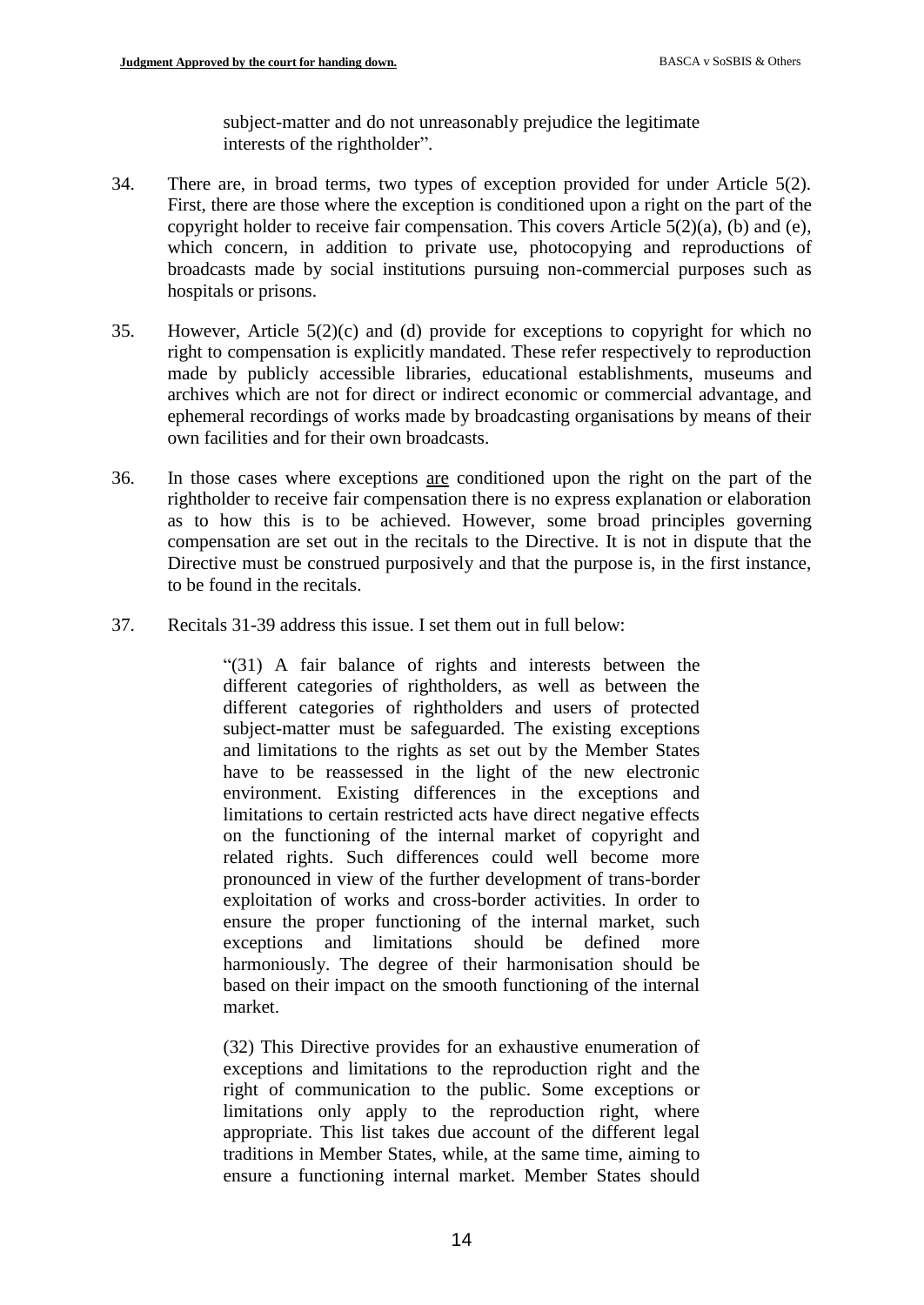subject-matter and do not unreasonably prejudice the legitimate interests of the rightholder".

34. There are, in broad terms, two types of exception provided for under Article 5(2). First, there are those where the exception is conditioned upon a right on the part of the copyright holder to receive fair compensation. This covers Article 5(2)(a), (b) and (e), which concern, in addition to private use, photocopying and reproductions of broadcasts made by social institutions pursuing non-commercial purposes such as hospitals or prisons.

35. However, Article 5(2)(c) and (d) provide for exceptions to copyright for which no right to compensation is explicitly mandated. These refer respectively to reproduction made by publicly accessible libraries, educational establishments, museums and archives which are not for direct or indirect economic or commercial advantage, and ephemeral recordings of works made by broadcasting organisations by means of their own facilities and for their own broadcasts.

36. In those cases where exceptions <u>are</u> conditioned upon the right on the part of the rightholder to receive fair compensation there is no express explanation or elaboration as to how this is to be achieved. However, some broad principles governing compensation are set out in the recitals to the Directive. It is not in dispute that the Directive must be construed purposively and that the purpose is, in the first instance, to be found in the recitals.

37. Recitals 31-39 address this issue. I set them out in full below:

> "(31) A fair balance of rights and interests between the different categories of rightholders, as well as between the different categories of rightholders and users of protected subject-matter must be safeguarded. The existing exceptions and limitations to the rights as set out by the Member States have to be reassessed in the light of the new electronic environment. Existing differences in the exceptions and limitations to certain restricted acts have direct negative effects on the functioning of the internal market of copyright and related rights. Such differences could well become more pronounced in view of the further development of trans-border exploitation of works and cross-border activities. In order to ensure the proper functioning of the internal market, such exceptions and limitations should be defined more harmoniously. The degree of their harmonisation should be based on their impact on the smooth functioning of the internal market.
>
> (32) This Directive provides for an exhaustive enumeration of exceptions and limitations to the reproduction right and the right of communication to the public. Some exceptions or limitations only apply to the reproduction right, where appropriate. This list takes due account of the different legal traditions in Member States, while, at the same time, aiming to ensure a functioning internal market. Member States should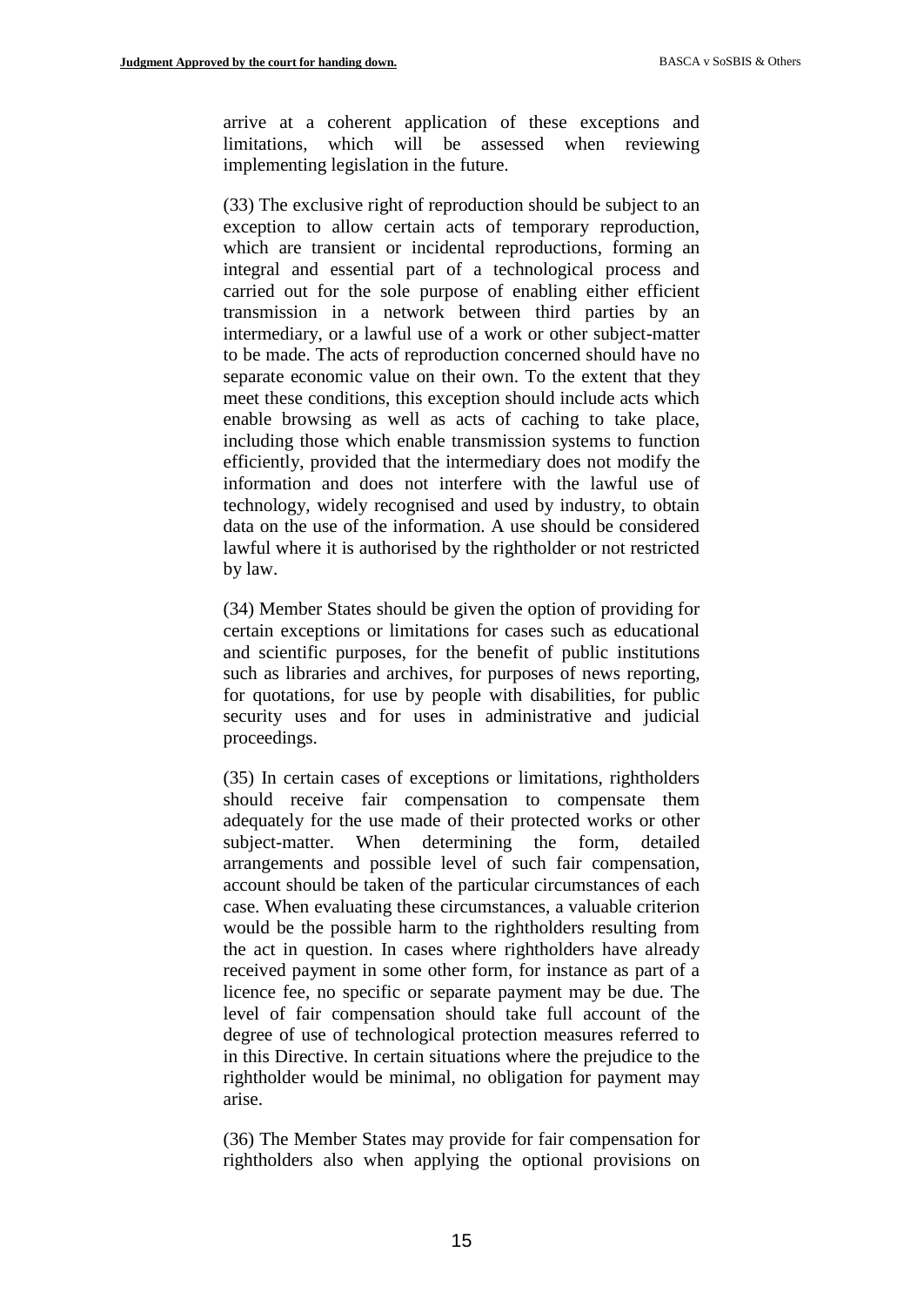arrive at a coherent application of these exceptions and limitations, which will be assessed when reviewing implementing legislation in the future.

(33) The exclusive right of reproduction should be subject to an exception to allow certain acts of temporary reproduction, which are transient or incidental reproductions, forming an integral and essential part of a technological process and carried out for the sole purpose of enabling either efficient transmission in a network between third parties by an intermediary, or a lawful use of a work or other subject-matter to be made. The acts of reproduction concerned should have no separate economic value on their own. To the extent that they meet these conditions, this exception should include acts which enable browsing as well as acts of caching to take place, including those which enable transmission systems to function efficiently, provided that the intermediary does not modify the information and does not interfere with the lawful use of technology, widely recognised and used by industry, to obtain data on the use of the information. A use should be considered lawful where it is authorised by the rightholder or not restricted by law.

(34) Member States should be given the option of providing for certain exceptions or limitations for cases such as educational and scientific purposes, for the benefit of public institutions such as libraries and archives, for purposes of news reporting, for quotations, for use by people with disabilities, for public security uses and for uses in administrative and judicial proceedings.

(35) In certain cases of exceptions or limitations, rightholders should receive fair compensation to compensate them adequately for the use made of their protected works or other subject-matter. When determining the form, detailed arrangements and possible level of such fair compensation, account should be taken of the particular circumstances of each case. When evaluating these circumstances, a valuable criterion would be the possible harm to the rightholders resulting from the act in question. In cases where rightholders have already received payment in some other form, for instance as part of a licence fee, no specific or separate payment may be due. The level of fair compensation should take full account of the degree of use of technological protection measures referred to in this Directive. In certain situations where the prejudice to the rightholder would be minimal, no obligation for payment may arise.

(36) The Member States may provide for fair compensation for rightholders also when applying the optional provisions on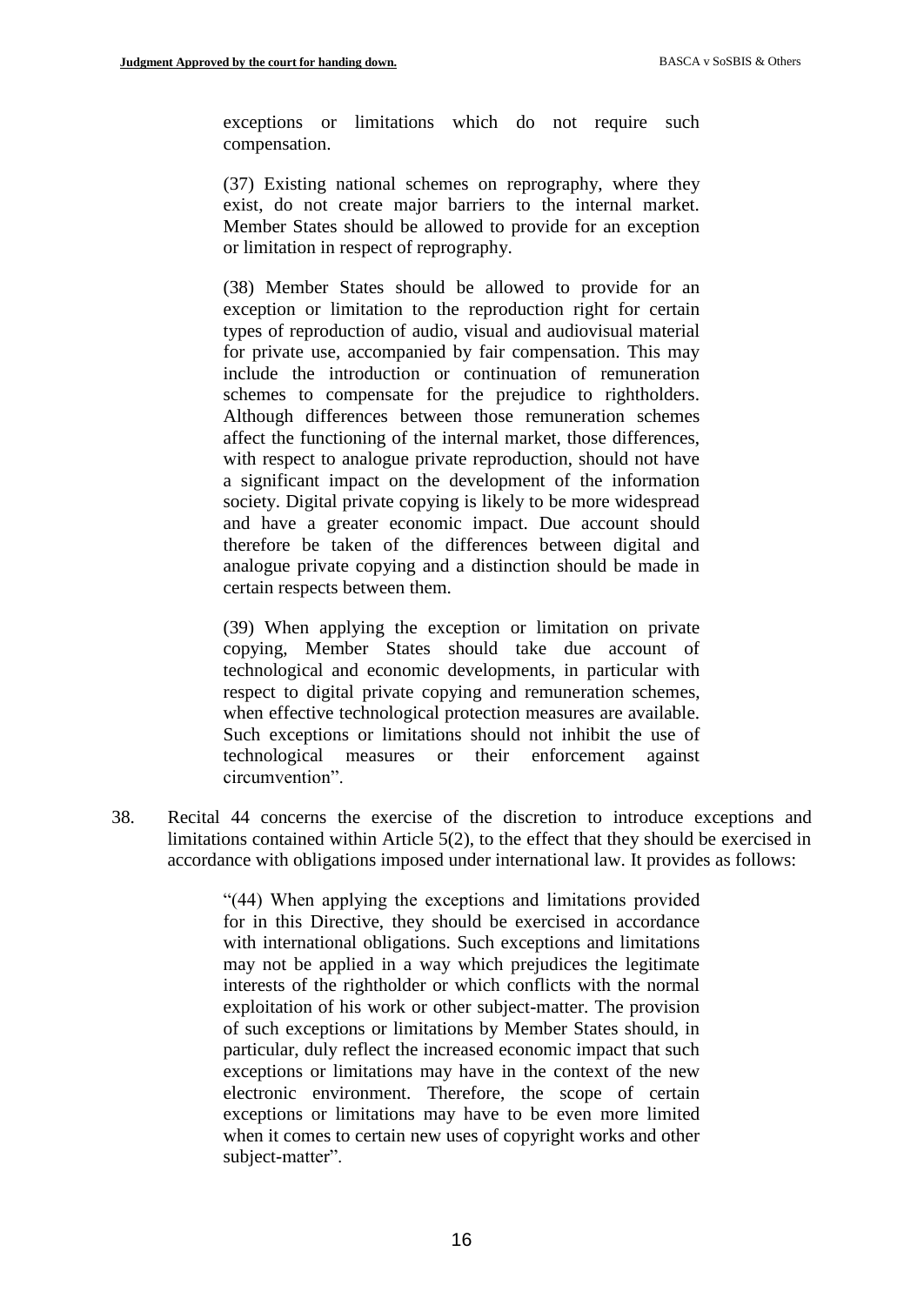> exceptions or limitations which do not require such compensation.
>
> (37) Existing national schemes on reprography, where they exist, do not create major barriers to the internal market. Member States should be allowed to provide for an exception or limitation in respect of reprography.
>
> (38) Member States should be allowed to provide for an exception or limitation to the reproduction right for certain types of reproduction of audio, visual and audiovisual material for private use, accompanied by fair compensation. This may include the introduction or continuation of remuneration schemes to compensate for the prejudice to rightholders. Although differences between those remuneration schemes affect the functioning of the internal market, those differences, with respect to analogue private reproduction, should not have a significant impact on the development of the information society. Digital private copying is likely to be more widespread and have a greater economic impact. Due account should therefore be taken of the differences between digital and analogue private copying and a distinction should be made in certain respects between them.
>
> (39) When applying the exception or limitation on private copying, Member States should take due account of technological and economic developments, in particular with respect to digital private copying and remuneration schemes, when effective technological protection measures are available. Such exceptions or limitations should not inhibit the use of technological measures or their enforcement against circumvention".

38. Recital 44 concerns the exercise of the discretion to introduce exceptions and limitations contained within Article 5(2), to the effect that they should be exercised in accordance with obligations imposed under international law. It provides as follows:

> "(44) When applying the exceptions and limitations provided for in this Directive, they should be exercised in accordance with international obligations. Such exceptions and limitations may not be applied in a way which prejudices the legitimate interests of the rightholder or which conflicts with the normal exploitation of his work or other subject-matter. The provision of such exceptions or limitations by Member States should, in particular, duly reflect the increased economic impact that such exceptions or limitations may have in the context of the new electronic environment. Therefore, the scope of certain exceptions or limitations may have to be even more limited when it comes to certain new uses of copyright works and other subject-matter".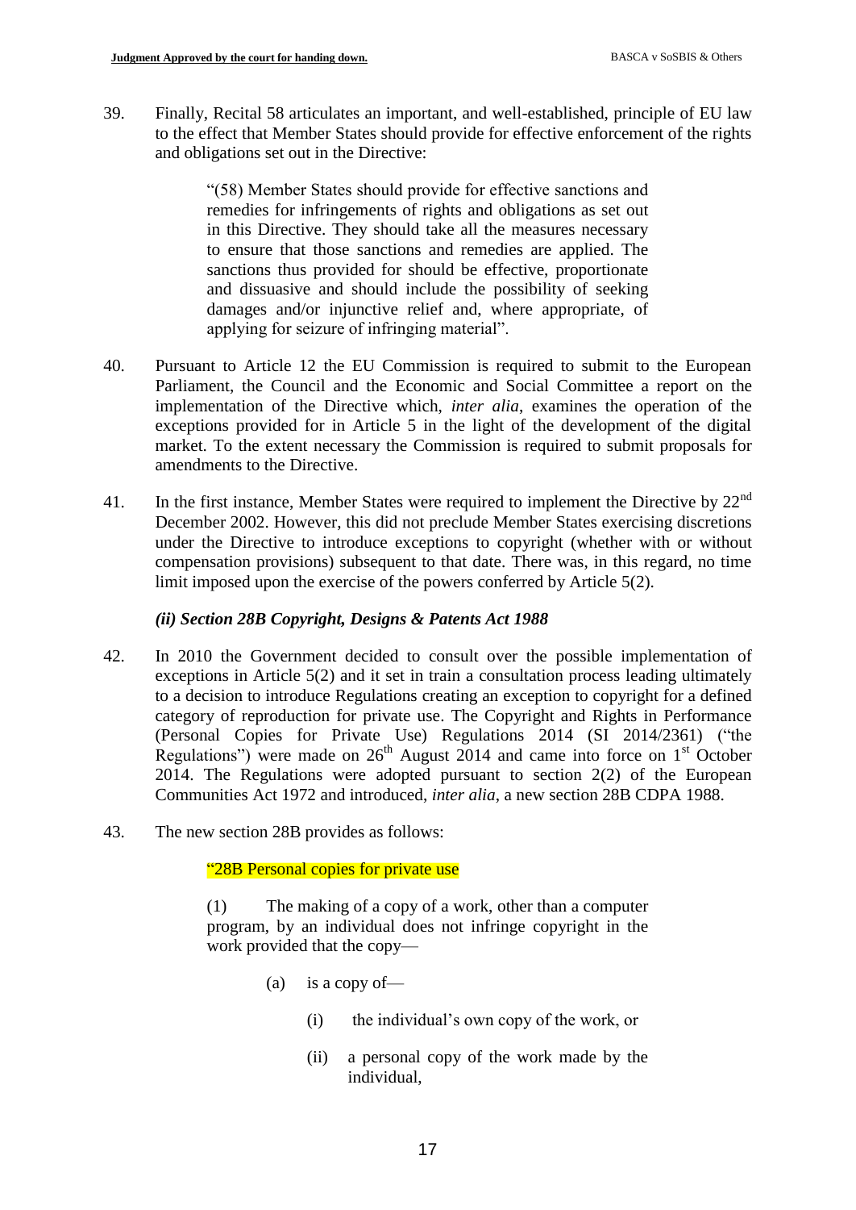39. Finally, Recital 58 articulates an important, and well-established, principle of EU law to the effect that Member States should provide for effective enforcement of the rights and obligations set out in the Directive:

> "(58) Member States should provide for effective sanctions and remedies for infringements of rights and obligations as set out in this Directive. They should take all the measures necessary to ensure that those sanctions and remedies are applied. The sanctions thus provided for should be effective, proportionate and dissuasive and should include the possibility of seeking damages and/or injunctive relief and, where appropriate, of applying for seizure of infringing material".

40. Pursuant to Article 12 the EU Commission is required to submit to the European Parliament, the Council and the Economic and Social Committee a report on the implementation of the Directive which, *inter alia*, examines the operation of the exceptions provided for in Article 5 in the light of the development of the digital market. To the extent necessary the Commission is required to submit proposals for amendments to the Directive.

41. In the first instance, Member States were required to implement the Directive by 22nd December 2002. However, this did not preclude Member States exercising discretions under the Directive to introduce exceptions to copyright (whether with or without compensation provisions) subsequent to that date. There was, in this regard, no time limit imposed upon the exercise of the powers conferred by Article 5(2).

### *(ii) Section 28B Copyright, Designs & Patents Act 1988*

42. In 2010 the Government decided to consult over the possible implementation of exceptions in Article 5(2) and it set in train a consultation process leading ultimately to a decision to introduce Regulations creating an exception to copyright for a defined category of reproduction for private use. The Copyright and Rights in Performance (Personal Copies for Private Use) Regulations 2014 (SI 2014/2361) ("the Regulations") were made on 26th August 2014 and came into force on 1st October 2014. The Regulations were adopted pursuant to section 2(2) of the European Communities Act 1972 and introduced, *inter alia*, a new section 28B CDPA 1988.

43. The new section 28B provides as follows:

> "28B Personal copies for private use
>
> (1) The making of a copy of a work, other than a computer program, by an individual does not infringe copyright in the work provided that the copy—
>
> (a) is a copy of—
>
> (i) the individual's own copy of the work, or
>
> (ii) a personal copy of the work made by the individual,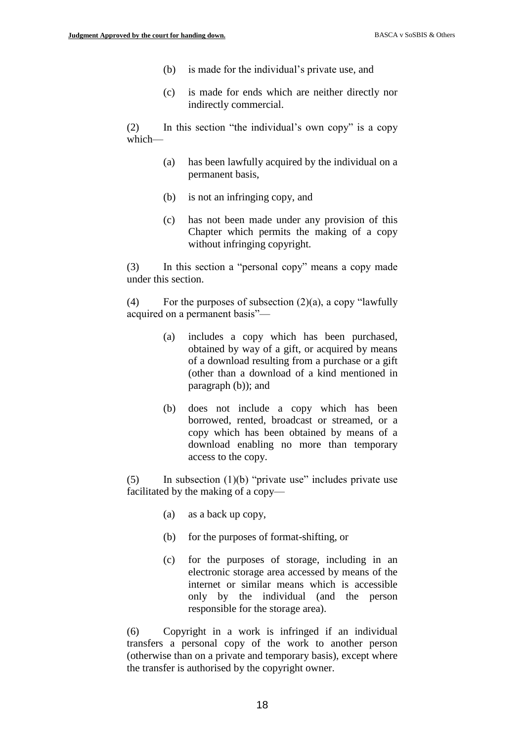(b) is made for the individual's private use, and

(c) is made for ends which are neither directly nor indirectly commercial.

(2) In this section "the individual's own copy" is a copy which—

(a) has been lawfully acquired by the individual on a permanent basis,

(b) is not an infringing copy, and

(c) has not been made under any provision of this Chapter which permits the making of a copy without infringing copyright.

(3) In this section a "personal copy" means a copy made under this section.

(4) For the purposes of subsection (2)(a), a copy "lawfully acquired on a permanent basis"—

(a) includes a copy which has been purchased, obtained by way of a gift, or acquired by means of a download resulting from a purchase or a gift (other than a download of a kind mentioned in paragraph (b)); and

(b) does not include a copy which has been borrowed, rented, broadcast or streamed, or a copy which has been obtained by means of a download enabling no more than temporary access to the copy.

(5) In subsection (1)(b) "private use" includes private use facilitated by the making of a copy—

(a) as a back up copy,

(b) for the purposes of format-shifting, or

(c) for the purposes of storage, including in an electronic storage area accessed by means of the internet or similar means which is accessible only by the individual (and the person responsible for the storage area).

(6) Copyright in a work is infringed if an individual transfers a personal copy of the work to another person (otherwise than on a private and temporary basis), except where the transfer is authorised by the copyright owner.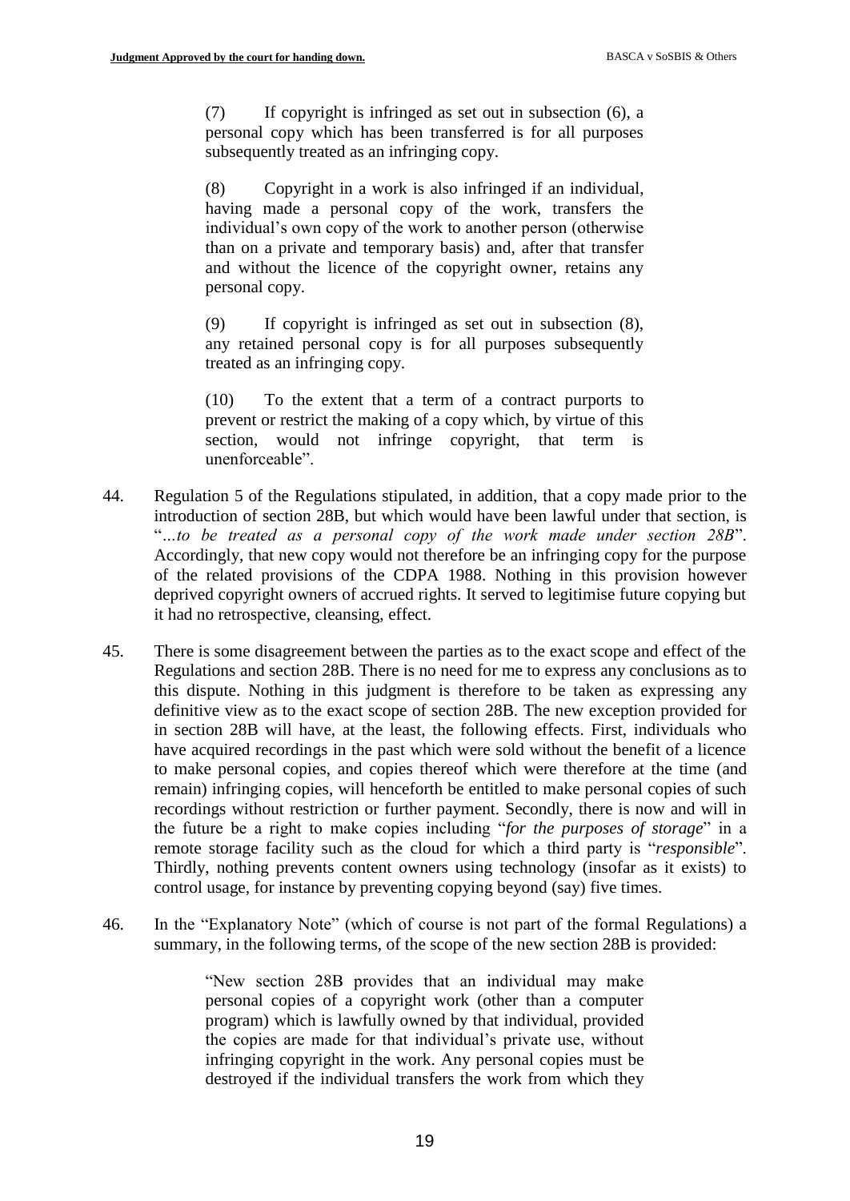> (7) If copyright is infringed as set out in subsection (6), a personal copy which has been transferred is for all purposes subsequently treated as an infringing copy.
>
> (8) Copyright in a work is also infringed if an individual, having made a personal copy of the work, transfers the individual's own copy of the work to another person (otherwise than on a private and temporary basis) and, after that transfer and without the licence of the copyright owner, retains any personal copy.
>
> (9) If copyright is infringed as set out in subsection (8), any retained personal copy is for all purposes subsequently treated as an infringing copy.
>
> (10) To the extent that a term of a contract purports to prevent or restrict the making of a copy which, by virtue of this section, would not infringe copyright, that term is unenforceable".

44. Regulation 5 of the Regulations stipulated, in addition, that a copy made prior to the introduction of section 28B, but which would have been lawful under that section, is "*…to be treated as a personal copy of the work made under section 28B*". Accordingly, that new copy would not therefore be an infringing copy for the purpose of the related provisions of the CDPA 1988. Nothing in this provision however deprived copyright owners of accrued rights. It served to legitimise future copying but it had no retrospective, cleansing, effect.

45. There is some disagreement between the parties as to the exact scope and effect of the Regulations and section 28B. There is no need for me to express any conclusions as to this dispute. Nothing in this judgment is therefore to be taken as expressing any definitive view as to the exact scope of section 28B. The new exception provided for in section 28B will have, at the least, the following effects. First, individuals who have acquired recordings in the past which were sold without the benefit of a licence to make personal copies, and copies thereof which were therefore at the time (and remain) infringing copies, will henceforth be entitled to make personal copies of such recordings without restriction or further payment. Secondly, there is now and will in the future be a right to make copies including "*for the purposes of storage*" in a remote storage facility such as the cloud for which a third party is "*responsible*". Thirdly, nothing prevents content owners using technology (insofar as it exists) to control usage, for instance by preventing copying beyond (say) five times.

46. In the "Explanatory Note" (which of course is not part of the formal Regulations) a summary, in the following terms, of the scope of the new section 28B is provided:

> "New section 28B provides that an individual may make personal copies of a copyright work (other than a computer program) which is lawfully owned by that individual, provided the copies are made for that individual's private use, without infringing copyright in the work. Any personal copies must be destroyed if the individual transfers the work from which they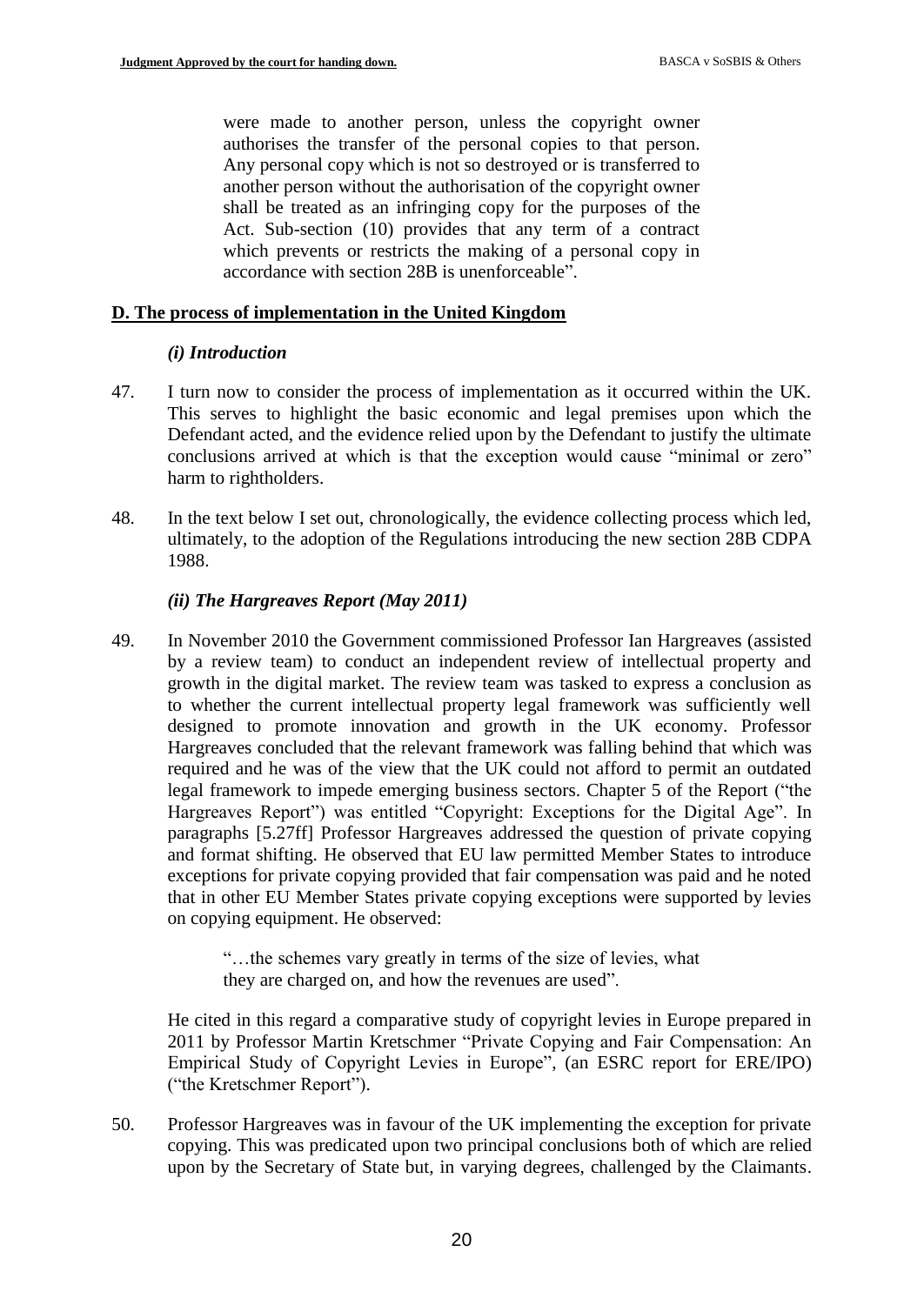were made to another person, unless the copyright owner authorises the transfer of the personal copies to that person. Any personal copy which is not so destroyed or is transferred to another person without the authorisation of the copyright owner shall be treated as an infringing copy for the purposes of the Act. Sub-section (10) provides that any term of a contract which prevents or restricts the making of a personal copy in accordance with section 28B is unenforceable".

## D. The process of implementation in the United Kingdom

### *(i) Introduction*

47. I turn now to consider the process of implementation as it occurred within the UK. This serves to highlight the basic economic and legal premises upon which the Defendant acted, and the evidence relied upon by the Defendant to justify the ultimate conclusions arrived at which is that the exception would cause "minimal or zero" harm to rightholders.

48. In the text below I set out, chronologically, the evidence collecting process which led, ultimately, to the adoption of the Regulations introducing the new section 28B CDPA 1988.

### *(ii) The Hargreaves Report (May 2011)*

49. In November 2010 the Government commissioned Professor Ian Hargreaves (assisted by a review team) to conduct an independent review of intellectual property and growth in the digital market. The review team was tasked to express a conclusion as to whether the current intellectual property legal framework was sufficiently well designed to promote innovation and growth in the UK economy. Professor Hargreaves concluded that the relevant framework was falling behind that which was required and he was of the view that the UK could not afford to permit an outdated legal framework to impede emerging business sectors. Chapter 5 of the Report ("the Hargreaves Report") was entitled "Copyright: Exceptions for the Digital Age". In paragraphs [5.27ff] Professor Hargreaves addressed the question of private copying and format shifting. He observed that EU law permitted Member States to introduce exceptions for private copying provided that fair compensation was paid and he noted that in other EU Member States private copying exceptions were supported by levies on copying equipment. He observed:

> "…the schemes vary greatly in terms of the size of levies, what they are charged on, and how the revenues are used".

He cited in this regard a comparative study of copyright levies in Europe prepared in 2011 by Professor Martin Kretschmer "Private Copying and Fair Compensation: An Empirical Study of Copyright Levies in Europe", (an ESRC report for ERE/IPO) ("the Kretschmer Report").

50. Professor Hargreaves was in favour of the UK implementing the exception for private copying. This was predicated upon two principal conclusions both of which are relied upon by the Secretary of State but, in varying degrees, challenged by the Claimants.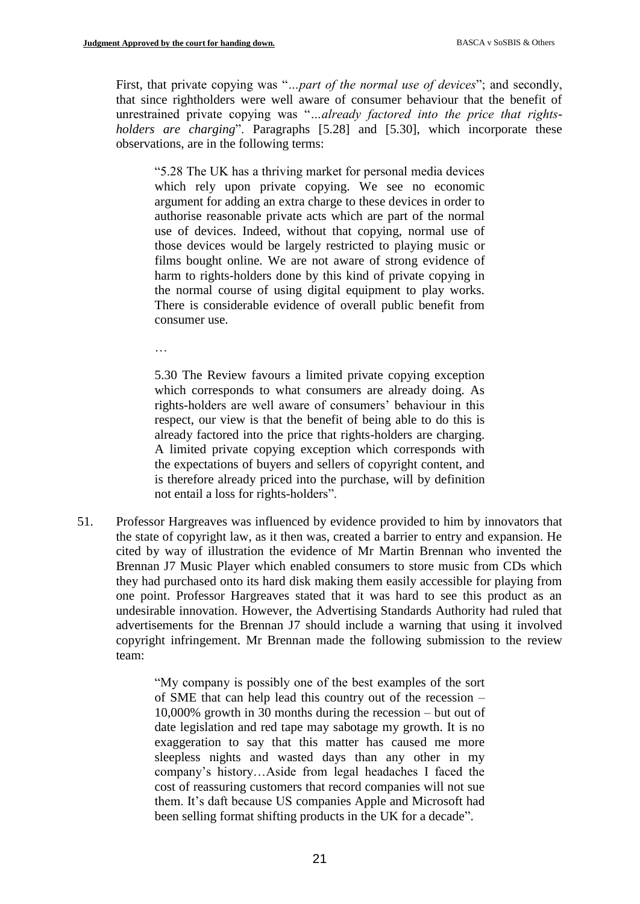First, that private copying was "*…part of the normal use of devices*"; and secondly, that since rightholders were well aware of consumer behaviour that the benefit of unrestrained private copying was "*…already factored into the price that rights-holders are charging*". Paragraphs [5.28] and [5.30], which incorporate these observations, are in the following terms:

> "5.28 The UK has a thriving market for personal media devices which rely upon private copying. We see no economic argument for adding an extra charge to these devices in order to authorise reasonable private acts which are part of the normal use of devices. Indeed, without that copying, normal use of those devices would be largely restricted to playing music or films bought online. We are not aware of strong evidence of harm to rights-holders done by this kind of private copying in the normal course of using digital equipment to play works. There is considerable evidence of overall public benefit from consumer use.
>
> …
>
> 5.30 The Review favours a limited private copying exception which corresponds to what consumers are already doing. As rights-holders are well aware of consumers' behaviour in this respect, our view is that the benefit of being able to do this is already factored into the price that rights-holders are charging. A limited private copying exception which corresponds with the expectations of buyers and sellers of copyright content, and is therefore already priced into the purchase, will by definition not entail a loss for rights-holders".

51. Professor Hargreaves was influenced by evidence provided to him by innovators that the state of copyright law, as it then was, created a barrier to entry and expansion. He cited by way of illustration the evidence of Mr Martin Brennan who invented the Brennan J7 Music Player which enabled consumers to store music from CDs which they had purchased onto its hard disk making them easily accessible for playing from one point. Professor Hargreaves stated that it was hard to see this product as an undesirable innovation. However, the Advertising Standards Authority had ruled that advertisements for the Brennan J7 should include a warning that using it involved copyright infringement. Mr Brennan made the following submission to the review team:

> "My company is possibly one of the best examples of the sort of SME that can help lead this country out of the recession – 10,000% growth in 30 months during the recession – but out of date legislation and red tape may sabotage my growth. It is no exaggeration to say that this matter has caused me more sleepless nights and wasted days than any other in my company's history…Aside from legal headaches I faced the cost of reassuring customers that record companies will not sue them. It's daft because US companies Apple and Microsoft had been selling format shifting products in the UK for a decade".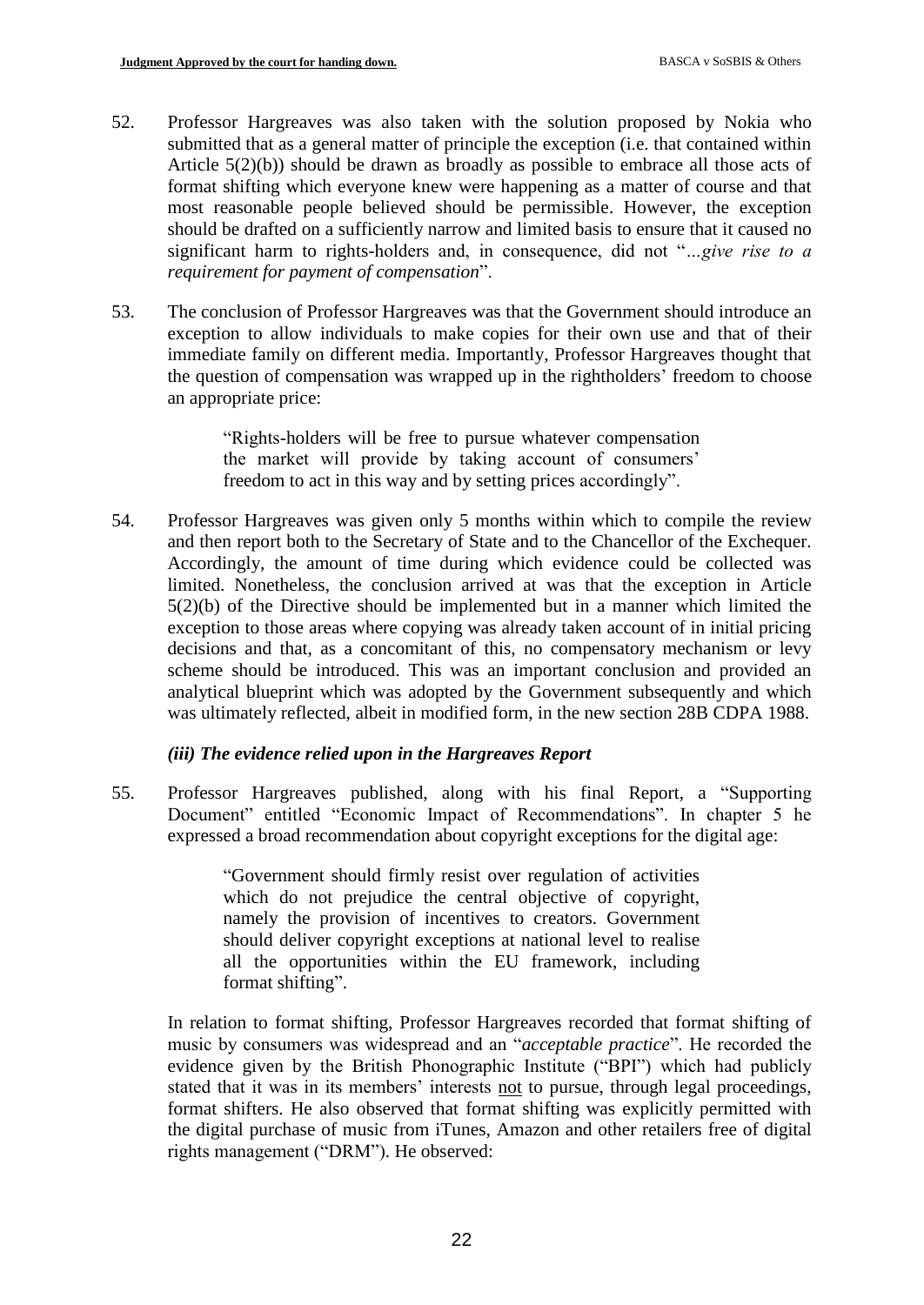52. Professor Hargreaves was also taken with the solution proposed by Nokia who submitted that as a general matter of principle the exception (i.e. that contained within Article 5(2)(b)) should be drawn as broadly as possible to embrace all those acts of format shifting which everyone knew were happening as a matter of course and that most reasonable people believed should be permissible. However, the exception should be drafted on a sufficiently narrow and limited basis to ensure that it caused no significant harm to rights-holders and, in consequence, did not "*…give rise to a requirement for payment of compensation*".

53. The conclusion of Professor Hargreaves was that the Government should introduce an exception to allow individuals to make copies for their own use and that of their immediate family on different media. Importantly, Professor Hargreaves thought that the question of compensation was wrapped up in the rightholders' freedom to choose an appropriate price:

> "Rights-holders will be free to pursue whatever compensation the market will provide by taking account of consumers' freedom to act in this way and by setting prices accordingly".

54. Professor Hargreaves was given only 5 months within which to compile the review and then report both to the Secretary of State and to the Chancellor of the Exchequer. Accordingly, the amount of time during which evidence could be collected was limited. Nonetheless, the conclusion arrived at was that the exception in Article 5(2)(b) of the Directive should be implemented but in a manner which limited the exception to those areas where copying was already taken account of in initial pricing decisions and that, as a concomitant of this, no compensatory mechanism or levy scheme should be introduced. This was an important conclusion and provided an analytical blueprint which was adopted by the Government subsequently and which was ultimately reflected, albeit in modified form, in the new section 28B CDPA 1988.

### *(iii) The evidence relied upon in the Hargreaves Report*

55. Professor Hargreaves published, along with his final Report, a "Supporting Document" entitled "Economic Impact of Recommendations". In chapter 5 he expressed a broad recommendation about copyright exceptions for the digital age:

> "Government should firmly resist over regulation of activities which do not prejudice the central objective of copyright, namely the provision of incentives to creators. Government should deliver copyright exceptions at national level to realise all the opportunities within the EU framework, including format shifting".

In relation to format shifting, Professor Hargreaves recorded that format shifting of music by consumers was widespread and an "*acceptable practice*". He recorded the evidence given by the British Phonographic Institute ("BPI") which had publicly stated that it was in its members' interests not to pursue, through legal proceedings, format shifters. He also observed that format shifting was explicitly permitted with the digital purchase of music from iTunes, Amazon and other retailers free of digital rights management ("DRM"). He observed: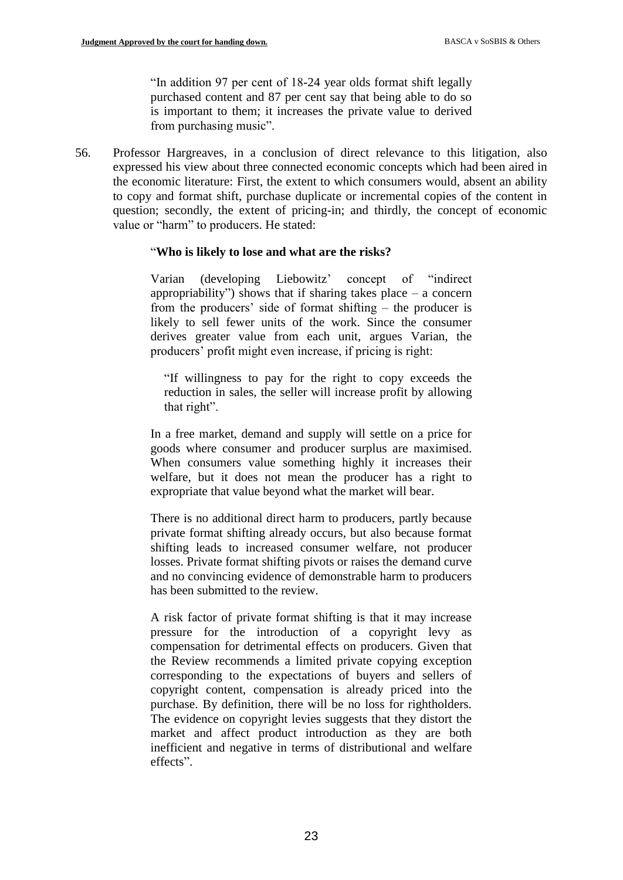> "In addition 97 per cent of 18-24 year olds format shift legally purchased content and 87 per cent say that being able to do so is important to them; it increases the private value to derived from purchasing music".

56. Professor Hargreaves, in a conclusion of direct relevance to this litigation, also expressed his view about three connected economic concepts which had been aired in the economic literature: First, the extent to which consumers would, absent an ability to copy and format shift, purchase duplicate or incremental copies of the content in question; secondly, the extent of pricing-in; and thirdly, the concept of economic value or "harm" to producers. He stated:

> "**Who is likely to lose and what are the risks?**
>
> Varian (developing Liebowitz' concept of "indirect appropriability") shows that if sharing takes place – a concern from the producers' side of format shifting – the producer is likely to sell fewer units of the work. Since the consumer derives greater value from each unit, argues Varian, the producers' profit might even increase, if pricing is right:
>
> > "If willingness to pay for the right to copy exceeds the reduction in sales, the seller will increase profit by allowing that right".
>
> In a free market, demand and supply will settle on a price for goods where consumer and producer surplus are maximised. When consumers value something highly it increases their welfare, but it does not mean the producer has a right to expropriate that value beyond what the market will bear.
>
> There is no additional direct harm to producers, partly because private format shifting already occurs, but also because format shifting leads to increased consumer welfare, not producer losses. Private format shifting pivots or raises the demand curve and no convincing evidence of demonstrable harm to producers has been submitted to the review.
>
> A risk factor of private format shifting is that it may increase pressure for the introduction of a copyright levy as compensation for detrimental effects on producers. Given that the Review recommends a limited private copying exception corresponding to the expectations of buyers and sellers of copyright content, compensation is already priced into the purchase. By definition, there will be no loss for rightholders. The evidence on copyright levies suggests that they distort the market and affect product introduction as they are both inefficient and negative in terms of distributional and welfare effects".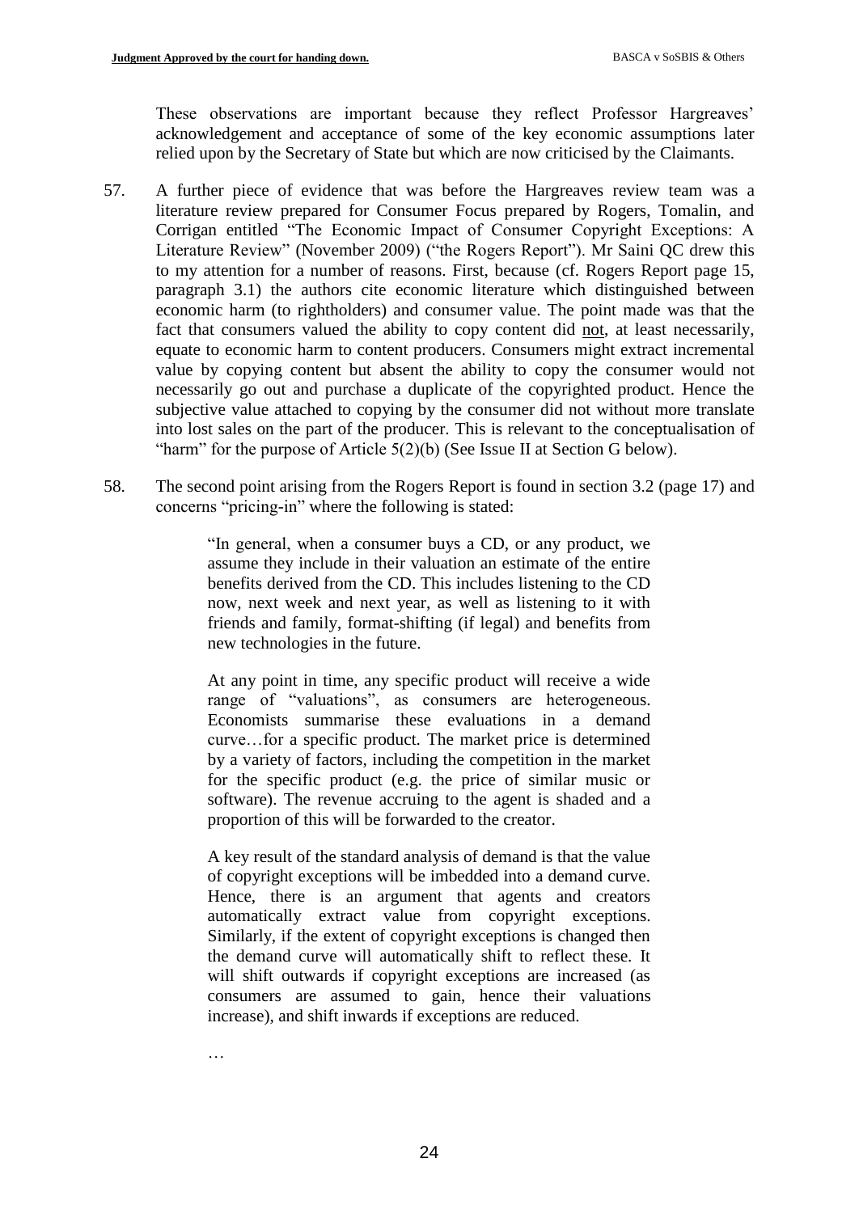These observations are important because they reflect Professor Hargreaves' acknowledgement and acceptance of some of the key economic assumptions later relied upon by the Secretary of State but which are now criticised by the Claimants.

57. A further piece of evidence that was before the Hargreaves review team was a literature review prepared for Consumer Focus prepared by Rogers, Tomalin, and Corrigan entitled "The Economic Impact of Consumer Copyright Exceptions: A Literature Review" (November 2009) ("the Rogers Report"). Mr Saini QC drew this to my attention for a number of reasons. First, because (cf. Rogers Report page 15, paragraph 3.1) the authors cite economic literature which distinguished between economic harm (to rightholders) and consumer value. The point made was that the fact that consumers valued the ability to copy content did <u>not</u>, at least necessarily, equate to economic harm to content producers. Consumers might extract incremental value by copying content but absent the ability to copy the consumer would not necessarily go out and purchase a duplicate of the copyrighted product. Hence the subjective value attached to copying by the consumer did not without more translate into lost sales on the part of the producer. This is relevant to the conceptualisation of "harm" for the purpose of Article 5(2)(b) (See Issue II at Section G below).

58. The second point arising from the Rogers Report is found in section 3.2 (page 17) and concerns "pricing-in" where the following is stated:

> "In general, when a consumer buys a CD, or any product, we assume they include in their valuation an estimate of the entire benefits derived from the CD. This includes listening to the CD now, next week and next year, as well as listening to it with friends and family, format-shifting (if legal) and benefits from new technologies in the future.
>
> At any point in time, any specific product will receive a wide range of "valuations", as consumers are heterogeneous. Economists summarise these evaluations in a demand curve…for a specific product. The market price is determined by a variety of factors, including the competition in the market for the specific product (e.g. the price of similar music or software). The revenue accruing to the agent is shaded and a proportion of this will be forwarded to the creator.
>
> A key result of the standard analysis of demand is that the value of copyright exceptions will be imbedded into a demand curve. Hence, there is an argument that agents and creators automatically extract value from copyright exceptions. Similarly, if the extent of copyright exceptions is changed then the demand curve will automatically shift to reflect these. It will shift outwards if copyright exceptions are increased (as consumers are assumed to gain, hence their valuations increase), and shift inwards if exceptions are reduced.
>
> …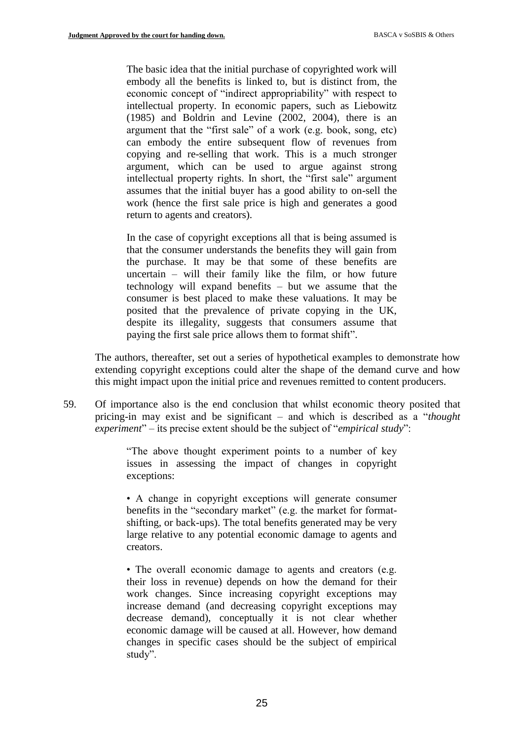> The basic idea that the initial purchase of copyrighted work will embody all the benefits is linked to, but is distinct from, the economic concept of "indirect appropriability" with respect to intellectual property. In economic papers, such as Liebowitz (1985) and Boldrin and Levine (2002, 2004), there is an argument that the "first sale" of a work (e.g. book, song, etc) can embody the entire subsequent flow of revenues from copying and re-selling that work. This is a much stronger argument, which can be used to argue against strong intellectual property rights. In short, the "first sale" argument assumes that the initial buyer has a good ability to on-sell the work (hence the first sale price is high and generates a good return to agents and creators).
>
> In the case of copyright exceptions all that is being assumed is that the consumer understands the benefits they will gain from the purchase. It may be that some of these benefits are uncertain – will their family like the film, or how future technology will expand benefits – but we assume that the consumer is best placed to make these valuations. It may be posited that the prevalence of private copying in the UK, despite its illegality, suggests that consumers assume that paying the first sale price allows them to format shift".

The authors, thereafter, set out a series of hypothetical examples to demonstrate how extending copyright exceptions could alter the shape of the demand curve and how this might impact upon the initial price and revenues remitted to content producers.

59. Of importance also is the end conclusion that whilst economic theory posited that pricing-in may exist and be significant – and which is described as a "*thought experiment*" – its precise extent should be the subject of "*empirical study*":

> "The above thought experiment points to a number of key issues in assessing the impact of changes in copyright exceptions:
>
> • A change in copyright exceptions will generate consumer benefits in the "secondary market" (e.g. the market for format-shifting, or back-ups). The total benefits generated may be very large relative to any potential economic damage to agents and creators.
>
> • The overall economic damage to agents and creators (e.g. their loss in revenue) depends on how the demand for their work changes. Since increasing copyright exceptions may increase demand (and decreasing copyright exceptions may decrease demand), conceptually it is not clear whether economic damage will be caused at all. However, how demand changes in specific cases should be the subject of empirical study".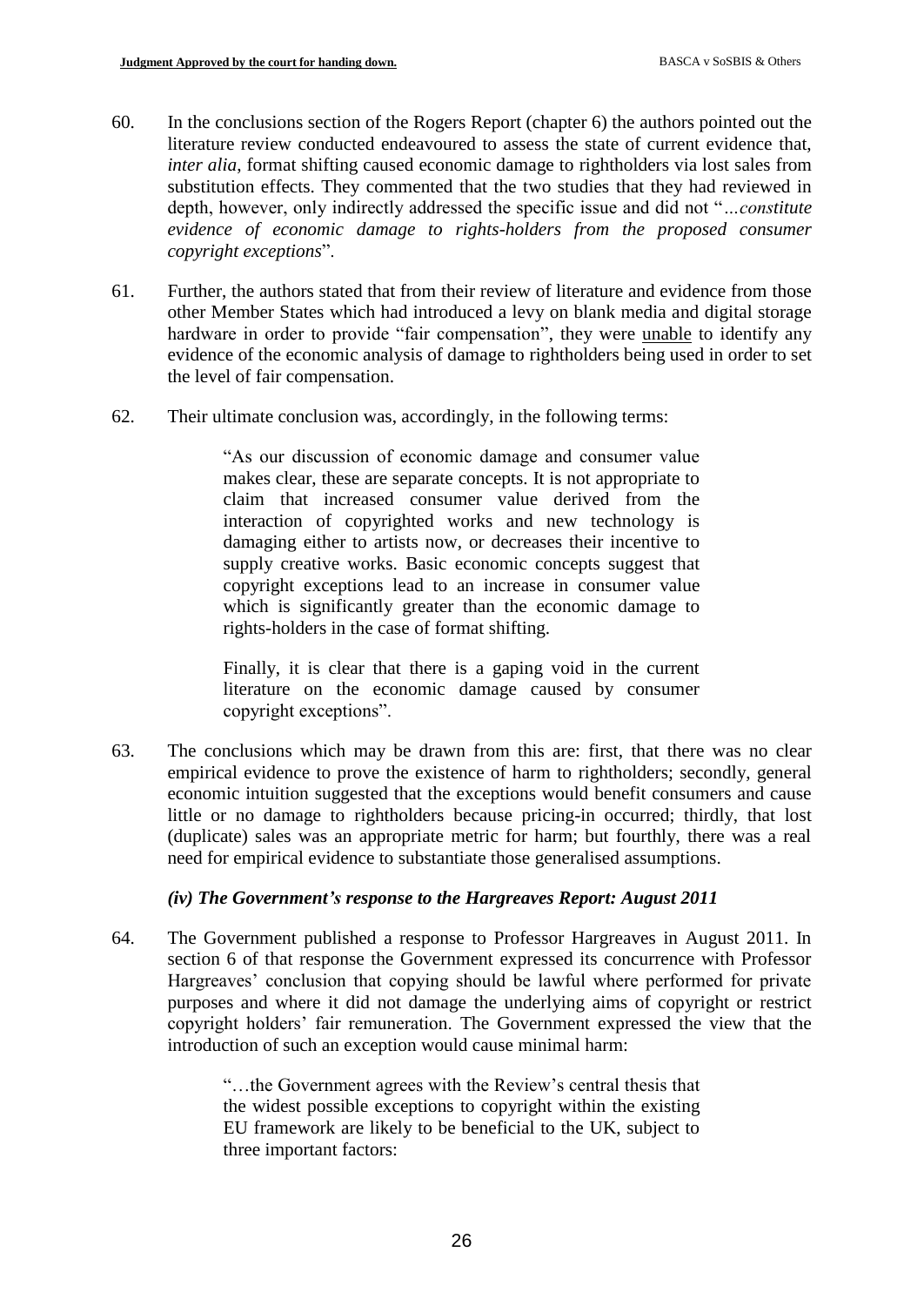60. In the conclusions section of the Rogers Report (chapter 6) the authors pointed out the literature review conducted endeavoured to assess the state of current evidence that, *inter alia*, format shifting caused economic damage to rightholders via lost sales from substitution effects. They commented that the two studies that they had reviewed in depth, however, only indirectly addressed the specific issue and did not "*…constitute evidence of economic damage to rights-holders from the proposed consumer copyright exceptions*".

61. Further, the authors stated that from their review of literature and evidence from those other Member States which had introduced a levy on blank media and digital storage hardware in order to provide "fair compensation", they were <u>unable</u> to identify any evidence of the economic analysis of damage to rightholders being used in order to set the level of fair compensation.

62. Their ultimate conclusion was, accordingly, in the following terms:

> "As our discussion of economic damage and consumer value makes clear, these are separate concepts. It is not appropriate to claim that increased consumer value derived from the interaction of copyrighted works and new technology is damaging either to artists now, or decreases their incentive to supply creative works. Basic economic concepts suggest that copyright exceptions lead to an increase in consumer value which is significantly greater than the economic damage to rights-holders in the case of format shifting.
>
> Finally, it is clear that there is a gaping void in the current literature on the economic damage caused by consumer copyright exceptions".

63. The conclusions which may be drawn from this are: first, that there was no clear empirical evidence to prove the existence of harm to rightholders; secondly, general economic intuition suggested that the exceptions would benefit consumers and cause little or no damage to rightholders because pricing-in occurred; thirdly, that lost (duplicate) sales was an appropriate metric for harm; but fourthly, there was a real need for empirical evidence to substantiate those generalised assumptions.

### *(iv) The Government's response to the Hargreaves Report: August 2011*

64. The Government published a response to Professor Hargreaves in August 2011. In section 6 of that response the Government expressed its concurrence with Professor Hargreaves' conclusion that copying should be lawful where performed for private purposes and where it did not damage the underlying aims of copyright or restrict copyright holders' fair remuneration. The Government expressed the view that the introduction of such an exception would cause minimal harm:

> "…the Government agrees with the Review's central thesis that the widest possible exceptions to copyright within the existing EU framework are likely to be beneficial to the UK, subject to three important factors: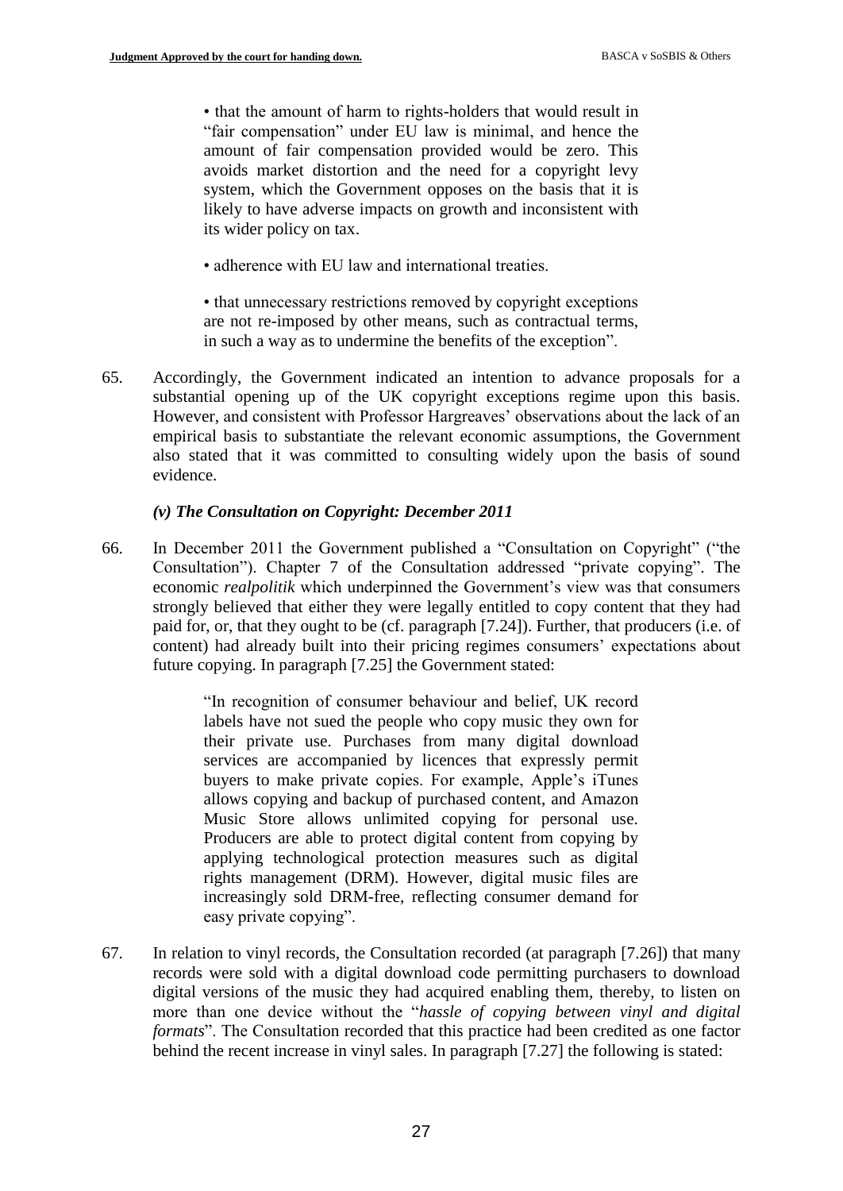> • that the amount of harm to rights-holders that would result in "fair compensation" under EU law is minimal, and hence the amount of fair compensation provided would be zero. This avoids market distortion and the need for a copyright levy system, which the Government opposes on the basis that it is likely to have adverse impacts on growth and inconsistent with its wider policy on tax.
>
> • adherence with EU law and international treaties.
>
> • that unnecessary restrictions removed by copyright exceptions are not re-imposed by other means, such as contractual terms, in such a way as to undermine the benefits of the exception".

65. Accordingly, the Government indicated an intention to advance proposals for a substantial opening up of the UK copyright exceptions regime upon this basis. However, and consistent with Professor Hargreaves' observations about the lack of an empirical basis to substantiate the relevant economic assumptions, the Government also stated that it was committed to consulting widely upon the basis of sound evidence.

### *(v) The Consultation on Copyright: December 2011*

66. In December 2011 the Government published a "Consultation on Copyright" ("the Consultation"). Chapter 7 of the Consultation addressed "private copying". The economic *realpolitik* which underpinned the Government's view was that consumers strongly believed that either they were legally entitled to copy content that they had paid for, or, that they ought to be (cf. paragraph [7.24]). Further, that producers (i.e. of content) had already built into their pricing regimes consumers' expectations about future copying. In paragraph [7.25] the Government stated:

> "In recognition of consumer behaviour and belief, UK record labels have not sued the people who copy music they own for their private use. Purchases from many digital download services are accompanied by licences that expressly permit buyers to make private copies. For example, Apple's iTunes allows copying and backup of purchased content, and Amazon Music Store allows unlimited copying for personal use. Producers are able to protect digital content from copying by applying technological protection measures such as digital rights management (DRM). However, digital music files are increasingly sold DRM-free, reflecting consumer demand for easy private copying".

67. In relation to vinyl records, the Consultation recorded (at paragraph [7.26]) that many records were sold with a digital download code permitting purchasers to download digital versions of the music they had acquired enabling them, thereby, to listen on more than one device without the "*hassle of copying between vinyl and digital formats*". The Consultation recorded that this practice had been credited as one factor behind the recent increase in vinyl sales. In paragraph [7.27] the following is stated: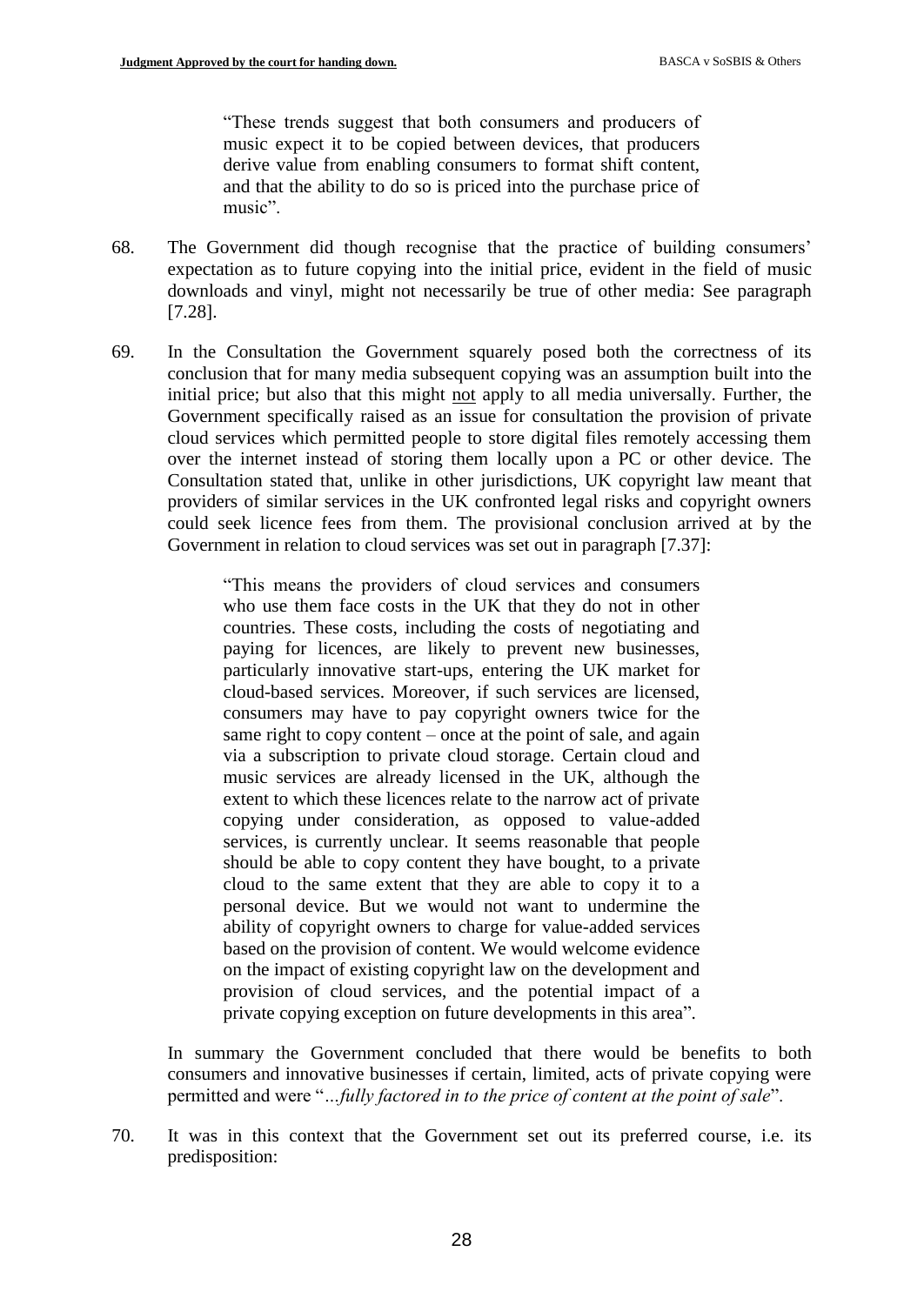> "These trends suggest that both consumers and producers of music expect it to be copied between devices, that producers derive value from enabling consumers to format shift content, and that the ability to do so is priced into the purchase price of music".

68. The Government did though recognise that the practice of building consumers' expectation as to future copying into the initial price, evident in the field of music downloads and vinyl, might not necessarily be true of other media: See paragraph [7.28].

69. In the Consultation the Government squarely posed both the correctness of its conclusion that for many media subsequent copying was an assumption built into the initial price; but also that this might <u>not</u> apply to all media universally. Further, the Government specifically raised as an issue for consultation the provision of private cloud services which permitted people to store digital files remotely accessing them over the internet instead of storing them locally upon a PC or other device. The Consultation stated that, unlike in other jurisdictions, UK copyright law meant that providers of similar services in the UK confronted legal risks and copyright owners could seek licence fees from them. The provisional conclusion arrived at by the Government in relation to cloud services was set out in paragraph [7.37]:

> "This means the providers of cloud services and consumers who use them face costs in the UK that they do not in other countries. These costs, including the costs of negotiating and paying for licences, are likely to prevent new businesses, particularly innovative start-ups, entering the UK market for cloud-based services. Moreover, if such services are licensed, consumers may have to pay copyright owners twice for the same right to copy content – once at the point of sale, and again via a subscription to private cloud storage. Certain cloud and music services are already licensed in the UK, although the extent to which these licences relate to the narrow act of private copying under consideration, as opposed to value-added services, is currently unclear. It seems reasonable that people should be able to copy content they have bought, to a private cloud to the same extent that they are able to copy it to a personal device. But we would not want to undermine the ability of copyright owners to charge for value-added services based on the provision of content. We would welcome evidence on the impact of existing copyright law on the development and provision of cloud services, and the potential impact of a private copying exception on future developments in this area".

In summary the Government concluded that there would be benefits to both consumers and innovative businesses if certain, limited, acts of private copying were permitted and were "*...fully factored in to the price of content at the point of sale*".

70. It was in this context that the Government set out its preferred course, i.e. its predisposition: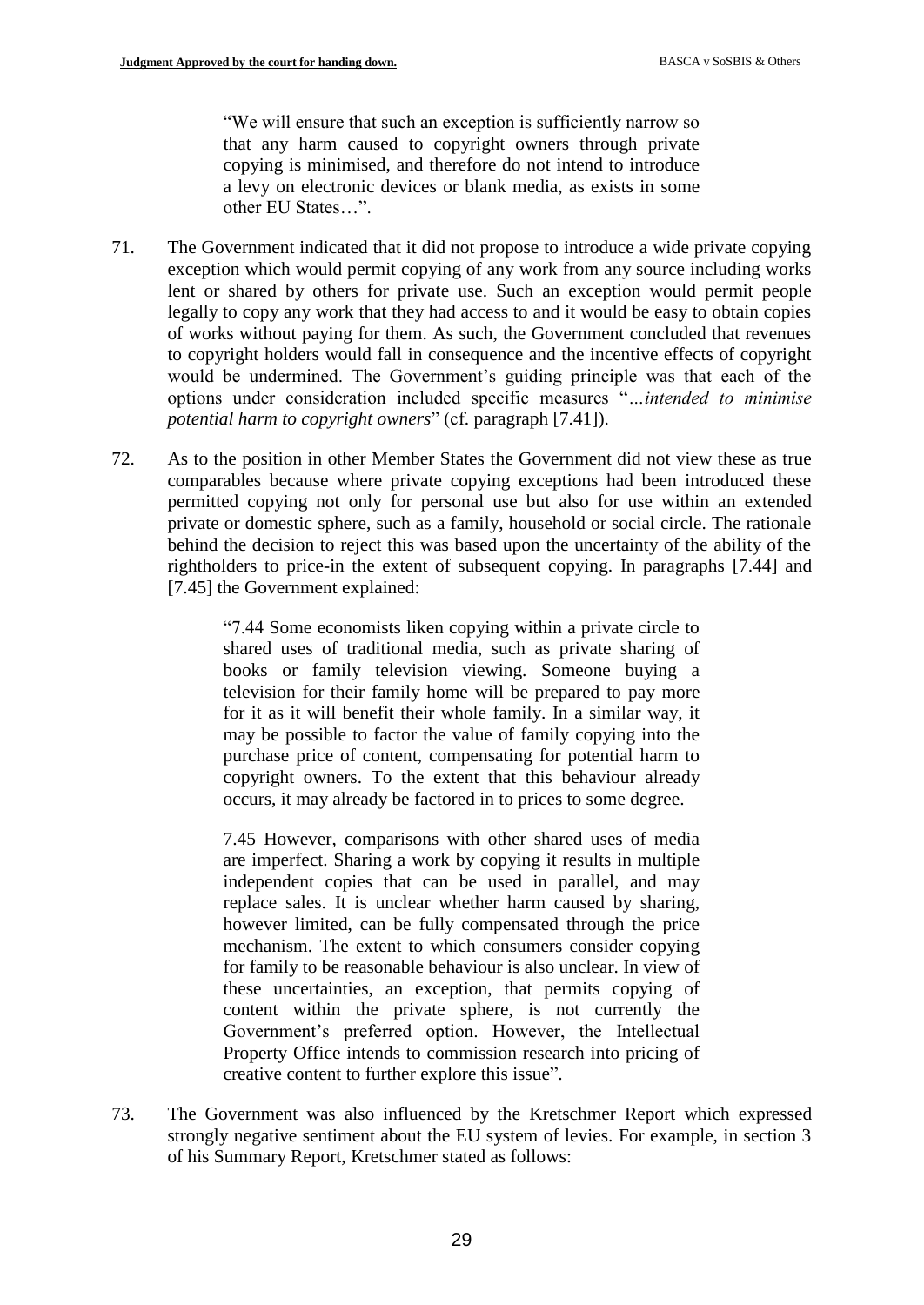> "We will ensure that such an exception is sufficiently narrow so that any harm caused to copyright owners through private copying is minimised, and therefore do not intend to introduce a levy on electronic devices or blank media, as exists in some other EU States…".

71. The Government indicated that it did not propose to introduce a wide private copying exception which would permit copying of any work from any source including works lent or shared by others for private use. Such an exception would permit people legally to copy any work that they had access to and it would be easy to obtain copies of works without paying for them. As such, the Government concluded that revenues to copyright holders would fall in consequence and the incentive effects of copyright would be undermined. The Government's guiding principle was that each of the options under consideration included specific measures "*…intended to minimise potential harm to copyright owners*" (cf. paragraph [7.41]).

72. As to the position in other Member States the Government did not view these as true comparables because where private copying exceptions had been introduced these permitted copying not only for personal use but also for use within an extended private or domestic sphere, such as a family, household or social circle. The rationale behind the decision to reject this was based upon the uncertainty of the ability of the rightholders to price-in the extent of subsequent copying. In paragraphs [7.44] and [7.45] the Government explained:

> "7.44 Some economists liken copying within a private circle to shared uses of traditional media, such as private sharing of books or family television viewing. Someone buying a television for their family home will be prepared to pay more for it as it will benefit their whole family. In a similar way, it may be possible to factor the value of family copying into the purchase price of content, compensating for potential harm to copyright owners. To the extent that this behaviour already occurs, it may already be factored in to prices to some degree.
>
> 7.45 However, comparisons with other shared uses of media are imperfect. Sharing a work by copying it results in multiple independent copies that can be used in parallel, and may replace sales. It is unclear whether harm caused by sharing, however limited, can be fully compensated through the price mechanism. The extent to which consumers consider copying for family to be reasonable behaviour is also unclear. In view of these uncertainties, an exception, that permits copying of content within the private sphere, is not currently the Government's preferred option. However, the Intellectual Property Office intends to commission research into pricing of creative content to further explore this issue".

73. The Government was also influenced by the Kretschmer Report which expressed strongly negative sentiment about the EU system of levies. For example, in section 3 of his Summary Report, Kretschmer stated as follows: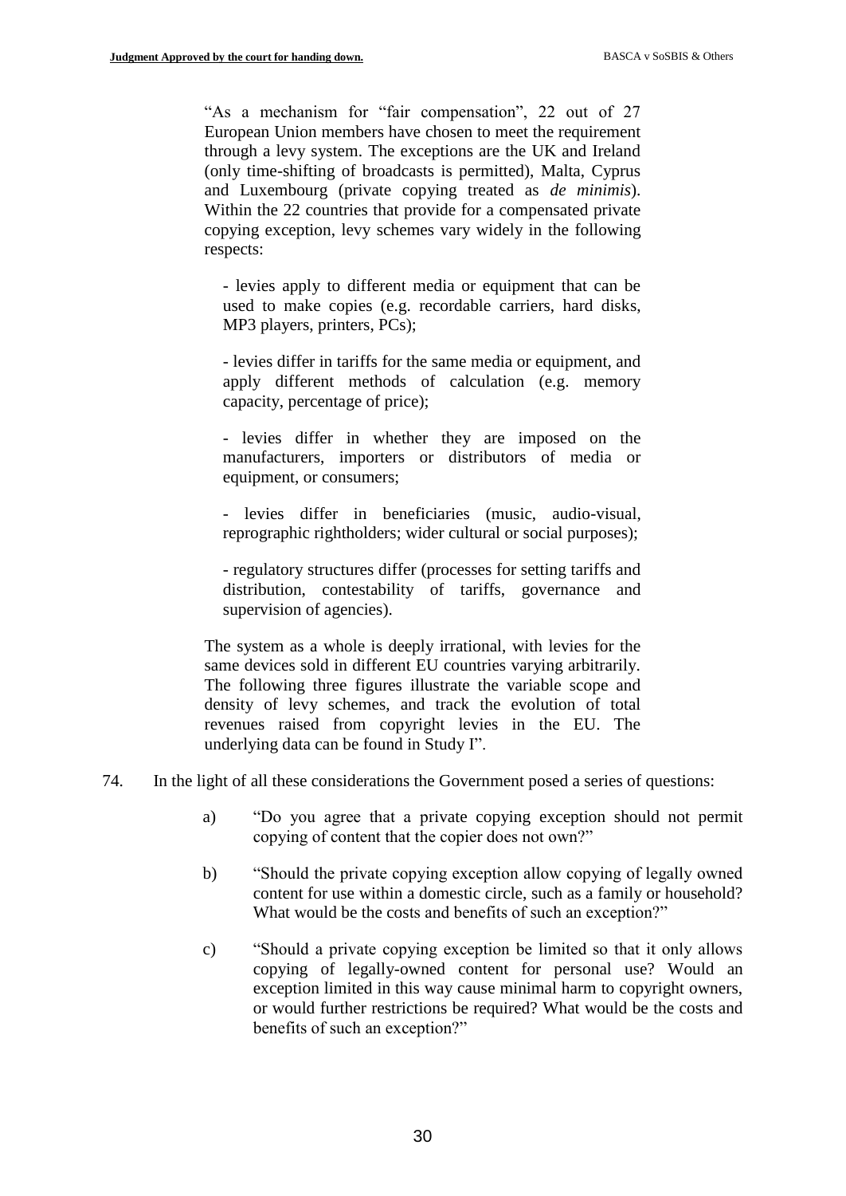> "As a mechanism for "fair compensation", 22 out of 27 European Union members have chosen to meet the requirement through a levy system. The exceptions are the UK and Ireland (only time-shifting of broadcasts is permitted), Malta, Cyprus and Luxembourg (private copying treated as *de minimis*). Within the 22 countries that provide for a compensated private copying exception, levy schemes vary widely in the following respects:
>
> - levies apply to different media or equipment that can be used to make copies (e.g. recordable carriers, hard disks, MP3 players, printers, PCs);
>
> - levies differ in tariffs for the same media or equipment, and apply different methods of calculation (e.g. memory capacity, percentage of price);
>
> - levies differ in whether they are imposed on the manufacturers, importers or distributors of media or equipment, or consumers;
>
> - levies differ in beneficiaries (music, audio-visual, reprographic rightholders; wider cultural or social purposes);
>
> - regulatory structures differ (processes for setting tariffs and distribution, contestability of tariffs, governance and supervision of agencies).
>
> The system as a whole is deeply irrational, with levies for the same devices sold in different EU countries varying arbitrarily. The following three figures illustrate the variable scope and density of levy schemes, and track the evolution of total revenues raised from copyright levies in the EU. The underlying data can be found in Study I".

74. In the light of all these considerations the Government posed a series of questions:

    a) "Do you agree that a private copying exception should not permit copying of content that the copier does not own?"

    b) "Should the private copying exception allow copying of legally owned content for use within a domestic circle, such as a family or household? What would be the costs and benefits of such an exception?"

    c) "Should a private copying exception be limited so that it only allows copying of legally-owned content for personal use? Would an exception limited in this way cause minimal harm to copyright owners, or would further restrictions be required? What would be the costs and benefits of such an exception?"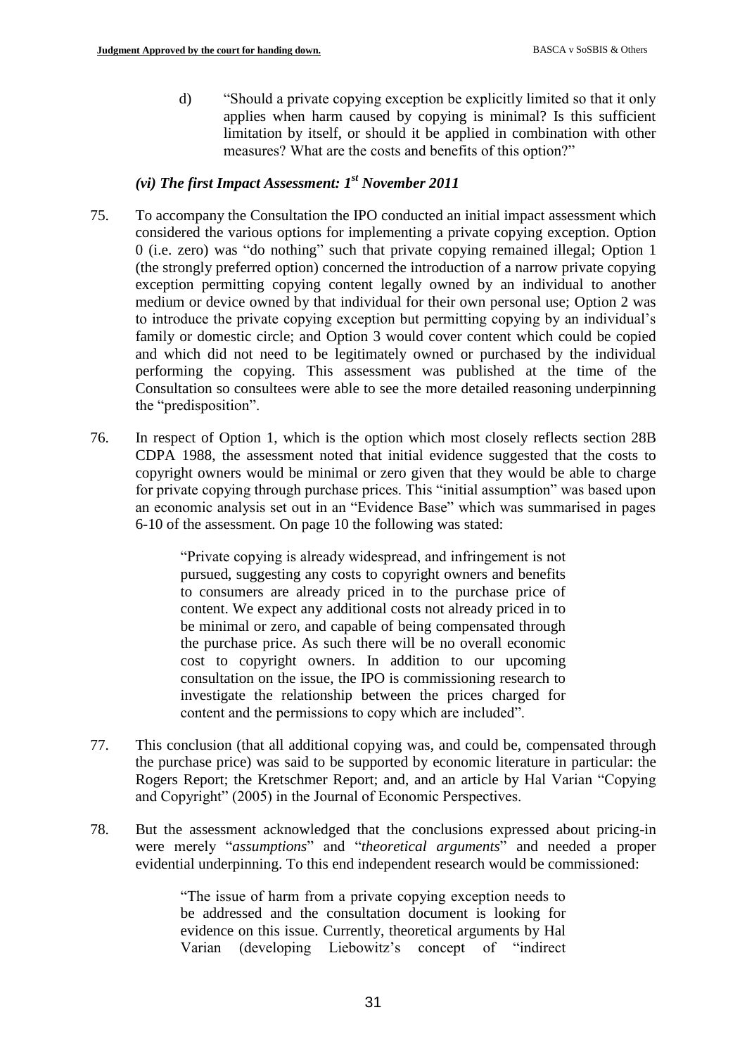d) "Should a private copying exception be explicitly limited so that it only applies when harm caused by copying is minimal? Is this sufficient limitation by itself, or should it be applied in combination with other measures? What are the costs and benefits of this option?"

### *(vi) The first Impact Assessment: 1st November 2011*

75. To accompany the Consultation the IPO conducted an initial impact assessment which considered the various options for implementing a private copying exception. Option 0 (i.e. zero) was "do nothing" such that private copying remained illegal; Option 1 (the strongly preferred option) concerned the introduction of a narrow private copying exception permitting copying content legally owned by an individual to another medium or device owned by that individual for their own personal use; Option 2 was to introduce the private copying exception but permitting copying by an individual's family or domestic circle; and Option 3 would cover content which could be copied and which did not need to be legitimately owned or purchased by the individual performing the copying. This assessment was published at the time of the Consultation so consultees were able to see the more detailed reasoning underpinning the "predisposition".

76. In respect of Option 1, which is the option which most closely reflects section 28B CDPA 1988, the assessment noted that initial evidence suggested that the costs to copyright owners would be minimal or zero given that they would be able to charge for private copying through purchase prices. This "initial assumption" was based upon an economic analysis set out in an "Evidence Base" which was summarised in pages 6-10 of the assessment. On page 10 the following was stated:

> "Private copying is already widespread, and infringement is not pursued, suggesting any costs to copyright owners and benefits to consumers are already priced in to the purchase price of content. We expect any additional costs not already priced in to be minimal or zero, and capable of being compensated through the purchase price. As such there will be no overall economic cost to copyright owners. In addition to our upcoming consultation on the issue, the IPO is commissioning research to investigate the relationship between the prices charged for content and the permissions to copy which are included".

77. This conclusion (that all additional copying was, and could be, compensated through the purchase price) was said to be supported by economic literature in particular: the Rogers Report; the Kretschmer Report; and, and an article by Hal Varian "Copying and Copyright" (2005) in the Journal of Economic Perspectives.

78. But the assessment acknowledged that the conclusions expressed about pricing-in were merely "*assumptions*" and "*theoretical arguments*" and needed a proper evidential underpinning. To this end independent research would be commissioned:

> "The issue of harm from a private copying exception needs to be addressed and the consultation document is looking for evidence on this issue. Currently, theoretical arguments by Hal Varian (developing Liebowitz's concept of "indirect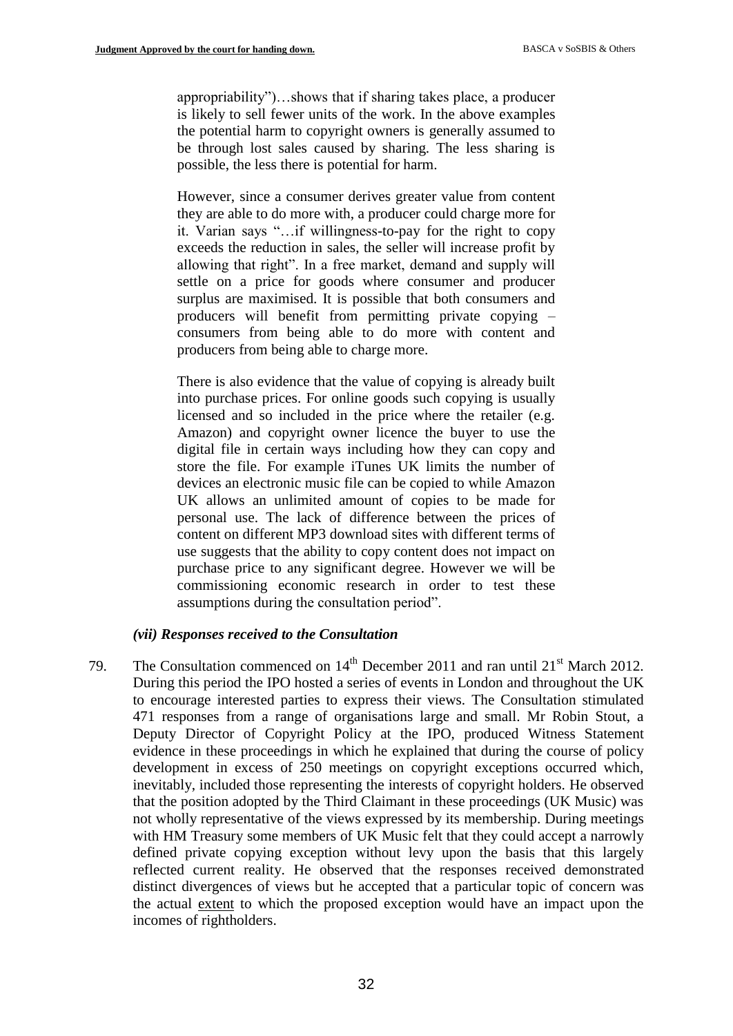appropriability")…shows that if sharing takes place, a producer is likely to sell fewer units of the work. In the above examples the potential harm to copyright owners is generally assumed to be through lost sales caused by sharing. The less sharing is possible, the less there is potential for harm.

However, since a consumer derives greater value from content they are able to do more with, a producer could charge more for it. Varian says "…if willingness-to-pay for the right to copy exceeds the reduction in sales, the seller will increase profit by allowing that right". In a free market, demand and supply will settle on a price for goods where consumer and producer surplus are maximised. It is possible that both consumers and producers will benefit from permitting private copying – consumers from being able to do more with content and producers from being able to charge more.

There is also evidence that the value of copying is already built into purchase prices. For online goods such copying is usually licensed and so included in the price where the retailer (e.g. Amazon) and copyright owner licence the buyer to use the digital file in certain ways including how they can copy and store the file. For example iTunes UK limits the number of devices an electronic music file can be copied to while Amazon UK allows an unlimited amount of copies to be made for personal use. The lack of difference between the prices of content on different MP3 download sites with different terms of use suggests that the ability to copy content does not impact on purchase price to any significant degree. However we will be commissioning economic research in order to test these assumptions during the consultation period".

### *(vii) Responses received to the Consultation*

79. The Consultation commenced on 14th December 2011 and ran until 21st March 2012. During this period the IPO hosted a series of events in London and throughout the UK to encourage interested parties to express their views. The Consultation stimulated 471 responses from a range of organisations large and small. Mr Robin Stout, a Deputy Director of Copyright Policy at the IPO, produced Witness Statement evidence in these proceedings in which he explained that during the course of policy development in excess of 250 meetings on copyright exceptions occurred which, inevitably, included those representing the interests of copyright holders. He observed that the position adopted by the Third Claimant in these proceedings (UK Music) was not wholly representative of the views expressed by its membership. During meetings with HM Treasury some members of UK Music felt that they could accept a narrowly defined private copying exception without levy upon the basis that this largely reflected current reality. He observed that the responses received demonstrated distinct divergences of views but he accepted that a particular topic of concern was the actual extent to which the proposed exception would have an impact upon the incomes of rightholders.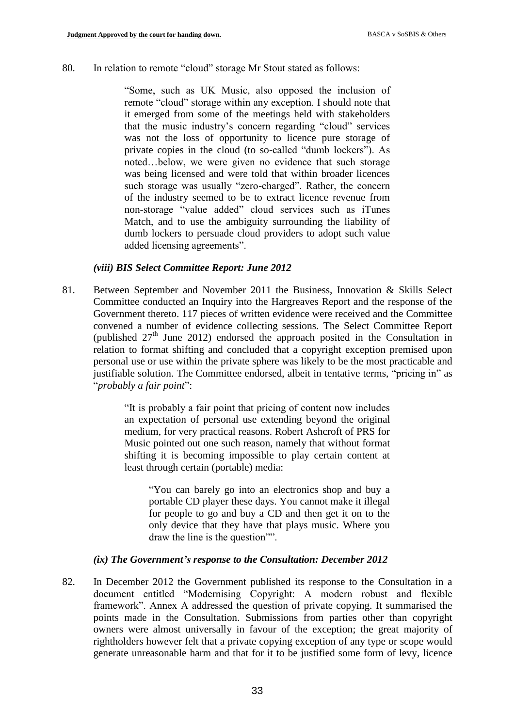80. In relation to remote "cloud" storage Mr Stout stated as follows:

> "Some, such as UK Music, also opposed the inclusion of remote "cloud" storage within any exception. I should note that it emerged from some of the meetings held with stakeholders that the music industry's concern regarding "cloud" services was not the loss of opportunity to licence pure storage of private copies in the cloud (to so-called "dumb lockers"). As noted…below, we were given no evidence that such storage was being licensed and were told that within broader licences such storage was usually "zero-charged". Rather, the concern of the industry seemed to be to extract licence revenue from non-storage "value added" cloud services such as iTunes Match, and to use the ambiguity surrounding the liability of dumb lockers to persuade cloud providers to adopt such value added licensing agreements".

### *(viii) BIS Select Committee Report: June 2012*

81. Between September and November 2011 the Business, Innovation & Skills Select Committee conducted an Inquiry into the Hargreaves Report and the response of the Government thereto. 117 pieces of written evidence were received and the Committee convened a number of evidence collecting sessions. The Select Committee Report (published 27th June 2012) endorsed the approach posited in the Consultation in relation to format shifting and concluded that a copyright exception premised upon personal use or use within the private sphere was likely to be the most practicable and justifiable solution. The Committee endorsed, albeit in tentative terms, "pricing in" as "*probably a fair point*":

> "It is probably a fair point that pricing of content now includes an expectation of personal use extending beyond the original medium, for very practical reasons. Robert Ashcroft of PRS for Music pointed out one such reason, namely that without format shifting it is becoming impossible to play certain content at least through certain (portable) media:
>
> > "You can barely go into an electronics shop and buy a portable CD player these days. You cannot make it illegal for people to go and buy a CD and then get it on to the only device that they have that plays music. Where you draw the line is the question"".

### *(ix) The Government's response to the Consultation: December 2012*

82. In December 2012 the Government published its response to the Consultation in a document entitled "Modernising Copyright: A modern robust and flexible framework". Annex A addressed the question of private copying. It summarised the points made in the Consultation. Submissions from parties other than copyright owners were almost universally in favour of the exception; the great majority of rightholders however felt that a private copying exception of any type or scope would generate unreasonable harm and that for it to be justified some form of levy, licence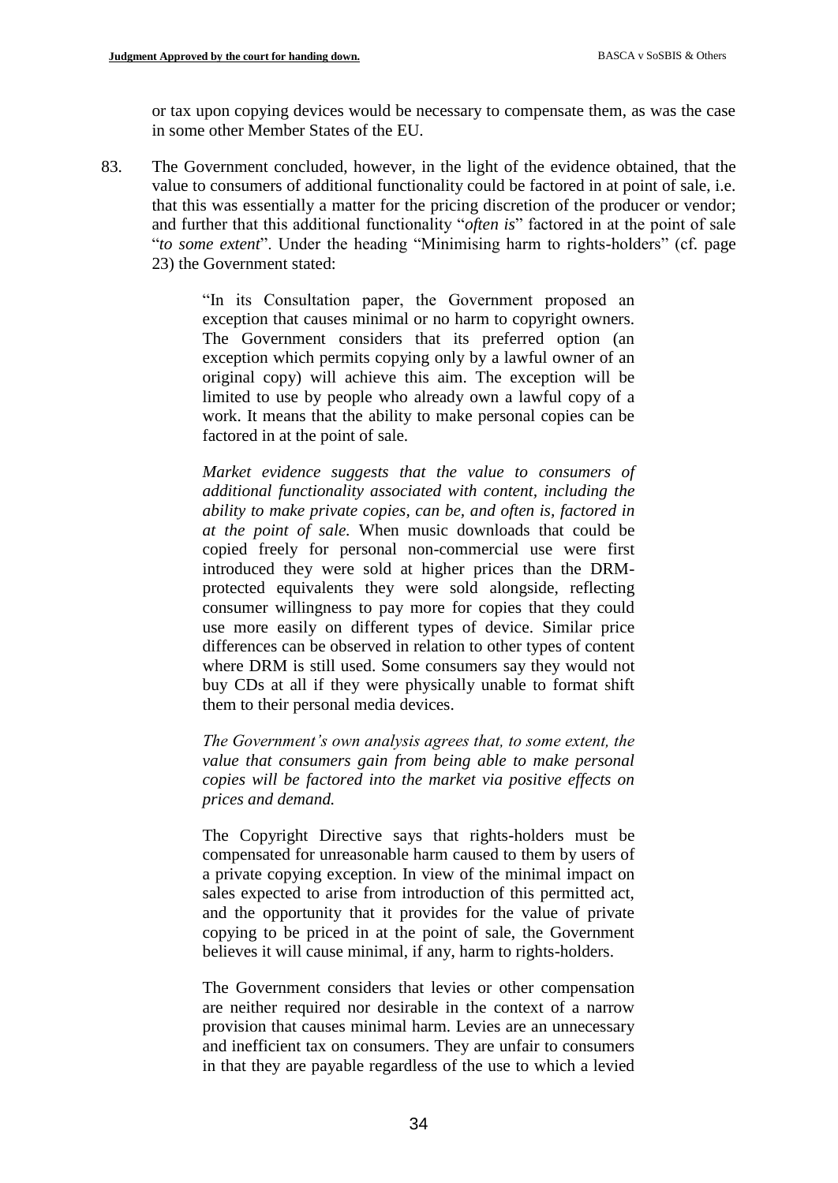or tax upon copying devices would be necessary to compensate them, as was the case in some other Member States of the EU.

83. The Government concluded, however, in the light of the evidence obtained, that the value to consumers of additional functionality could be factored in at point of sale, i.e. that this was essentially a matter for the pricing discretion of the producer or vendor; and further that this additional functionality "*often is*" factored in at the point of sale "*to some extent*". Under the heading "Minimising harm to rights-holders" (cf. page 23) the Government stated:

> "In its Consultation paper, the Government proposed an exception that causes minimal or no harm to copyright owners. The Government considers that its preferred option (an exception which permits copying only by a lawful owner of an original copy) will achieve this aim. The exception will be limited to use by people who already own a lawful copy of a work. It means that the ability to make personal copies can be factored in at the point of sale.
>
> *Market evidence suggests that the value to consumers of additional functionality associated with content, including the ability to make private copies, can be, and often is, factored in at the point of sale.* When music downloads that could be copied freely for personal non-commercial use were first introduced they were sold at higher prices than the DRM-protected equivalents they were sold alongside, reflecting consumer willingness to pay more for copies that they could use more easily on different types of device. Similar price differences can be observed in relation to other types of content where DRM is still used. Some consumers say they would not buy CDs at all if they were physically unable to format shift them to their personal media devices.
>
> *The Government's own analysis agrees that, to some extent, the value that consumers gain from being able to make personal copies will be factored into the market via positive effects on prices and demand.*
>
> The Copyright Directive says that rights-holders must be compensated for unreasonable harm caused to them by users of a private copying exception. In view of the minimal impact on sales expected to arise from introduction of this permitted act, and the opportunity that it provides for the value of private copying to be priced in at the point of sale, the Government believes it will cause minimal, if any, harm to rights-holders.
>
> The Government considers that levies or other compensation are neither required nor desirable in the context of a narrow provision that causes minimal harm. Levies are an unnecessary and inefficient tax on consumers. They are unfair to consumers in that they are payable regardless of the use to which a levied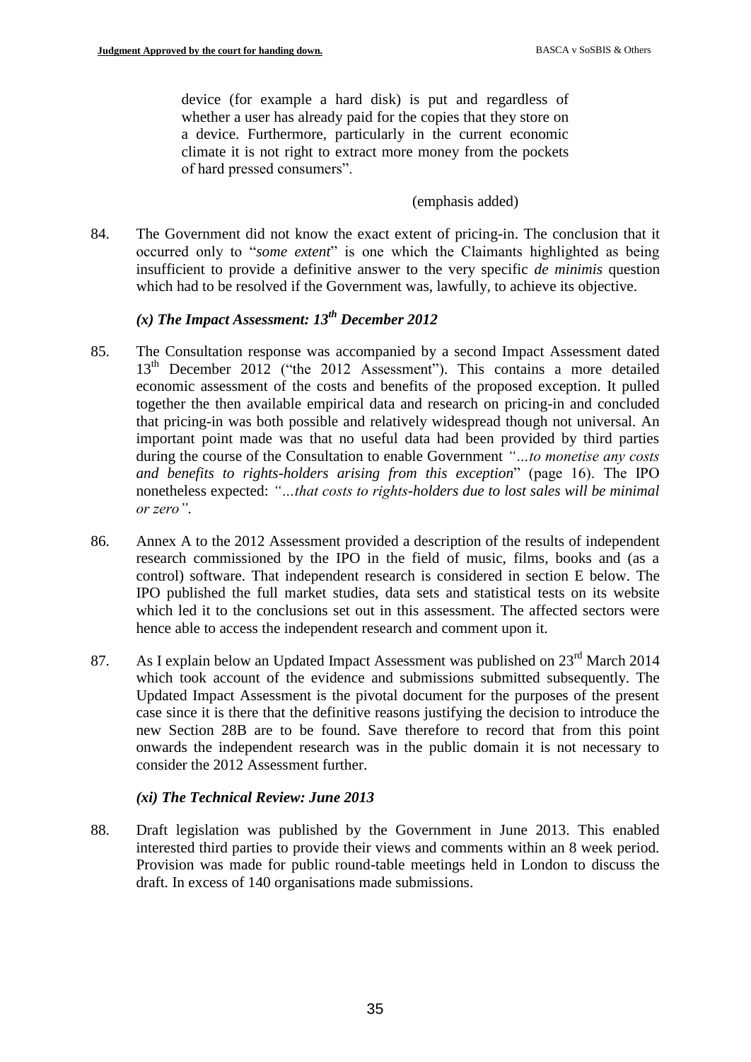> device (for example a hard disk) is put and regardless of whether a user has already paid for the copies that they store on a device. Furthermore, particularly in the current economic climate it is not right to extract more money from the pockets of hard pressed consumers".
>
> (emphasis added)

84. The Government did not know the exact extent of pricing-in. The conclusion that it occurred only to "*some extent*" is one which the Claimants highlighted as being insufficient to provide a definitive answer to the very specific *de minimis* question which had to be resolved if the Government was, lawfully, to achieve its objective.

### *(x) The Impact Assessment: 13th December 2012*

85. The Consultation response was accompanied by a second Impact Assessment dated 13th December 2012 ("the 2012 Assessment"). This contains a more detailed economic assessment of the costs and benefits of the proposed exception. It pulled together the then available empirical data and research on pricing-in and concluded that pricing-in was both possible and relatively widespread though not universal. An important point made was that no useful data had been provided by third parties during the course of the Consultation to enable Government *"…to monetise any costs and benefits to rights-holders arising from this exception*" (page 16). The IPO nonetheless expected: *"…that costs to rights-holders due to lost sales will be minimal or zero"*.

86. Annex A to the 2012 Assessment provided a description of the results of independent research commissioned by the IPO in the field of music, films, books and (as a control) software. That independent research is considered in section E below. The IPO published the full market studies, data sets and statistical tests on its website which led it to the conclusions set out in this assessment. The affected sectors were hence able to access the independent research and comment upon it.

87. As I explain below an Updated Impact Assessment was published on 23rd March 2014 which took account of the evidence and submissions submitted subsequently. The Updated Impact Assessment is the pivotal document for the purposes of the present case since it is there that the definitive reasons justifying the decision to introduce the new Section 28B are to be found. Save therefore to record that from this point onwards the independent research was in the public domain it is not necessary to consider the 2012 Assessment further.

### *(xi) The Technical Review: June 2013*

88. Draft legislation was published by the Government in June 2013. This enabled interested third parties to provide their views and comments within an 8 week period. Provision was made for public round-table meetings held in London to discuss the draft. In excess of 140 organisations made submissions.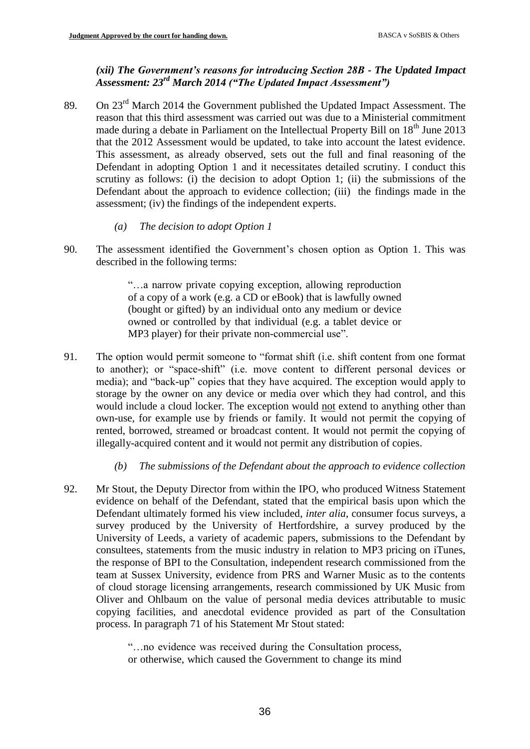### *(xii) The Government's reasons for introducing Section 28B - The Updated Impact Assessment: 23rd March 2014 ("The Updated Impact Assessment")*

89. On 23rd March 2014 the Government published the Updated Impact Assessment. The reason that this third assessment was carried out was due to a Ministerial commitment made during a debate in Parliament on the Intellectual Property Bill on 18th June 2013 that the 2012 Assessment would be updated, to take into account the latest evidence. This assessment, as already observed, sets out the full and final reasoning of the Defendant in adopting Option 1 and it necessitates detailed scrutiny. I conduct this scrutiny as follows: (i) the decision to adopt Option 1; (ii) the submissions of the Defendant about the approach to evidence collection; (iii) the findings made in the assessment; (iv) the findings of the independent experts.

*(a) The decision to adopt Option 1*

90. The assessment identified the Government's chosen option as Option 1. This was described in the following terms:

> "…a narrow private copying exception, allowing reproduction of a copy of a work (e.g. a CD or eBook) that is lawfully owned (bought or gifted) by an individual onto any medium or device owned or controlled by that individual (e.g. a tablet device or MP3 player) for their private non-commercial use".

91. The option would permit someone to "format shift (i.e. shift content from one format to another); or "space-shift" (i.e. move content to different personal devices or media); and "back-up" copies that they have acquired. The exception would apply to storage by the owner on any device or media over which they had control, and this would include a cloud locker. The exception would not extend to anything other than own-use, for example use by friends or family. It would not permit the copying of rented, borrowed, streamed or broadcast content. It would not permit the copying of illegally-acquired content and it would not permit any distribution of copies.

*(b) The submissions of the Defendant about the approach to evidence collection*

92. Mr Stout, the Deputy Director from within the IPO, who produced Witness Statement evidence on behalf of the Defendant, stated that the empirical basis upon which the Defendant ultimately formed his view included, *inter alia*, consumer focus surveys, a survey produced by the University of Hertfordshire, a survey produced by the University of Leeds, a variety of academic papers, submissions to the Defendant by consultees, statements from the music industry in relation to MP3 pricing on iTunes, the response of BPI to the Consultation, independent research commissioned from the team at Sussex University, evidence from PRS and Warner Music as to the contents of cloud storage licensing arrangements, research commissioned by UK Music from Oliver and Ohlbaum on the value of personal media devices attributable to music copying facilities, and anecdotal evidence provided as part of the Consultation process. In paragraph 71 of his Statement Mr Stout stated:

> "…no evidence was received during the Consultation process, or otherwise, which caused the Government to change its mind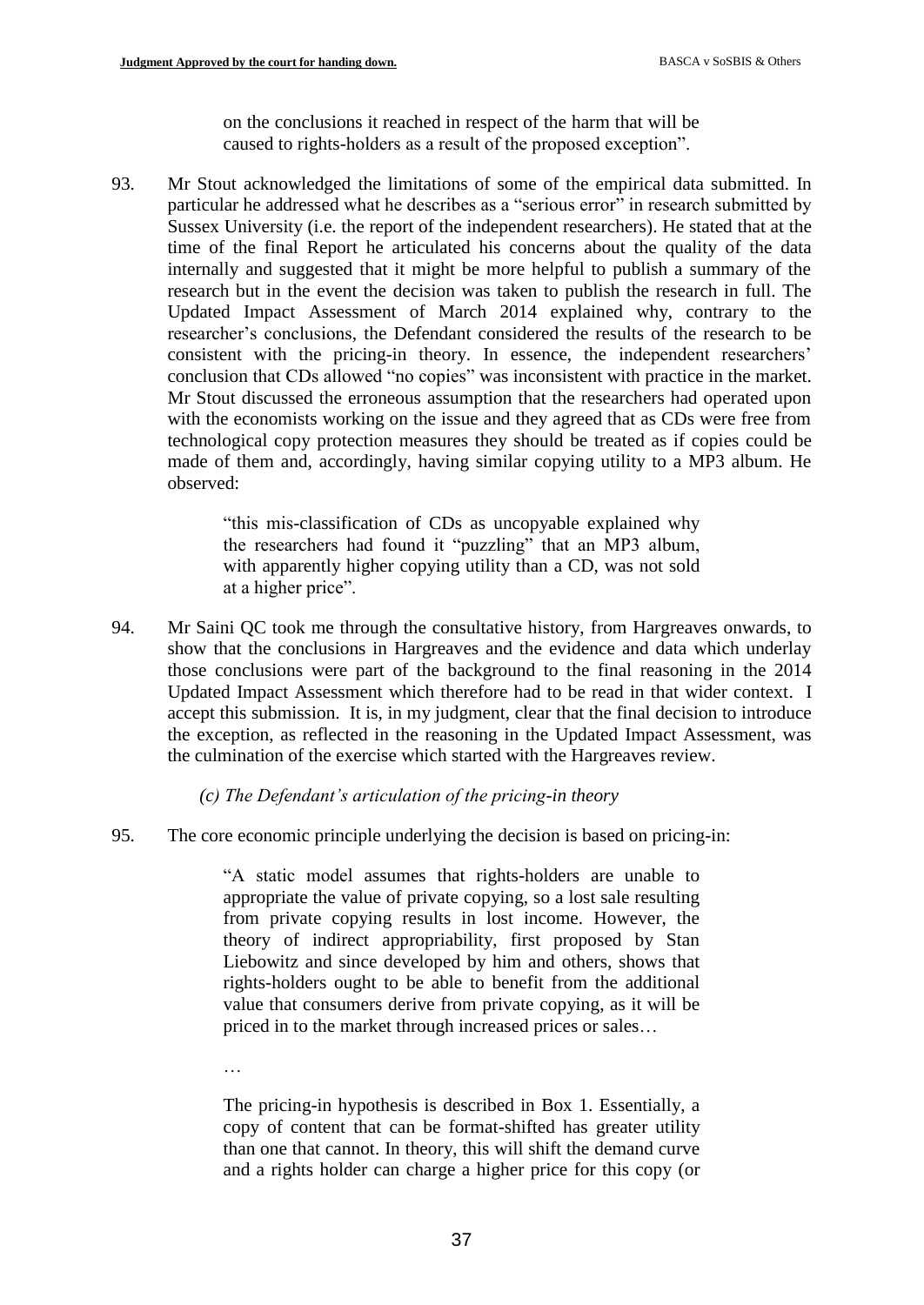on the conclusions it reached in respect of the harm that will be caused to rights-holders as a result of the proposed exception".

93. Mr Stout acknowledged the limitations of some of the empirical data submitted. In particular he addressed what he describes as a "serious error" in research submitted by Sussex University (i.e. the report of the independent researchers). He stated that at the time of the final Report he articulated his concerns about the quality of the data internally and suggested that it might be more helpful to publish a summary of the research but in the event the decision was taken to publish the research in full. The Updated Impact Assessment of March 2014 explained why, contrary to the researcher's conclusions, the Defendant considered the results of the research to be consistent with the pricing-in theory. In essence, the independent researchers' conclusion that CDs allowed "no copies" was inconsistent with practice in the market. Mr Stout discussed the erroneous assumption that the researchers had operated upon with the economists working on the issue and they agreed that as CDs were free from technological copy protection measures they should be treated as if copies could be made of them and, accordingly, having similar copying utility to a MP3 album. He observed:

> "this mis-classification of CDs as uncopyable explained why the researchers had found it "puzzling" that an MP3 album, with apparently higher copying utility than a CD, was not sold at a higher price".

94. Mr Saini QC took me through the consultative history, from Hargreaves onwards, to show that the conclusions in Hargreaves and the evidence and data which underlay those conclusions were part of the background to the final reasoning in the 2014 Updated Impact Assessment which therefore had to be read in that wider context. I accept this submission. It is, in my judgment, clear that the final decision to introduce the exception, as reflected in the reasoning in the Updated Impact Assessment, was the culmination of the exercise which started with the Hargreaves review.

*(c) The Defendant's articulation of the pricing-in theory*

95. The core economic principle underlying the decision is based on pricing-in:

> "A static model assumes that rights-holders are unable to appropriate the value of private copying, so a lost sale resulting from private copying results in lost income. However, the theory of indirect appropriability, first proposed by Stan Liebowitz and since developed by him and others, shows that rights-holders ought to be able to benefit from the additional value that consumers derive from private copying, as it will be priced in to the market through increased prices or sales…
>
> …
>
> The pricing-in hypothesis is described in Box 1. Essentially, a copy of content that can be format-shifted has greater utility than one that cannot. In theory, this will shift the demand curve and a rights holder can charge a higher price for this copy (or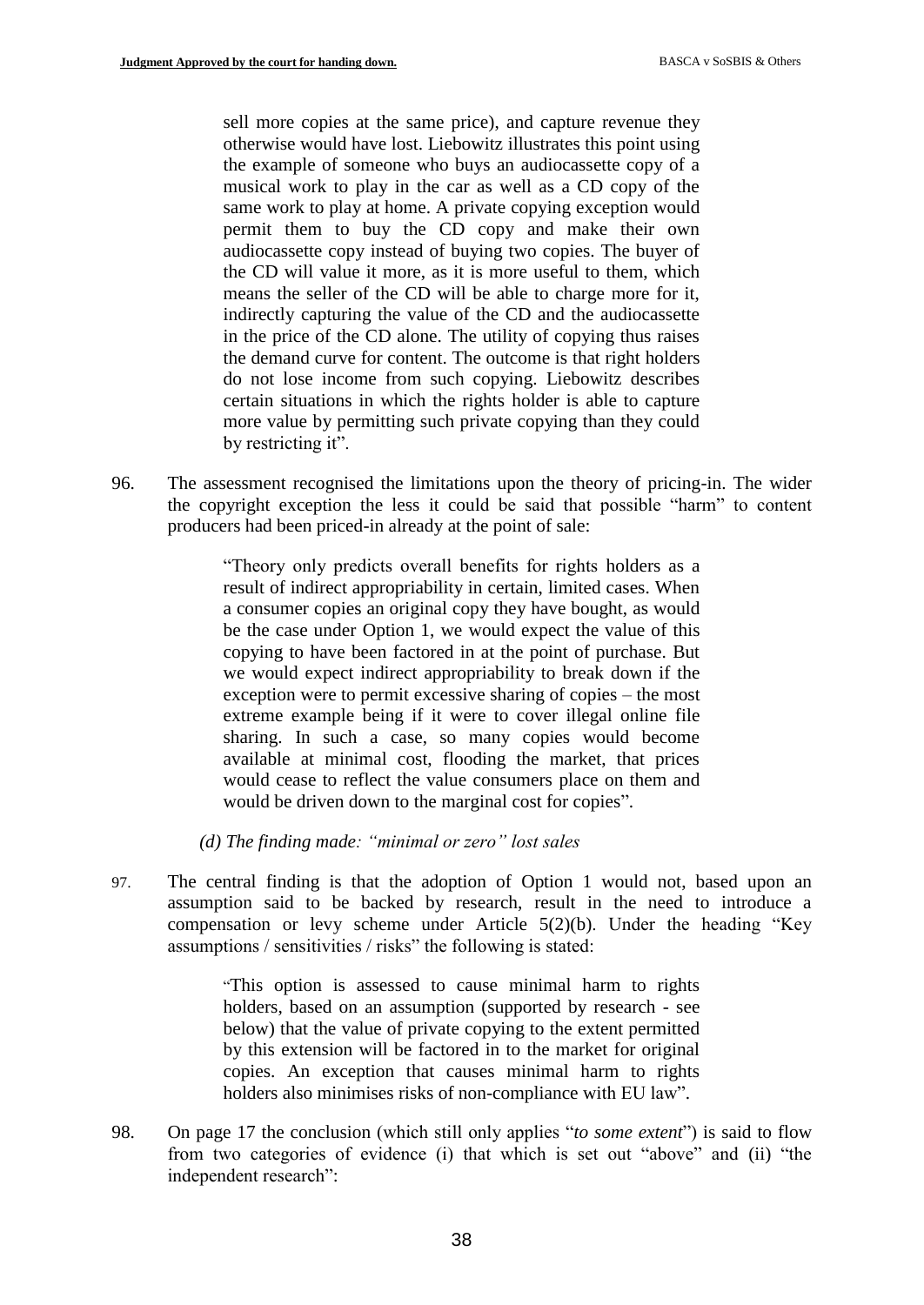> sell more copies at the same price), and capture revenue they otherwise would have lost. Liebowitz illustrates this point using the example of someone who buys an audiocassette copy of a musical work to play in the car as well as a CD copy of the same work to play at home. A private copying exception would permit them to buy the CD copy and make their own audiocassette copy instead of buying two copies. The buyer of the CD will value it more, as it is more useful to them, which means the seller of the CD will be able to charge more for it, indirectly capturing the value of the CD and the audiocassette in the price of the CD alone. The utility of copying thus raises the demand curve for content. The outcome is that right holders do not lose income from such copying. Liebowitz describes certain situations in which the rights holder is able to capture more value by permitting such private copying than they could by restricting it".

96. The assessment recognised the limitations upon the theory of pricing-in. The wider the copyright exception the less it could be said that possible "harm" to content producers had been priced-in already at the point of sale:

> "Theory only predicts overall benefits for rights holders as a result of indirect appropriability in certain, limited cases. When a consumer copies an original copy they have bought, as would be the case under Option 1, we would expect the value of this copying to have been factored in at the point of purchase. But we would expect indirect appropriability to break down if the exception were to permit excessive sharing of copies – the most extreme example being if it were to cover illegal online file sharing. In such a case, so many copies would become available at minimal cost, flooding the market, that prices would cease to reflect the value consumers place on them and would be driven down to the marginal cost for copies".

*(d) The finding made: "minimal or zero" lost sales*

97. The central finding is that the adoption of Option 1 would not, based upon an assumption said to be backed by research, result in the need to introduce a compensation or levy scheme under Article 5(2)(b). Under the heading "Key assumptions / sensitivities / risks" the following is stated:

> "This option is assessed to cause minimal harm to rights holders, based on an assumption (supported by research - see below) that the value of private copying to the extent permitted by this extension will be factored in to the market for original copies. An exception that causes minimal harm to rights holders also minimises risks of non-compliance with EU law".

98. On page 17 the conclusion (which still only applies "*to some extent*") is said to flow from two categories of evidence (i) that which is set out "above" and (ii) "the independent research":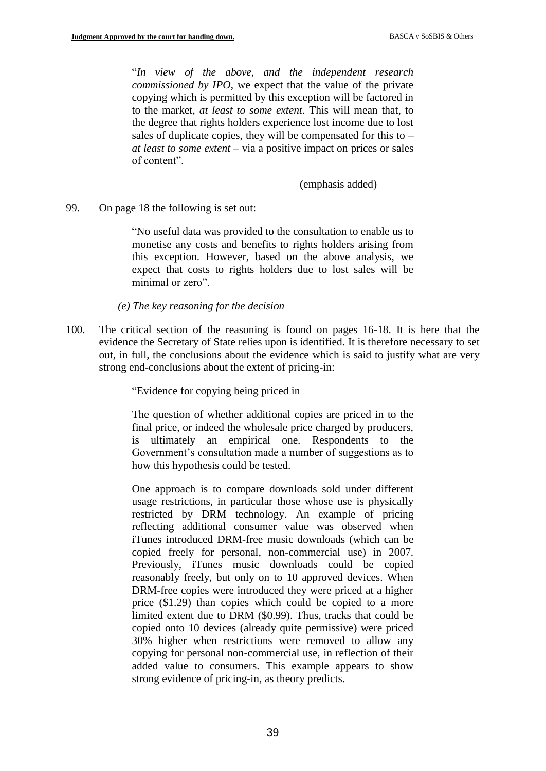"*In view of the above, and the independent research commissioned by IPO*, we expect that the value of the private copying which is permitted by this exception will be factored in to the market, *at least to some extent*. This will mean that, to the degree that rights holders experience lost income due to lost sales of duplicate copies, they will be compensated for this to – *at least to some extent* – via a positive impact on prices or sales of content".

(emphasis added)

99. On page 18 the following is set out:

"No useful data was provided to the consultation to enable us to monetise any costs and benefits to rights holders arising from this exception. However, based on the above analysis, we expect that costs to rights holders due to lost sales will be minimal or zero".

*(e) The key reasoning for the decision*

100. The critical section of the reasoning is found on pages 16-18. It is here that the evidence the Secretary of State relies upon is identified. It is therefore necessary to set out, in full, the conclusions about the evidence which is said to justify what are very strong end-conclusions about the extent of pricing-in:

"Evidence for copying being priced in

The question of whether additional copies are priced in to the final price, or indeed the wholesale price charged by producers, is ultimately an empirical one. Respondents to the Government's consultation made a number of suggestions as to how this hypothesis could be tested.

One approach is to compare downloads sold under different usage restrictions, in particular those whose use is physically restricted by DRM technology. An example of pricing reflecting additional consumer value was observed when iTunes introduced DRM-free music downloads (which can be copied freely for personal, non-commercial use) in 2007. Previously, iTunes music downloads could be copied reasonably freely, but only on to 10 approved devices. When DRM-free copies were introduced they were priced at a higher price ($1.29) than copies which could be copied to a more limited extent due to DRM ($0.99). Thus, tracks that could be copied onto 10 devices (already quite permissive) were priced 30% higher when restrictions were removed to allow any copying for personal non-commercial use, in reflection of their added value to consumers. This example appears to show strong evidence of pricing-in, as theory predicts.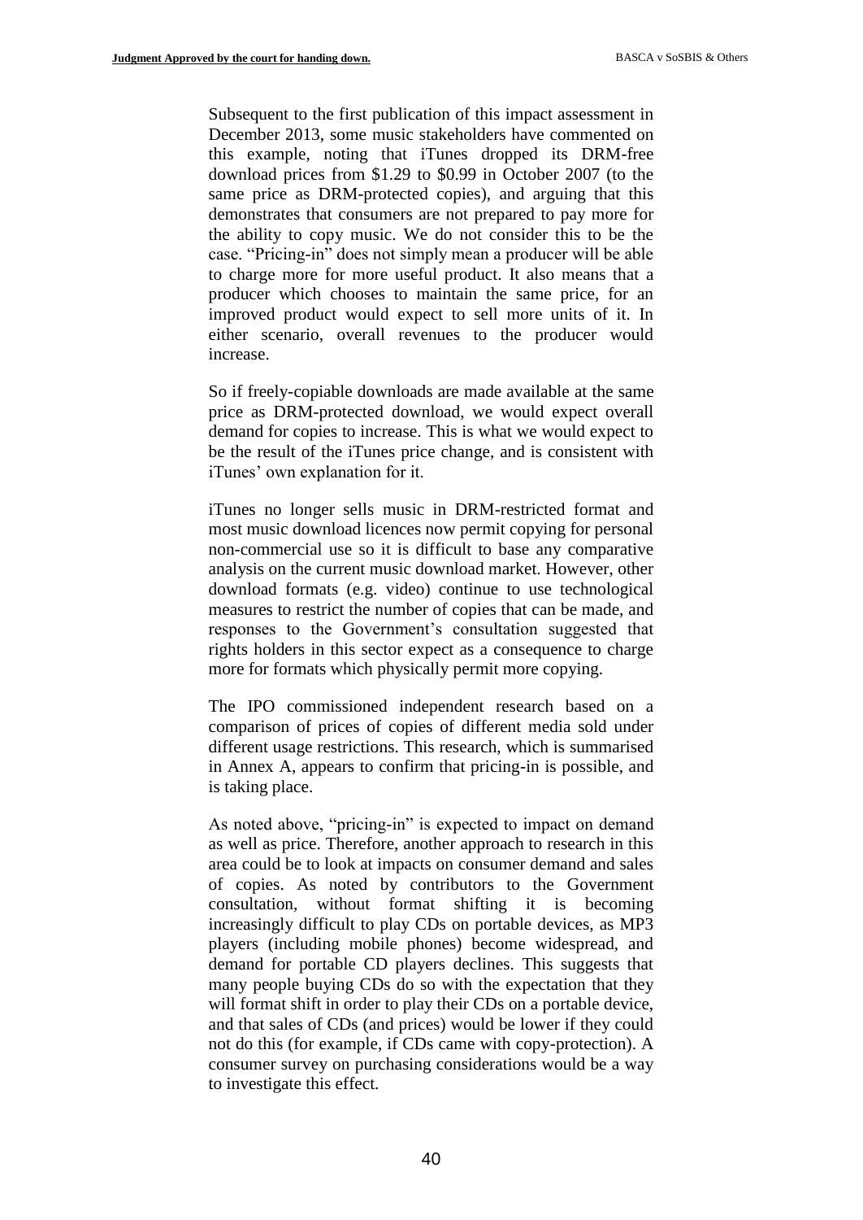Subsequent to the first publication of this impact assessment in December 2013, some music stakeholders have commented on this example, noting that iTunes dropped its DRM-free download prices from $1.29 to $0.99 in October 2007 (to the same price as DRM-protected copies), and arguing that this demonstrates that consumers are not prepared to pay more for the ability to copy music. We do not consider this to be the case. "Pricing-in" does not simply mean a producer will be able to charge more for more useful product. It also means that a producer which chooses to maintain the same price, for an improved product would expect to sell more units of it. In either scenario, overall revenues to the producer would increase.

So if freely-copiable downloads are made available at the same price as DRM-protected download, we would expect overall demand for copies to increase. This is what we would expect to be the result of the iTunes price change, and is consistent with iTunes' own explanation for it.

iTunes no longer sells music in DRM-restricted format and most music download licences now permit copying for personal non-commercial use so it is difficult to base any comparative analysis on the current music download market. However, other download formats (e.g. video) continue to use technological measures to restrict the number of copies that can be made, and responses to the Government's consultation suggested that rights holders in this sector expect as a consequence to charge more for formats which physically permit more copying.

The IPO commissioned independent research based on a comparison of prices of copies of different media sold under different usage restrictions. This research, which is summarised in Annex A, appears to confirm that pricing-in is possible, and is taking place.

As noted above, "pricing-in" is expected to impact on demand as well as price. Therefore, another approach to research in this area could be to look at impacts on consumer demand and sales of copies. As noted by contributors to the Government consultation, without format shifting it is becoming increasingly difficult to play CDs on portable devices, as MP3 players (including mobile phones) become widespread, and demand for portable CD players declines. This suggests that many people buying CDs do so with the expectation that they will format shift in order to play their CDs on a portable device, and that sales of CDs (and prices) would be lower if they could not do this (for example, if CDs came with copy-protection). A consumer survey on purchasing considerations would be a way to investigate this effect.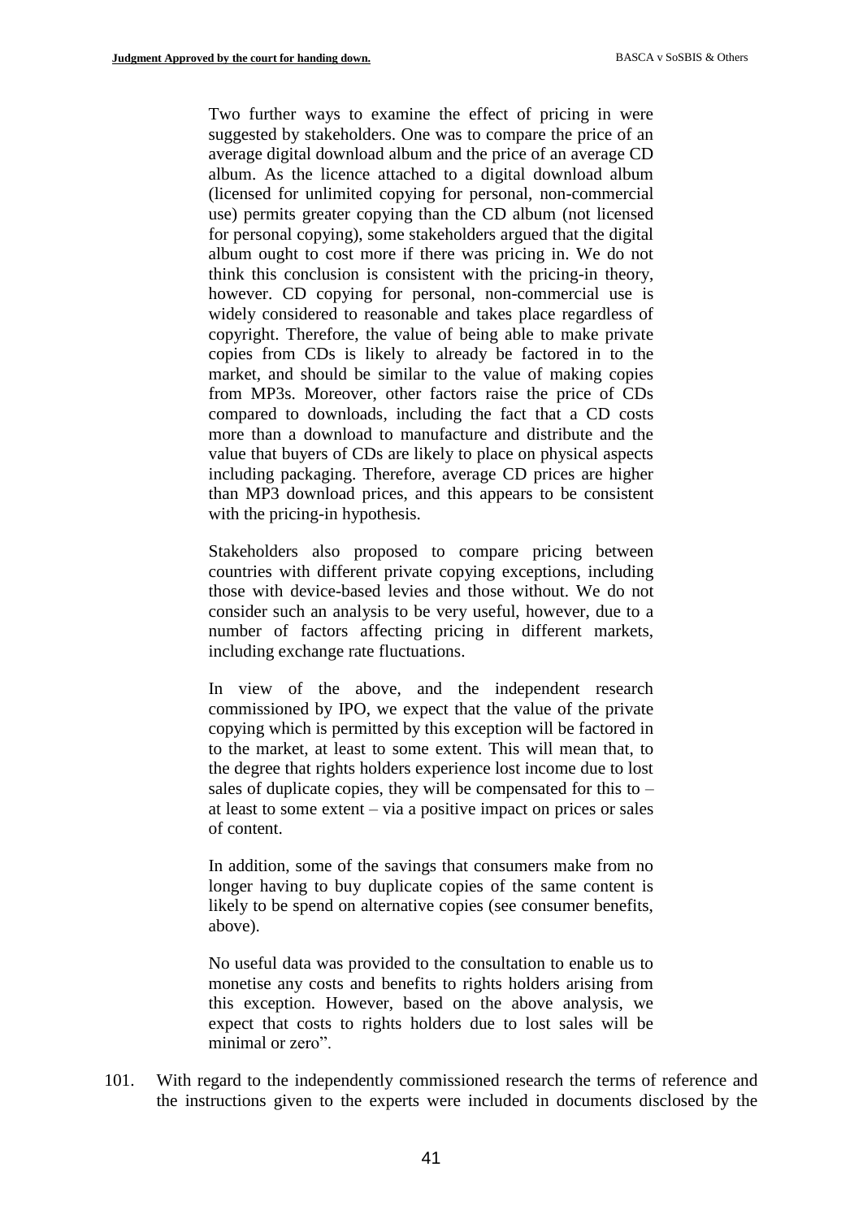Two further ways to examine the effect of pricing in were suggested by stakeholders. One was to compare the price of an average digital download album and the price of an average CD album. As the licence attached to a digital download album (licensed for unlimited copying for personal, non-commercial use) permits greater copying than the CD album (not licensed for personal copying), some stakeholders argued that the digital album ought to cost more if there was pricing in. We do not think this conclusion is consistent with the pricing-in theory, however. CD copying for personal, non-commercial use is widely considered to reasonable and takes place regardless of copyright. Therefore, the value of being able to make private copies from CDs is likely to already be factored in to the market, and should be similar to the value of making copies from MP3s. Moreover, other factors raise the price of CDs compared to downloads, including the fact that a CD costs more than a download to manufacture and distribute and the value that buyers of CDs are likely to place on physical aspects including packaging. Therefore, average CD prices are higher than MP3 download prices, and this appears to be consistent with the pricing-in hypothesis.

Stakeholders also proposed to compare pricing between countries with different private copying exceptions, including those with device-based levies and those without. We do not consider such an analysis to be very useful, however, due to a number of factors affecting pricing in different markets, including exchange rate fluctuations.

In view of the above, and the independent research commissioned by IPO, we expect that the value of the private copying which is permitted by this exception will be factored in to the market, at least to some extent. This will mean that, to the degree that rights holders experience lost income due to lost sales of duplicate copies, they will be compensated for this to – at least to some extent – via a positive impact on prices or sales of content.

In addition, some of the savings that consumers make from no longer having to buy duplicate copies of the same content is likely to be spend on alternative copies (see consumer benefits, above).

No useful data was provided to the consultation to enable us to monetise any costs and benefits to rights holders arising from this exception. However, based on the above analysis, we expect that costs to rights holders due to lost sales will be minimal or zero".

101. With regard to the independently commissioned research the terms of reference and the instructions given to the experts were included in documents disclosed by the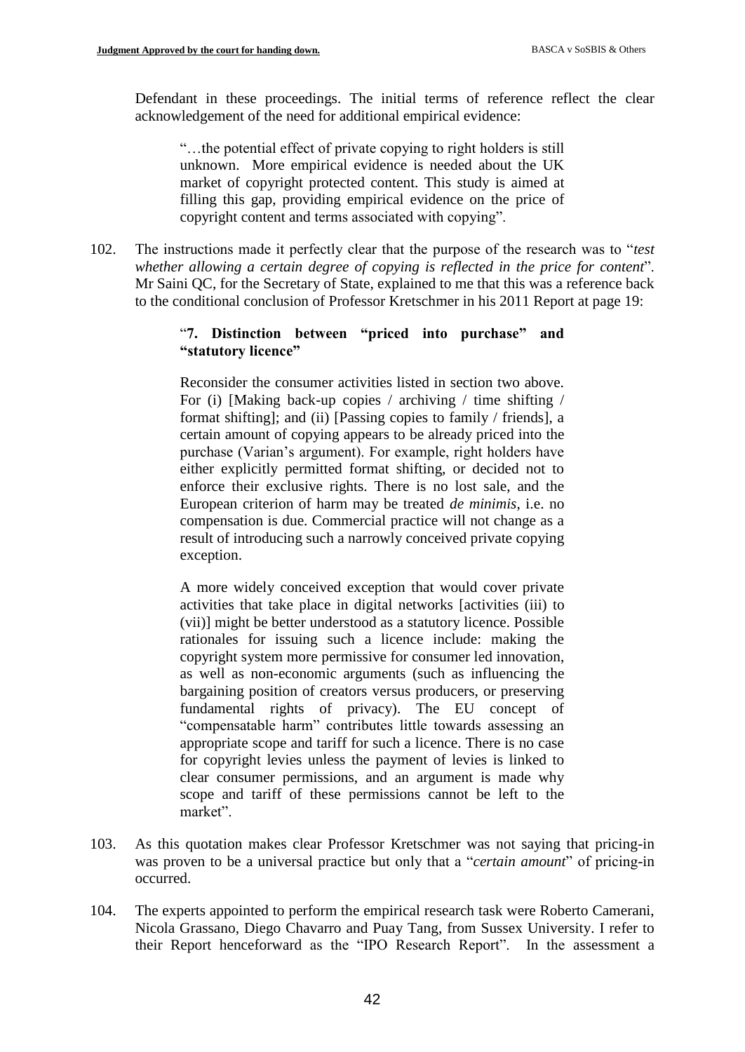Defendant in these proceedings. The initial terms of reference reflect the clear acknowledgement of the need for additional empirical evidence:

> "…the potential effect of private copying to right holders is still unknown. More empirical evidence is needed about the UK market of copyright protected content. This study is aimed at filling this gap, providing empirical evidence on the price of copyright content and terms associated with copying".

102. The instructions made it perfectly clear that the purpose of the research was to "*test whether allowing a certain degree of copying is reflected in the price for content*". Mr Saini QC, for the Secretary of State, explained to me that this was a reference back to the conditional conclusion of Professor Kretschmer in his 2011 Report at page 19:

> "**7. Distinction between "priced into purchase" and "statutory licence"**
>
> Reconsider the consumer activities listed in section two above. For (i) [Making back-up copies / archiving / time shifting / format shifting]; and (ii) [Passing copies to family / friends], a certain amount of copying appears to be already priced into the purchase (Varian's argument). For example, right holders have either explicitly permitted format shifting, or decided not to enforce their exclusive rights. There is no lost sale, and the European criterion of harm may be treated *de minimis*, i.e. no compensation is due. Commercial practice will not change as a result of introducing such a narrowly conceived private copying exception.
>
> A more widely conceived exception that would cover private activities that take place in digital networks [activities (iii) to (vii)] might be better understood as a statutory licence. Possible rationales for issuing such a licence include: making the copyright system more permissive for consumer led innovation, as well as non-economic arguments (such as influencing the bargaining position of creators versus producers, or preserving fundamental rights of privacy). The EU concept of "compensatable harm" contributes little towards assessing an appropriate scope and tariff for such a licence. There is no case for copyright levies unless the payment of levies is linked to clear consumer permissions, and an argument is made why scope and tariff of these permissions cannot be left to the market".

103. As this quotation makes clear Professor Kretschmer was not saying that pricing-in was proven to be a universal practice but only that a "*certain amount*" of pricing-in occurred.

104. The experts appointed to perform the empirical research task were Roberto Camerani, Nicola Grassano, Diego Chavarro and Puay Tang, from Sussex University. I refer to their Report henceforward as the "IPO Research Report". In the assessment a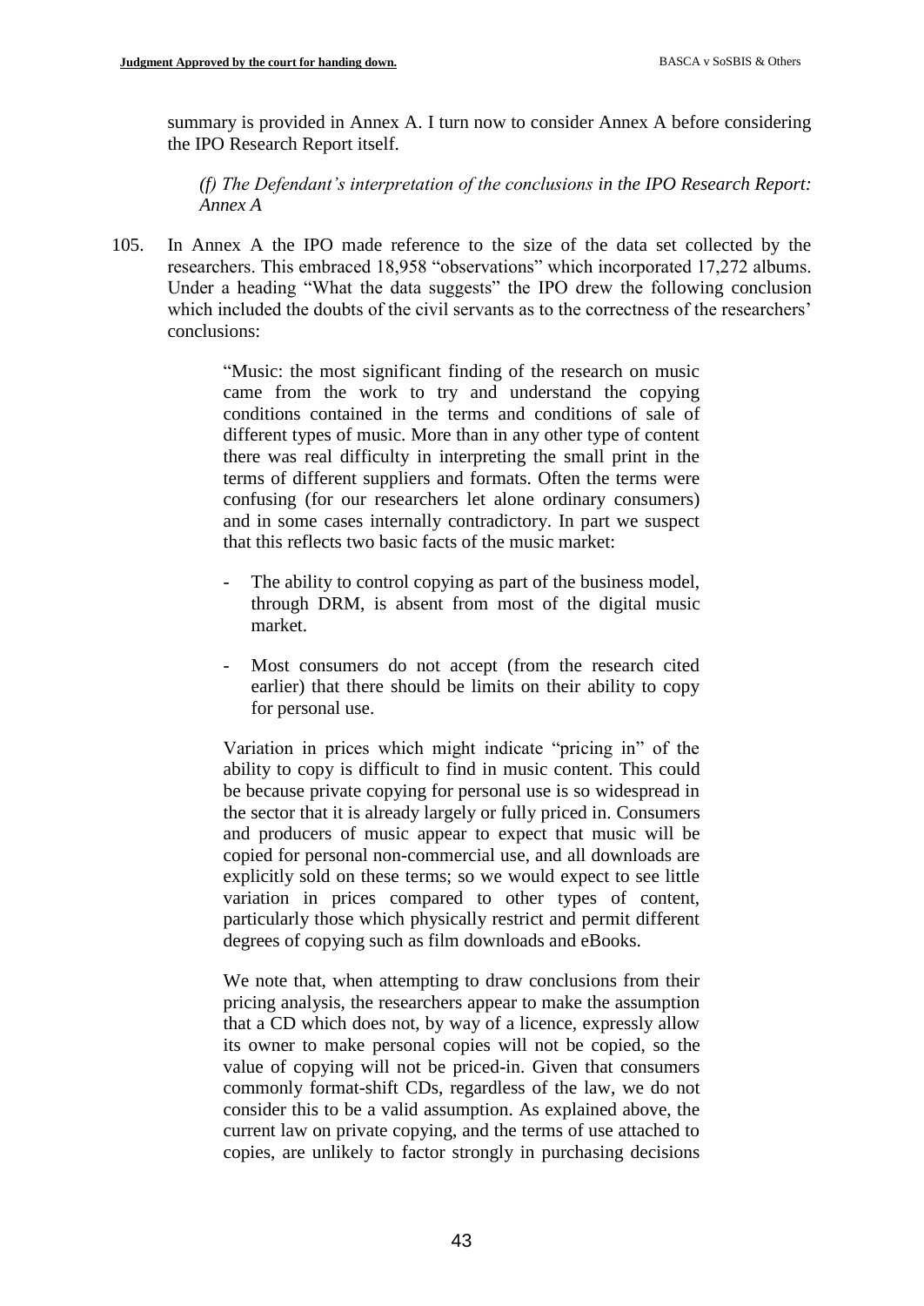summary is provided in Annex A. I turn now to consider Annex A before considering the IPO Research Report itself.

*(f) The Defendant's interpretation of the conclusions in the IPO Research Report: Annex A*

105. In Annex A the IPO made reference to the size of the data set collected by the researchers. This embraced 18,958 "observations" which incorporated 17,272 albums. Under a heading "What the data suggests" the IPO drew the following conclusion which included the doubts of the civil servants as to the correctness of the researchers' conclusions:

> "Music: the most significant finding of the research on music came from the work to try and understand the copying conditions contained in the terms and conditions of sale of different types of music. More than in any other type of content there was real difficulty in interpreting the small print in the terms of different suppliers and formats. Often the terms were confusing (for our researchers let alone ordinary consumers) and in some cases internally contradictory. In part we suspect that this reflects two basic facts of the music market:
>
> - The ability to control copying as part of the business model, through DRM, is absent from most of the digital music market.
> - Most consumers do not accept (from the research cited earlier) that there should be limits on their ability to copy for personal use.
>
> Variation in prices which might indicate "pricing in" of the ability to copy is difficult to find in music content. This could be because private copying for personal use is so widespread in the sector that it is already largely or fully priced in. Consumers and producers of music appear to expect that music will be copied for personal non-commercial use, and all downloads are explicitly sold on these terms; so we would expect to see little variation in prices compared to other types of content, particularly those which physically restrict and permit different degrees of copying such as film downloads and eBooks.
>
> We note that, when attempting to draw conclusions from their pricing analysis, the researchers appear to make the assumption that a CD which does not, by way of a licence, expressly allow its owner to make personal copies will not be copied, so the value of copying will not be priced-in. Given that consumers commonly format-shift CDs, regardless of the law, we do not consider this to be a valid assumption. As explained above, the current law on private copying, and the terms of use attached to copies, are unlikely to factor strongly in purchasing decisions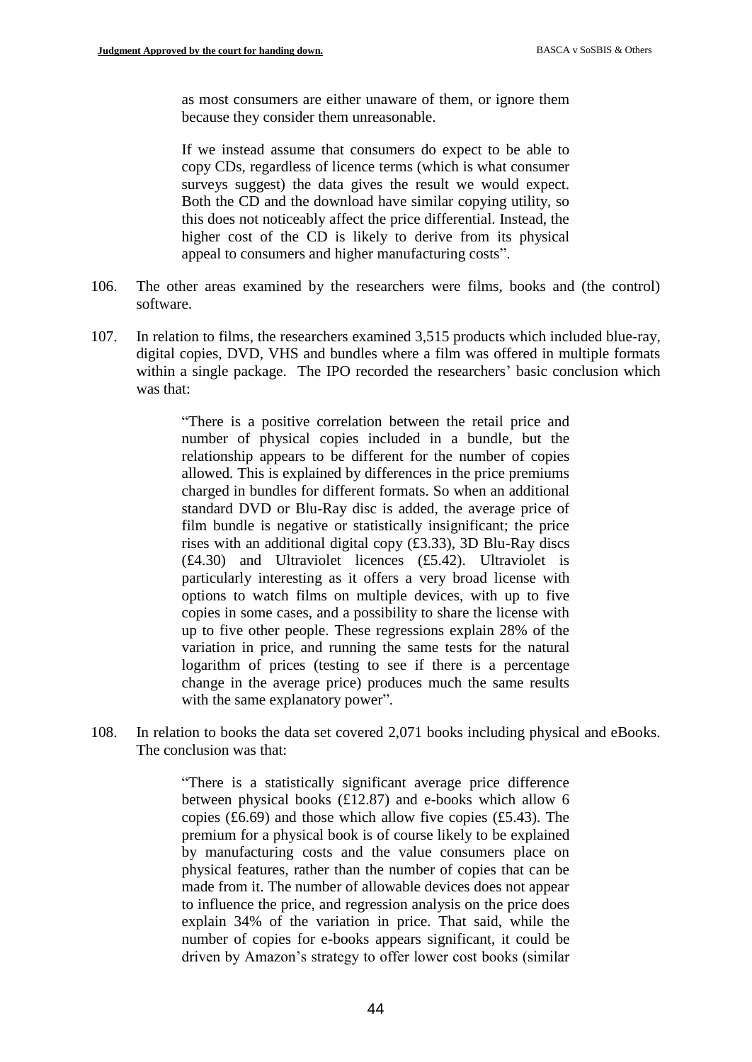> as most consumers are either unaware of them, or ignore them because they consider them unreasonable.
>
> If we instead assume that consumers do expect to be able to copy CDs, regardless of licence terms (which is what consumer surveys suggest) the data gives the result we would expect. Both the CD and the download have similar copying utility, so this does not noticeably affect the price differential. Instead, the higher cost of the CD is likely to derive from its physical appeal to consumers and higher manufacturing costs".

106. The other areas examined by the researchers were films, books and (the control) software.

107. In relation to films, the researchers examined 3,515 products which included blue-ray, digital copies, DVD, VHS and bundles where a film was offered in multiple formats within a single package. The IPO recorded the researchers' basic conclusion which was that:

> "There is a positive correlation between the retail price and number of physical copies included in a bundle, but the relationship appears to be different for the number of copies allowed. This is explained by differences in the price premiums charged in bundles for different formats. So when an additional standard DVD or Blu-Ray disc is added, the average price of film bundle is negative or statistically insignificant; the price rises with an additional digital copy (£3.33), 3D Blu-Ray discs (£4.30) and Ultraviolet licences (£5.42). Ultraviolet is particularly interesting as it offers a very broad license with options to watch films on multiple devices, with up to five copies in some cases, and a possibility to share the license with up to five other people. These regressions explain 28% of the variation in price, and running the same tests for the natural logarithm of prices (testing to see if there is a percentage change in the average price) produces much the same results with the same explanatory power".

108. In relation to books the data set covered 2,071 books including physical and eBooks. The conclusion was that:

> "There is a statistically significant average price difference between physical books (£12.87) and e-books which allow 6 copies (£6.69) and those which allow five copies (£5.43). The premium for a physical book is of course likely to be explained by manufacturing costs and the value consumers place on physical features, rather than the number of copies that can be made from it. The number of allowable devices does not appear to influence the price, and regression analysis on the price does explain 34% of the variation in price. That said, while the number of copies for e-books appears significant, it could be driven by Amazon's strategy to offer lower cost books (similar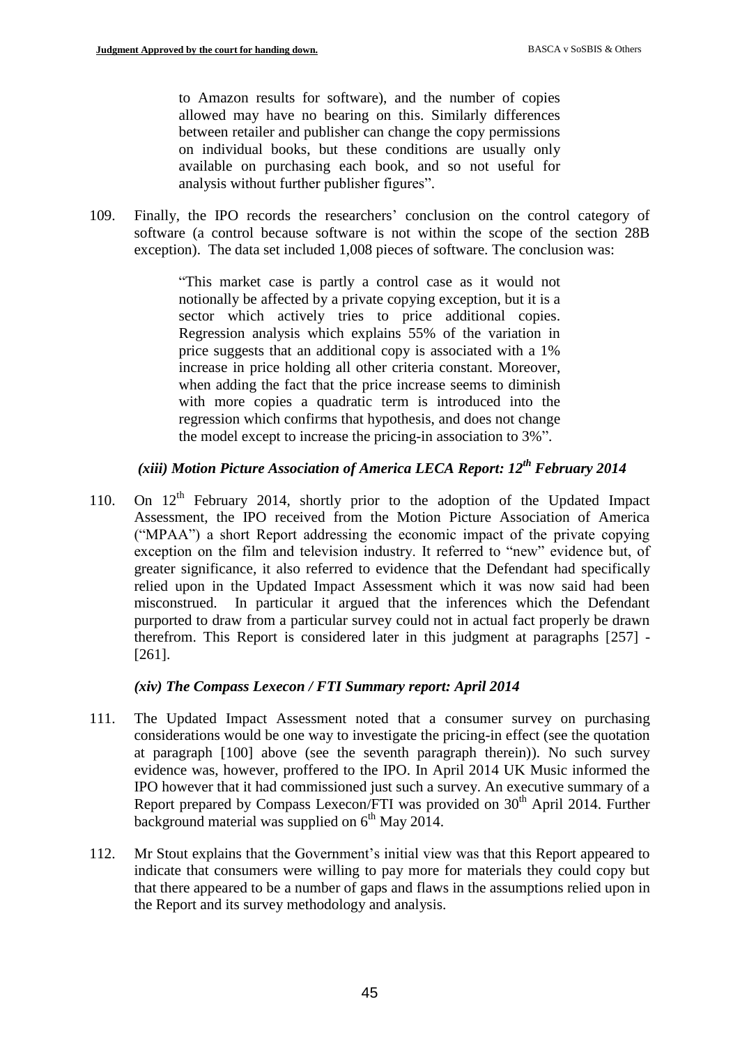> to Amazon results for software), and the number of copies allowed may have no bearing on this. Similarly differences between retailer and publisher can change the copy permissions on individual books, but these conditions are usually only available on purchasing each book, and so not useful for analysis without further publisher figures".

109. Finally, the IPO records the researchers' conclusion on the control category of software (a control because software is not within the scope of the section 28B exception). The data set included 1,008 pieces of software. The conclusion was:

> "This market case is partly a control case as it would not notionally be affected by a private copying exception, but it is a sector which actively tries to price additional copies. Regression analysis which explains 55% of the variation in price suggests that an additional copy is associated with a 1% increase in price holding all other criteria constant. Moreover, when adding the fact that the price increase seems to diminish with more copies a quadratic term is introduced into the regression which confirms that hypothesis, and does not change the model except to increase the pricing-in association to 3%".

### *(xiii) Motion Picture Association of America LECA Report: 12th February 2014*

110. On 12th February 2014, shortly prior to the adoption of the Updated Impact Assessment, the IPO received from the Motion Picture Association of America ("MPAA") a short Report addressing the economic impact of the private copying exception on the film and television industry. It referred to "new" evidence but, of greater significance, it also referred to evidence that the Defendant had specifically relied upon in the Updated Impact Assessment which it was now said had been misconstrued. In particular it argued that the inferences which the Defendant purported to draw from a particular survey could not in actual fact properly be drawn therefrom. This Report is considered later in this judgment at paragraphs [257] - [261].

### *(xiv) The Compass Lexecon / FTI Summary report: April 2014*

111. The Updated Impact Assessment noted that a consumer survey on purchasing considerations would be one way to investigate the pricing-in effect (see the quotation at paragraph [100] above (see the seventh paragraph therein)). No such survey evidence was, however, proffered to the IPO. In April 2014 UK Music informed the IPO however that it had commissioned just such a survey. An executive summary of a Report prepared by Compass Lexecon/FTI was provided on 30th April 2014. Further background material was supplied on 6th May 2014.

112. Mr Stout explains that the Government's initial view was that this Report appeared to indicate that consumers were willing to pay more for materials they could copy but that there appeared to be a number of gaps and flaws in the assumptions relied upon in the Report and its survey methodology and analysis.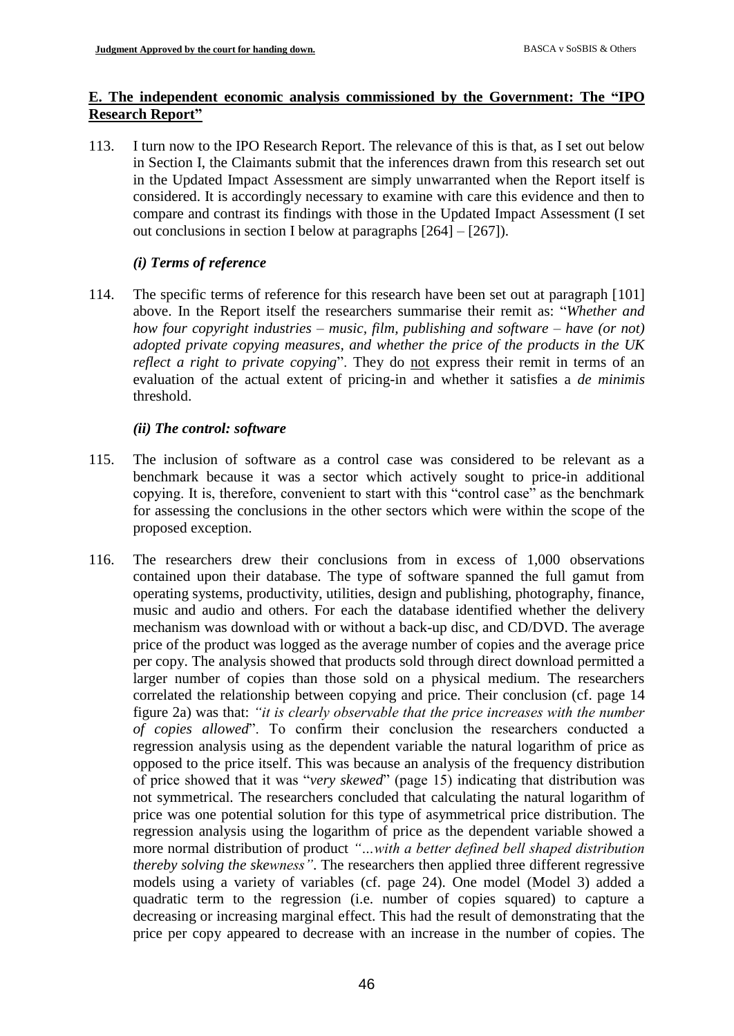## E. The independent economic analysis commissioned by the Government: The "IPO Research Report"

113. I turn now to the IPO Research Report. The relevance of this is that, as I set out below in Section I, the Claimants submit that the inferences drawn from this research set out in the Updated Impact Assessment are simply unwarranted when the Report itself is considered. It is accordingly necessary to examine with care this evidence and then to compare and contrast its findings with those in the Updated Impact Assessment (I set out conclusions in section I below at paragraphs [264] – [267]).

### *(i) Terms of reference*

114. The specific terms of reference for this research have been set out at paragraph [101] above. In the Report itself the researchers summarise their remit as: "*Whether and how four copyright industries – music, film, publishing and software – have (or not) adopted private copying measures, and whether the price of the products in the UK reflect a right to private copying*". They do not express their remit in terms of an evaluation of the actual extent of pricing-in and whether it satisfies a *de minimis* threshold.

### *(ii) The control: software*

115. The inclusion of software as a control case was considered to be relevant as a benchmark because it was a sector which actively sought to price-in additional copying. It is, therefore, convenient to start with this "control case" as the benchmark for assessing the conclusions in the other sectors which were within the scope of the proposed exception.

116. The researchers drew their conclusions from in excess of 1,000 observations contained upon their database. The type of software spanned the full gamut from operating systems, productivity, utilities, design and publishing, photography, finance, music and audio and others. For each the database identified whether the delivery mechanism was download with or without a back-up disc, and CD/DVD. The average price of the product was logged as the average number of copies and the average price per copy. The analysis showed that products sold through direct download permitted a larger number of copies than those sold on a physical medium. The researchers correlated the relationship between copying and price. Their conclusion (cf. page 14 figure 2a) was that: *"it is clearly observable that the price increases with the number of copies allowed*". To confirm their conclusion the researchers conducted a regression analysis using as the dependent variable the natural logarithm of price as opposed to the price itself. This was because an analysis of the frequency distribution of price showed that it was "*very skewed*" (page 15) indicating that distribution was not symmetrical. The researchers concluded that calculating the natural logarithm of price was one potential solution for this type of asymmetrical price distribution. The regression analysis using the logarithm of price as the dependent variable showed a more normal distribution of product *"…with a better defined bell shaped distribution thereby solving the skewness"*. The researchers then applied three different regressive models using a variety of variables (cf. page 24). One model (Model 3) added a quadratic term to the regression (i.e. number of copies squared) to capture a decreasing or increasing marginal effect. This had the result of demonstrating that the price per copy appeared to decrease with an increase in the number of copies. The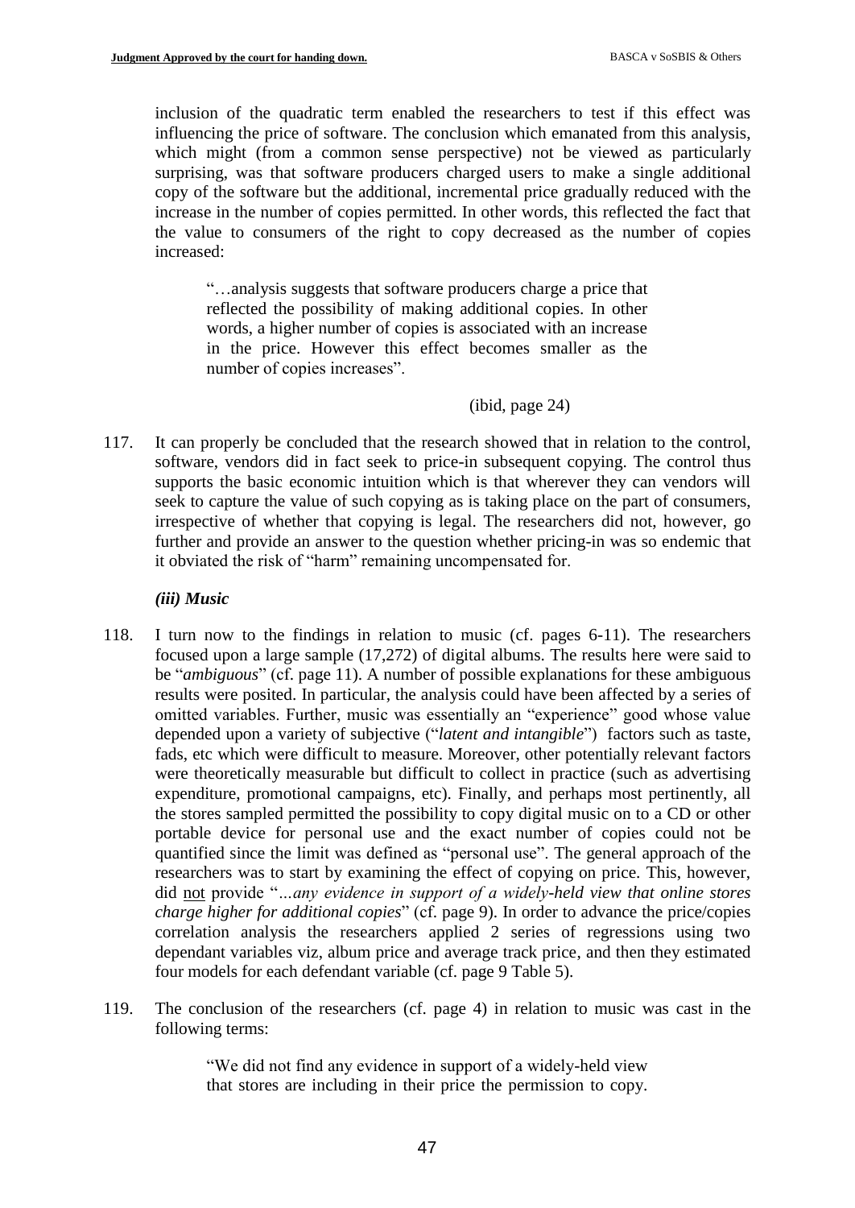inclusion of the quadratic term enabled the researchers to test if this effect was influencing the price of software. The conclusion which emanated from this analysis, which might (from a common sense perspective) not be viewed as particularly surprising, was that software producers charged users to make a single additional copy of the software but the additional, incremental price gradually reduced with the increase in the number of copies permitted. In other words, this reflected the fact that the value to consumers of the right to copy decreased as the number of copies increased:

> "…analysis suggests that software producers charge a price that reflected the possibility of making additional copies. In other words, a higher number of copies is associated with an increase in the price. However this effect becomes smaller as the number of copies increases".
>
> (ibid, page 24)

117. It can properly be concluded that the research showed that in relation to the control, software, vendors did in fact seek to price-in subsequent copying. The control thus supports the basic economic intuition which is that wherever they can vendors will seek to capture the value of such copying as is taking place on the part of consumers, irrespective of whether that copying is legal. The researchers did not, however, go further and provide an answer to the question whether pricing-in was so endemic that it obviated the risk of "harm" remaining uncompensated for.

***(iii) Music***

118. I turn now to the findings in relation to music (cf. pages 6-11). The researchers focused upon a large sample (17,272) of digital albums. The results here were said to be "*ambiguous*" (cf. page 11). A number of possible explanations for these ambiguous results were posited. In particular, the analysis could have been affected by a series of omitted variables. Further, music was essentially an "experience" good whose value depended upon a variety of subjective ("*latent and intangible*") factors such as taste, fads, etc which were difficult to measure. Moreover, other potentially relevant factors were theoretically measurable but difficult to collect in practice (such as advertising expenditure, promotional campaigns, etc). Finally, and perhaps most pertinently, all the stores sampled permitted the possibility to copy digital music on to a CD or other portable device for personal use and the exact number of copies could not be quantified since the limit was defined as "personal use". The general approach of the researchers was to start by examining the effect of copying on price. This, however, did <u>not</u> provide "*…any evidence in support of a widely-held view that online stores charge higher for additional copies*" (cf. page 9). In order to advance the price/copies correlation analysis the researchers applied 2 series of regressions using two dependant variables viz, album price and average track price, and then they estimated four models for each defendant variable (cf. page 9 Table 5).

119. The conclusion of the researchers (cf. page 4) in relation to music was cast in the following terms:

> "We did not find any evidence in support of a widely-held view that stores are including in their price the permission to copy.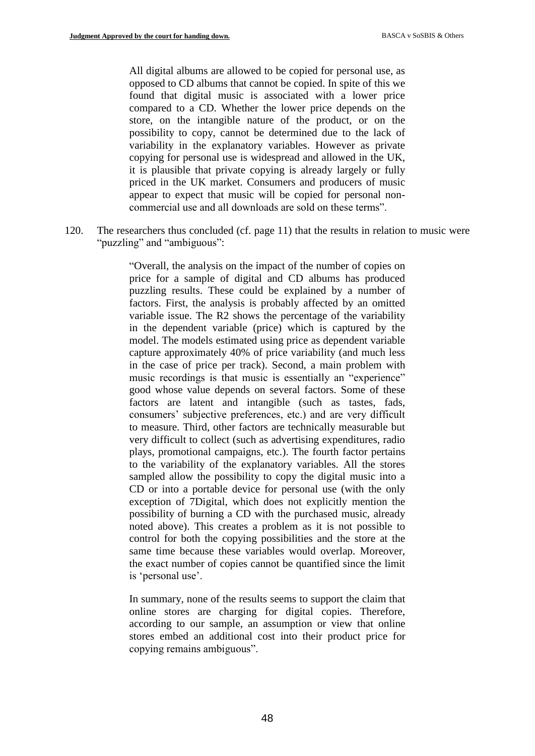> All digital albums are allowed to be copied for personal use, as opposed to CD albums that cannot be copied. In spite of this we found that digital music is associated with a lower price compared to a CD. Whether the lower price depends on the store, on the intangible nature of the product, or on the possibility to copy, cannot be determined due to the lack of variability in the explanatory variables. However as private copying for personal use is widespread and allowed in the UK, it is plausible that private copying is already largely or fully priced in the UK market. Consumers and producers of music appear to expect that music will be copied for personal non-commercial use and all downloads are sold on these terms".

120. The researchers thus concluded (cf. page 11) that the results in relation to music were "puzzling" and "ambiguous":

> "Overall, the analysis on the impact of the number of copies on price for a sample of digital and CD albums has produced puzzling results. These could be explained by a number of factors. First, the analysis is probably affected by an omitted variable issue. The R2 shows the percentage of the variability in the dependent variable (price) which is captured by the model. The models estimated using price as dependent variable capture approximately 40% of price variability (and much less in the case of price per track). Second, a main problem with music recordings is that music is essentially an "experience" good whose value depends on several factors. Some of these factors are latent and intangible (such as tastes, fads, consumers' subjective preferences, etc.) and are very difficult to measure. Third, other factors are technically measurable but very difficult to collect (such as advertising expenditures, radio plays, promotional campaigns, etc.). The fourth factor pertains to the variability of the explanatory variables. All the stores sampled allow the possibility to copy the digital music into a CD or into a portable device for personal use (with the only exception of 7Digital, which does not explicitly mention the possibility of burning a CD with the purchased music, already noted above). This creates a problem as it is not possible to control for both the copying possibilities and the store at the same time because these variables would overlap. Moreover, the exact number of copies cannot be quantified since the limit is 'personal use'.
>
> In summary, none of the results seems to support the claim that online stores are charging for digital copies. Therefore, according to our sample, an assumption or view that online stores embed an additional cost into their product price for copying remains ambiguous".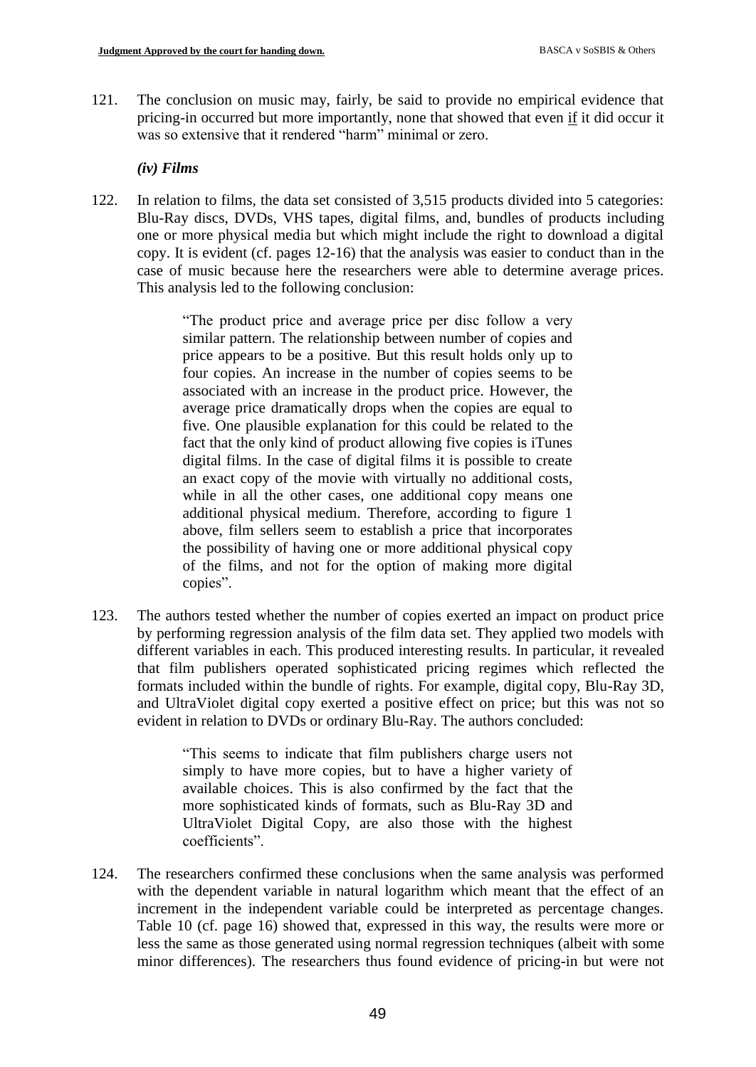121. The conclusion on music may, fairly, be said to provide no empirical evidence that pricing-in occurred but more importantly, none that showed that even if it did occur it was so extensive that it rendered "harm" minimal or zero.

### *(iv) Films*

122. In relation to films, the data set consisted of 3,515 products divided into 5 categories: Blu-Ray discs, DVDs, VHS tapes, digital films, and, bundles of products including one or more physical media but which might include the right to download a digital copy. It is evident (cf. pages 12-16) that the analysis was easier to conduct than in the case of music because here the researchers were able to determine average prices. This analysis led to the following conclusion:

> "The product price and average price per disc follow a very similar pattern. The relationship between number of copies and price appears to be a positive. But this result holds only up to four copies. An increase in the number of copies seems to be associated with an increase in the product price. However, the average price dramatically drops when the copies are equal to five. One plausible explanation for this could be related to the fact that the only kind of product allowing five copies is iTunes digital films. In the case of digital films it is possible to create an exact copy of the movie with virtually no additional costs, while in all the other cases, one additional copy means one additional physical medium. Therefore, according to figure 1 above, film sellers seem to establish a price that incorporates the possibility of having one or more additional physical copy of the films, and not for the option of making more digital copies".

123. The authors tested whether the number of copies exerted an impact on product price by performing regression analysis of the film data set. They applied two models with different variables in each. This produced interesting results. In particular, it revealed that film publishers operated sophisticated pricing regimes which reflected the formats included within the bundle of rights. For example, digital copy, Blu-Ray 3D, and UltraViolet digital copy exerted a positive effect on price; but this was not so evident in relation to DVDs or ordinary Blu-Ray. The authors concluded:

> "This seems to indicate that film publishers charge users not simply to have more copies, but to have a higher variety of available choices. This is also confirmed by the fact that the more sophisticated kinds of formats, such as Blu-Ray 3D and UltraViolet Digital Copy, are also those with the highest coefficients".

124. The researchers confirmed these conclusions when the same analysis was performed with the dependent variable in natural logarithm which meant that the effect of an increment in the independent variable could be interpreted as percentage changes. Table 10 (cf. page 16) showed that, expressed in this way, the results were more or less the same as those generated using normal regression techniques (albeit with some minor differences). The researchers thus found evidence of pricing-in but were not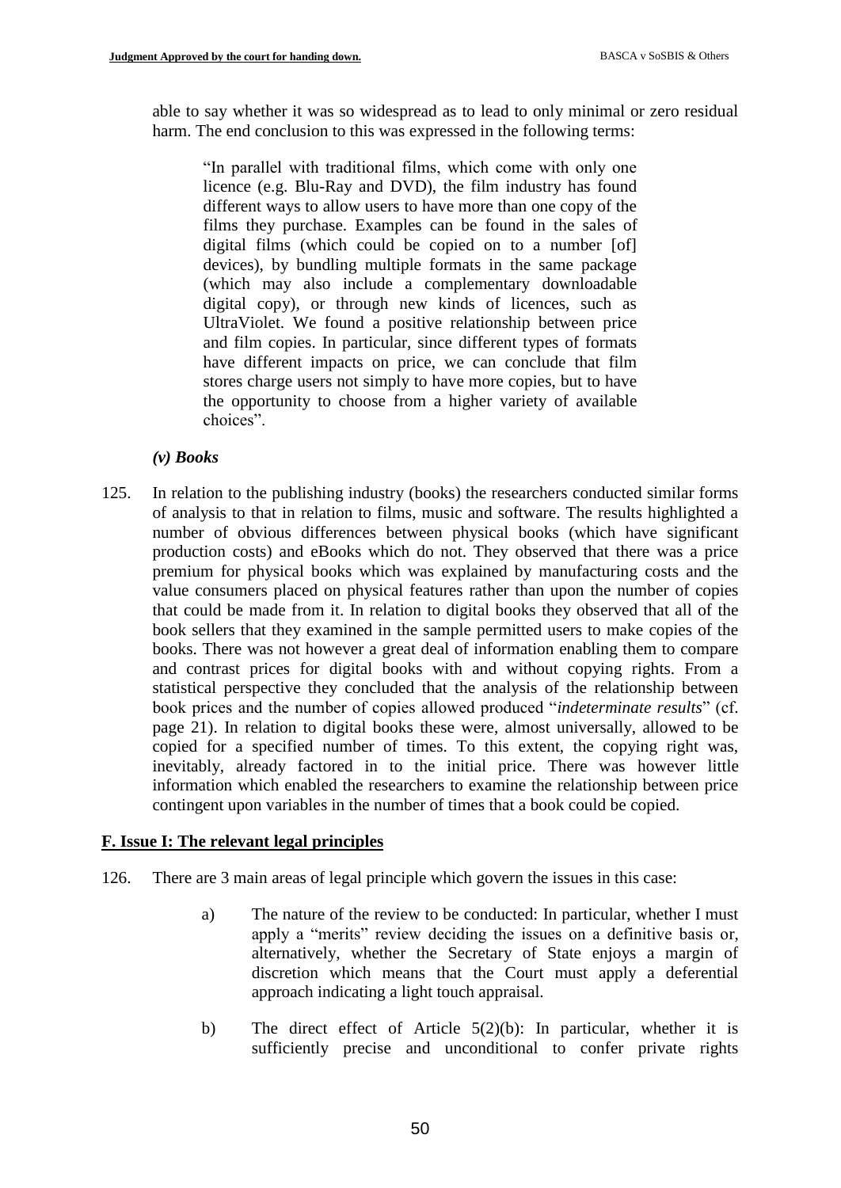able to say whether it was so widespread as to lead to only minimal or zero residual harm. The end conclusion to this was expressed in the following terms:

> "In parallel with traditional films, which come with only one licence (e.g. Blu-Ray and DVD), the film industry has found different ways to allow users to have more than one copy of the films they purchase. Examples can be found in the sales of digital films (which could be copied on to a number [of] devices), by bundling multiple formats in the same package (which may also include a complementary downloadable digital copy), or through new kinds of licences, such as UltraViolet. We found a positive relationship between price and film copies. In particular, since different types of formats have different impacts on price, we can conclude that film stores charge users not simply to have more copies, but to have the opportunity to choose from a higher variety of available choices".

### *(v) Books*

125. In relation to the publishing industry (books) the researchers conducted similar forms of analysis to that in relation to films, music and software. The results highlighted a number of obvious differences between physical books (which have significant production costs) and eBooks which do not. They observed that there was a price premium for physical books which was explained by manufacturing costs and the value consumers placed on physical features rather than upon the number of copies that could be made from it. In relation to digital books they observed that all of the book sellers that they examined in the sample permitted users to make copies of the books. There was not however a great deal of information enabling them to compare and contrast prices for digital books with and without copying rights. From a statistical perspective they concluded that the analysis of the relationship between book prices and the number of copies allowed produced "*indeterminate results*" (cf. page 21). In relation to digital books these were, almost universally, allowed to be copied for a specified number of times. To this extent, the copying right was, inevitably, already factored in to the initial price. There was however little information which enabled the researchers to examine the relationship between price contingent upon variables in the number of times that a book could be copied.

## F. Issue I: The relevant legal principles

126. There are 3 main areas of legal principle which govern the issues in this case:

    a) The nature of the review to be conducted: In particular, whether I must apply a "merits" review deciding the issues on a definitive basis or, alternatively, whether the Secretary of State enjoys a margin of discretion which means that the Court must apply a deferential approach indicating a light touch appraisal.

    b) The direct effect of Article 5(2)(b): In particular, whether it is sufficiently precise and unconditional to confer private rights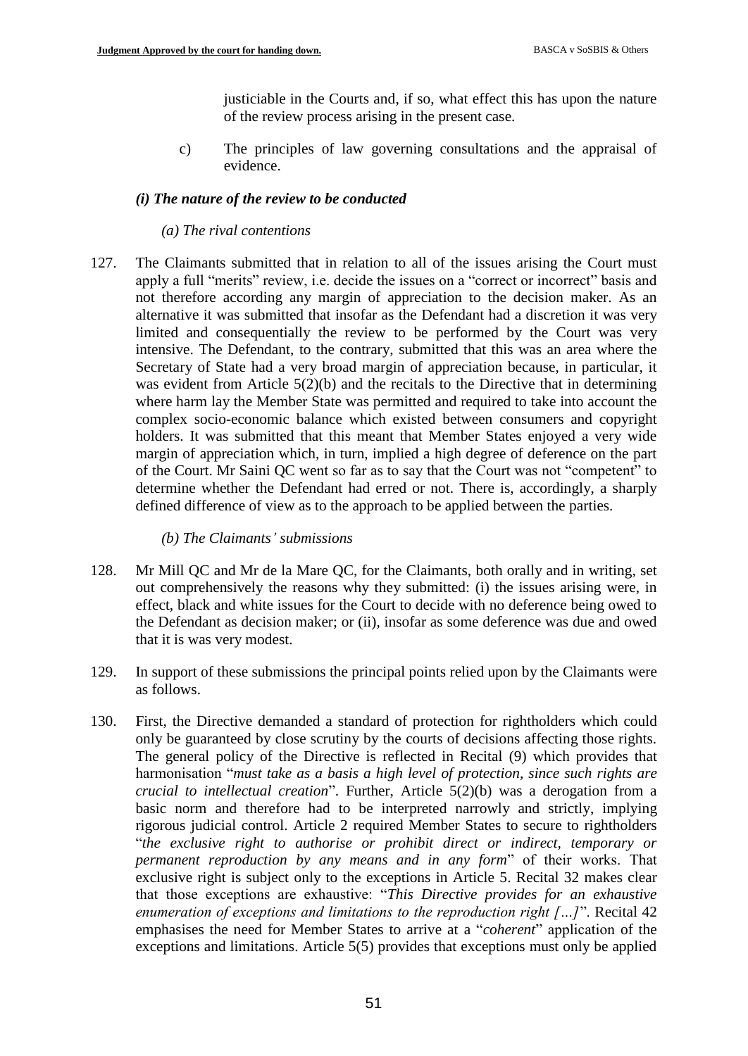justiciable in the Courts and, if so, what effect this has upon the nature of the review process arising in the present case.

c) The principles of law governing consultations and the appraisal of evidence.

### *(i) The nature of the review to be conducted*

#### *(a) The rival contentions*

127. The Claimants submitted that in relation to all of the issues arising the Court must apply a full "merits" review, i.e. decide the issues on a "correct or incorrect" basis and not therefore according any margin of appreciation to the decision maker. As an alternative it was submitted that insofar as the Defendant had a discretion it was very limited and consequentially the review to be performed by the Court was very intensive. The Defendant, to the contrary, submitted that this was an area where the Secretary of State had a very broad margin of appreciation because, in particular, it was evident from Article 5(2)(b) and the recitals to the Directive that in determining where harm lay the Member State was permitted and required to take into account the complex socio-economic balance which existed between consumers and copyright holders. It was submitted that this meant that Member States enjoyed a very wide margin of appreciation which, in turn, implied a high degree of deference on the part of the Court. Mr Saini QC went so far as to say that the Court was not "competent" to determine whether the Defendant had erred or not. There is, accordingly, a sharply defined difference of view as to the approach to be applied between the parties.

#### *(b) The Claimants' submissions*

128. Mr Mill QC and Mr de la Mare QC, for the Claimants, both orally and in writing, set out comprehensively the reasons why they submitted: (i) the issues arising were, in effect, black and white issues for the Court to decide with no deference being owed to the Defendant as decision maker; or (ii), insofar as some deference was due and owed that it is was very modest.

129. In support of these submissions the principal points relied upon by the Claimants were as follows.

130. First, the Directive demanded a standard of protection for rightholders which could only be guaranteed by close scrutiny by the courts of decisions affecting those rights. The general policy of the Directive is reflected in Recital (9) which provides that harmonisation "*must take as a basis a high level of protection, since such rights are crucial to intellectual creation*". Further, Article 5(2)(b) was a derogation from a basic norm and therefore had to be interpreted narrowly and strictly, implying rigorous judicial control. Article 2 required Member States to secure to rightholders "*the exclusive right to authorise or prohibit direct or indirect, temporary or permanent reproduction by any means and in any form*" of their works. That exclusive right is subject only to the exceptions in Article 5. Recital 32 makes clear that those exceptions are exhaustive: "*This Directive provides for an exhaustive enumeration of exceptions and limitations to the reproduction right […]*". Recital 42 emphasises the need for Member States to arrive at a "*coherent*" application of the exceptions and limitations. Article 5(5) provides that exceptions must only be applied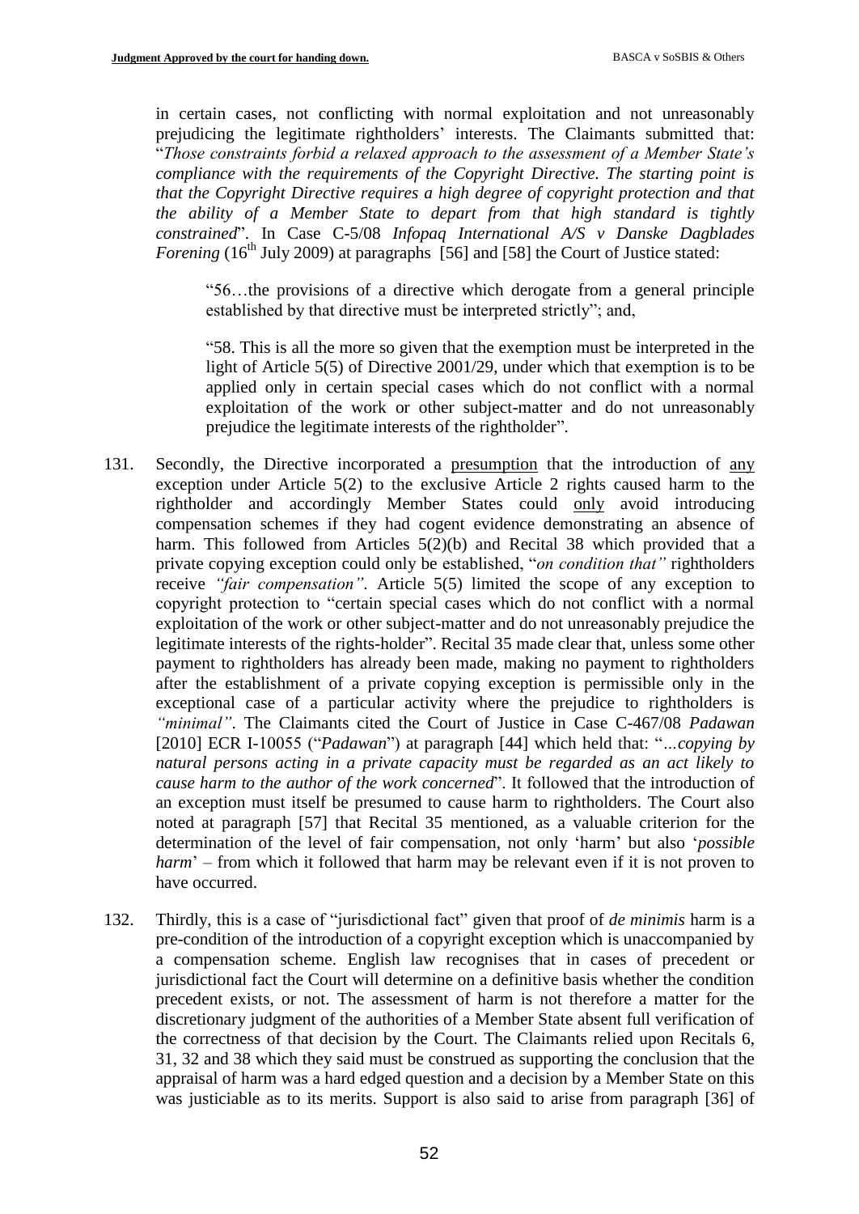in certain cases, not conflicting with normal exploitation and not unreasonably prejudicing the legitimate rightholders' interests. The Claimants submitted that: "*Those constraints forbid a relaxed approach to the assessment of a Member State's compliance with the requirements of the Copyright Directive. The starting point is that the Copyright Directive requires a high degree of copyright protection and that the ability of a Member State to depart from that high standard is tightly constrained*". In Case C-5/08 *Infopaq International A/S v Danske Dagblades Forening* (16th July 2009) at paragraphs [56] and [58] the Court of Justice stated:

> "56…the provisions of a directive which derogate from a general principle established by that directive must be interpreted strictly"; and,
>
> "58. This is all the more so given that the exemption must be interpreted in the light of Article 5(5) of Directive 2001/29, under which that exemption is to be applied only in certain special cases which do not conflict with a normal exploitation of the work or other subject-matter and do not unreasonably prejudice the legitimate interests of the rightholder".

131. Secondly, the Directive incorporated a <u>presumption</u> that the introduction of <u>any</u> exception under Article 5(2) to the exclusive Article 2 rights caused harm to the rightholder and accordingly Member States could <u>only</u> avoid introducing compensation schemes if they had cogent evidence demonstrating an absence of harm. This followed from Articles 5(2)(b) and Recital 38 which provided that a private copying exception could only be established, "*on condition that*" rightholders receive *"fair compensation"*. Article 5(5) limited the scope of any exception to copyright protection to "certain special cases which do not conflict with a normal exploitation of the work or other subject-matter and do not unreasonably prejudice the legitimate interests of the rights-holder". Recital 35 made clear that, unless some other payment to rightholders has already been made, making no payment to rightholders after the establishment of a private copying exception is permissible only in the exceptional case of a particular activity where the prejudice to rightholders is *"minimal"*. The Claimants cited the Court of Justice in Case C-467/08 *Padawan* [2010] ECR I-10055 ("*Padawan*") at paragraph [44] which held that: "*…copying by natural persons acting in a private capacity must be regarded as an act likely to cause harm to the author of the work concerned*". It followed that the introduction of an exception must itself be presumed to cause harm to rightholders. The Court also noted at paragraph [57] that Recital 35 mentioned, as a valuable criterion for the determination of the level of fair compensation, not only 'harm' but also '*possible harm*' – from which it followed that harm may be relevant even if it is not proven to have occurred.

132. Thirdly, this is a case of "jurisdictional fact" given that proof of *de minimis* harm is a pre-condition of the introduction of a copyright exception which is unaccompanied by a compensation scheme. English law recognises that in cases of precedent or jurisdictional fact the Court will determine on a definitive basis whether the condition precedent exists, or not. The assessment of harm is not therefore a matter for the discretionary judgment of the authorities of a Member State absent full verification of the correctness of that decision by the Court. The Claimants relied upon Recitals 6, 31, 32 and 38 which they said must be construed as supporting the conclusion that the appraisal of harm was a hard edged question and a decision by a Member State on this was justiciable as to its merits. Support is also said to arise from paragraph [36] of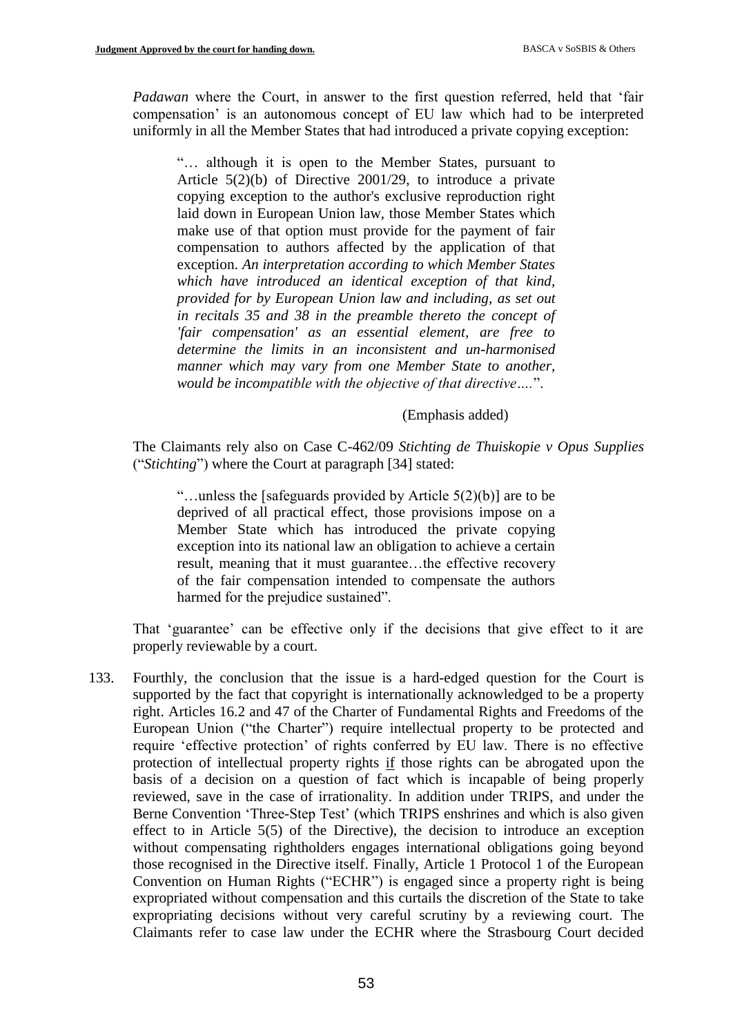*Padawan* where the Court, in answer to the first question referred, held that 'fair compensation' is an autonomous concept of EU law which had to be interpreted uniformly in all the Member States that had introduced a private copying exception:

> "… although it is open to the Member States, pursuant to Article 5(2)(b) of Directive 2001/29, to introduce a private copying exception to the author's exclusive reproduction right laid down in European Union law, those Member States which make use of that option must provide for the payment of fair compensation to authors affected by the application of that exception. *An interpretation according to which Member States which have introduced an identical exception of that kind, provided for by European Union law and including, as set out in recitals 35 and 38 in the preamble thereto the concept of 'fair compensation' as an essential element, are free to determine the limits in an inconsistent and un-harmonised manner which may vary from one Member State to another, would be incompatible with the objective of that directive….*".
>
> (Emphasis added)

The Claimants rely also on Case C-462/09 *Stichting de Thuiskopie v Opus Supplies* ("*Stichting*") where the Court at paragraph [34] stated:

> "…unless the [safeguards provided by Article 5(2)(b)] are to be deprived of all practical effect, those provisions impose on a Member State which has introduced the private copying exception into its national law an obligation to achieve a certain result, meaning that it must guarantee…the effective recovery of the fair compensation intended to compensate the authors harmed for the prejudice sustained".

That 'guarantee' can be effective only if the decisions that give effect to it are properly reviewable by a court.

133. Fourthly, the conclusion that the issue is a hard-edged question for the Court is supported by the fact that copyright is internationally acknowledged to be a property right. Articles 16.2 and 47 of the Charter of Fundamental Rights and Freedoms of the European Union ("the Charter") require intellectual property to be protected and require 'effective protection' of rights conferred by EU law. There is no effective protection of intellectual property rights if those rights can be abrogated upon the basis of a decision on a question of fact which is incapable of being properly reviewed, save in the case of irrationality. In addition under TRIPS, and under the Berne Convention 'Three-Step Test' (which TRIPS enshrines and which is also given effect to in Article 5(5) of the Directive), the decision to introduce an exception without compensating rightholders engages international obligations going beyond those recognised in the Directive itself. Finally, Article 1 Protocol 1 of the European Convention on Human Rights ("ECHR") is engaged since a property right is being expropriated without compensation and this curtails the discretion of the State to take expropriating decisions without very careful scrutiny by a reviewing court. The Claimants refer to case law under the ECHR where the Strasbourg Court decided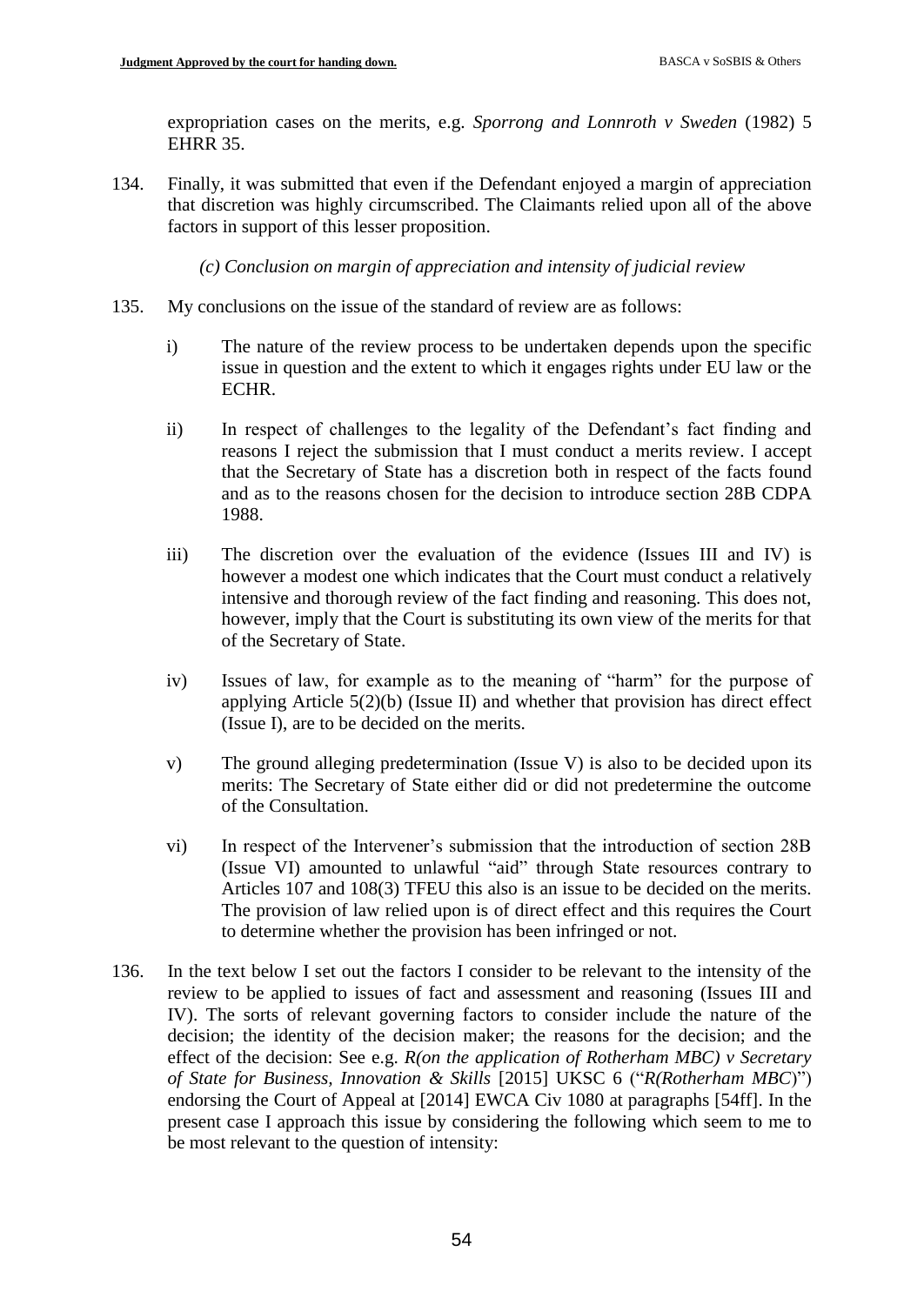expropriation cases on the merits, e.g. *Sporrong and Lonnroth v Sweden* (1982) 5 EHRR 35.

134. Finally, it was submitted that even if the Defendant enjoyed a margin of appreciation that discretion was highly circumscribed. The Claimants relied upon all of the above factors in support of this lesser proposition.

*(c) Conclusion on margin of appreciation and intensity of judicial review*

135. My conclusions on the issue of the standard of review are as follows:

   i) The nature of the review process to be undertaken depends upon the specific issue in question and the extent to which it engages rights under EU law or the ECHR.

   ii) In respect of challenges to the legality of the Defendant's fact finding and reasons I reject the submission that I must conduct a merits review. I accept that the Secretary of State has a discretion both in respect of the facts found and as to the reasons chosen for the decision to introduce section 28B CDPA 1988.

   iii) The discretion over the evaluation of the evidence (Issues III and IV) is however a modest one which indicates that the Court must conduct a relatively intensive and thorough review of the fact finding and reasoning. This does not, however, imply that the Court is substituting its own view of the merits for that of the Secretary of State.

   iv) Issues of law, for example as to the meaning of "harm" for the purpose of applying Article 5(2)(b) (Issue II) and whether that provision has direct effect (Issue I), are to be decided on the merits.

   v) The ground alleging predetermination (Issue V) is also to be decided upon its merits: The Secretary of State either did or did not predetermine the outcome of the Consultation.

   vi) In respect of the Intervener's submission that the introduction of section 28B (Issue VI) amounted to unlawful "aid" through State resources contrary to Articles 107 and 108(3) TFEU this also is an issue to be decided on the merits. The provision of law relied upon is of direct effect and this requires the Court to determine whether the provision has been infringed or not.

136. In the text below I set out the factors I consider to be relevant to the intensity of the review to be applied to issues of fact and assessment and reasoning (Issues III and IV). The sorts of relevant governing factors to consider include the nature of the decision; the identity of the decision maker; the reasons for the decision; and the effect of the decision: See e.g. *R(on the application of Rotherham MBC) v Secretary of State for Business, Innovation & Skills* [2015] UKSC 6 ("*R(Rotherham MBC)*") endorsing the Court of Appeal at [2014] EWCA Civ 1080 at paragraphs [54ff]. In the present case I approach this issue by considering the following which seem to me to be most relevant to the question of intensity: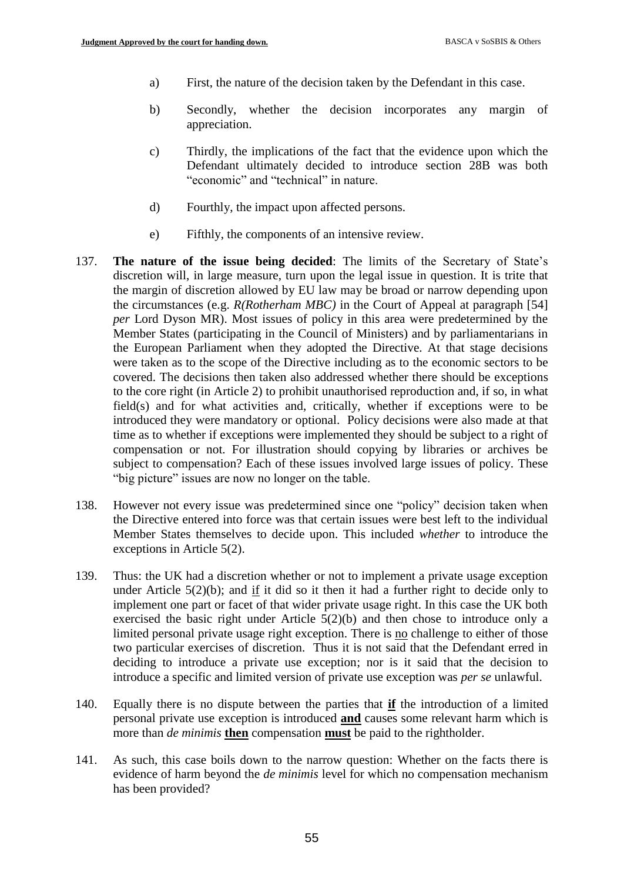a) First, the nature of the decision taken by the Defendant in this case.

b) Secondly, whether the decision incorporates any margin of appreciation.

c) Thirdly, the implications of the fact that the evidence upon which the Defendant ultimately decided to introduce section 28B was both "economic" and "technical" in nature.

d) Fourthly, the impact upon affected persons.

e) Fifthly, the components of an intensive review.

137. **The nature of the issue being decided**: The limits of the Secretary of State's discretion will, in large measure, turn upon the legal issue in question. It is trite that the margin of discretion allowed by EU law may be broad or narrow depending upon the circumstances (e.g. *R(Rotherham MBC)* in the Court of Appeal at paragraph [54] *per* Lord Dyson MR). Most issues of policy in this area were predetermined by the Member States (participating in the Council of Ministers) and by parliamentarians in the European Parliament when they adopted the Directive. At that stage decisions were taken as to the scope of the Directive including as to the economic sectors to be covered. The decisions then taken also addressed whether there should be exceptions to the core right (in Article 2) to prohibit unauthorised reproduction and, if so, in what field(s) and for what activities and, critically, whether if exceptions were to be introduced they were mandatory or optional. Policy decisions were also made at that time as to whether if exceptions were implemented they should be subject to a right of compensation or not. For illustration should copying by libraries or archives be subject to compensation? Each of these issues involved large issues of policy. These "big picture" issues are now no longer on the table.

138. However not every issue was predetermined since one "policy" decision taken when the Directive entered into force was that certain issues were best left to the individual Member States themselves to decide upon. This included *whether* to introduce the exceptions in Article 5(2).

139. Thus: the UK had a discretion whether or not to implement a private usage exception under Article 5(2)(b); and <u>if</u> it did so it then it had a further right to decide only to implement one part or facet of that wider private usage right. In this case the UK both exercised the basic right under Article 5(2)(b) and then chose to introduce only a limited personal private usage right exception. There is <u>no</u> challenge to either of those two particular exercises of discretion. Thus it is not said that the Defendant erred in deciding to introduce a private use exception; nor is it said that the decision to introduce a specific and limited version of private use exception was *per se* unlawful.

140. Equally there is no dispute between the parties that <u>**if**</u> the introduction of a limited personal private use exception is introduced <u>**and**</u> causes some relevant harm which is more than *de minimis* <u>**then**</u> compensation <u>**must**</u> be paid to the rightholder.

141. As such, this case boils down to the narrow question: Whether on the facts there is evidence of harm beyond the *de minimis* level for which no compensation mechanism has been provided?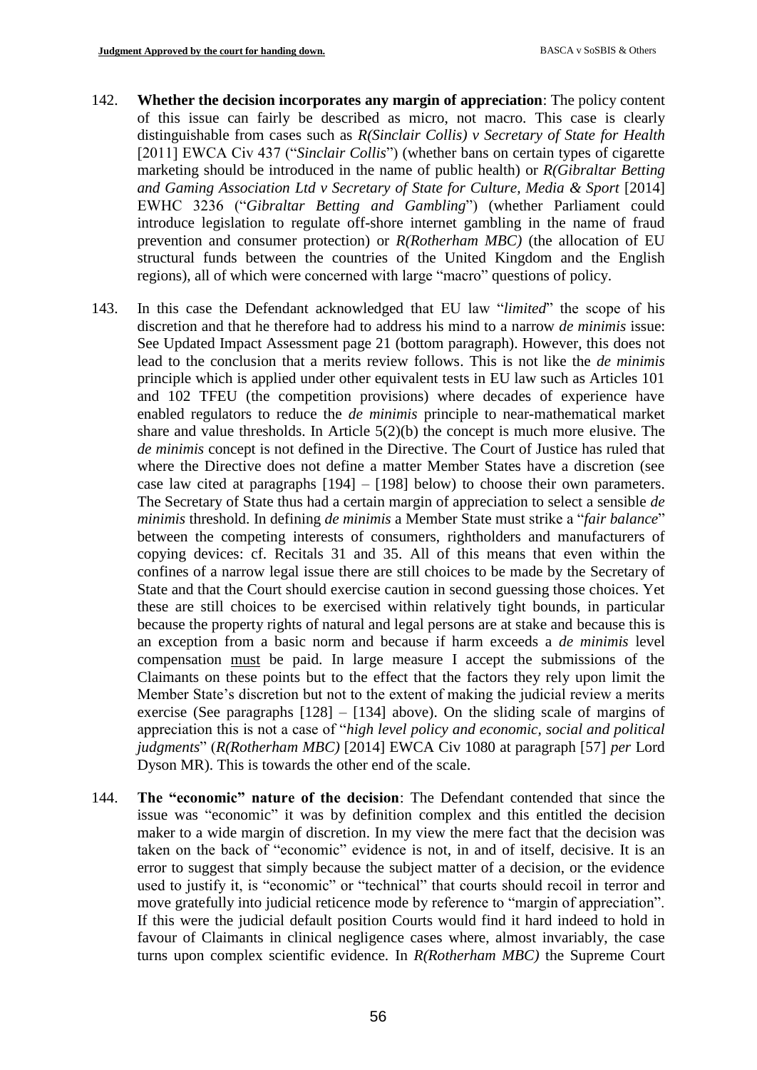142. **Whether the decision incorporates any margin of appreciation**: The policy content of this issue can fairly be described as micro, not macro. This case is clearly distinguishable from cases such as *R(Sinclair Collis) v Secretary of State for Health* [2011] EWCA Civ 437 ("*Sinclair Collis*") (whether bans on certain types of cigarette marketing should be introduced in the name of public health) or *R(Gibraltar Betting and Gaming Association Ltd v Secretary of State for Culture, Media & Sport* [2014] EWHC 3236 ("*Gibraltar Betting and Gambling*") (whether Parliament could introduce legislation to regulate off-shore internet gambling in the name of fraud prevention and consumer protection) or *R(Rotherham MBC)* (the allocation of EU structural funds between the countries of the United Kingdom and the English regions), all of which were concerned with large "macro" questions of policy.

143. In this case the Defendant acknowledged that EU law "*limited*" the scope of his discretion and that he therefore had to address his mind to a narrow *de minimis* issue: See Updated Impact Assessment page 21 (bottom paragraph). However, this does not lead to the conclusion that a merits review follows. This is not like the *de minimis* principle which is applied under other equivalent tests in EU law such as Articles 101 and 102 TFEU (the competition provisions) where decades of experience have enabled regulators to reduce the *de minimis* principle to near-mathematical market share and value thresholds. In Article 5(2)(b) the concept is much more elusive. The *de minimis* concept is not defined in the Directive. The Court of Justice has ruled that where the Directive does not define a matter Member States have a discretion (see case law cited at paragraphs [194] – [198] below) to choose their own parameters. The Secretary of State thus had a certain margin of appreciation to select a sensible *de minimis* threshold. In defining *de minimis* a Member State must strike a "*fair balance*" between the competing interests of consumers, rightholders and manufacturers of copying devices: cf. Recitals 31 and 35. All of this means that even within the confines of a narrow legal issue there are still choices to be made by the Secretary of State and that the Court should exercise caution in second guessing those choices. Yet these are still choices to be exercised within relatively tight bounds, in particular because the property rights of natural and legal persons are at stake and because this is an exception from a basic norm and because if harm exceeds a *de minimis* level compensation must be paid. In large measure I accept the submissions of the Claimants on these points but to the effect that the factors they rely upon limit the Member State's discretion but not to the extent of making the judicial review a merits exercise (See paragraphs [128] – [134] above). On the sliding scale of margins of appreciation this is not a case of "*high level policy and economic, social and political judgments*" (*R(Rotherham MBC)* [2014] EWCA Civ 1080 at paragraph [57] *per* Lord Dyson MR). This is towards the other end of the scale.

144. **The "economic" nature of the decision**: The Defendant contended that since the issue was "economic" it was by definition complex and this entitled the decision maker to a wide margin of discretion. In my view the mere fact that the decision was taken on the back of "economic" evidence is not, in and of itself, decisive. It is an error to suggest that simply because the subject matter of a decision, or the evidence used to justify it, is "economic" or "technical" that courts should recoil in terror and move gratefully into judicial reticence mode by reference to "margin of appreciation". If this were the judicial default position Courts would find it hard indeed to hold in favour of Claimants in clinical negligence cases where, almost invariably, the case turns upon complex scientific evidence. In *R(Rotherham MBC)* the Supreme Court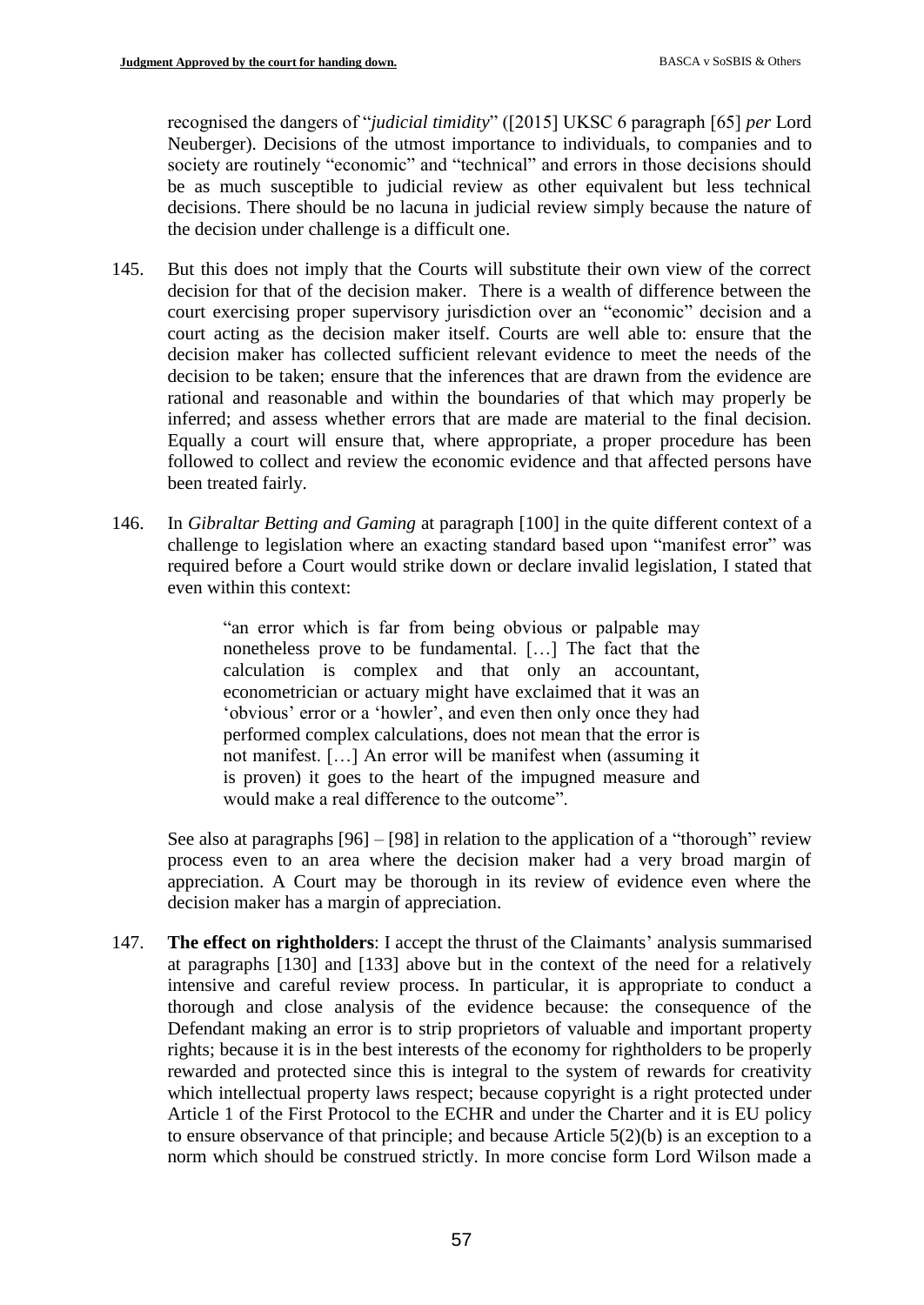recognised the dangers of "*judicial timidity*" ([2015] UKSC 6 paragraph [65] *per* Lord Neuberger). Decisions of the utmost importance to individuals, to companies and to society are routinely "economic" and "technical" and errors in those decisions should be as much susceptible to judicial review as other equivalent but less technical decisions. There should be no lacuna in judicial review simply because the nature of the decision under challenge is a difficult one.

145. But this does not imply that the Courts will substitute their own view of the correct decision for that of the decision maker. There is a wealth of difference between the court exercising proper supervisory jurisdiction over an "economic" decision and a court acting as the decision maker itself. Courts are well able to: ensure that the decision maker has collected sufficient relevant evidence to meet the needs of the decision to be taken; ensure that the inferences that are drawn from the evidence are rational and reasonable and within the boundaries of that which may properly be inferred; and assess whether errors that are made are material to the final decision. Equally a court will ensure that, where appropriate, a proper procedure has been followed to collect and review the economic evidence and that affected persons have been treated fairly.

146. In *Gibraltar Betting and Gaming* at paragraph [100] in the quite different context of a challenge to legislation where an exacting standard based upon "manifest error" was required before a Court would strike down or declare invalid legislation, I stated that even within this context:

> "an error which is far from being obvious or palpable may nonetheless prove to be fundamental. […] The fact that the calculation is complex and that only an accountant, econometrician or actuary might have exclaimed that it was an 'obvious' error or a 'howler', and even then only once they had performed complex calculations, does not mean that the error is not manifest. […] An error will be manifest when (assuming it is proven) it goes to the heart of the impugned measure and would make a real difference to the outcome".

See also at paragraphs [96] – [98] in relation to the application of a "thorough" review process even to an area where the decision maker had a very broad margin of appreciation. A Court may be thorough in its review of evidence even where the decision maker has a margin of appreciation.

147. **The effect on rightholders**: I accept the thrust of the Claimants' analysis summarised at paragraphs [130] and [133] above but in the context of the need for a relatively intensive and careful review process. In particular, it is appropriate to conduct a thorough and close analysis of the evidence because: the consequence of the Defendant making an error is to strip proprietors of valuable and important property rights; because it is in the best interests of the economy for rightholders to be properly rewarded and protected since this is integral to the system of rewards for creativity which intellectual property laws respect; because copyright is a right protected under Article 1 of the First Protocol to the ECHR and under the Charter and it is EU policy to ensure observance of that principle; and because Article 5(2)(b) is an exception to a norm which should be construed strictly. In more concise form Lord Wilson made a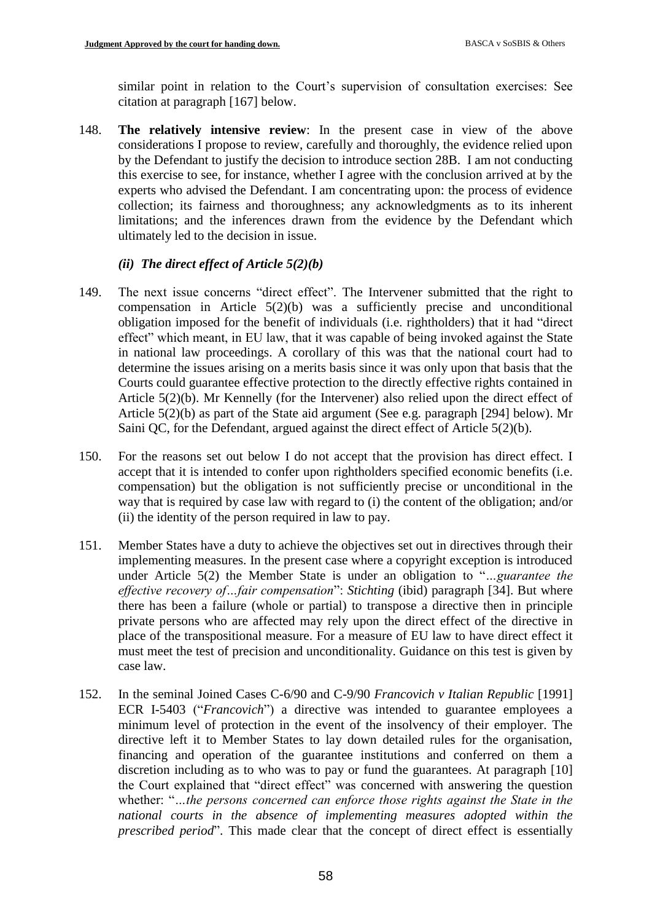similar point in relation to the Court's supervision of consultation exercises: See citation at paragraph [167] below.

148. **The relatively intensive review**: In the present case in view of the above considerations I propose to review, carefully and thoroughly, the evidence relied upon by the Defendant to justify the decision to introduce section 28B. I am not conducting this exercise to see, for instance, whether I agree with the conclusion arrived at by the experts who advised the Defendant. I am concentrating upon: the process of evidence collection; its fairness and thoroughness; any acknowledgments as to its inherent limitations; and the inferences drawn from the evidence by the Defendant which ultimately led to the decision in issue.

### *(ii) The direct effect of Article 5(2)(b)*

149. The next issue concerns "direct effect". The Intervener submitted that the right to compensation in Article 5(2)(b) was a sufficiently precise and unconditional obligation imposed for the benefit of individuals (i.e. rightholders) that it had "direct effect" which meant, in EU law, that it was capable of being invoked against the State in national law proceedings. A corollary of this was that the national court had to determine the issues arising on a merits basis since it was only upon that basis that the Courts could guarantee effective protection to the directly effective rights contained in Article 5(2)(b). Mr Kennelly (for the Intervener) also relied upon the direct effect of Article 5(2)(b) as part of the State aid argument (See e.g. paragraph [294] below). Mr Saini QC, for the Defendant, argued against the direct effect of Article 5(2)(b).

150. For the reasons set out below I do not accept that the provision has direct effect. I accept that it is intended to confer upon rightholders specified economic benefits (i.e. compensation) but the obligation is not sufficiently precise or unconditional in the way that is required by case law with regard to (i) the content of the obligation; and/or (ii) the identity of the person required in law to pay.

151. Member States have a duty to achieve the objectives set out in directives through their implementing measures. In the present case where a copyright exception is introduced under Article 5(2) the Member State is under an obligation to "*...guarantee the effective recovery of...fair compensation*": *Stichting* (ibid) paragraph [34]. But where there has been a failure (whole or partial) to transpose a directive then in principle private persons who are affected may rely upon the direct effect of the directive in place of the transpositional measure. For a measure of EU law to have direct effect it must meet the test of precision and unconditionality. Guidance on this test is given by case law.

152. In the seminal Joined Cases C-6/90 and C-9/90 *Francovich v Italian Republic* [1991] ECR I-5403 ("*Francovich*") a directive was intended to guarantee employees a minimum level of protection in the event of the insolvency of their employer. The directive left it to Member States to lay down detailed rules for the organisation, financing and operation of the guarantee institutions and conferred on them a discretion including as to who was to pay or fund the guarantees. At paragraph [10] the Court explained that "direct effect" was concerned with answering the question whether: "*...the persons concerned can enforce those rights against the State in the national courts in the absence of implementing measures adopted within the prescribed period*". This made clear that the concept of direct effect is essentially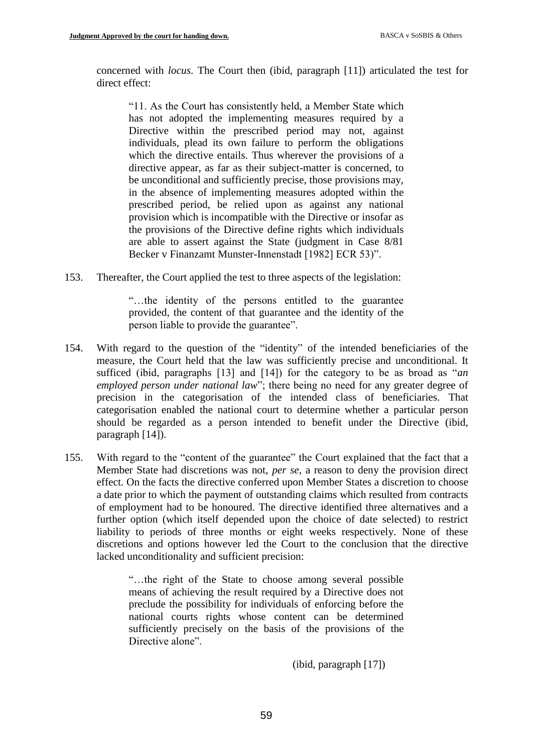concerned with *locus*. The Court then (ibid, paragraph [11]) articulated the test for direct effect:

> "11. As the Court has consistently held, a Member State which has not adopted the implementing measures required by a Directive within the prescribed period may not, against individuals, plead its own failure to perform the obligations which the directive entails. Thus wherever the provisions of a directive appear, as far as their subject-matter is concerned, to be unconditional and sufficiently precise, those provisions may, in the absence of implementing measures adopted within the prescribed period, be relied upon as against any national provision which is incompatible with the Directive or insofar as the provisions of the Directive define rights which individuals are able to assert against the State (judgment in Case 8/81 Becker v Finanzamt Munster-Innenstadt [1982] ECR 53)".

153. Thereafter, the Court applied the test to three aspects of the legislation:

> "…the identity of the persons entitled to the guarantee provided, the content of that guarantee and the identity of the person liable to provide the guarantee".

154. With regard to the question of the "identity" of the intended beneficiaries of the measure, the Court held that the law was sufficiently precise and unconditional. It sufficed (ibid, paragraphs [13] and [14]) for the category to be as broad as "*an employed person under national law*"; there being no need for any greater degree of precision in the categorisation of the intended class of beneficiaries. That categorisation enabled the national court to determine whether a particular person should be regarded as a person intended to benefit under the Directive (ibid, paragraph [14]).

155. With regard to the "content of the guarantee" the Court explained that the fact that a Member State had discretions was not, *per se*, a reason to deny the provision direct effect. On the facts the directive conferred upon Member States a discretion to choose a date prior to which the payment of outstanding claims which resulted from contracts of employment had to be honoured. The directive identified three alternatives and a further option (which itself depended upon the choice of date selected) to restrict liability to periods of three months or eight weeks respectively. None of these discretions and options however led the Court to the conclusion that the directive lacked unconditionality and sufficient precision:

> "…the right of the State to choose among several possible means of achieving the result required by a Directive does not preclude the possibility for individuals of enforcing before the national courts rights whose content can be determined sufficiently precisely on the basis of the provisions of the Directive alone".
>
> (ibid, paragraph [17])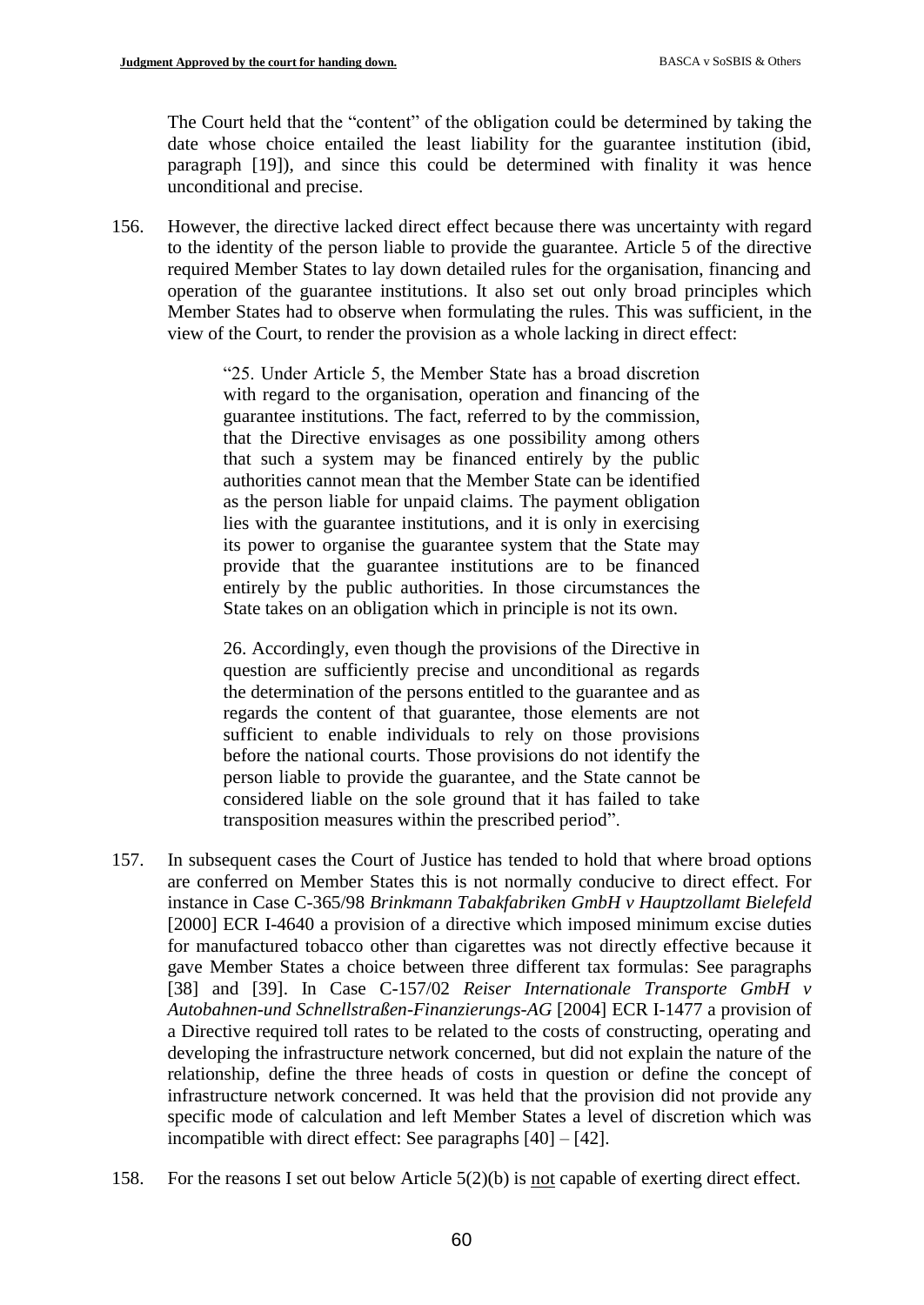The Court held that the "content" of the obligation could be determined by taking the date whose choice entailed the least liability for the guarantee institution (ibid, paragraph [19]), and since this could be determined with finality it was hence unconditional and precise.

156. However, the directive lacked direct effect because there was uncertainty with regard to the identity of the person liable to provide the guarantee. Article 5 of the directive required Member States to lay down detailed rules for the organisation, financing and operation of the guarantee institutions. It also set out only broad principles which Member States had to observe when formulating the rules. This was sufficient, in the view of the Court, to render the provision as a whole lacking in direct effect:

> "25. Under Article 5, the Member State has a broad discretion with regard to the organisation, operation and financing of the guarantee institutions. The fact, referred to by the commission, that the Directive envisages as one possibility among others that such a system may be financed entirely by the public authorities cannot mean that the Member State can be identified as the person liable for unpaid claims. The payment obligation lies with the guarantee institutions, and it is only in exercising its power to organise the guarantee system that the State may provide that the guarantee institutions are to be financed entirely by the public authorities. In those circumstances the State takes on an obligation which in principle is not its own.
>
> 26. Accordingly, even though the provisions of the Directive in question are sufficiently precise and unconditional as regards the determination of the persons entitled to the guarantee and as regards the content of that guarantee, those elements are not sufficient to enable individuals to rely on those provisions before the national courts. Those provisions do not identify the person liable to provide the guarantee, and the State cannot be considered liable on the sole ground that it has failed to take transposition measures within the prescribed period".

157. In subsequent cases the Court of Justice has tended to hold that where broad options are conferred on Member States this is not normally conducive to direct effect. For instance in Case C-365/98 *Brinkmann Tabakfabriken GmbH v Hauptzollamt Bielefeld* [2000] ECR I-4640 a provision of a directive which imposed minimum excise duties for manufactured tobacco other than cigarettes was not directly effective because it gave Member States a choice between three different tax formulas: See paragraphs [38] and [39]. In Case C-157/02 *Reiser Internationale Transporte GmbH v Autobahnen-und Schnellstraßen-Finanzierungs-AG* [2004] ECR I-1477 a provision of a Directive required toll rates to be related to the costs of constructing, operating and developing the infrastructure network concerned, but did not explain the nature of the relationship, define the three heads of costs in question or define the concept of infrastructure network concerned. It was held that the provision did not provide any specific mode of calculation and left Member States a level of discretion which was incompatible with direct effect: See paragraphs [40] – [42].

158. For the reasons I set out below Article 5(2)(b) is <u>not</u> capable of exerting direct effect.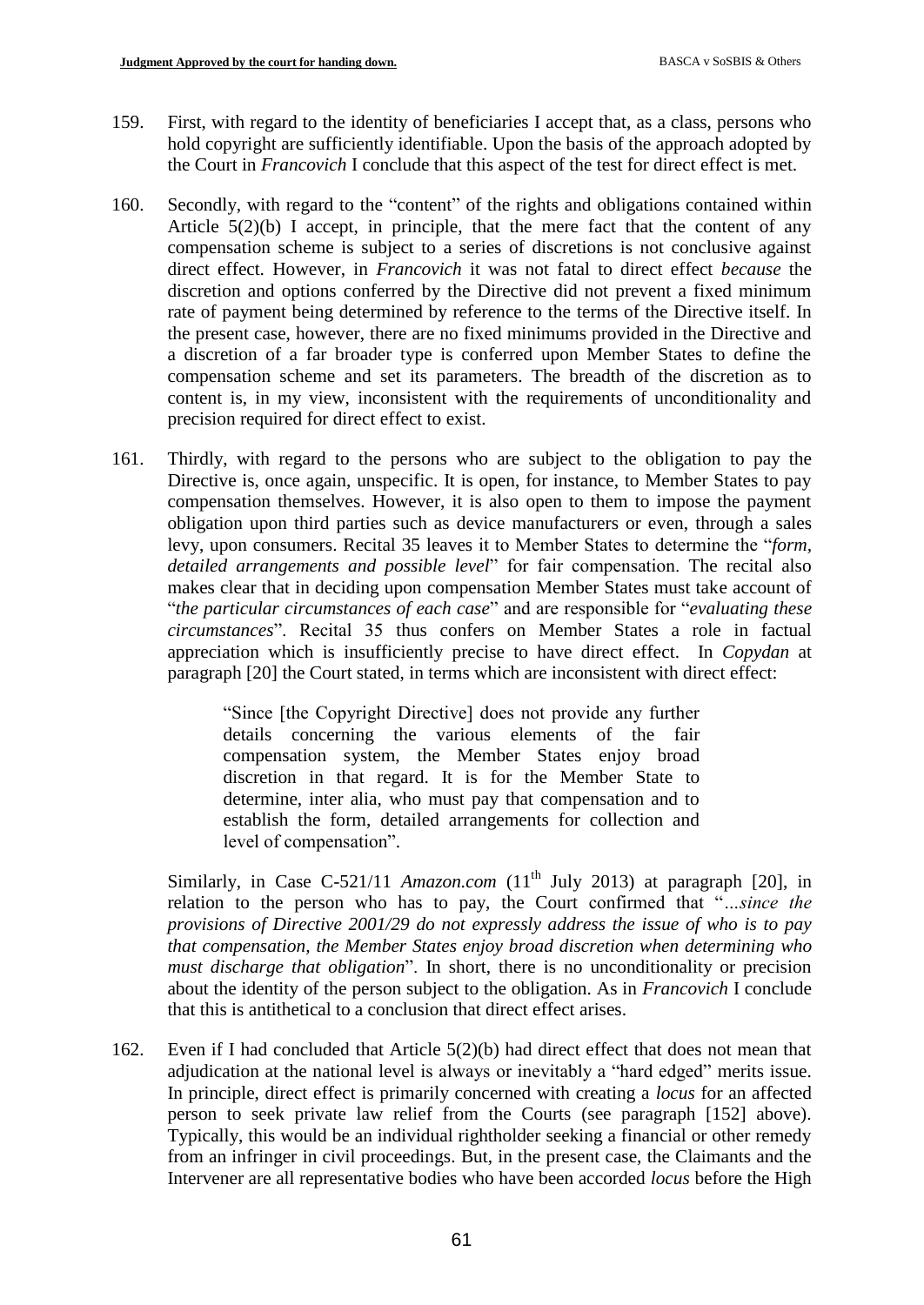159. First, with regard to the identity of beneficiaries I accept that, as a class, persons who hold copyright are sufficiently identifiable. Upon the basis of the approach adopted by the Court in *Francovich* I conclude that this aspect of the test for direct effect is met.

160. Secondly, with regard to the "content" of the rights and obligations contained within Article 5(2)(b) I accept, in principle, that the mere fact that the content of any compensation scheme is subject to a series of discretions is not conclusive against direct effect. However, in *Francovich* it was not fatal to direct effect *because* the discretion and options conferred by the Directive did not prevent a fixed minimum rate of payment being determined by reference to the terms of the Directive itself. In the present case, however, there are no fixed minimums provided in the Directive and a discretion of a far broader type is conferred upon Member States to define the compensation scheme and set its parameters. The breadth of the discretion as to content is, in my view, inconsistent with the requirements of unconditionality and precision required for direct effect to exist.

161. Thirdly, with regard to the persons who are subject to the obligation to pay the Directive is, once again, unspecific. It is open, for instance, to Member States to pay compensation themselves. However, it is also open to them to impose the payment obligation upon third parties such as device manufacturers or even, through a sales levy, upon consumers. Recital 35 leaves it to Member States to determine the "*form, detailed arrangements and possible level*" for fair compensation. The recital also makes clear that in deciding upon compensation Member States must take account of "*the particular circumstances of each case*" and are responsible for "*evaluating these circumstances*". Recital 35 thus confers on Member States a role in factual appreciation which is insufficiently precise to have direct effect. In *Copydan* at paragraph [20] the Court stated, in terms which are inconsistent with direct effect:

> "Since [the Copyright Directive] does not provide any further details concerning the various elements of the fair compensation system, the Member States enjoy broad discretion in that regard. It is for the Member State to determine, inter alia, who must pay that compensation and to establish the form, detailed arrangements for collection and level of compensation".

Similarly, in Case C-521/11 *Amazon.com* (11th July 2013) at paragraph [20], in relation to the person who has to pay, the Court confirmed that "*...since the provisions of Directive 2001/29 do not expressly address the issue of who is to pay that compensation, the Member States enjoy broad discretion when determining who must discharge that obligation*". In short, there is no unconditionality or precision about the identity of the person subject to the obligation. As in *Francovich* I conclude that this is antithetical to a conclusion that direct effect arises.

162. Even if I had concluded that Article 5(2)(b) had direct effect that does not mean that adjudication at the national level is always or inevitably a "hard edged" merits issue. In principle, direct effect is primarily concerned with creating a *locus* for an affected person to seek private law relief from the Courts (see paragraph [152] above). Typically, this would be an individual rightholder seeking a financial or other remedy from an infringer in civil proceedings. But, in the present case, the Claimants and the Intervener are all representative bodies who have been accorded *locus* before the High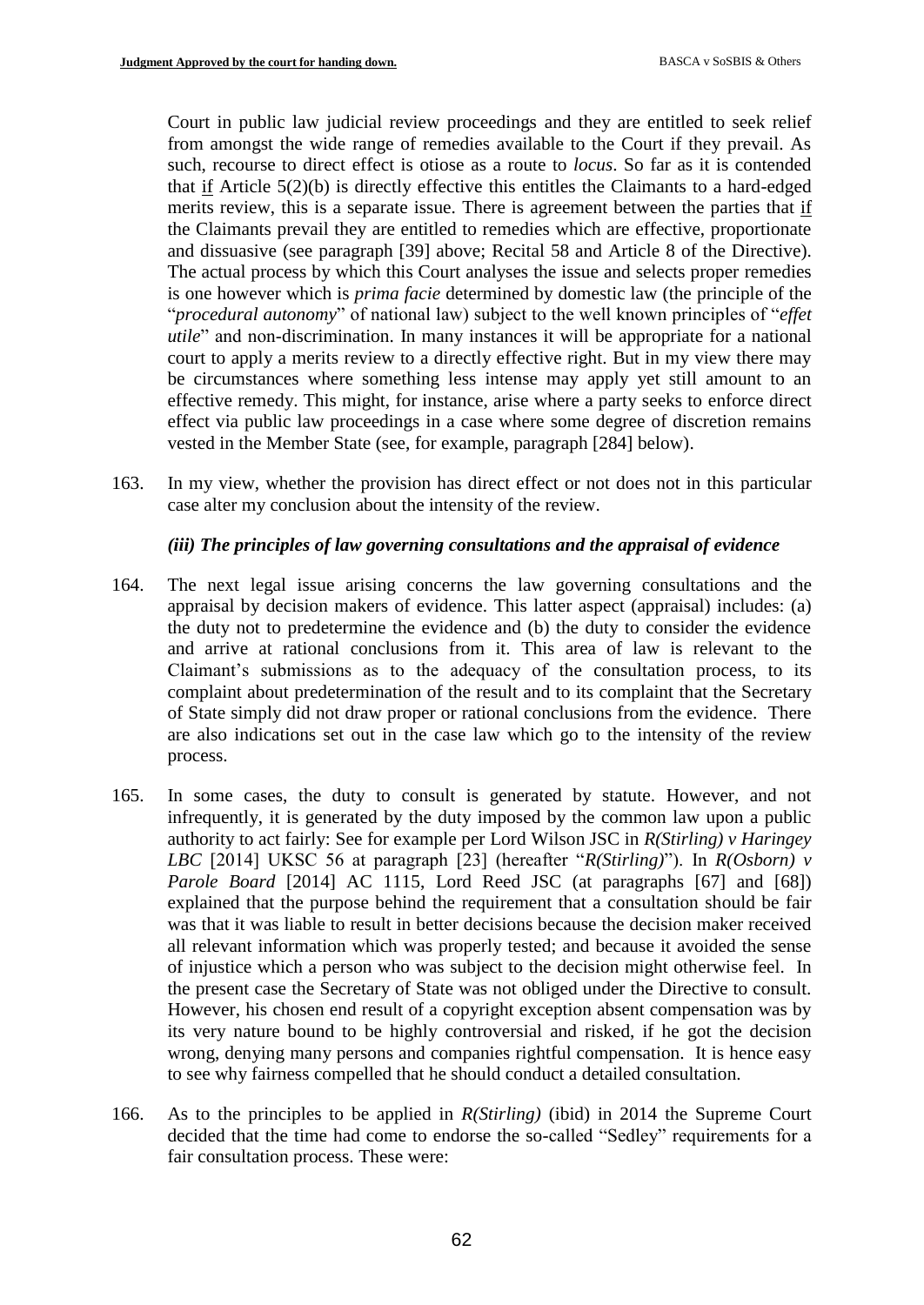Court in public law judicial review proceedings and they are entitled to seek relief from amongst the wide range of remedies available to the Court if they prevail. As such, recourse to direct effect is otiose as a route to *locus*. So far as it is contended that if Article 5(2)(b) is directly effective this entitles the Claimants to a hard-edged merits review, this is a separate issue. There is agreement between the parties that if the Claimants prevail they are entitled to remedies which are effective, proportionate and dissuasive (see paragraph [39] above; Recital 58 and Article 8 of the Directive). The actual process by which this Court analyses the issue and selects proper remedies is one however which is *prima facie* determined by domestic law (the principle of the "*procedural autonomy*" of national law) subject to the well known principles of "*effet utile*" and non-discrimination. In many instances it will be appropriate for a national court to apply a merits review to a directly effective right. But in my view there may be circumstances where something less intense may apply yet still amount to an effective remedy. This might, for instance, arise where a party seeks to enforce direct effect via public law proceedings in a case where some degree of discretion remains vested in the Member State (see, for example, paragraph [284] below).

163. In my view, whether the provision has direct effect or not does not in this particular case alter my conclusion about the intensity of the review.

### *(iii) The principles of law governing consultations and the appraisal of evidence*

164. The next legal issue arising concerns the law governing consultations and the appraisal by decision makers of evidence. This latter aspect (appraisal) includes: (a) the duty not to predetermine the evidence and (b) the duty to consider the evidence and arrive at rational conclusions from it. This area of law is relevant to the Claimant's submissions as to the adequacy of the consultation process, to its complaint about predetermination of the result and to its complaint that the Secretary of State simply did not draw proper or rational conclusions from the evidence. There are also indications set out in the case law which go to the intensity of the review process.

165. In some cases, the duty to consult is generated by statute. However, and not infrequently, it is generated by the duty imposed by the common law upon a public authority to act fairly: See for example per Lord Wilson JSC in *R(Stirling) v Haringey LBC* [2014] UKSC 56 at paragraph [23] (hereafter "*R(Stirling)*"). In *R(Osborn) v Parole Board* [2014] AC 1115, Lord Reed JSC (at paragraphs [67] and [68]) explained that the purpose behind the requirement that a consultation should be fair was that it was liable to result in better decisions because the decision maker received all relevant information which was properly tested; and because it avoided the sense of injustice which a person who was subject to the decision might otherwise feel. In the present case the Secretary of State was not obliged under the Directive to consult. However, his chosen end result of a copyright exception absent compensation was by its very nature bound to be highly controversial and risked, if he got the decision wrong, denying many persons and companies rightful compensation. It is hence easy to see why fairness compelled that he should conduct a detailed consultation.

166. As to the principles to be applied in *R(Stirling)* (ibid) in 2014 the Supreme Court decided that the time had come to endorse the so-called "Sedley" requirements for a fair consultation process. These were: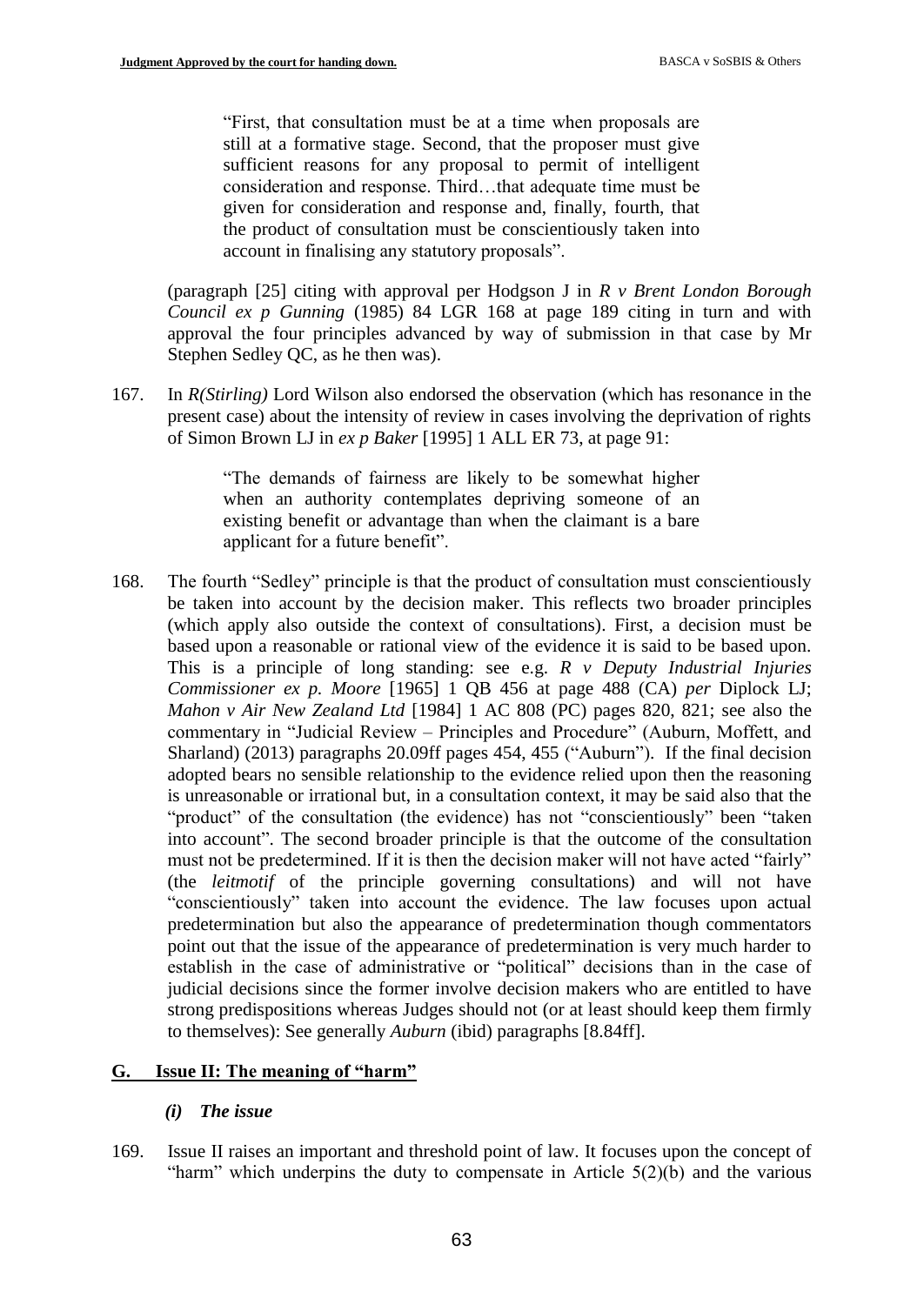> "First, that consultation must be at a time when proposals are still at a formative stage. Second, that the proposer must give sufficient reasons for any proposal to permit of intelligent consideration and response. Third…that adequate time must be given for consideration and response and, finally, fourth, that the product of consultation must be conscientiously taken into account in finalising any statutory proposals".

(paragraph [25] citing with approval per Hodgson J in *R v Brent London Borough Council ex p Gunning* (1985) 84 LGR 168 at page 189 citing in turn and with approval the four principles advanced by way of submission in that case by Mr Stephen Sedley QC, as he then was).

167. In *R(Stirling)* Lord Wilson also endorsed the observation (which has resonance in the present case) about the intensity of review in cases involving the deprivation of rights of Simon Brown LJ in *ex p Baker* [1995] 1 ALL ER 73, at page 91:

> "The demands of fairness are likely to be somewhat higher when an authority contemplates depriving someone of an existing benefit or advantage than when the claimant is a bare applicant for a future benefit".

168. The fourth "Sedley" principle is that the product of consultation must conscientiously be taken into account by the decision maker. This reflects two broader principles (which apply also outside the context of consultations). First, a decision must be based upon a reasonable or rational view of the evidence it is said to be based upon. This is a principle of long standing: see e.g. *R v Deputy Industrial Injuries Commissioner ex p. Moore* [1965] 1 QB 456 at page 488 (CA) *per* Diplock LJ; *Mahon v Air New Zealand Ltd* [1984] 1 AC 808 (PC) pages 820, 821; see also the commentary in "Judicial Review – Principles and Procedure" (Auburn, Moffett, and Sharland) (2013) paragraphs 20.09ff pages 454, 455 ("Auburn"). If the final decision adopted bears no sensible relationship to the evidence relied upon then the reasoning is unreasonable or irrational but, in a consultation context, it may be said also that the "product" of the consultation (the evidence) has not "conscientiously" been "taken into account". The second broader principle is that the outcome of the consultation must not be predetermined. If it is then the decision maker will not have acted "fairly" (the *leitmotif* of the principle governing consultations) and will not have "conscientiously" taken into account the evidence. The law focuses upon actual predetermination but also the appearance of predetermination though commentators point out that the issue of the appearance of predetermination is very much harder to establish in the case of administrative or "political" decisions than in the case of judicial decisions since the former involve decision makers who are entitled to have strong predispositions whereas Judges should not (or at least should keep them firmly to themselves): See generally *Auburn* (ibid) paragraphs [8.84ff].

## G. Issue II: The meaning of "harm"

### *(i) The issue*

169. Issue II raises an important and threshold point of law. It focuses upon the concept of "harm" which underpins the duty to compensate in Article 5(2)(b) and the various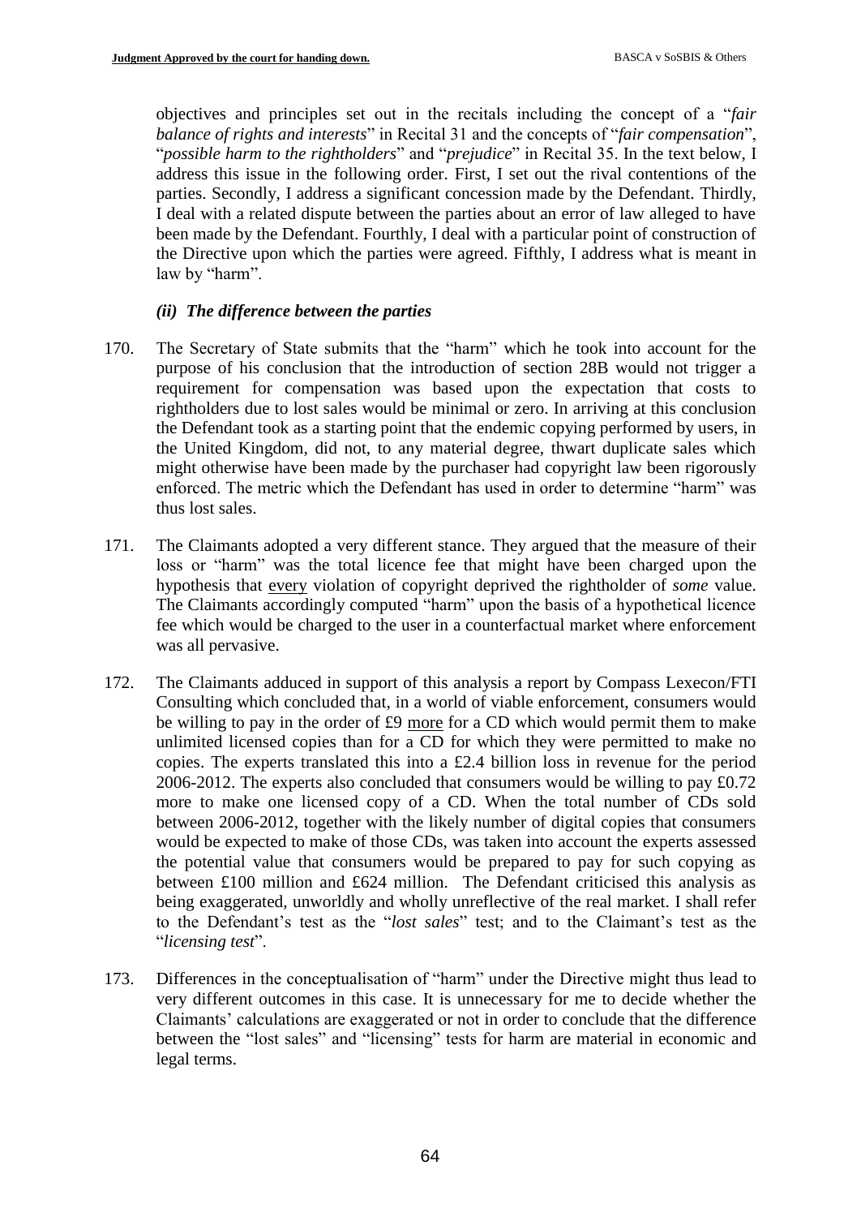objectives and principles set out in the recitals including the concept of a "*fair balance of rights and interests*" in Recital 31 and the concepts of "*fair compensation*", "*possible harm to the rightholders*" and "*prejudice*" in Recital 35. In the text below, I address this issue in the following order. First, I set out the rival contentions of the parties. Secondly, I address a significant concession made by the Defendant. Thirdly, I deal with a related dispute between the parties about an error of law alleged to have been made by the Defendant. Fourthly, I deal with a particular point of construction of the Directive upon which the parties were agreed. Fifthly, I address what is meant in law by "harm".

### *(ii) The difference between the parties*

170. The Secretary of State submits that the "harm" which he took into account for the purpose of his conclusion that the introduction of section 28B would not trigger a requirement for compensation was based upon the expectation that costs to rightholders due to lost sales would be minimal or zero. In arriving at this conclusion the Defendant took as a starting point that the endemic copying performed by users, in the United Kingdom, did not, to any material degree, thwart duplicate sales which might otherwise have been made by the purchaser had copyright law been rigorously enforced. The metric which the Defendant has used in order to determine "harm" was thus lost sales.

171. The Claimants adopted a very different stance. They argued that the measure of their loss or "harm" was the total licence fee that might have been charged upon the hypothesis that <u>every</u> violation of copyright deprived the rightholder of *some* value. The Claimants accordingly computed "harm" upon the basis of a hypothetical licence fee which would be charged to the user in a counterfactual market where enforcement was all pervasive.

172. The Claimants adduced in support of this analysis a report by Compass Lexecon/FTI Consulting which concluded that, in a world of viable enforcement, consumers would be willing to pay in the order of £9 <u>more</u> for a CD which would permit them to make unlimited licensed copies than for a CD for which they were permitted to make no copies. The experts translated this into a £2.4 billion loss in revenue for the period 2006-2012. The experts also concluded that consumers would be willing to pay £0.72 more to make one licensed copy of a CD. When the total number of CDs sold between 2006-2012, together with the likely number of digital copies that consumers would be expected to make of those CDs, was taken into account the experts assessed the potential value that consumers would be prepared to pay for such copying as between £100 million and £624 million. The Defendant criticised this analysis as being exaggerated, unworldly and wholly unreflective of the real market. I shall refer to the Defendant's test as the "*lost sales*" test; and to the Claimant's test as the "*licensing test*".

173. Differences in the conceptualisation of "harm" under the Directive might thus lead to very different outcomes in this case. It is unnecessary for me to decide whether the Claimants' calculations are exaggerated or not in order to conclude that the difference between the "lost sales" and "licensing" tests for harm are material in economic and legal terms.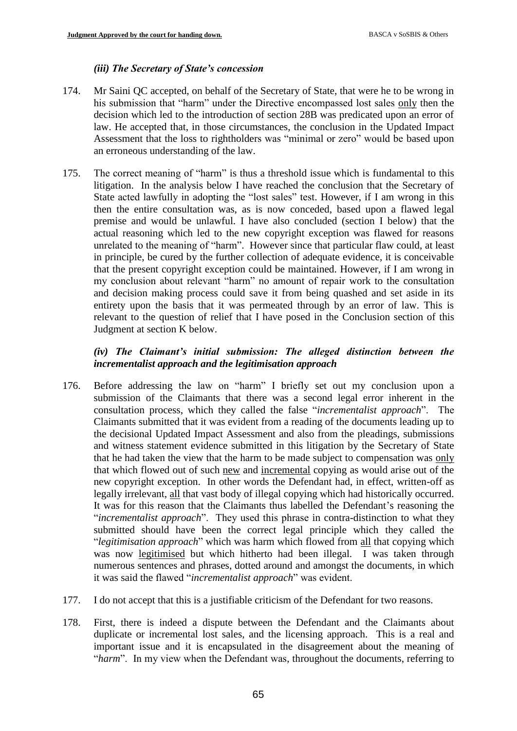### *(iii) The Secretary of State's concession*

174. Mr Saini QC accepted, on behalf of the Secretary of State, that were he to be wrong in his submission that "harm" under the Directive encompassed lost sales <u>only</u> then the decision which led to the introduction of section 28B was predicated upon an error of law. He accepted that, in those circumstances, the conclusion in the Updated Impact Assessment that the loss to rightholders was "minimal or zero" would be based upon an erroneous understanding of the law.

175. The correct meaning of "harm" is thus a threshold issue which is fundamental to this litigation. In the analysis below I have reached the conclusion that the Secretary of State acted lawfully in adopting the "lost sales" test. However, if I am wrong in this then the entire consultation was, as is now conceded, based upon a flawed legal premise and would be unlawful. I have also concluded (section I below) that the actual reasoning which led to the new copyright exception was flawed for reasons unrelated to the meaning of "harm". However since that particular flaw could, at least in principle, be cured by the further collection of adequate evidence, it is conceivable that the present copyright exception could be maintained. However, if I am wrong in my conclusion about relevant "harm" no amount of repair work to the consultation and decision making process could save it from being quashed and set aside in its entirety upon the basis that it was permeated through by an error of law. This is relevant to the question of relief that I have posed in the Conclusion section of this Judgment at section K below.

### *(iv) The Claimant's initial submission: The alleged distinction between the incrementalist approach and the legitimisation approach*

176. Before addressing the law on "harm" I briefly set out my conclusion upon a submission of the Claimants that there was a second legal error inherent in the consultation process, which they called the false "*incrementalist approach*". The Claimants submitted that it was evident from a reading of the documents leading up to the decisional Updated Impact Assessment and also from the pleadings, submissions and witness statement evidence submitted in this litigation by the Secretary of State that he had taken the view that the harm to be made subject to compensation was <u>only</u> that which flowed out of such <u>new</u> and <u>incremental</u> copying as would arise out of the new copyright exception. In other words the Defendant had, in effect, written-off as legally irrelevant, <u>all</u> that vast body of illegal copying which had historically occurred. It was for this reason that the Claimants thus labelled the Defendant's reasoning the "*incrementalist approach*". They used this phrase in contra-distinction to what they submitted should have been the correct legal principle which they called the "*legitimisation approach*" which was harm which flowed from <u>all</u> that copying which was now <u>legitimised</u> but which hitherto had been illegal. I was taken through numerous sentences and phrases, dotted around and amongst the documents, in which it was said the flawed "*incrementalist approach*" was evident.

177. I do not accept that this is a justifiable criticism of the Defendant for two reasons.

178. First, there is indeed a dispute between the Defendant and the Claimants about duplicate or incremental lost sales, and the licensing approach. This is a real and important issue and it is encapsulated in the disagreement about the meaning of "*harm*". In my view when the Defendant was, throughout the documents, referring to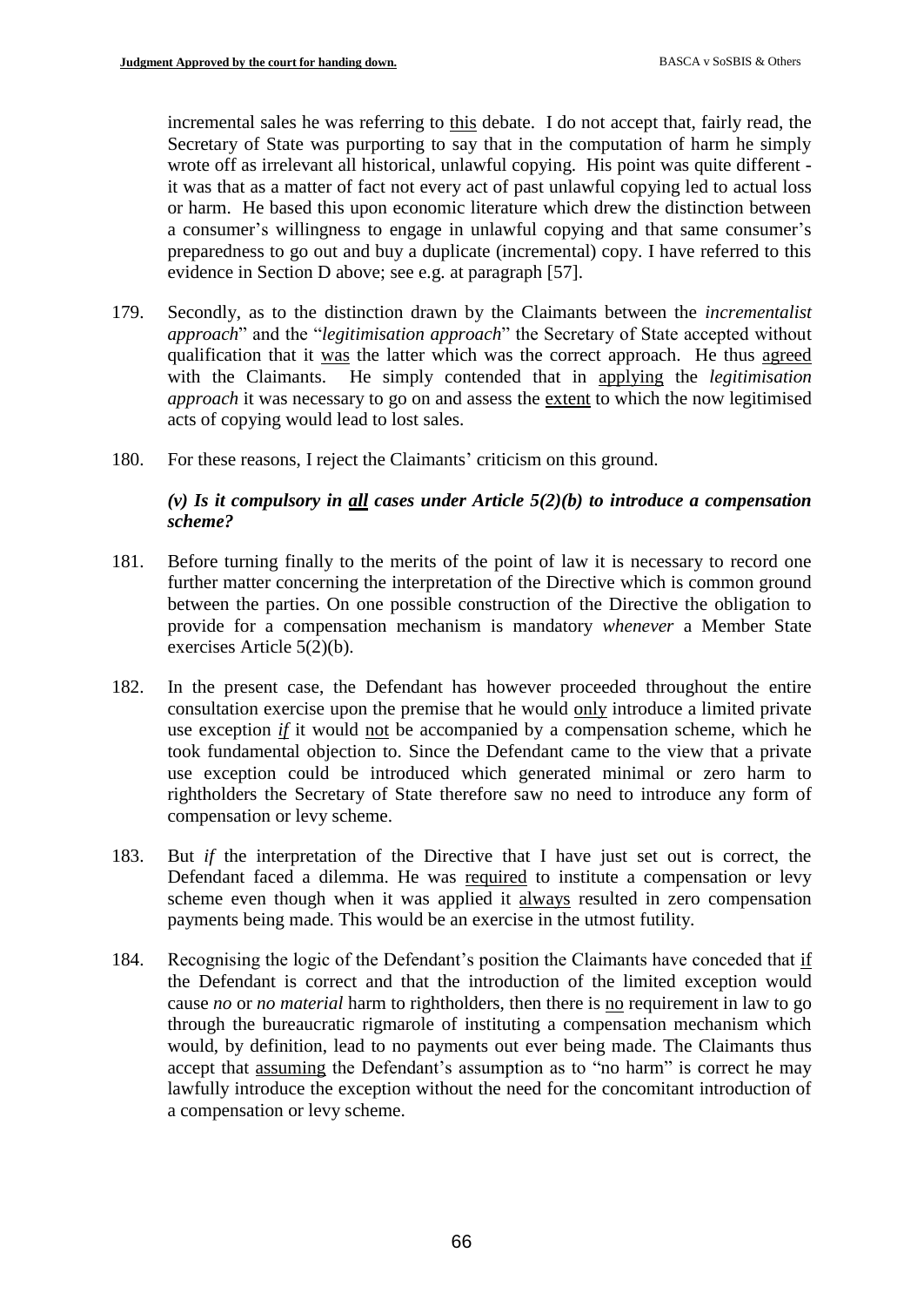incremental sales he was referring to this debate. I do not accept that, fairly read, the Secretary of State was purporting to say that in the computation of harm he simply wrote off as irrelevant all historical, unlawful copying. His point was quite different - it was that as a matter of fact not every act of past unlawful copying led to actual loss or harm. He based this upon economic literature which drew the distinction between a consumer's willingness to engage in unlawful copying and that same consumer's preparedness to go out and buy a duplicate (incremental) copy. I have referred to this evidence in Section D above; see e.g. at paragraph [57].

179. Secondly, as to the distinction drawn by the Claimants between the *incrementalist approach*" and the "*legitimisation approach*" the Secretary of State accepted without qualification that it was the latter which was the correct approach. He thus agreed with the Claimants. He simply contended that in applying the *legitimisation approach* it was necessary to go on and assess the extent to which the now legitimised acts of copying would lead to lost sales.

180. For these reasons, I reject the Claimants' criticism on this ground.

***(v) Is it compulsory in all cases under Article 5(2)(b) to introduce a compensation scheme?***

181. Before turning finally to the merits of the point of law it is necessary to record one further matter concerning the interpretation of the Directive which is common ground between the parties. On one possible construction of the Directive the obligation to provide for a compensation mechanism is mandatory *whenever* a Member State exercises Article 5(2)(b).

182. In the present case, the Defendant has however proceeded throughout the entire consultation exercise upon the premise that he would only introduce a limited private use exception *if* it would not be accompanied by a compensation scheme, which he took fundamental objection to. Since the Defendant came to the view that a private use exception could be introduced which generated minimal or zero harm to rightholders the Secretary of State therefore saw no need to introduce any form of compensation or levy scheme.

183. But *if* the interpretation of the Directive that I have just set out is correct, the Defendant faced a dilemma. He was required to institute a compensation or levy scheme even though when it was applied it always resulted in zero compensation payments being made. This would be an exercise in the utmost futility.

184. Recognising the logic of the Defendant's position the Claimants have conceded that if the Defendant is correct and that the introduction of the limited exception would cause *no* or *no material* harm to rightholders, then there is no requirement in law to go through the bureaucratic rigmarole of instituting a compensation mechanism which would, by definition, lead to no payments out ever being made. The Claimants thus accept that assuming the Defendant's assumption as to "no harm" is correct he may lawfully introduce the exception without the need for the concomitant introduction of a compensation or levy scheme.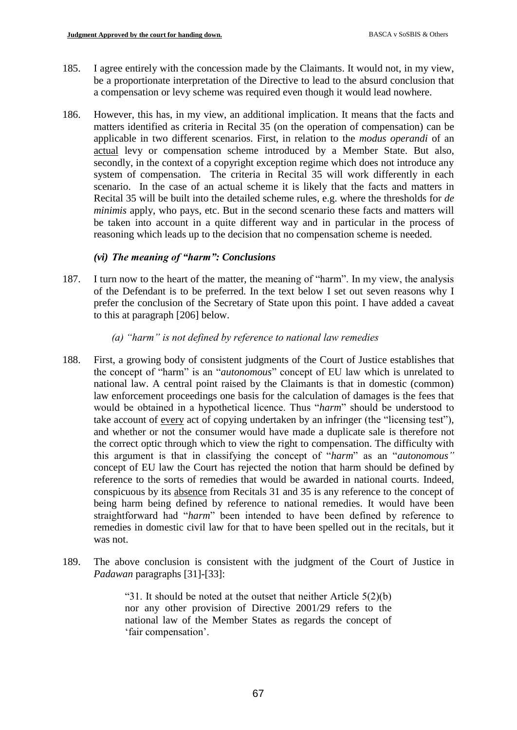185. I agree entirely with the concession made by the Claimants. It would not, in my view, be a proportionate interpretation of the Directive to lead to the absurd conclusion that a compensation or levy scheme was required even though it would lead nowhere.

186. However, this has, in my view, an additional implication. It means that the facts and matters identified as criteria in Recital 35 (on the operation of compensation) can be applicable in two different scenarios. First, in relation to the *modus operandi* of an actual levy or compensation scheme introduced by a Member State. But also, secondly, in the context of a copyright exception regime which does not introduce any system of compensation. The criteria in Recital 35 will work differently in each scenario. In the case of an actual scheme it is likely that the facts and matters in Recital 35 will be built into the detailed scheme rules, e.g. where the thresholds for *de minimis* apply, who pays, etc. But in the second scenario these facts and matters will be taken into account in a quite different way and in particular in the process of reasoning which leads up to the decision that no compensation scheme is needed.

### *(vi) The meaning of "harm": Conclusions*

187. I turn now to the heart of the matter, the meaning of "harm". In my view, the analysis of the Defendant is to be preferred. In the text below I set out seven reasons why I prefer the conclusion of the Secretary of State upon this point. I have added a caveat to this at paragraph [206] below.

#### *(a) "harm" is not defined by reference to national law remedies*

188. First, a growing body of consistent judgments of the Court of Justice establishes that the concept of "harm" is an "*autonomous*" concept of EU law which is unrelated to national law. A central point raised by the Claimants is that in domestic (common) law enforcement proceedings one basis for the calculation of damages is the fees that would be obtained in a hypothetical licence. Thus "*harm*" should be understood to take account of every act of copying undertaken by an infringer (the "licensing test"), and whether or not the consumer would have made a duplicate sale is therefore not the correct optic through which to view the right to compensation. The difficulty with this argument is that in classifying the concept of "*harm*" as an "*autonomous"* concept of EU law the Court has rejected the notion that harm should be defined by reference to the sorts of remedies that would be awarded in national courts. Indeed, conspicuous by its absence from Recitals 31 and 35 is any reference to the concept of being harm being defined by reference to national remedies. It would have been straightforward had "*harm*" been intended to have been defined by reference to remedies in domestic civil law for that to have been spelled out in the recitals, but it was not.

189. The above conclusion is consistent with the judgment of the Court of Justice in *Padawan* paragraphs [31]-[33]:

> "31. It should be noted at the outset that neither Article 5(2)(b) nor any other provision of Directive 2001/29 refers to the national law of the Member States as regards the concept of 'fair compensation'.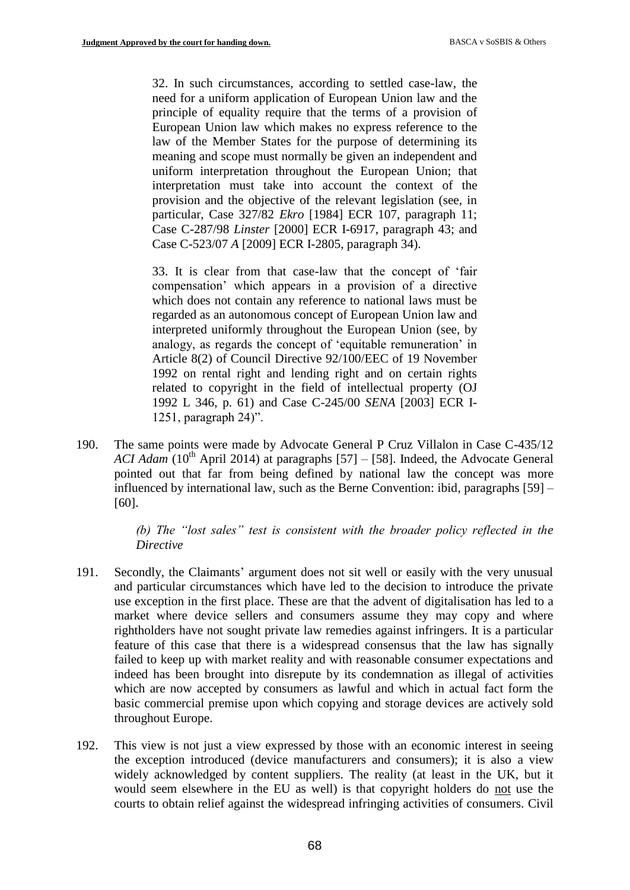> 32. In such circumstances, according to settled case-law, the need for a uniform application of European Union law and the principle of equality require that the terms of a provision of European Union law which makes no express reference to the law of the Member States for the purpose of determining its meaning and scope must normally be given an independent and uniform interpretation throughout the European Union; that interpretation must take into account the context of the provision and the objective of the relevant legislation (see, in particular, Case 327/82 *Ekro* [1984] ECR 107, paragraph 11; Case C-287/98 *Linster* [2000] ECR I-6917, paragraph 43; and Case C-523/07 *A* [2009] ECR I-2805, paragraph 34).
>
> 33. It is clear from that case-law that the concept of 'fair compensation' which appears in a provision of a directive which does not contain any reference to national laws must be regarded as an autonomous concept of European Union law and interpreted uniformly throughout the European Union (see, by analogy, as regards the concept of 'equitable remuneration' in Article 8(2) of Council Directive 92/100/EEC of 19 November 1992 on rental right and lending right and on certain rights related to copyright in the field of intellectual property (OJ 1992 L 346, p. 61) and Case C-245/00 *SENA* [2003] ECR I-1251, paragraph 24)".

190. The same points were made by Advocate General P Cruz Villalon in Case C-435/12 *ACI Adam* (10th April 2014) at paragraphs [57] – [58]. Indeed, the Advocate General pointed out that far from being defined by national law the concept was more influenced by international law, such as the Berne Convention: ibid, paragraphs [59] – [60].

*(b) The "lost sales" test is consistent with the broader policy reflected in the Directive*

191. Secondly, the Claimants' argument does not sit well or easily with the very unusual and particular circumstances which have led to the decision to introduce the private use exception in the first place. These are that the advent of digitalisation has led to a market where device sellers and consumers assume they may copy and where rightholders have not sought private law remedies against infringers. It is a particular feature of this case that there is a widespread consensus that the law has signally failed to keep up with market reality and with reasonable consumer expectations and indeed has been brought into disrepute by its condemnation as illegal of activities which are now accepted by consumers as lawful and which in actual fact form the basic commercial premise upon which copying and storage devices are actively sold throughout Europe.

192. This view is not just a view expressed by those with an economic interest in seeing the exception introduced (device manufacturers and consumers); it is also a view widely acknowledged by content suppliers. The reality (at least in the UK, but it would seem elsewhere in the EU as well) is that copyright holders do not use the courts to obtain relief against the widespread infringing activities of consumers. Civil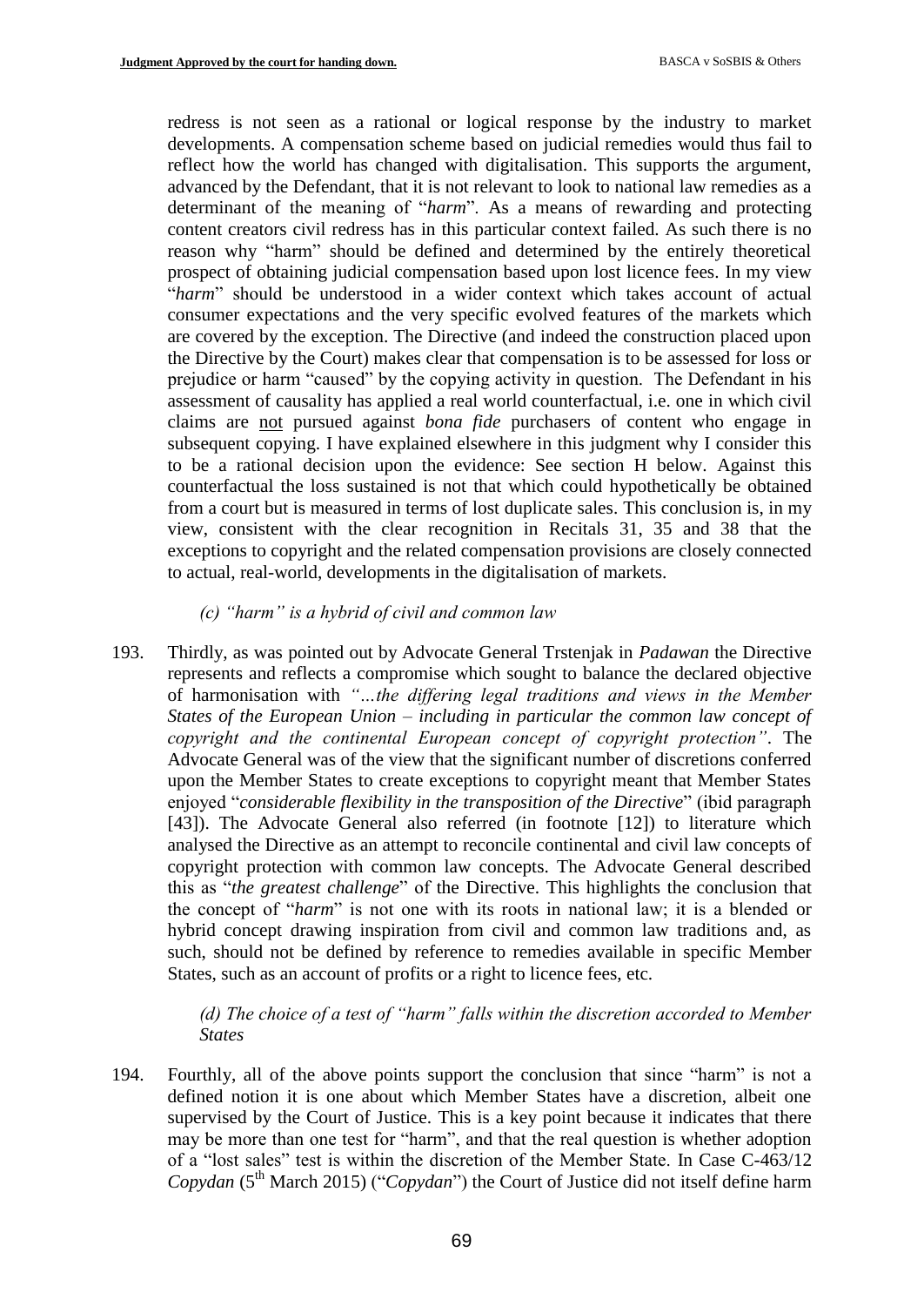redress is not seen as a rational or logical response by the industry to market developments. A compensation scheme based on judicial remedies would thus fail to reflect how the world has changed with digitalisation. This supports the argument, advanced by the Defendant, that it is not relevant to look to national law remedies as a determinant of the meaning of "*harm*". As a means of rewarding and protecting content creators civil redress has in this particular context failed. As such there is no reason why "harm" should be defined and determined by the entirely theoretical prospect of obtaining judicial compensation based upon lost licence fees. In my view "*harm*" should be understood in a wider context which takes account of actual consumer expectations and the very specific evolved features of the markets which are covered by the exception. The Directive (and indeed the construction placed upon the Directive by the Court) makes clear that compensation is to be assessed for loss or prejudice or harm "caused" by the copying activity in question. The Defendant in his assessment of causality has applied a real world counterfactual, i.e. one in which civil claims are <u>not</u> pursued against *bona fide* purchasers of content who engage in subsequent copying. I have explained elsewhere in this judgment why I consider this to be a rational decision upon the evidence: See section H below. Against this counterfactual the loss sustained is not that which could hypothetically be obtained from a court but is measured in terms of lost duplicate sales. This conclusion is, in my view, consistent with the clear recognition in Recitals 31, 35 and 38 that the exceptions to copyright and the related compensation provisions are closely connected to actual, real-world, developments in the digitalisation of markets.

*(c) "harm" is a hybrid of civil and common law*

193. Thirdly, as was pointed out by Advocate General Trstenjak in *Padawan* the Directive represents and reflects a compromise which sought to balance the declared objective of harmonisation with *"…the differing legal traditions and views in the Member States of the European Union – including in particular the common law concept of copyright and the continental European concept of copyright protection"*. The Advocate General was of the view that the significant number of discretions conferred upon the Member States to create exceptions to copyright meant that Member States enjoyed "*considerable flexibility in the transposition of the Directive*" (ibid paragraph [43]). The Advocate General also referred (in footnote [12]) to literature which analysed the Directive as an attempt to reconcile continental and civil law concepts of copyright protection with common law concepts. The Advocate General described this as "*the greatest challenge*" of the Directive. This highlights the conclusion that the concept of "*harm*" is not one with its roots in national law; it is a blended or hybrid concept drawing inspiration from civil and common law traditions and, as such, should not be defined by reference to remedies available in specific Member States, such as an account of profits or a right to licence fees, etc.

*(d) The choice of a test of "harm" falls within the discretion accorded to Member States*

194. Fourthly, all of the above points support the conclusion that since "harm" is not a defined notion it is one about which Member States have a discretion, albeit one supervised by the Court of Justice. This is a key point because it indicates that there may be more than one test for "harm", and that the real question is whether adoption of a "lost sales" test is within the discretion of the Member State. In Case C-463/12 *Copydan* (5th March 2015) ("*Copydan*") the Court of Justice did not itself define harm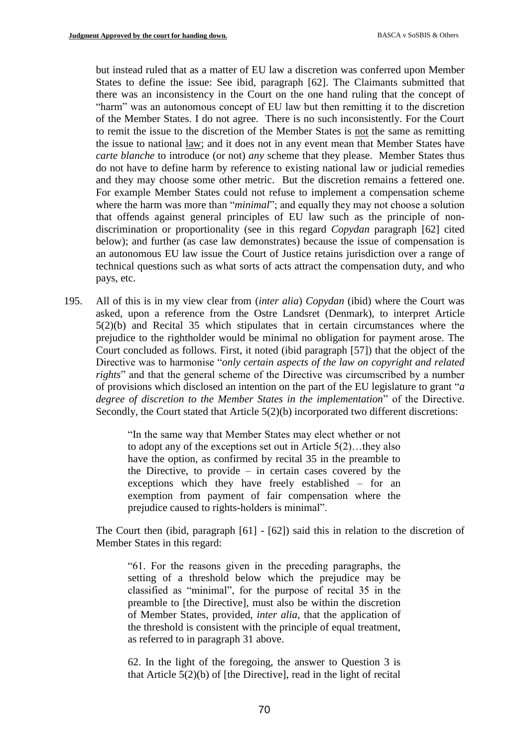but instead ruled that as a matter of EU law a discretion was conferred upon Member States to define the issue: See ibid, paragraph [62]. The Claimants submitted that there was an inconsistency in the Court on the one hand ruling that the concept of "harm" was an autonomous concept of EU law but then remitting it to the discretion of the Member States. I do not agree. There is no such inconsistently. For the Court to remit the issue to the discretion of the Member States is not the same as remitting the issue to national law; and it does not in any event mean that Member States have *carte blanche* to introduce (or not) *any* scheme that they please. Member States thus do not have to define harm by reference to existing national law or judicial remedies and they may choose some other metric. But the discretion remains a fettered one. For example Member States could not refuse to implement a compensation scheme where the harm was more than "*minimal*"; and equally they may not choose a solution that offends against general principles of EU law such as the principle of non-discrimination or proportionality (see in this regard *Copydan* paragraph [62] cited below); and further (as case law demonstrates) because the issue of compensation is an autonomous EU law issue the Court of Justice retains jurisdiction over a range of technical questions such as what sorts of acts attract the compensation duty, and who pays, etc.

195. All of this is in my view clear from (*inter alia*) *Copydan* (ibid) where the Court was asked, upon a reference from the Ostre Landsret (Denmark), to interpret Article 5(2)(b) and Recital 35 which stipulates that in certain circumstances where the prejudice to the rightholder would be minimal no obligation for payment arose. The Court concluded as follows. First, it noted (ibid paragraph [57]) that the object of the Directive was to harmonise "*only certain aspects of the law on copyright and related rights*" and that the general scheme of the Directive was circumscribed by a number of provisions which disclosed an intention on the part of the EU legislature to grant "*a degree of discretion to the Member States in the implementation*" of the Directive. Secondly, the Court stated that Article 5(2)(b) incorporated two different discretions:

> "In the same way that Member States may elect whether or not to adopt any of the exceptions set out in Article 5(2)…they also have the option, as confirmed by recital 35 in the preamble to the Directive, to provide – in certain cases covered by the exceptions which they have freely established – for an exemption from payment of fair compensation where the prejudice caused to rights-holders is minimal".

The Court then (ibid, paragraph [61] - [62]) said this in relation to the discretion of Member States in this regard:

> "61. For the reasons given in the preceding paragraphs, the setting of a threshold below which the prejudice may be classified as "minimal", for the purpose of recital 35 in the preamble to [the Directive], must also be within the discretion of Member States, provided, *inter alia*, that the application of the threshold is consistent with the principle of equal treatment, as referred to in paragraph 31 above.
>
> 62. In the light of the foregoing, the answer to Question 3 is that Article 5(2)(b) of [the Directive], read in the light of recital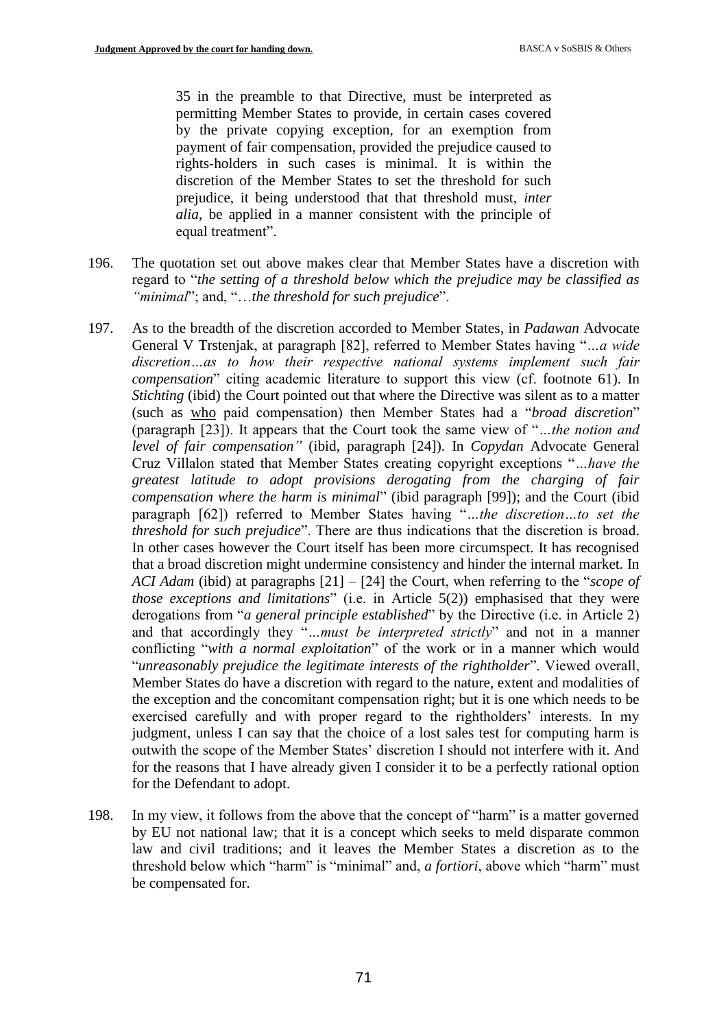> 35 in the preamble to that Directive, must be interpreted as permitting Member States to provide, in certain cases covered by the private copying exception, for an exemption from payment of fair compensation, provided the prejudice caused to rights-holders in such cases is minimal. It is within the discretion of the Member States to set the threshold for such prejudice, it being understood that that threshold must, *inter alia*, be applied in a manner consistent with the principle of equal treatment".

196. The quotation set out above makes clear that Member States have a discretion with regard to "*the setting of a threshold below which the prejudice may be classified as "minimal*"; and, "…*the threshold for such prejudice*".

197. As to the breadth of the discretion accorded to Member States, in *Padawan* Advocate General V Trstenjak, at paragraph [82], referred to Member States having "*…a wide discretion…as to how their respective national systems implement such fair compensation*" citing academic literature to support this view (cf. footnote 61). In *Stichting* (ibid) the Court pointed out that where the Directive was silent as to a matter (such as <u>who</u> paid compensation) then Member States had a "*broad discretion*" (paragraph [23]). It appears that the Court took the same view of "*…the notion and level of fair compensation"* (ibid, paragraph [24]). In *Copydan* Advocate General Cruz Villalon stated that Member States creating copyright exceptions "*…have the greatest latitude to adopt provisions derogating from the charging of fair compensation where the harm is minimal*" (ibid paragraph [99]); and the Court (ibid paragraph [62]) referred to Member States having "*…the discretion…to set the threshold for such prejudice*". There are thus indications that the discretion is broad. In other cases however the Court itself has been more circumspect. It has recognised that a broad discretion might undermine consistency and hinder the internal market. In *ACI Adam* (ibid) at paragraphs [21] – [24] the Court, when referring to the "*scope of those exceptions and limitations*" (i.e. in Article 5(2)) emphasised that they were derogations from "*a general principle established*" by the Directive (i.e. in Article 2) and that accordingly they "*…must be interpreted strictly*" and not in a manner conflicting "*with a normal exploitation*" of the work or in a manner which would "*unreasonably prejudice the legitimate interests of the rightholder*". Viewed overall, Member States do have a discretion with regard to the nature, extent and modalities of the exception and the concomitant compensation right; but it is one which needs to be exercised carefully and with proper regard to the rightholders' interests. In my judgment, unless I can say that the choice of a lost sales test for computing harm is outwith the scope of the Member States' discretion I should not interfere with it. And for the reasons that I have already given I consider it to be a perfectly rational option for the Defendant to adopt.

198. In my view, it follows from the above that the concept of "harm" is a matter governed by EU not national law; that it is a concept which seeks to meld disparate common law and civil traditions; and it leaves the Member States a discretion as to the threshold below which "harm" is "minimal" and, *a fortiori*, above which "harm" must be compensated for.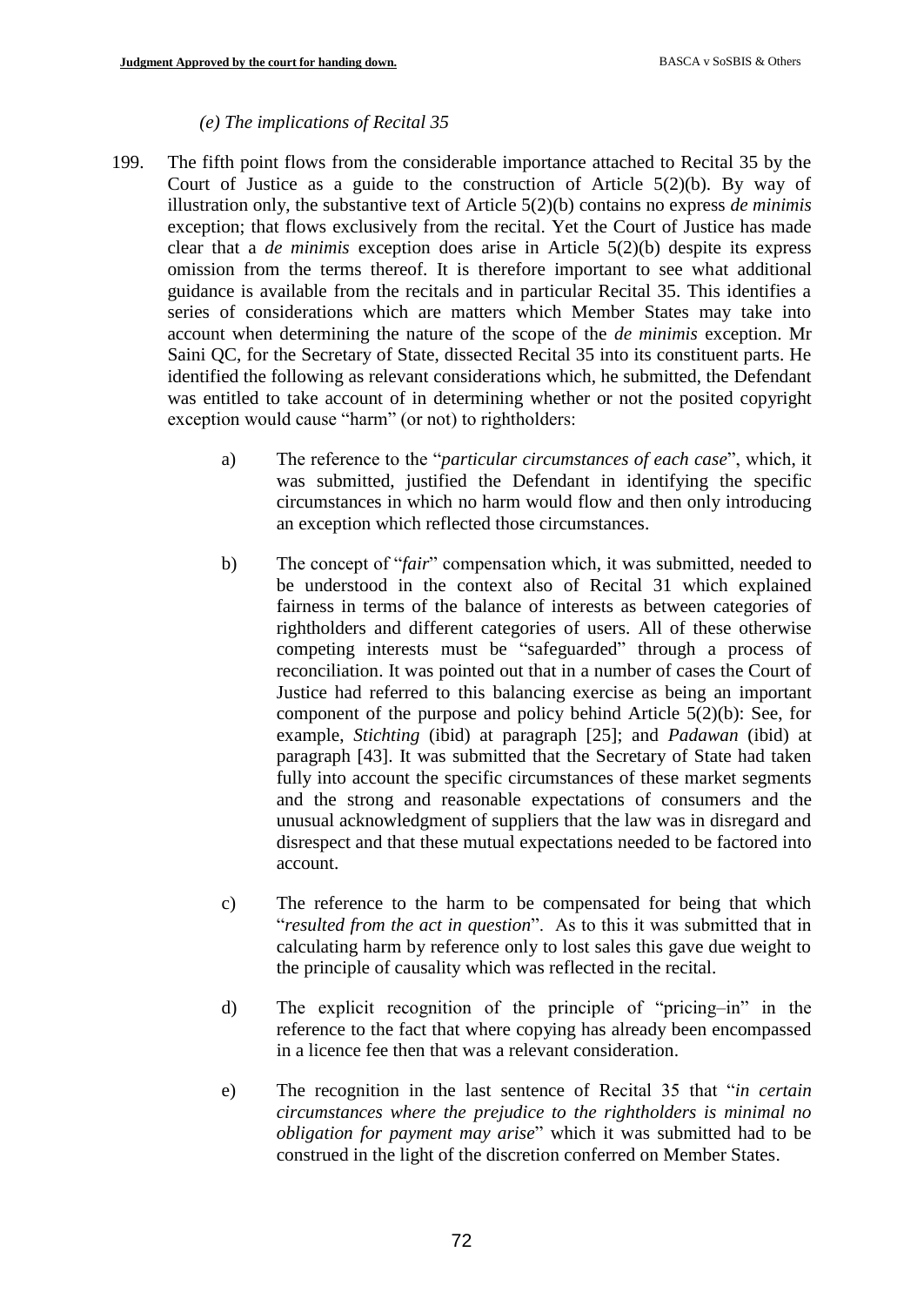*(e) The implications of Recital 35*

199. The fifth point flows from the considerable importance attached to Recital 35 by the Court of Justice as a guide to the construction of Article 5(2)(b). By way of illustration only, the substantive text of Article 5(2)(b) contains no express *de minimis* exception; that flows exclusively from the recital. Yet the Court of Justice has made clear that a *de minimis* exception does arise in Article 5(2)(b) despite its express omission from the terms thereof. It is therefore important to see what additional guidance is available from the recitals and in particular Recital 35. This identifies a series of considerations which are matters which Member States may take into account when determining the nature of the scope of the *de minimis* exception. Mr Saini QC, for the Secretary of State, dissected Recital 35 into its constituent parts. He identified the following as relevant considerations which, he submitted, the Defendant was entitled to take account of in determining whether or not the posited copyright exception would cause "harm" (or not) to rightholders:

   a) The reference to the "*particular circumstances of each case*", which, it was submitted, justified the Defendant in identifying the specific circumstances in which no harm would flow and then only introducing an exception which reflected those circumstances.

   b) The concept of "*fair*" compensation which, it was submitted, needed to be understood in the context also of Recital 31 which explained fairness in terms of the balance of interests as between categories of rightholders and different categories of users. All of these otherwise competing interests must be "safeguarded" through a process of reconciliation. It was pointed out that in a number of cases the Court of Justice had referred to this balancing exercise as being an important component of the purpose and policy behind Article 5(2)(b): See, for example, *Stichting* (ibid) at paragraph [25]; and *Padawan* (ibid) at paragraph [43]. It was submitted that the Secretary of State had taken fully into account the specific circumstances of these market segments and the strong and reasonable expectations of consumers and the unusual acknowledgment of suppliers that the law was in disregard and disrespect and that these mutual expectations needed to be factored into account.

   c) The reference to the harm to be compensated for being that which "*resulted from the act in question*". As to this it was submitted that in calculating harm by reference only to lost sales this gave due weight to the principle of causality which was reflected in the recital.

   d) The explicit recognition of the principle of "pricing–in" in the reference to the fact that where copying has already been encompassed in a licence fee then that was a relevant consideration.

   e) The recognition in the last sentence of Recital 35 that "*in certain circumstances where the prejudice to the rightholders is minimal no obligation for payment may arise*" which it was submitted had to be construed in the light of the discretion conferred on Member States.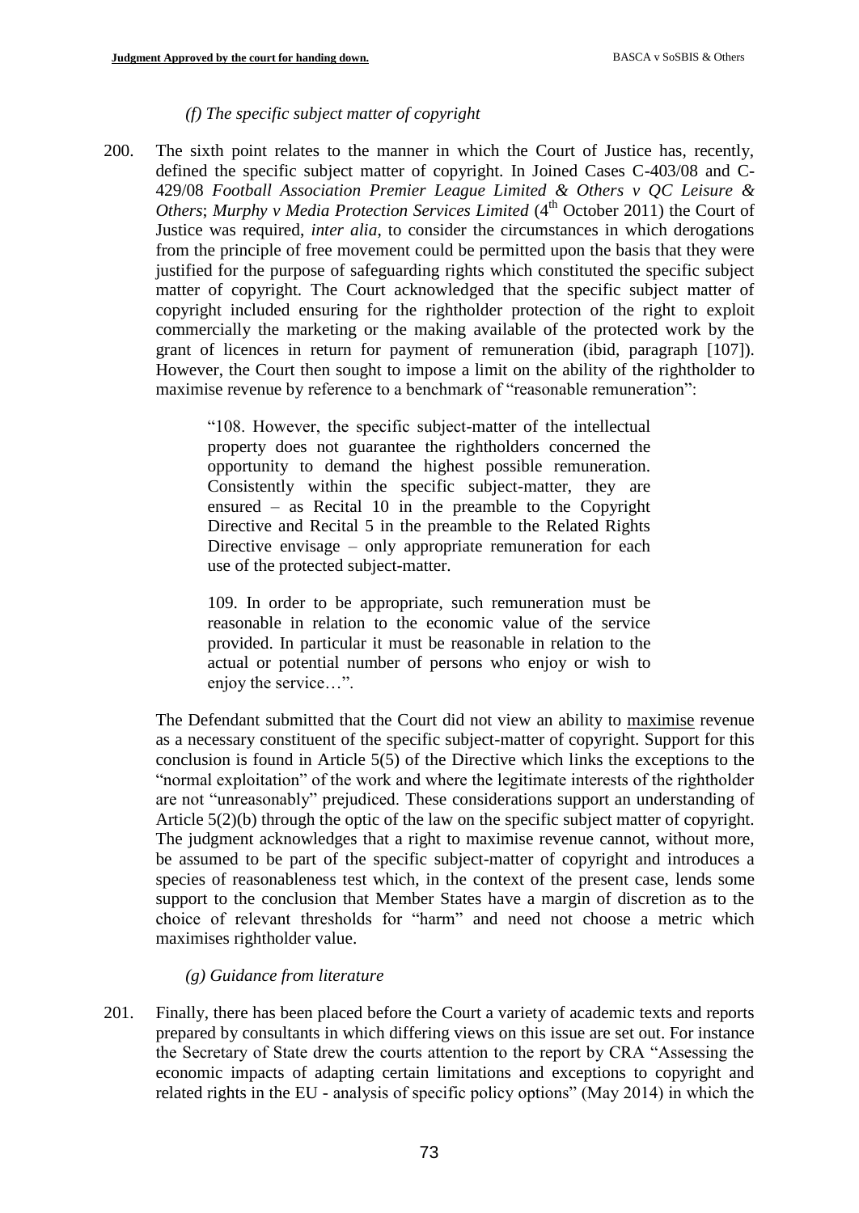*(f) The specific subject matter of copyright*

200. The sixth point relates to the manner in which the Court of Justice has, recently, defined the specific subject matter of copyright. In Joined Cases C-403/08 and C-429/08 *Football Association Premier League Limited & Others v QC Leisure & Others*; *Murphy v Media Protection Services Limited* (4th October 2011) the Court of Justice was required, *inter alia*, to consider the circumstances in which derogations from the principle of free movement could be permitted upon the basis that they were justified for the purpose of safeguarding rights which constituted the specific subject matter of copyright. The Court acknowledged that the specific subject matter of copyright included ensuring for the rightholder protection of the right to exploit commercially the marketing or the making available of the protected work by the grant of licences in return for payment of remuneration (ibid, paragraph [107]). However, the Court then sought to impose a limit on the ability of the rightholder to maximise revenue by reference to a benchmark of "reasonable remuneration":

> "108. However, the specific subject-matter of the intellectual property does not guarantee the rightholders concerned the opportunity to demand the highest possible remuneration. Consistently within the specific subject-matter, they are ensured – as Recital 10 in the preamble to the Copyright Directive and Recital 5 in the preamble to the Related Rights Directive envisage – only appropriate remuneration for each use of the protected subject-matter.
>
> 109. In order to be appropriate, such remuneration must be reasonable in relation to the economic value of the service provided. In particular it must be reasonable in relation to the actual or potential number of persons who enjoy or wish to enjoy the service…".

The Defendant submitted that the Court did not view an ability to maximise revenue as a necessary constituent of the specific subject-matter of copyright. Support for this conclusion is found in Article 5(5) of the Directive which links the exceptions to the "normal exploitation" of the work and where the legitimate interests of the rightholder are not "unreasonably" prejudiced. These considerations support an understanding of Article 5(2)(b) through the optic of the law on the specific subject matter of copyright. The judgment acknowledges that a right to maximise revenue cannot, without more, be assumed to be part of the specific subject-matter of copyright and introduces a species of reasonableness test which, in the context of the present case, lends some support to the conclusion that Member States have a margin of discretion as to the choice of relevant thresholds for "harm" and need not choose a metric which maximises rightholder value.

*(g) Guidance from literature*

201. Finally, there has been placed before the Court a variety of academic texts and reports prepared by consultants in which differing views on this issue are set out. For instance the Secretary of State drew the courts attention to the report by CRA "Assessing the economic impacts of adapting certain limitations and exceptions to copyright and related rights in the EU - analysis of specific policy options" (May 2014) in which the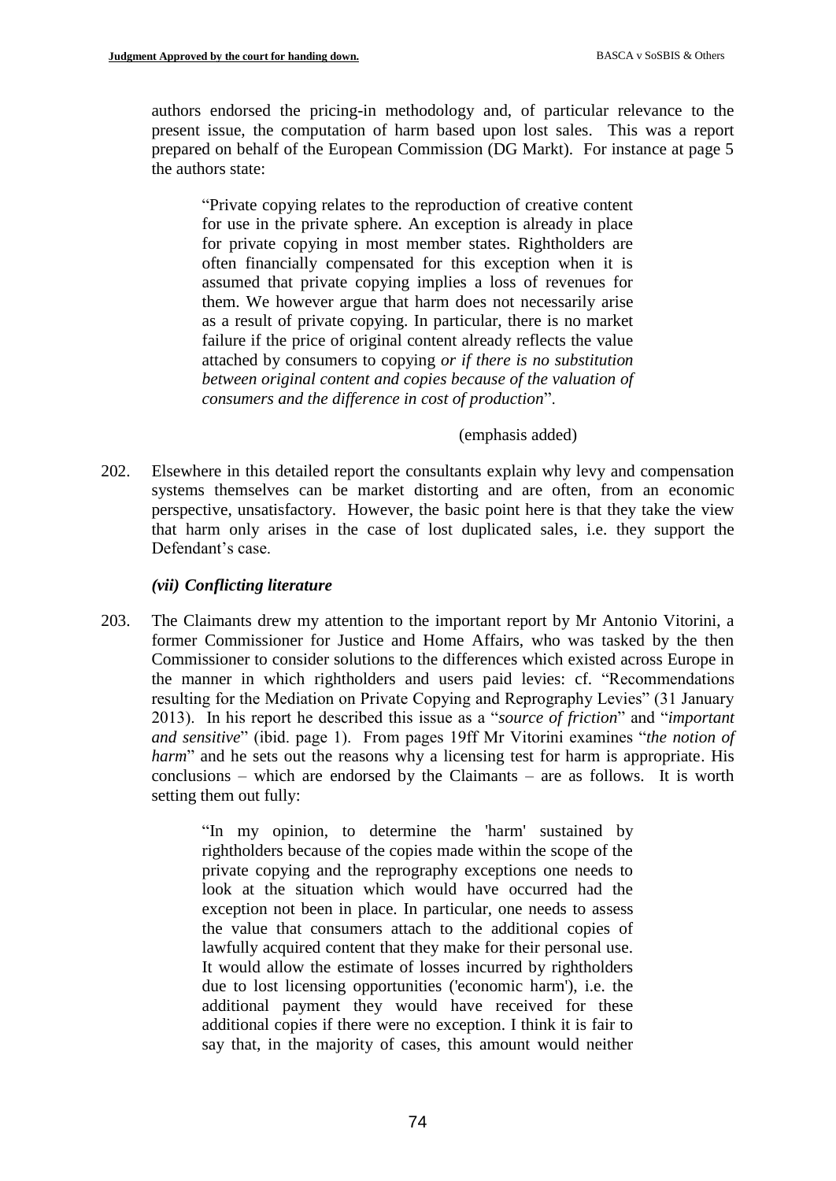authors endorsed the pricing-in methodology and, of particular relevance to the present issue, the computation of harm based upon lost sales. This was a report prepared on behalf of the European Commission (DG Markt). For instance at page 5 the authors state:

> "Private copying relates to the reproduction of creative content for use in the private sphere. An exception is already in place for private copying in most member states. Rightholders are often financially compensated for this exception when it is assumed that private copying implies a loss of revenues for them. We however argue that harm does not necessarily arise as a result of private copying. In particular, there is no market failure if the price of original content already reflects the value attached by consumers to copying *or if there is no substitution between original content and copies because of the valuation of consumers and the difference in cost of production*".
>
> (emphasis added)

202. Elsewhere in this detailed report the consultants explain why levy and compensation systems themselves can be market distorting and are often, from an economic perspective, unsatisfactory. However, the basic point here is that they take the view that harm only arises in the case of lost duplicated sales, i.e. they support the Defendant's case.

### *(vii) Conflicting literature*

203. The Claimants drew my attention to the important report by Mr Antonio Vitorini, a former Commissioner for Justice and Home Affairs, who was tasked by the then Commissioner to consider solutions to the differences which existed across Europe in the manner in which rightholders and users paid levies: cf. "Recommendations resulting for the Mediation on Private Copying and Reprography Levies" (31 January 2013). In his report he described this issue as a "*source of friction*" and "*important and sensitive*" (ibid. page 1). From pages 19ff Mr Vitorini examines "*the notion of harm*" and he sets out the reasons why a licensing test for harm is appropriate. His conclusions – which are endorsed by the Claimants – are as follows. It is worth setting them out fully:

> "In my opinion, to determine the 'harm' sustained by rightholders because of the copies made within the scope of the private copying and the reprography exceptions one needs to look at the situation which would have occurred had the exception not been in place. In particular, one needs to assess the value that consumers attach to the additional copies of lawfully acquired content that they make for their personal use. It would allow the estimate of losses incurred by rightholders due to lost licensing opportunities ('economic harm'), i.e. the additional payment they would have received for these additional copies if there were no exception. I think it is fair to say that, in the majority of cases, this amount would neither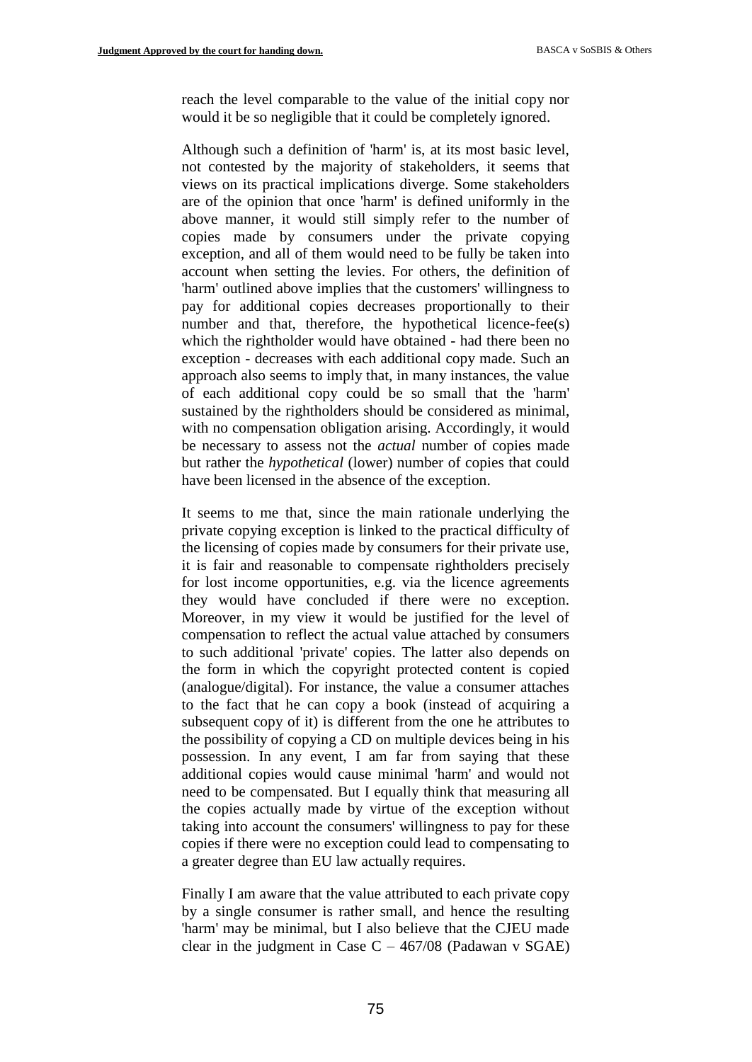reach the level comparable to the value of the initial copy nor would it be so negligible that it could be completely ignored.

Although such a definition of 'harm' is, at its most basic level, not contested by the majority of stakeholders, it seems that views on its practical implications diverge. Some stakeholders are of the opinion that once 'harm' is defined uniformly in the above manner, it would still simply refer to the number of copies made by consumers under the private copying exception, and all of them would need to be fully be taken into account when setting the levies. For others, the definition of 'harm' outlined above implies that the customers' willingness to pay for additional copies decreases proportionally to their number and that, therefore, the hypothetical licence-fee(s) which the rightholder would have obtained - had there been no exception - decreases with each additional copy made. Such an approach also seems to imply that, in many instances, the value of each additional copy could be so small that the 'harm' sustained by the rightholders should be considered as minimal, with no compensation obligation arising. Accordingly, it would be necessary to assess not the *actual* number of copies made but rather the *hypothetical* (lower) number of copies that could have been licensed in the absence of the exception.

It seems to me that, since the main rationale underlying the private copying exception is linked to the practical difficulty of the licensing of copies made by consumers for their private use, it is fair and reasonable to compensate rightholders precisely for lost income opportunities, e.g. via the licence agreements they would have concluded if there were no exception. Moreover, in my view it would be justified for the level of compensation to reflect the actual value attached by consumers to such additional 'private' copies. The latter also depends on the form in which the copyright protected content is copied (analogue/digital). For instance, the value a consumer attaches to the fact that he can copy a book (instead of acquiring a subsequent copy of it) is different from the one he attributes to the possibility of copying a CD on multiple devices being in his possession. In any event, I am far from saying that these additional copies would cause minimal 'harm' and would not need to be compensated. But I equally think that measuring all the copies actually made by virtue of the exception without taking into account the consumers' willingness to pay for these copies if there were no exception could lead to compensating to a greater degree than EU law actually requires.

Finally I am aware that the value attributed to each private copy by a single consumer is rather small, and hence the resulting 'harm' may be minimal, but I also believe that the CJEU made clear in the judgment in Case C – 467/08 (Padawan v SGAE)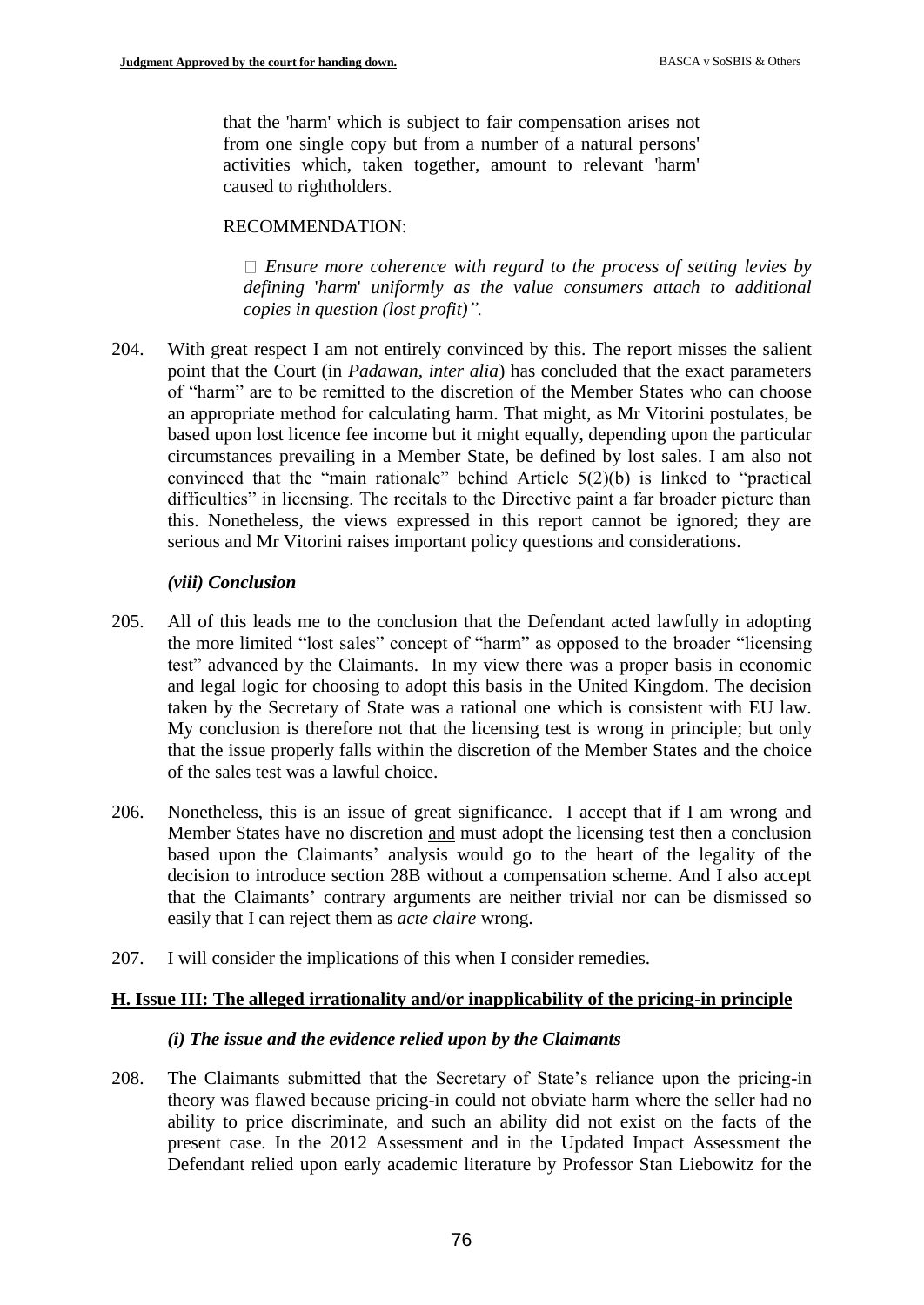that the 'harm' which is subject to fair compensation arises not from one single copy but from a number of a natural persons' activities which, taken together, amount to relevant 'harm' caused to rightholders.

RECOMMENDATION:

- *Ensure more coherence with regard to the process of setting levies by defining 'harm' uniformly as the value consumers attach to additional copies in question (lost profit)".*

204. With great respect I am not entirely convinced by this. The report misses the salient point that the Court (in *Padawan, inter alia*) has concluded that the exact parameters of "harm" are to be remitted to the discretion of the Member States who can choose an appropriate method for calculating harm. That might, as Mr Vitorini postulates, be based upon lost licence fee income but it might equally, depending upon the particular circumstances prevailing in a Member State, be defined by lost sales. I am also not convinced that the "main rationale" behind Article 5(2)(b) is linked to "practical difficulties" in licensing. The recitals to the Directive paint a far broader picture than this. Nonetheless, the views expressed in this report cannot be ignored; they are serious and Mr Vitorini raises important policy questions and considerations.

### *(viii) Conclusion*

205. All of this leads me to the conclusion that the Defendant acted lawfully in adopting the more limited "lost sales" concept of "harm" as opposed to the broader "licensing test" advanced by the Claimants. In my view there was a proper basis in economic and legal logic for choosing to adopt this basis in the United Kingdom. The decision taken by the Secretary of State was a rational one which is consistent with EU law. My conclusion is therefore not that the licensing test is wrong in principle; but only that the issue properly falls within the discretion of the Member States and the choice of the sales test was a lawful choice.

206. Nonetheless, this is an issue of great significance. I accept that if I am wrong and Member States have no discretion <u>and</u> must adopt the licensing test then a conclusion based upon the Claimants' analysis would go to the heart of the legality of the decision to introduce section 28B without a compensation scheme. And I also accept that the Claimants' contrary arguments are neither trivial nor can be dismissed so easily that I can reject them as *acte claire* wrong.

207. I will consider the implications of this when I consider remedies.

## H. Issue III: The alleged irrationality and/or inapplicability of the pricing-in principle

### *(i) The issue and the evidence relied upon by the Claimants*

208. The Claimants submitted that the Secretary of State's reliance upon the pricing-in theory was flawed because pricing-in could not obviate harm where the seller had no ability to price discriminate, and such an ability did not exist on the facts of the present case. In the 2012 Assessment and in the Updated Impact Assessment the Defendant relied upon early academic literature by Professor Stan Liebowitz for the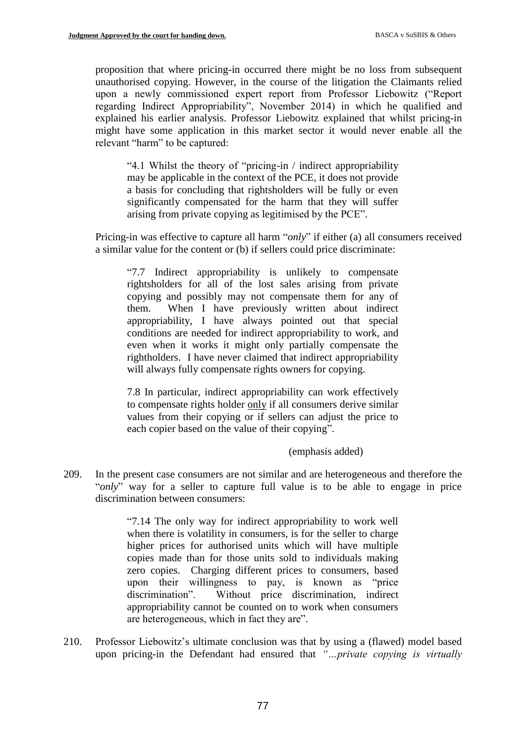proposition that where pricing-in occurred there might be no loss from subsequent unauthorised copying. However, in the course of the litigation the Claimants relied upon a newly commissioned expert report from Professor Liebowitz ("Report regarding Indirect Appropriability", November 2014) in which he qualified and explained his earlier analysis. Professor Liebowitz explained that whilst pricing-in might have some application in this market sector it would never enable all the relevant "harm" to be captured:

> "4.1 Whilst the theory of "pricing-in / indirect appropriability may be applicable in the context of the PCE, it does not provide a basis for concluding that rightsholders will be fully or even significantly compensated for the harm that they will suffer arising from private copying as legitimised by the PCE".

Pricing-in was effective to capture all harm "*only*" if either (a) all consumers received a similar value for the content or (b) if sellers could price discriminate:

> "7.7 Indirect appropriability is unlikely to compensate rightsholders for all of the lost sales arising from private copying and possibly may not compensate them for any of them. When I have previously written about indirect appropriability, I have always pointed out that special conditions are needed for indirect appropriability to work, and even when it works it might only partially compensate the rightholders. I have never claimed that indirect appropriability will always fully compensate rights owners for copying.
>
> 7.8 In particular, indirect appropriability can work effectively to compensate rights holder <u>only</u> if all consumers derive similar values from their copying or if sellers can adjust the price to each copier based on the value of their copying".
>
> (emphasis added)

209. In the present case consumers are not similar and are heterogeneous and therefore the "*only*" way for a seller to capture full value is to be able to engage in price discrimination between consumers:

> "7.14 The only way for indirect appropriability to work well when there is volatility in consumers, is for the seller to charge higher prices for authorised units which will have multiple copies made than for those units sold to individuals making zero copies. Charging different prices to consumers, based upon their willingness to pay, is known as "price discrimination". Without price discrimination, indirect appropriability cannot be counted on to work when consumers are heterogeneous, which in fact they are".

210. Professor Liebowitz's ultimate conclusion was that by using a (flawed) model based upon pricing-in the Defendant had ensured that *"…private copying is virtually*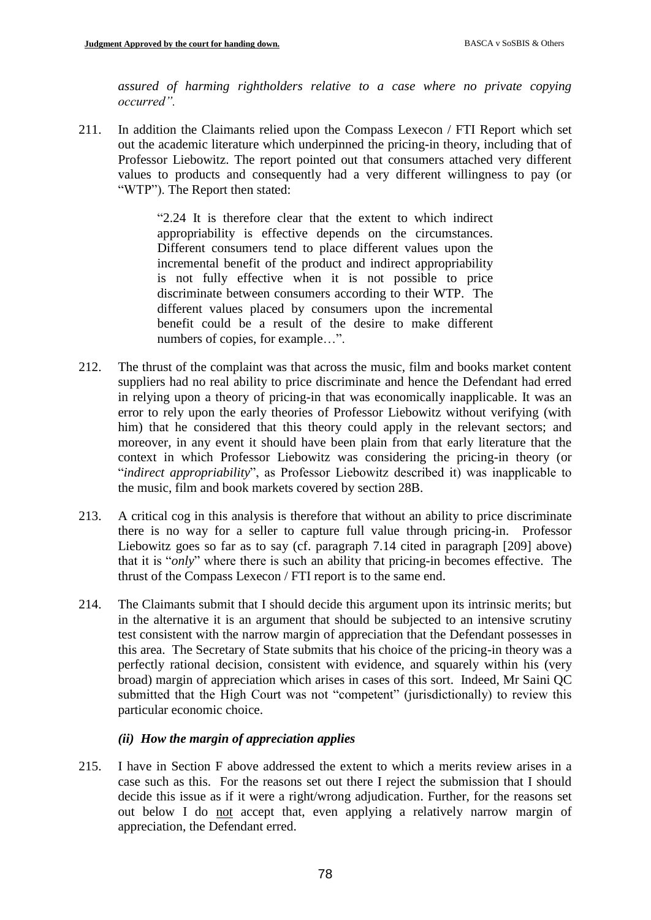*assured of harming rightholders relative to a case where no private copying occurred".*

211. In addition the Claimants relied upon the Compass Lexecon / FTI Report which set out the academic literature which underpinned the pricing-in theory, including that of Professor Liebowitz. The report pointed out that consumers attached very different values to products and consequently had a very different willingness to pay (or "WTP"). The Report then stated:

> "2.24 It is therefore clear that the extent to which indirect appropriability is effective depends on the circumstances. Different consumers tend to place different values upon the incremental benefit of the product and indirect appropriability is not fully effective when it is not possible to price discriminate between consumers according to their WTP. The different values placed by consumers upon the incremental benefit could be a result of the desire to make different numbers of copies, for example…".

212. The thrust of the complaint was that across the music, film and books market content suppliers had no real ability to price discriminate and hence the Defendant had erred in relying upon a theory of pricing-in that was economically inapplicable. It was an error to rely upon the early theories of Professor Liebowitz without verifying (with him) that he considered that this theory could apply in the relevant sectors; and moreover, in any event it should have been plain from that early literature that the context in which Professor Liebowitz was considering the pricing-in theory (or "*indirect appropriability*", as Professor Liebowitz described it) was inapplicable to the music, film and book markets covered by section 28B.

213. A critical cog in this analysis is therefore that without an ability to price discriminate there is no way for a seller to capture full value through pricing-in. Professor Liebowitz goes so far as to say (cf. paragraph 7.14 cited in paragraph [209] above) that it is "*only*" where there is such an ability that pricing-in becomes effective. The thrust of the Compass Lexecon / FTI report is to the same end.

214. The Claimants submit that I should decide this argument upon its intrinsic merits; but in the alternative it is an argument that should be subjected to an intensive scrutiny test consistent with the narrow margin of appreciation that the Defendant possesses in this area. The Secretary of State submits that his choice of the pricing-in theory was a perfectly rational decision, consistent with evidence, and squarely within his (very broad) margin of appreciation which arises in cases of this sort. Indeed, Mr Saini QC submitted that the High Court was not "competent" (jurisdictionally) to review this particular economic choice.

### *(ii) How the margin of appreciation applies*

215. I have in Section F above addressed the extent to which a merits review arises in a case such as this. For the reasons set out there I reject the submission that I should decide this issue as if it were a right/wrong adjudication. Further, for the reasons set out below I do not accept that, even applying a relatively narrow margin of appreciation, the Defendant erred.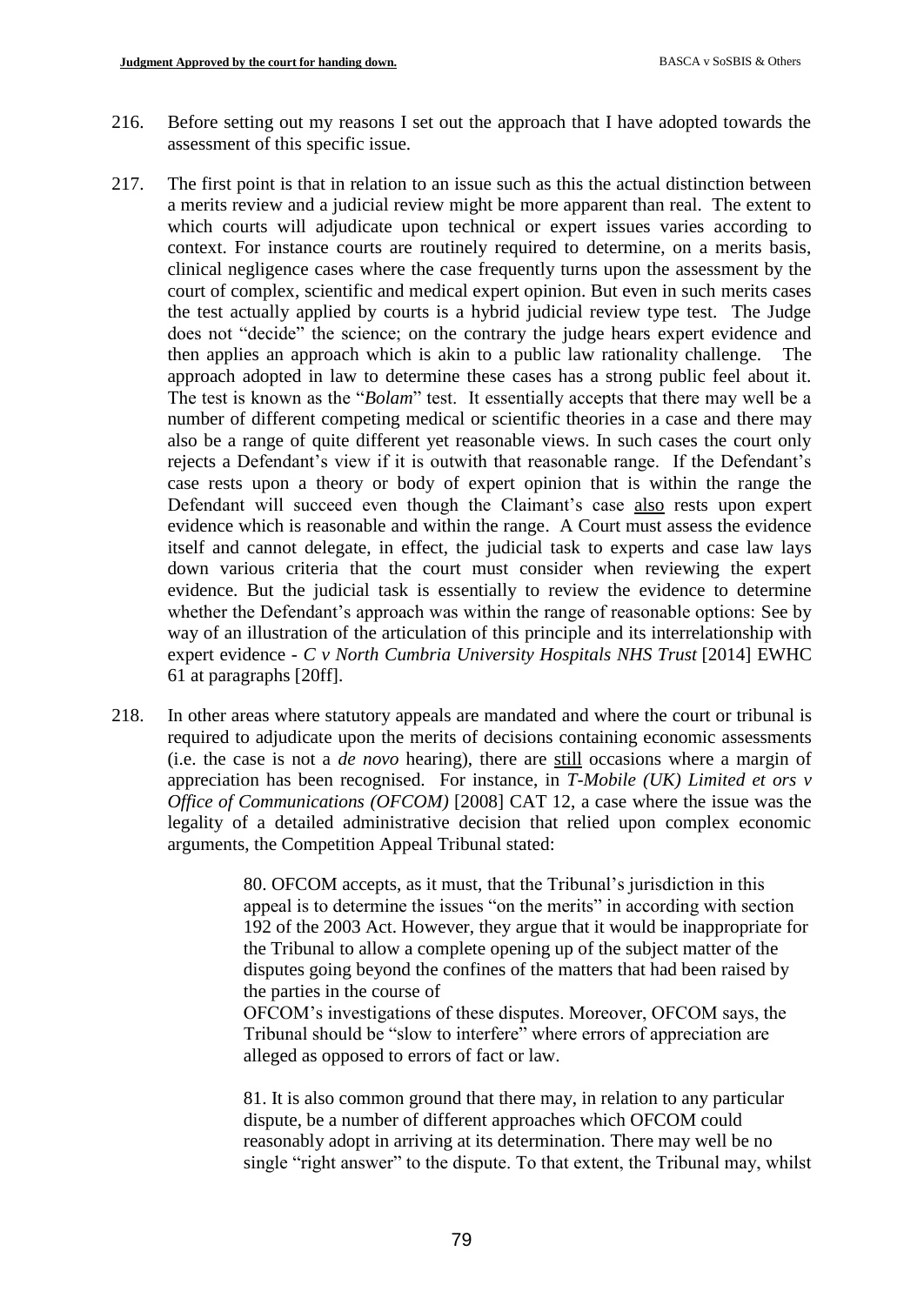216. Before setting out my reasons I set out the approach that I have adopted towards the assessment of this specific issue.

217. The first point is that in relation to an issue such as this the actual distinction between a merits review and a judicial review might be more apparent than real. The extent to which courts will adjudicate upon technical or expert issues varies according to context. For instance courts are routinely required to determine, on a merits basis, clinical negligence cases where the case frequently turns upon the assessment by the court of complex, scientific and medical expert opinion. But even in such merits cases the test actually applied by courts is a hybrid judicial review type test. The Judge does not "decide" the science; on the contrary the judge hears expert evidence and then applies an approach which is akin to a public law rationality challenge. The approach adopted in law to determine these cases has a strong public feel about it. The test is known as the "*Bolam*" test. It essentially accepts that there may well be a number of different competing medical or scientific theories in a case and there may also be a range of quite different yet reasonable views. In such cases the court only rejects a Defendant's view if it is outwith that reasonable range. If the Defendant's case rests upon a theory or body of expert opinion that is within the range the Defendant will succeed even though the Claimant's case <u>also</u> rests upon expert evidence which is reasonable and within the range. A Court must assess the evidence itself and cannot delegate, in effect, the judicial task to experts and case law lays down various criteria that the court must consider when reviewing the expert evidence. But the judicial task is essentially to review the evidence to determine whether the Defendant's approach was within the range of reasonable options: See by way of an illustration of the articulation of this principle and its interrelationship with expert evidence - *C v North Cumbria University Hospitals NHS Trust* [2014] EWHC 61 at paragraphs [20ff].

218. In other areas where statutory appeals are mandated and where the court or tribunal is required to adjudicate upon the merits of decisions containing economic assessments (i.e. the case is not a *de novo* hearing), there are <u>still</u> occasions where a margin of appreciation has been recognised. For instance, in *T-Mobile (UK) Limited et ors v Office of Communications (OFCOM)* [2008] CAT 12, a case where the issue was the legality of a detailed administrative decision that relied upon complex economic arguments, the Competition Appeal Tribunal stated:

> 80. OFCOM accepts, as it must, that the Tribunal's jurisdiction in this appeal is to determine the issues "on the merits" in according with section 192 of the 2003 Act. However, they argue that it would be inappropriate for the Tribunal to allow a complete opening up of the subject matter of the disputes going beyond the confines of the matters that had been raised by the parties in the course of OFCOM's investigations of these disputes. Moreover, OFCOM says, the Tribunal should be "slow to interfere" where errors of appreciation are alleged as opposed to errors of fact or law.
>
> 81. It is also common ground that there may, in relation to any particular dispute, be a number of different approaches which OFCOM could reasonably adopt in arriving at its determination. There may well be no single "right answer" to the dispute. To that extent, the Tribunal may, whilst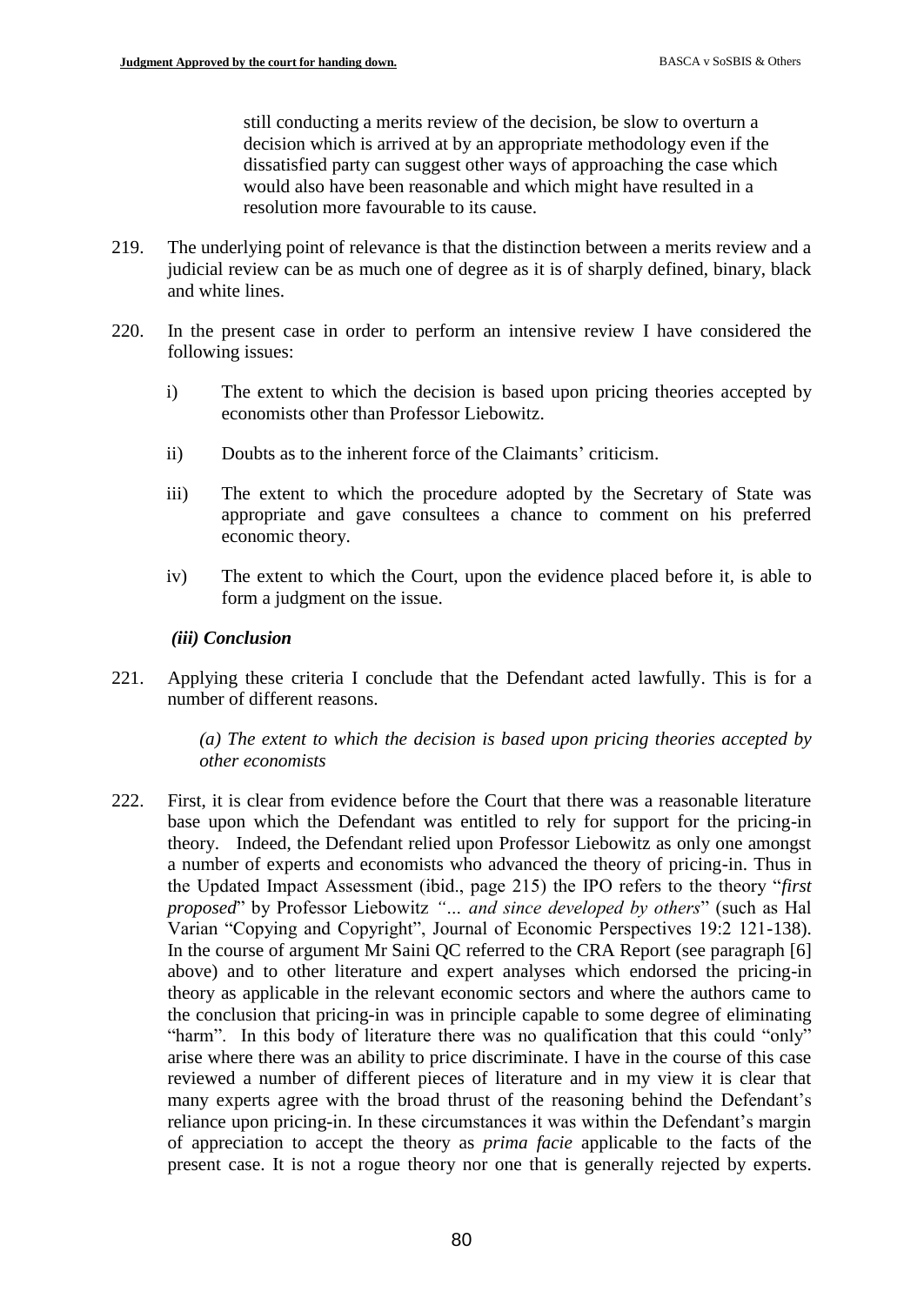still conducting a merits review of the decision, be slow to overturn a decision which is arrived at by an appropriate methodology even if the dissatisfied party can suggest other ways of approaching the case which would also have been reasonable and which might have resulted in a resolution more favourable to its cause.

219. The underlying point of relevance is that the distinction between a merits review and a judicial review can be as much one of degree as it is of sharply defined, binary, black and white lines.

220. In the present case in order to perform an intensive review I have considered the following issues:

   i) The extent to which the decision is based upon pricing theories accepted by economists other than Professor Liebowitz.

   ii) Doubts as to the inherent force of the Claimants' criticism.

   iii) The extent to which the procedure adopted by the Secretary of State was appropriate and gave consultees a chance to comment on his preferred economic theory.

   iv) The extent to which the Court, upon the evidence placed before it, is able to form a judgment on the issue.

***(iii) Conclusion***

221. Applying these criteria I conclude that the Defendant acted lawfully. This is for a number of different reasons.

*(a) The extent to which the decision is based upon pricing theories accepted by other economists*

222. First, it is clear from evidence before the Court that there was a reasonable literature base upon which the Defendant was entitled to rely for support for the pricing-in theory. Indeed, the Defendant relied upon Professor Liebowitz as only one amongst a number of experts and economists who advanced the theory of pricing-in. Thus in the Updated Impact Assessment (ibid., page 215) the IPO refers to the theory "*first proposed*" by Professor Liebowitz *"… and since developed by others*" (such as Hal Varian "Copying and Copyright", Journal of Economic Perspectives 19:2 121-138). In the course of argument Mr Saini QC referred to the CRA Report (see paragraph [6] above) and to other literature and expert analyses which endorsed the pricing-in theory as applicable in the relevant economic sectors and where the authors came to the conclusion that pricing-in was in principle capable to some degree of eliminating "harm". In this body of literature there was no qualification that this could "only" arise where there was an ability to price discriminate. I have in the course of this case reviewed a number of different pieces of literature and in my view it is clear that many experts agree with the broad thrust of the reasoning behind the Defendant's reliance upon pricing-in. In these circumstances it was within the Defendant's margin of appreciation to accept the theory as *prima facie* applicable to the facts of the present case. It is not a rogue theory nor one that is generally rejected by experts.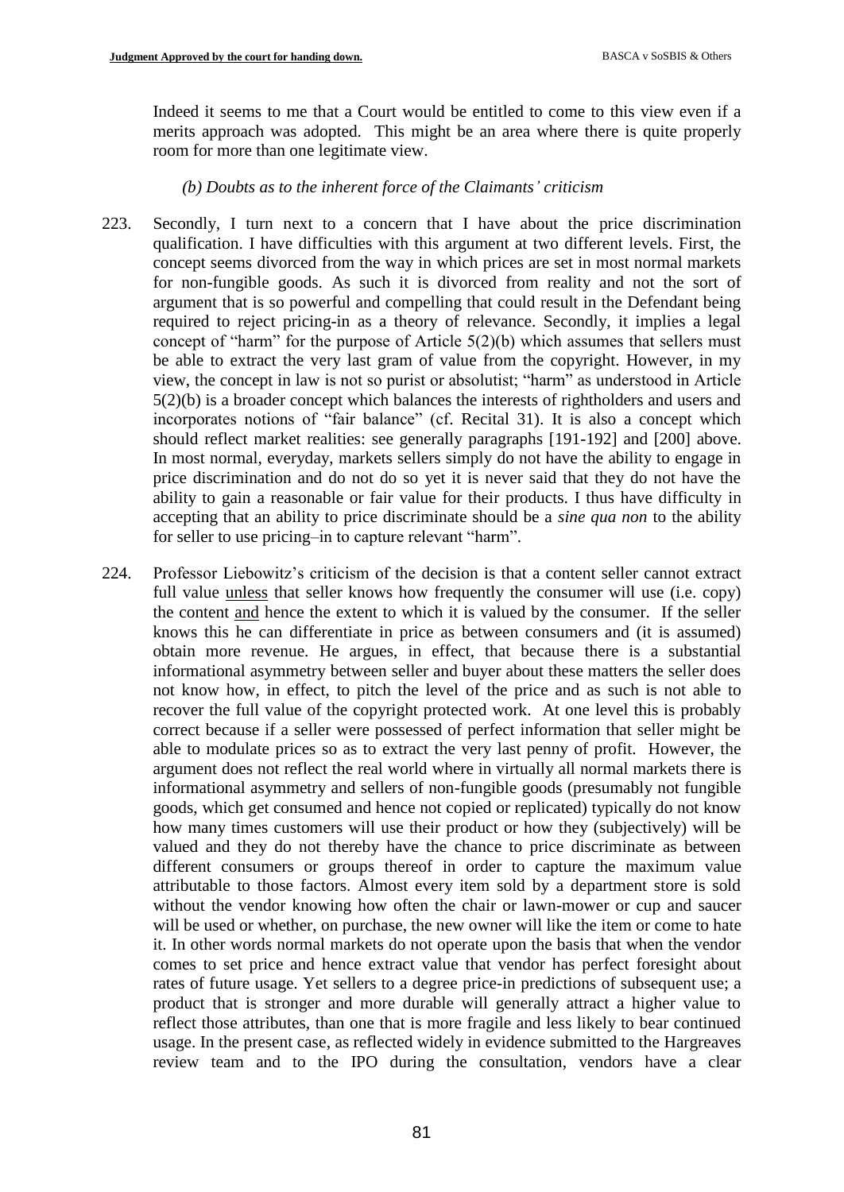Indeed it seems to me that a Court would be entitled to come to this view even if a merits approach was adopted. This might be an area where there is quite properly room for more than one legitimate view.

*(b) Doubts as to the inherent force of the Claimants' criticism*

223. Secondly, I turn next to a concern that I have about the price discrimination qualification. I have difficulties with this argument at two different levels. First, the concept seems divorced from the way in which prices are set in most normal markets for non-fungible goods. As such it is divorced from reality and not the sort of argument that is so powerful and compelling that could result in the Defendant being required to reject pricing-in as a theory of relevance. Secondly, it implies a legal concept of "harm" for the purpose of Article 5(2)(b) which assumes that sellers must be able to extract the very last gram of value from the copyright. However, in my view, the concept in law is not so purist or absolutist; "harm" as understood in Article 5(2)(b) is a broader concept which balances the interests of rightholders and users and incorporates notions of "fair balance" (cf. Recital 31). It is also a concept which should reflect market realities: see generally paragraphs [191-192] and [200] above. In most normal, everyday, markets sellers simply do not have the ability to engage in price discrimination and do not do so yet it is never said that they do not have the ability to gain a reasonable or fair value for their products. I thus have difficulty in accepting that an ability to price discriminate should be a *sine qua non* to the ability for seller to use pricing–in to capture relevant "harm".

224. Professor Liebowitz's criticism of the decision is that a content seller cannot extract full value <u>unless</u> that seller knows how frequently the consumer will use (i.e. copy) the content <u>and</u> hence the extent to which it is valued by the consumer. If the seller knows this he can differentiate in price as between consumers and (it is assumed) obtain more revenue. He argues, in effect, that because there is a substantial informational asymmetry between seller and buyer about these matters the seller does not know how, in effect, to pitch the level of the price and as such is not able to recover the full value of the copyright protected work. At one level this is probably correct because if a seller were possessed of perfect information that seller might be able to modulate prices so as to extract the very last penny of profit. However, the argument does not reflect the real world where in virtually all normal markets there is informational asymmetry and sellers of non-fungible goods (presumably not fungible goods, which get consumed and hence not copied or replicated) typically do not know how many times customers will use their product or how they (subjectively) will be valued and they do not thereby have the chance to price discriminate as between different consumers or groups thereof in order to capture the maximum value attributable to those factors. Almost every item sold by a department store is sold without the vendor knowing how often the chair or lawn-mower or cup and saucer will be used or whether, on purchase, the new owner will like the item or come to hate it. In other words normal markets do not operate upon the basis that when the vendor comes to set price and hence extract value that vendor has perfect foresight about rates of future usage. Yet sellers to a degree price-in predictions of subsequent use; a product that is stronger and more durable will generally attract a higher value to reflect those attributes, than one that is more fragile and less likely to bear continued usage. In the present case, as reflected widely in evidence submitted to the Hargreaves review team and to the IPO during the consultation, vendors have a clear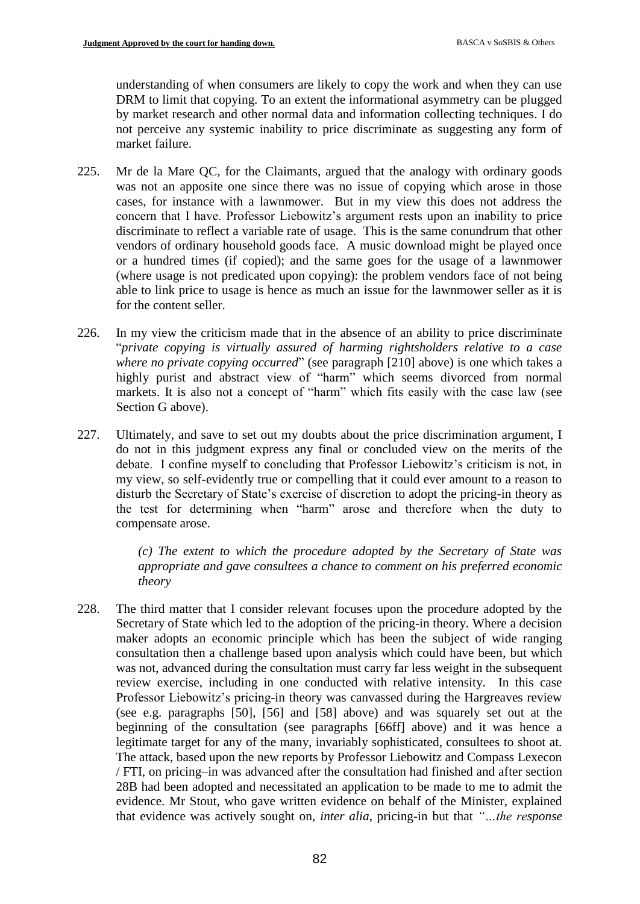understanding of when consumers are likely to copy the work and when they can use DRM to limit that copying. To an extent the informational asymmetry can be plugged by market research and other normal data and information collecting techniques. I do not perceive any systemic inability to price discriminate as suggesting any form of market failure.

225. Mr de la Mare QC, for the Claimants, argued that the analogy with ordinary goods was not an apposite one since there was no issue of copying which arose in those cases, for instance with a lawnmower. But in my view this does not address the concern that I have. Professor Liebowitz's argument rests upon an inability to price discriminate to reflect a variable rate of usage. This is the same conundrum that other vendors of ordinary household goods face. A music download might be played once or a hundred times (if copied); and the same goes for the usage of a lawnmower (where usage is not predicated upon copying): the problem vendors face of not being able to link price to usage is hence as much an issue for the lawnmower seller as it is for the content seller.

226. In my view the criticism made that in the absence of an ability to price discriminate "*private copying is virtually assured of harming rightsholders relative to a case where no private copying occurred*" (see paragraph [210] above) is one which takes a highly purist and abstract view of "harm" which seems divorced from normal markets. It is also not a concept of "harm" which fits easily with the case law (see Section G above).

227. Ultimately, and save to set out my doubts about the price discrimination argument, I do not in this judgment express any final or concluded view on the merits of the debate. I confine myself to concluding that Professor Liebowitz's criticism is not, in my view, so self-evidently true or compelling that it could ever amount to a reason to disturb the Secretary of State's exercise of discretion to adopt the pricing-in theory as the test for determining when "harm" arose and therefore when the duty to compensate arose.

*(c) The extent to which the procedure adopted by the Secretary of State was appropriate and gave consultees a chance to comment on his preferred economic theory*

228. The third matter that I consider relevant focuses upon the procedure adopted by the Secretary of State which led to the adoption of the pricing-in theory. Where a decision maker adopts an economic principle which has been the subject of wide ranging consultation then a challenge based upon analysis which could have been, but which was not, advanced during the consultation must carry far less weight in the subsequent review exercise, including in one conducted with relative intensity. In this case Professor Liebowitz's pricing-in theory was canvassed during the Hargreaves review (see e.g. paragraphs [50], [56] and [58] above) and was squarely set out at the beginning of the consultation (see paragraphs [66ff] above) and it was hence a legitimate target for any of the many, invariably sophisticated, consultees to shoot at. The attack, based upon the new reports by Professor Liebowitz and Compass Lexecon / FTI, on pricing–in was advanced after the consultation had finished and after section 28B had been adopted and necessitated an application to be made to me to admit the evidence. Mr Stout, who gave written evidence on behalf of the Minister, explained that evidence was actively sought on, *inter alia*, pricing-in but that *"…the response*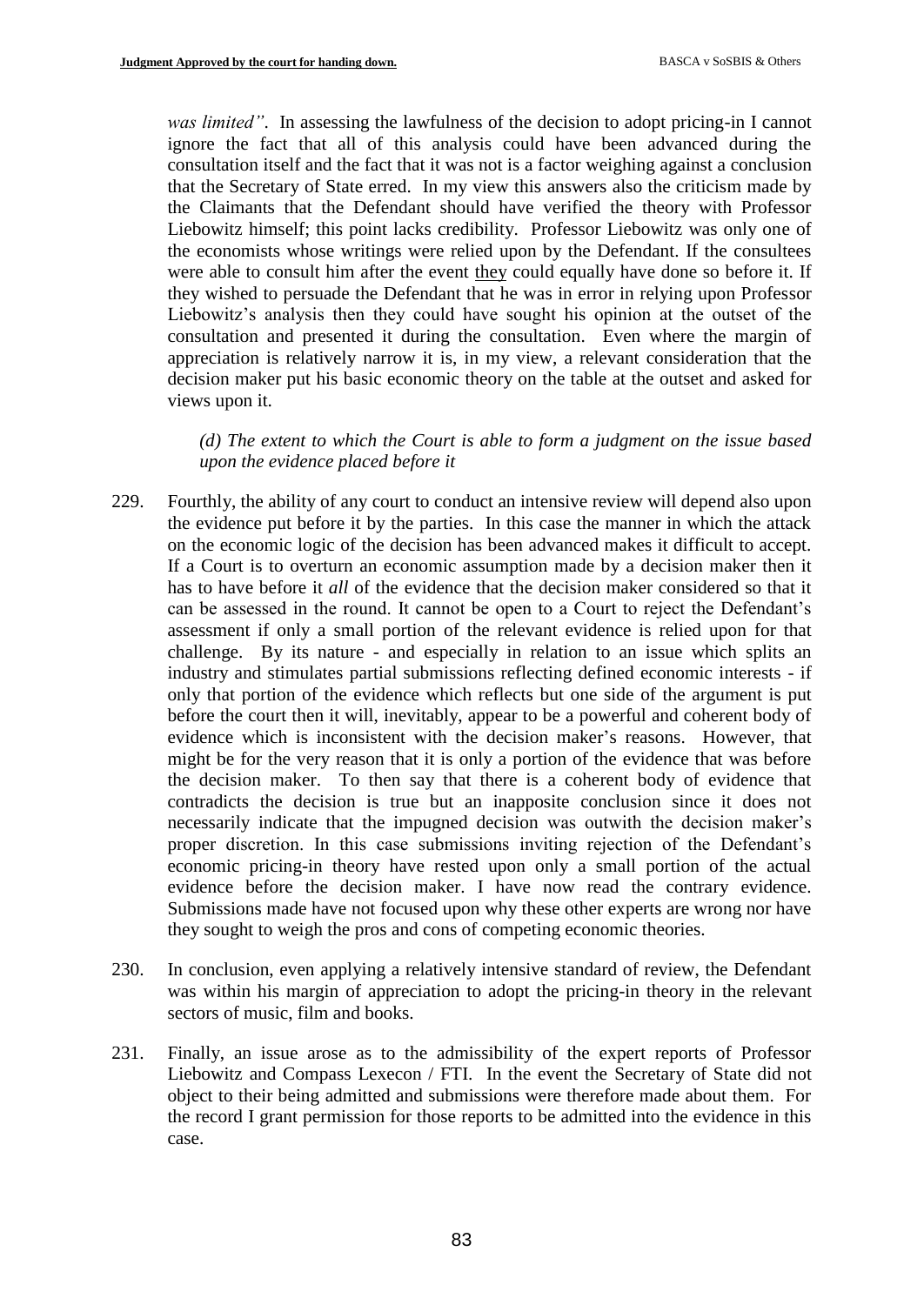*was limited"*. In assessing the lawfulness of the decision to adopt pricing-in I cannot ignore the fact that all of this analysis could have been advanced during the consultation itself and the fact that it was not is a factor weighing against a conclusion that the Secretary of State erred. In my view this answers also the criticism made by the Claimants that the Defendant should have verified the theory with Professor Liebowitz himself; this point lacks credibility. Professor Liebowitz was only one of the economists whose writings were relied upon by the Defendant. If the consultees were able to consult him after the event they could equally have done so before it. If they wished to persuade the Defendant that he was in error in relying upon Professor Liebowitz's analysis then they could have sought his opinion at the outset of the consultation and presented it during the consultation. Even where the margin of appreciation is relatively narrow it is, in my view, a relevant consideration that the decision maker put his basic economic theory on the table at the outset and asked for views upon it.

*(d) The extent to which the Court is able to form a judgment on the issue based upon the evidence placed before it*

229. Fourthly, the ability of any court to conduct an intensive review will depend also upon the evidence put before it by the parties. In this case the manner in which the attack on the economic logic of the decision has been advanced makes it difficult to accept. If a Court is to overturn an economic assumption made by a decision maker then it has to have before it *all* of the evidence that the decision maker considered so that it can be assessed in the round. It cannot be open to a Court to reject the Defendant's assessment if only a small portion of the relevant evidence is relied upon for that challenge. By its nature - and especially in relation to an issue which splits an industry and stimulates partial submissions reflecting defined economic interests - if only that portion of the evidence which reflects but one side of the argument is put before the court then it will, inevitably, appear to be a powerful and coherent body of evidence which is inconsistent with the decision maker's reasons. However, that might be for the very reason that it is only a portion of the evidence that was before the decision maker. To then say that there is a coherent body of evidence that contradicts the decision is true but an inapposite conclusion since it does not necessarily indicate that the impugned decision was outwith the decision maker's proper discretion. In this case submissions inviting rejection of the Defendant's economic pricing-in theory have rested upon only a small portion of the actual evidence before the decision maker. I have now read the contrary evidence. Submissions made have not focused upon why these other experts are wrong nor have they sought to weigh the pros and cons of competing economic theories.

230. In conclusion, even applying a relatively intensive standard of review, the Defendant was within his margin of appreciation to adopt the pricing-in theory in the relevant sectors of music, film and books.

231. Finally, an issue arose as to the admissibility of the expert reports of Professor Liebowitz and Compass Lexecon / FTI. In the event the Secretary of State did not object to their being admitted and submissions were therefore made about them. For the record I grant permission for those reports to be admitted into the evidence in this case.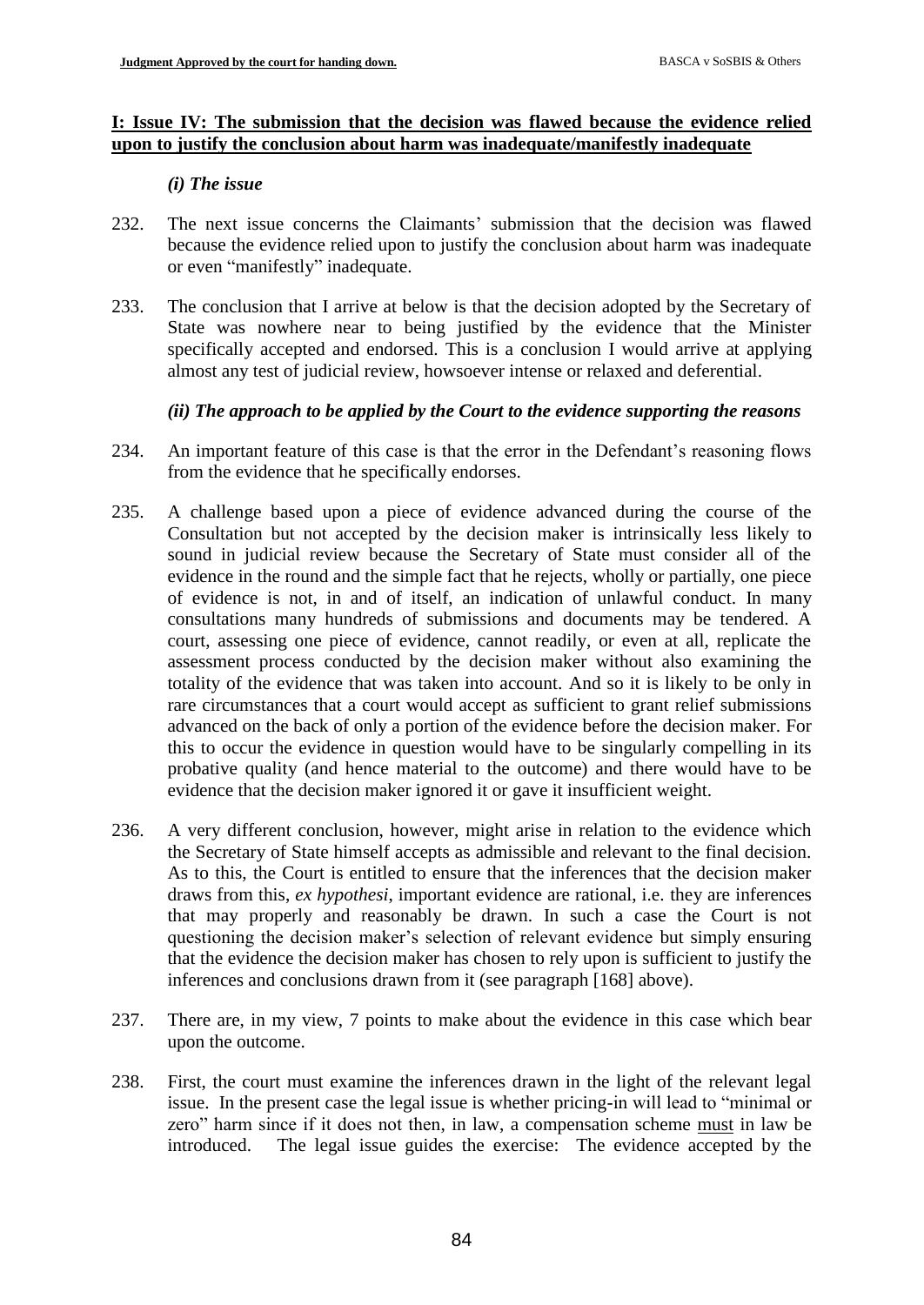## I: Issue IV: The submission that the decision was flawed because the evidence relied upon to justify the conclusion about harm was inadequate/manifestly inadequate

### *(i) The issue*

232. The next issue concerns the Claimants' submission that the decision was flawed because the evidence relied upon to justify the conclusion about harm was inadequate or even "manifestly" inadequate.

233. The conclusion that I arrive at below is that the decision adopted by the Secretary of State was nowhere near to being justified by the evidence that the Minister specifically accepted and endorsed. This is a conclusion I would arrive at applying almost any test of judicial review, howsoever intense or relaxed and deferential.

### *(ii) The approach to be applied by the Court to the evidence supporting the reasons*

234. An important feature of this case is that the error in the Defendant's reasoning flows from the evidence that he specifically endorses.

235. A challenge based upon a piece of evidence advanced during the course of the Consultation but not accepted by the decision maker is intrinsically less likely to sound in judicial review because the Secretary of State must consider all of the evidence in the round and the simple fact that he rejects, wholly or partially, one piece of evidence is not, in and of itself, an indication of unlawful conduct. In many consultations many hundreds of submissions and documents may be tendered. A court, assessing one piece of evidence, cannot readily, or even at all, replicate the assessment process conducted by the decision maker without also examining the totality of the evidence that was taken into account. And so it is likely to be only in rare circumstances that a court would accept as sufficient to grant relief submissions advanced on the back of only a portion of the evidence before the decision maker. For this to occur the evidence in question would have to be singularly compelling in its probative quality (and hence material to the outcome) and there would have to be evidence that the decision maker ignored it or gave it insufficient weight.

236. A very different conclusion, however, might arise in relation to the evidence which the Secretary of State himself accepts as admissible and relevant to the final decision. As to this, the Court is entitled to ensure that the inferences that the decision maker draws from this, *ex hypothesi*, important evidence are rational, i.e. they are inferences that may properly and reasonably be drawn. In such a case the Court is not questioning the decision maker's selection of relevant evidence but simply ensuring that the evidence the decision maker has chosen to rely upon is sufficient to justify the inferences and conclusions drawn from it (see paragraph [168] above).

237. There are, in my view, 7 points to make about the evidence in this case which bear upon the outcome.

238. First, the court must examine the inferences drawn in the light of the relevant legal issue. In the present case the legal issue is whether pricing-in will lead to "minimal or zero" harm since if it does not then, in law, a compensation scheme <u>must</u> in law be introduced. The legal issue guides the exercise: The evidence accepted by the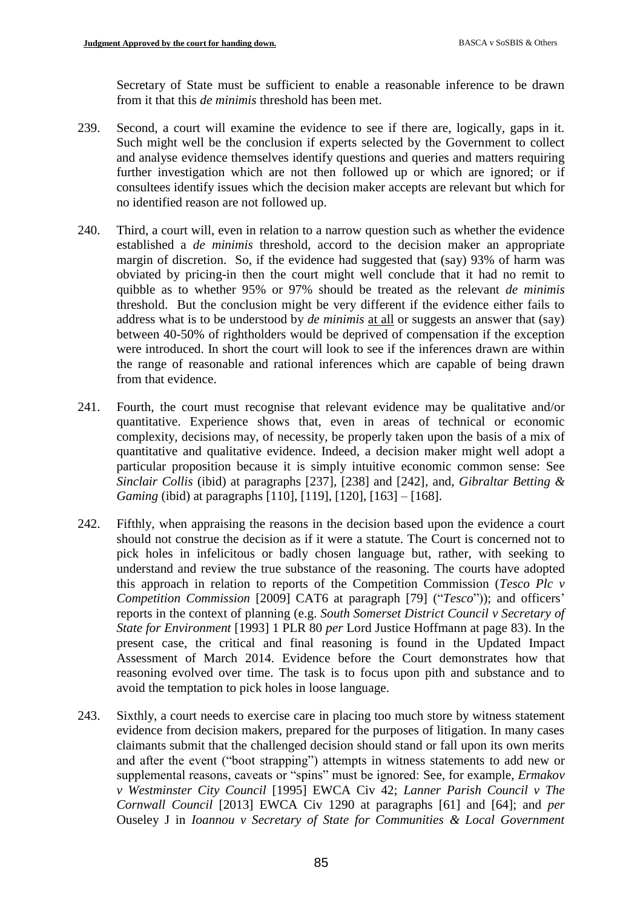Secretary of State must be sufficient to enable a reasonable inference to be drawn from it that this *de minimis* threshold has been met.

239. Second, a court will examine the evidence to see if there are, logically, gaps in it. Such might well be the conclusion if experts selected by the Government to collect and analyse evidence themselves identify questions and queries and matters requiring further investigation which are not then followed up or which are ignored; or if consultees identify issues which the decision maker accepts are relevant but which for no identified reason are not followed up.

240. Third, a court will, even in relation to a narrow question such as whether the evidence established a *de minimis* threshold, accord to the decision maker an appropriate margin of discretion. So, if the evidence had suggested that (say) 93% of harm was obviated by pricing-in then the court might well conclude that it had no remit to quibble as to whether 95% or 97% should be treated as the relevant *de minimis* threshold. But the conclusion might be very different if the evidence either fails to address what is to be understood by *de minimis* <u>at all</u> or suggests an answer that (say) between 40-50% of rightholders would be deprived of compensation if the exception were introduced. In short the court will look to see if the inferences drawn are within the range of reasonable and rational inferences which are capable of being drawn from that evidence.

241. Fourth, the court must recognise that relevant evidence may be qualitative and/or quantitative. Experience shows that, even in areas of technical or economic complexity, decisions may, of necessity, be properly taken upon the basis of a mix of quantitative and qualitative evidence. Indeed, a decision maker might well adopt a particular proposition because it is simply intuitive economic common sense: See *Sinclair Collis* (ibid) at paragraphs [237], [238] and [242], and, *Gibraltar Betting & Gaming* (ibid) at paragraphs [110], [119], [120], [163] – [168].

242. Fifthly, when appraising the reasons in the decision based upon the evidence a court should not construe the decision as if it were a statute. The Court is concerned not to pick holes in infelicitous or badly chosen language but, rather, with seeking to understand and review the true substance of the reasoning. The courts have adopted this approach in relation to reports of the Competition Commission (*Tesco Plc v Competition Commission* [2009] CAT6 at paragraph [79] ("*Tesco*")); and officers' reports in the context of planning (e.g. *South Somerset District Council v Secretary of State for Environment* [1993] 1 PLR 80 *per* Lord Justice Hoffmann at page 83). In the present case, the critical and final reasoning is found in the Updated Impact Assessment of March 2014. Evidence before the Court demonstrates how that reasoning evolved over time. The task is to focus upon pith and substance and to avoid the temptation to pick holes in loose language.

243. Sixthly, a court needs to exercise care in placing too much store by witness statement evidence from decision makers, prepared for the purposes of litigation. In many cases claimants submit that the challenged decision should stand or fall upon its own merits and after the event ("boot strapping") attempts in witness statements to add new or supplemental reasons, caveats or "spins" must be ignored: See, for example, *Ermakov v Westminster City Council* [1995] EWCA Civ 42; *Lanner Parish Council v The Cornwall Council* [2013] EWCA Civ 1290 at paragraphs [61] and [64]; and *per* Ouseley J in *Ioannou v Secretary of State for Communities & Local Government*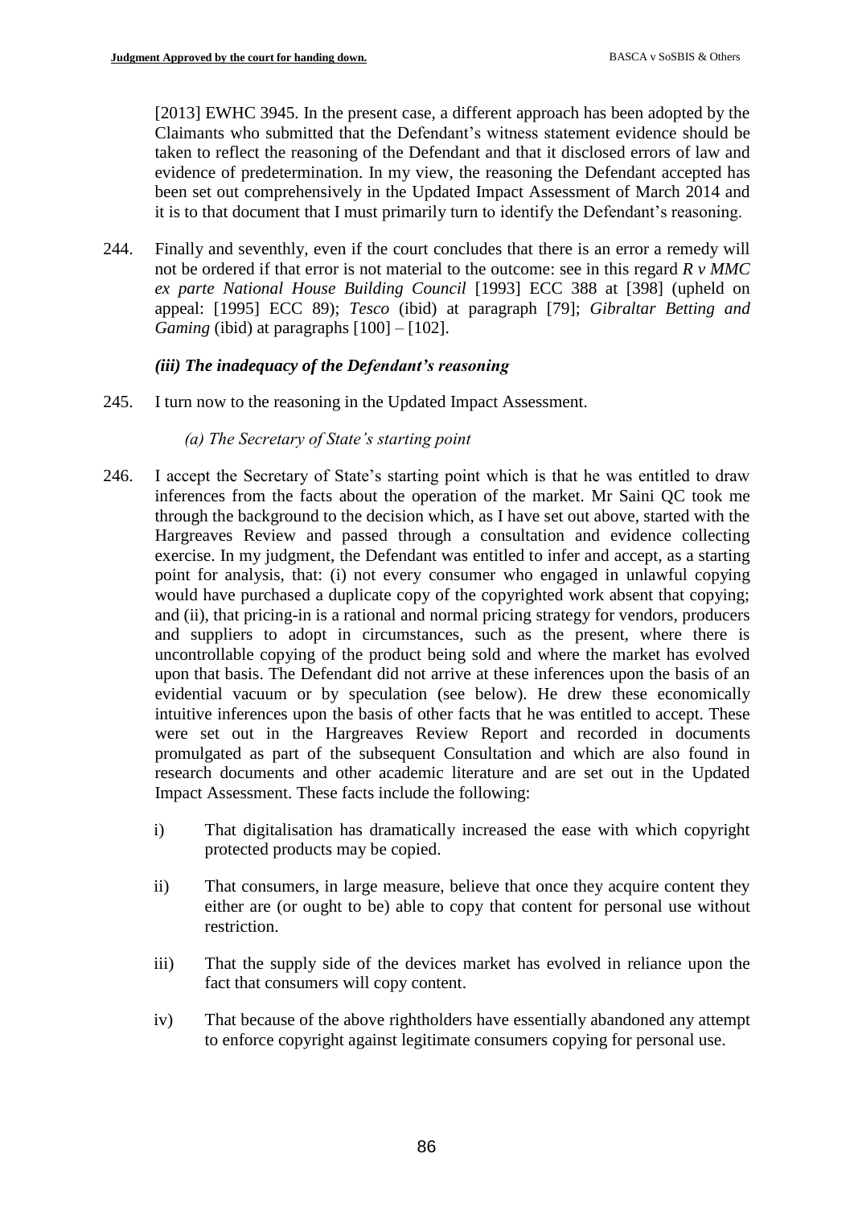[2013] EWHC 3945. In the present case, a different approach has been adopted by the Claimants who submitted that the Defendant's witness statement evidence should be taken to reflect the reasoning of the Defendant and that it disclosed errors of law and evidence of predetermination. In my view, the reasoning the Defendant accepted has been set out comprehensively in the Updated Impact Assessment of March 2014 and it is to that document that I must primarily turn to identify the Defendant's reasoning.

244. Finally and seventhly, even if the court concludes that there is an error a remedy will not be ordered if that error is not material to the outcome: see in this regard *R v MMC ex parte National House Building Council* [1993] ECC 388 at [398] (upheld on appeal: [1995] ECC 89); *Tesco* (ibid) at paragraph [79]; *Gibraltar Betting and Gaming* (ibid) at paragraphs [100] – [102].

### *(iii) The inadequacy of the Defendant's reasoning*

245. I turn now to the reasoning in the Updated Impact Assessment.

#### *(a) The Secretary of State's starting point*

246. I accept the Secretary of State's starting point which is that he was entitled to draw inferences from the facts about the operation of the market. Mr Saini QC took me through the background to the decision which, as I have set out above, started with the Hargreaves Review and passed through a consultation and evidence collecting exercise. In my judgment, the Defendant was entitled to infer and accept, as a starting point for analysis, that: (i) not every consumer who engaged in unlawful copying would have purchased a duplicate copy of the copyrighted work absent that copying; and (ii), that pricing-in is a rational and normal pricing strategy for vendors, producers and suppliers to adopt in circumstances, such as the present, where there is uncontrollable copying of the product being sold and where the market has evolved upon that basis. The Defendant did not arrive at these inferences upon the basis of an evidential vacuum or by speculation (see below). He drew these economically intuitive inferences upon the basis of other facts that he was entitled to accept. These were set out in the Hargreaves Review Report and recorded in documents promulgated as part of the subsequent Consultation and which are also found in research documents and other academic literature and are set out in the Updated Impact Assessment. These facts include the following:

i) That digitalisation has dramatically increased the ease with which copyright protected products may be copied.

ii) That consumers, in large measure, believe that once they acquire content they either are (or ought to be) able to copy that content for personal use without restriction.

iii) That the supply side of the devices market has evolved in reliance upon the fact that consumers will copy content.

iv) That because of the above rightholders have essentially abandoned any attempt to enforce copyright against legitimate consumers copying for personal use.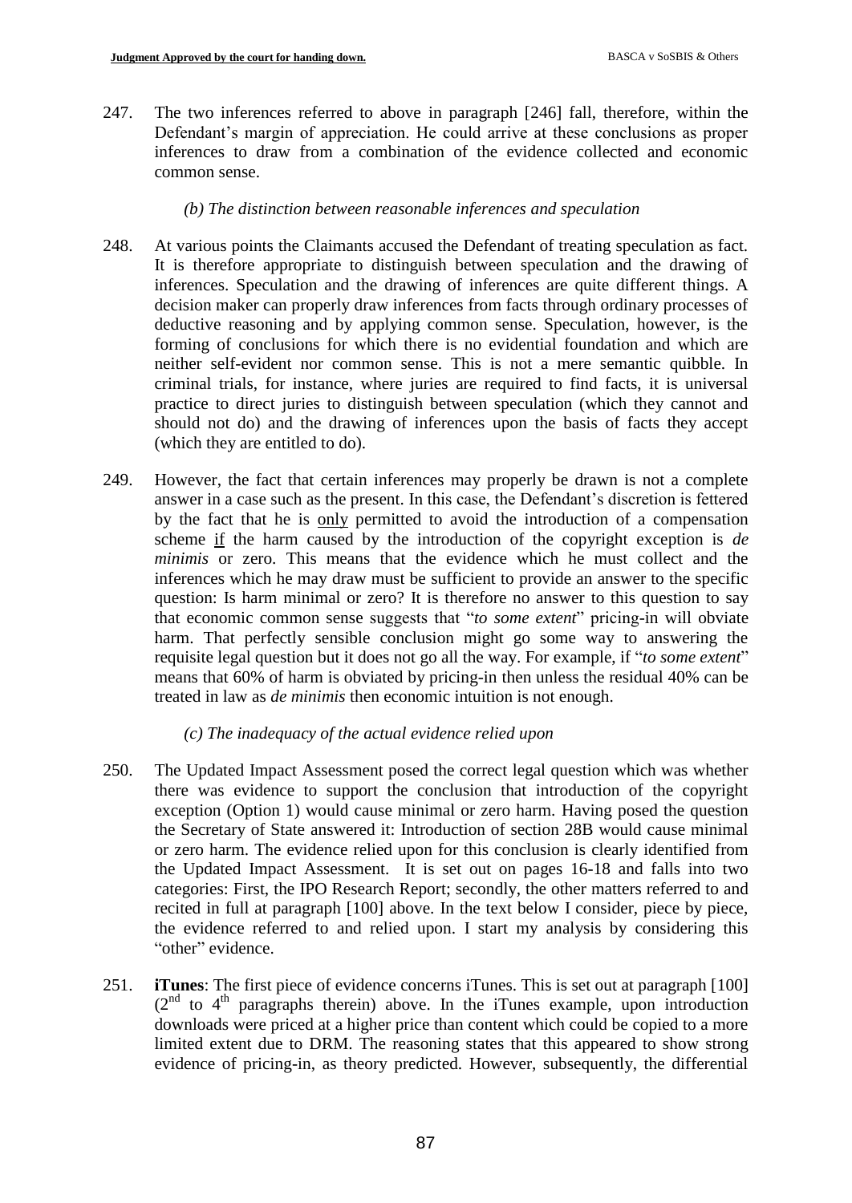247. The two inferences referred to above in paragraph [246] fall, therefore, within the Defendant's margin of appreciation. He could arrive at these conclusions as proper inferences to draw from a combination of the evidence collected and economic common sense.

*(b) The distinction between reasonable inferences and speculation*

248. At various points the Claimants accused the Defendant of treating speculation as fact. It is therefore appropriate to distinguish between speculation and the drawing of inferences. Speculation and the drawing of inferences are quite different things. A decision maker can properly draw inferences from facts through ordinary processes of deductive reasoning and by applying common sense. Speculation, however, is the forming of conclusions for which there is no evidential foundation and which are neither self-evident nor common sense. This is not a mere semantic quibble. In criminal trials, for instance, where juries are required to find facts, it is universal practice to direct juries to distinguish between speculation (which they cannot and should not do) and the drawing of inferences upon the basis of facts they accept (which they are entitled to do).

249. However, the fact that certain inferences may properly be drawn is not a complete answer in a case such as the present. In this case, the Defendant's discretion is fettered by the fact that he is <u>only</u> permitted to avoid the introduction of a compensation scheme <u>if</u> the harm caused by the introduction of the copyright exception is *de minimis* or zero. This means that the evidence which he must collect and the inferences which he may draw must be sufficient to provide an answer to the specific question: Is harm minimal or zero? It is therefore no answer to this question to say that economic common sense suggests that "*to some extent*" pricing-in will obviate harm. That perfectly sensible conclusion might go some way to answering the requisite legal question but it does not go all the way. For example, if "*to some extent*" means that 60% of harm is obviated by pricing-in then unless the residual 40% can be treated in law as *de minimis* then economic intuition is not enough.

*(c) The inadequacy of the actual evidence relied upon*

250. The Updated Impact Assessment posed the correct legal question which was whether there was evidence to support the conclusion that introduction of the copyright exception (Option 1) would cause minimal or zero harm. Having posed the question the Secretary of State answered it: Introduction of section 28B would cause minimal or zero harm. The evidence relied upon for this conclusion is clearly identified from the Updated Impact Assessment. It is set out on pages 16-18 and falls into two categories: First, the IPO Research Report; secondly, the other matters referred to and recited in full at paragraph [100] above. In the text below I consider, piece by piece, the evidence referred to and relied upon. I start my analysis by considering this "other" evidence.

251. **iTunes**: The first piece of evidence concerns iTunes. This is set out at paragraph [100] (2nd to 4th paragraphs therein) above. In the iTunes example, upon introduction downloads were priced at a higher price than content which could be copied to a more limited extent due to DRM. The reasoning states that this appeared to show strong evidence of pricing-in, as theory predicted. However, subsequently, the differential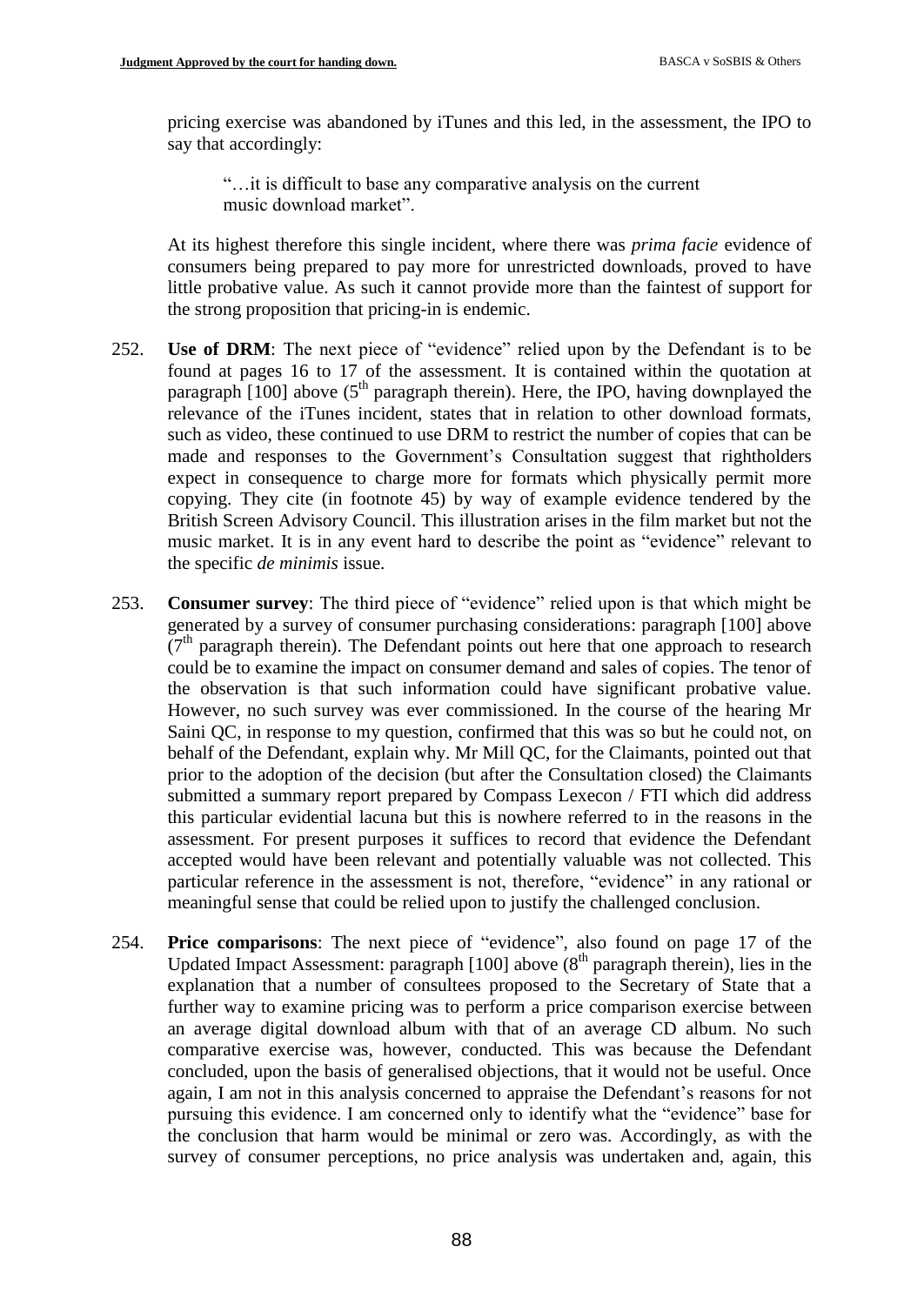pricing exercise was abandoned by iTunes and this led, in the assessment, the IPO to say that accordingly:

> "…it is difficult to base any comparative analysis on the current music download market".

At its highest therefore this single incident, where there was *prima facie* evidence of consumers being prepared to pay more for unrestricted downloads, proved to have little probative value. As such it cannot provide more than the faintest of support for the strong proposition that pricing-in is endemic.

252. **Use of DRM**: The next piece of "evidence" relied upon by the Defendant is to be found at pages 16 to 17 of the assessment. It is contained within the quotation at paragraph [100] above (5th paragraph therein). Here, the IPO, having downplayed the relevance of the iTunes incident, states that in relation to other download formats, such as video, these continued to use DRM to restrict the number of copies that can be made and responses to the Government's Consultation suggest that rightholders expect in consequence to charge more for formats which physically permit more copying. They cite (in footnote 45) by way of example evidence tendered by the British Screen Advisory Council. This illustration arises in the film market but not the music market. It is in any event hard to describe the point as "evidence" relevant to the specific *de minimis* issue.

253. **Consumer survey**: The third piece of "evidence" relied upon is that which might be generated by a survey of consumer purchasing considerations: paragraph [100] above (7th paragraph therein). The Defendant points out here that one approach to research could be to examine the impact on consumer demand and sales of copies. The tenor of the observation is that such information could have significant probative value. However, no such survey was ever commissioned. In the course of the hearing Mr Saini QC, in response to my question, confirmed that this was so but he could not, on behalf of the Defendant, explain why. Mr Mill QC, for the Claimants, pointed out that prior to the adoption of the decision (but after the Consultation closed) the Claimants submitted a summary report prepared by Compass Lexecon / FTI which did address this particular evidential lacuna but this is nowhere referred to in the reasons in the assessment. For present purposes it suffices to record that evidence the Defendant accepted would have been relevant and potentially valuable was not collected. This particular reference in the assessment is not, therefore, "evidence" in any rational or meaningful sense that could be relied upon to justify the challenged conclusion.

254. **Price comparisons**: The next piece of "evidence", also found on page 17 of the Updated Impact Assessment: paragraph [100] above (8th paragraph therein), lies in the explanation that a number of consultees proposed to the Secretary of State that a further way to examine pricing was to perform a price comparison exercise between an average digital download album with that of an average CD album. No such comparative exercise was, however, conducted. This was because the Defendant concluded, upon the basis of generalised objections, that it would not be useful. Once again, I am not in this analysis concerned to appraise the Defendant's reasons for not pursuing this evidence. I am concerned only to identify what the "evidence" base for the conclusion that harm would be minimal or zero was. Accordingly, as with the survey of consumer perceptions, no price analysis was undertaken and, again, this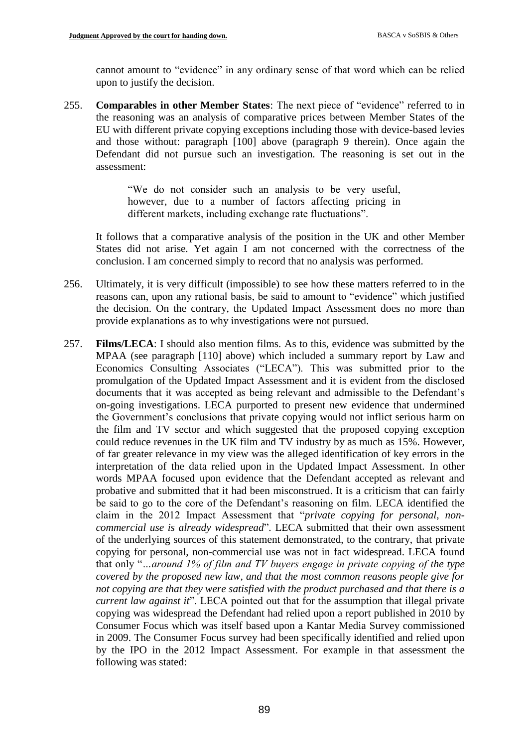cannot amount to "evidence" in any ordinary sense of that word which can be relied upon to justify the decision.

255. **Comparables in other Member States**: The next piece of "evidence" referred to in the reasoning was an analysis of comparative prices between Member States of the EU with different private copying exceptions including those with device-based levies and those without: paragraph [100] above (paragraph 9 therein). Once again the Defendant did not pursue such an investigation. The reasoning is set out in the assessment:

> "We do not consider such an analysis to be very useful, however, due to a number of factors affecting pricing in different markets, including exchange rate fluctuations".

It follows that a comparative analysis of the position in the UK and other Member States did not arise. Yet again I am not concerned with the correctness of the conclusion. I am concerned simply to record that no analysis was performed.

256. Ultimately, it is very difficult (impossible) to see how these matters referred to in the reasons can, upon any rational basis, be said to amount to "evidence" which justified the decision. On the contrary, the Updated Impact Assessment does no more than provide explanations as to why investigations were not pursued.

257. **Films/LECA**: I should also mention films. As to this, evidence was submitted by the MPAA (see paragraph [110] above) which included a summary report by Law and Economics Consulting Associates ("LECA"). This was submitted prior to the promulgation of the Updated Impact Assessment and it is evident from the disclosed documents that it was accepted as being relevant and admissible to the Defendant's on-going investigations. LECA purported to present new evidence that undermined the Government's conclusions that private copying would not inflict serious harm on the film and TV sector and which suggested that the proposed copying exception could reduce revenues in the UK film and TV industry by as much as 15%. However, of far greater relevance in my view was the alleged identification of key errors in the interpretation of the data relied upon in the Updated Impact Assessment. In other words MPAA focused upon evidence that the Defendant accepted as relevant and probative and submitted that it had been misconstrued. It is a criticism that can fairly be said to go to the core of the Defendant's reasoning on film. LECA identified the claim in the 2012 Impact Assessment that "*private copying for personal, non-commercial use is already widespread*". LECA submitted that their own assessment of the underlying sources of this statement demonstrated, to the contrary, that private copying for personal, non-commercial use was not <u>in fact</u> widespread. LECA found that only "*…around 1% of film and TV buyers engage in private copying of the type covered by the proposed new law, and that the most common reasons people give for not copying are that they were satisfied with the product purchased and that there is a current law against it*". LECA pointed out that for the assumption that illegal private copying was widespread the Defendant had relied upon a report published in 2010 by Consumer Focus which was itself based upon a Kantar Media Survey commissioned in 2009. The Consumer Focus survey had been specifically identified and relied upon by the IPO in the 2012 Impact Assessment. For example in that assessment the following was stated: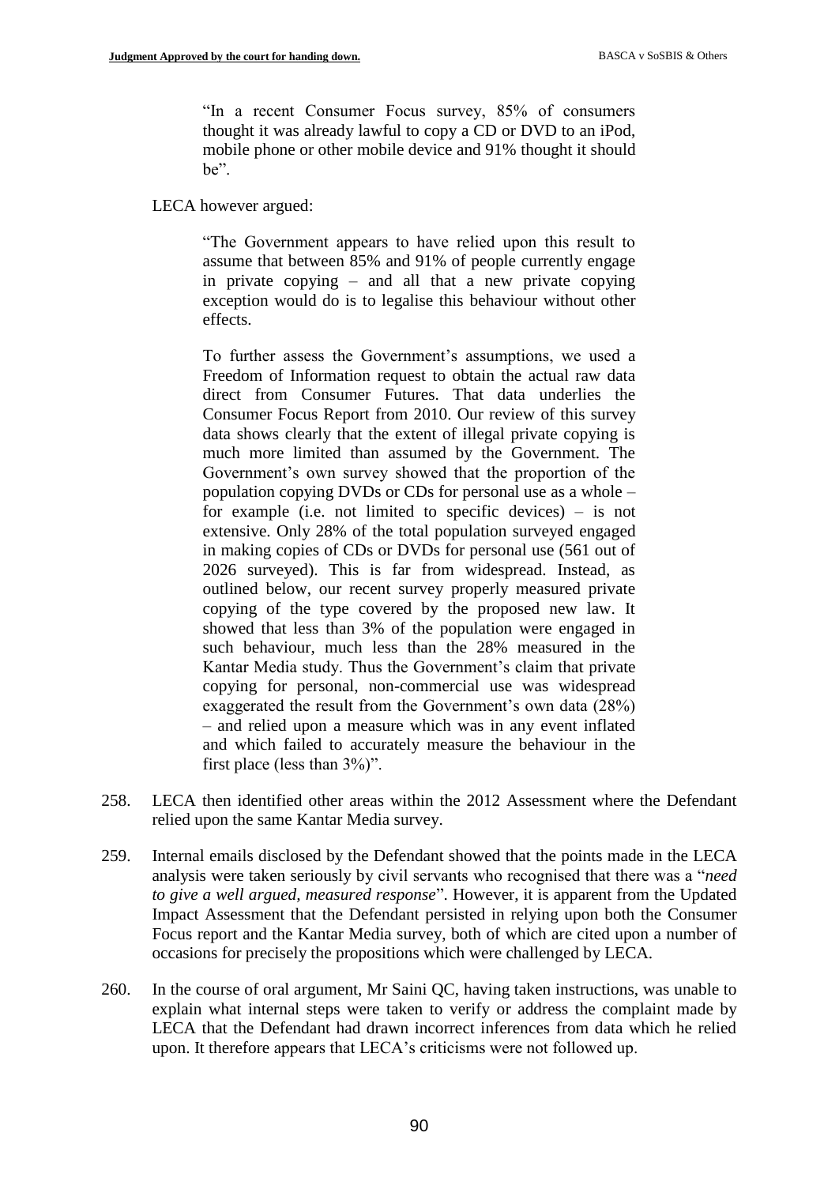> "In a recent Consumer Focus survey, 85% of consumers thought it was already lawful to copy a CD or DVD to an iPod, mobile phone or other mobile device and 91% thought it should be".

LECA however argued:

> "The Government appears to have relied upon this result to assume that between 85% and 91% of people currently engage in private copying – and all that a new private copying exception would do is to legalise this behaviour without other effects.
>
> To further assess the Government's assumptions, we used a Freedom of Information request to obtain the actual raw data direct from Consumer Futures. That data underlies the Consumer Focus Report from 2010. Our review of this survey data shows clearly that the extent of illegal private copying is much more limited than assumed by the Government. The Government's own survey showed that the proportion of the population copying DVDs or CDs for personal use as a whole – for example (i.e. not limited to specific devices) – is not extensive. Only 28% of the total population surveyed engaged in making copies of CDs or DVDs for personal use (561 out of 2026 surveyed). This is far from widespread. Instead, as outlined below, our recent survey properly measured private copying of the type covered by the proposed new law. It showed that less than 3% of the population were engaged in such behaviour, much less than the 28% measured in the Kantar Media study. Thus the Government's claim that private copying for personal, non-commercial use was widespread exaggerated the result from the Government's own data (28%) – and relied upon a measure which was in any event inflated and which failed to accurately measure the behaviour in the first place (less than 3%)".

258. LECA then identified other areas within the 2012 Assessment where the Defendant relied upon the same Kantar Media survey.

259. Internal emails disclosed by the Defendant showed that the points made in the LECA analysis were taken seriously by civil servants who recognised that there was a "*need to give a well argued, measured response*". However, it is apparent from the Updated Impact Assessment that the Defendant persisted in relying upon both the Consumer Focus report and the Kantar Media survey, both of which are cited upon a number of occasions for precisely the propositions which were challenged by LECA.

260. In the course of oral argument, Mr Saini QC, having taken instructions, was unable to explain what internal steps were taken to verify or address the complaint made by LECA that the Defendant had drawn incorrect inferences from data which he relied upon. It therefore appears that LECA's criticisms were not followed up.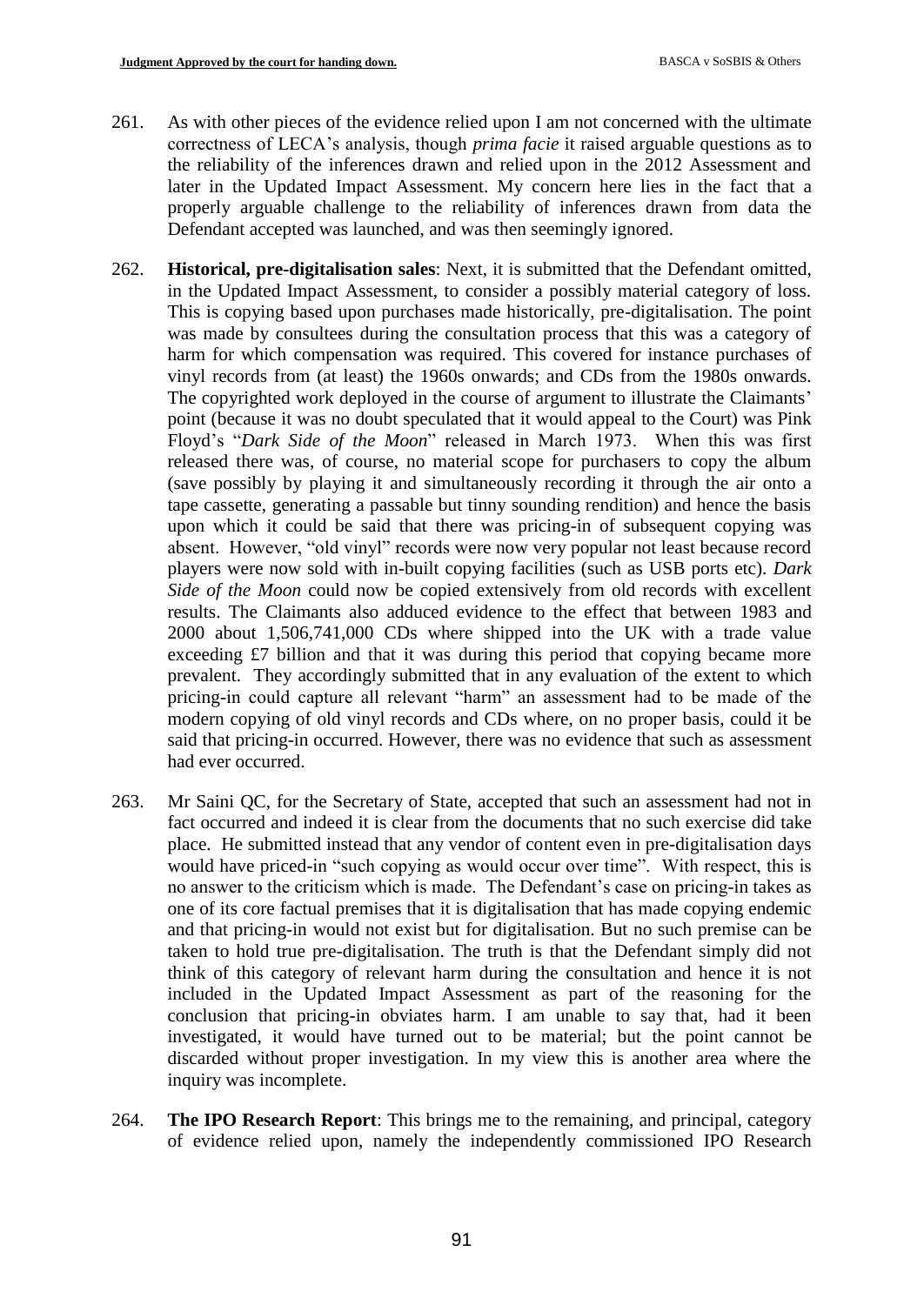261. As with other pieces of the evidence relied upon I am not concerned with the ultimate correctness of LECA's analysis, though *prima facie* it raised arguable questions as to the reliability of the inferences drawn and relied upon in the 2012 Assessment and later in the Updated Impact Assessment. My concern here lies in the fact that a properly arguable challenge to the reliability of inferences drawn from data the Defendant accepted was launched, and was then seemingly ignored.

262. **Historical, pre-digitalisation sales**: Next, it is submitted that the Defendant omitted, in the Updated Impact Assessment, to consider a possibly material category of loss. This is copying based upon purchases made historically, pre-digitalisation. The point was made by consultees during the consultation process that this was a category of harm for which compensation was required. This covered for instance purchases of vinyl records from (at least) the 1960s onwards; and CDs from the 1980s onwards. The copyrighted work deployed in the course of argument to illustrate the Claimants' point (because it was no doubt speculated that it would appeal to the Court) was Pink Floyd's "*Dark Side of the Moon*" released in March 1973. When this was first released there was, of course, no material scope for purchasers to copy the album (save possibly by playing it and simultaneously recording it through the air onto a tape cassette, generating a passable but tinny sounding rendition) and hence the basis upon which it could be said that there was pricing-in of subsequent copying was absent. However, "old vinyl" records were now very popular not least because record players were now sold with in-built copying facilities (such as USB ports etc). *Dark Side of the Moon* could now be copied extensively from old records with excellent results. The Claimants also adduced evidence to the effect that between 1983 and 2000 about 1,506,741,000 CDs where shipped into the UK with a trade value exceeding £7 billion and that it was during this period that copying became more prevalent. They accordingly submitted that in any evaluation of the extent to which pricing-in could capture all relevant "harm" an assessment had to be made of the modern copying of old vinyl records and CDs where, on no proper basis, could it be said that pricing-in occurred. However, there was no evidence that such as assessment had ever occurred.

263. Mr Saini QC, for the Secretary of State, accepted that such an assessment had not in fact occurred and indeed it is clear from the documents that no such exercise did take place. He submitted instead that any vendor of content even in pre-digitalisation days would have priced-in "such copying as would occur over time". With respect, this is no answer to the criticism which is made. The Defendant's case on pricing-in takes as one of its core factual premises that it is digitalisation that has made copying endemic and that pricing-in would not exist but for digitalisation. But no such premise can be taken to hold true pre-digitalisation. The truth is that the Defendant simply did not think of this category of relevant harm during the consultation and hence it is not included in the Updated Impact Assessment as part of the reasoning for the conclusion that pricing-in obviates harm. I am unable to say that, had it been investigated, it would have turned out to be material; but the point cannot be discarded without proper investigation. In my view this is another area where the inquiry was incomplete.

264. **The IPO Research Report**: This brings me to the remaining, and principal, category of evidence relied upon, namely the independently commissioned IPO Research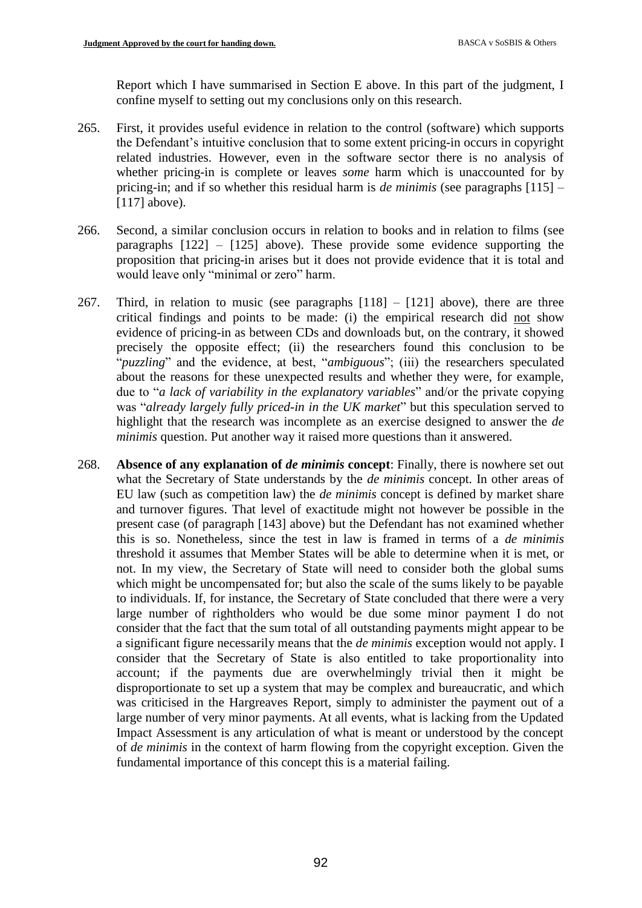Report which I have summarised in Section E above. In this part of the judgment, I confine myself to setting out my conclusions only on this research.

265. First, it provides useful evidence in relation to the control (software) which supports the Defendant's intuitive conclusion that to some extent pricing-in occurs in copyright related industries. However, even in the software sector there is no analysis of whether pricing-in is complete or leaves *some* harm which is unaccounted for by pricing-in; and if so whether this residual harm is *de minimis* (see paragraphs [115] – [117] above).

266. Second, a similar conclusion occurs in relation to books and in relation to films (see paragraphs [122] – [125] above). These provide some evidence supporting the proposition that pricing-in arises but it does not provide evidence that it is total and would leave only "minimal or zero" harm.

267. Third, in relation to music (see paragraphs [118] – [121] above), there are three critical findings and points to be made: (i) the empirical research did not show evidence of pricing-in as between CDs and downloads but, on the contrary, it showed precisely the opposite effect; (ii) the researchers found this conclusion to be "*puzzling*" and the evidence, at best, "*ambiguous*"; (iii) the researchers speculated about the reasons for these unexpected results and whether they were, for example, due to "*a lack of variability in the explanatory variables*" and/or the private copying was "*already largely fully priced-in in the UK market*" but this speculation served to highlight that the research was incomplete as an exercise designed to answer the *de minimis* question. Put another way it raised more questions than it answered.

268. **Absence of any explanation of *de minimis* concept**: Finally, there is nowhere set out what the Secretary of State understands by the *de minimis* concept. In other areas of EU law (such as competition law) the *de minimis* concept is defined by market share and turnover figures. That level of exactitude might not however be possible in the present case (of paragraph [143] above) but the Defendant has not examined whether this is so. Nonetheless, since the test in law is framed in terms of a *de minimis* threshold it assumes that Member States will be able to determine when it is met, or not. In my view, the Secretary of State will need to consider both the global sums which might be uncompensated for; but also the scale of the sums likely to be payable to individuals. If, for instance, the Secretary of State concluded that there were a very large number of rightholders who would be due some minor payment I do not consider that the fact that the sum total of all outstanding payments might appear to be a significant figure necessarily means that the *de minimis* exception would not apply. I consider that the Secretary of State is also entitled to take proportionality into account; if the payments due are overwhelmingly trivial then it might be disproportionate to set up a system that may be complex and bureaucratic, and which was criticised in the Hargreaves Report, simply to administer the payment out of a large number of very minor payments. At all events, what is lacking from the Updated Impact Assessment is any articulation of what is meant or understood by the concept of *de minimis* in the context of harm flowing from the copyright exception. Given the fundamental importance of this concept this is a material failing.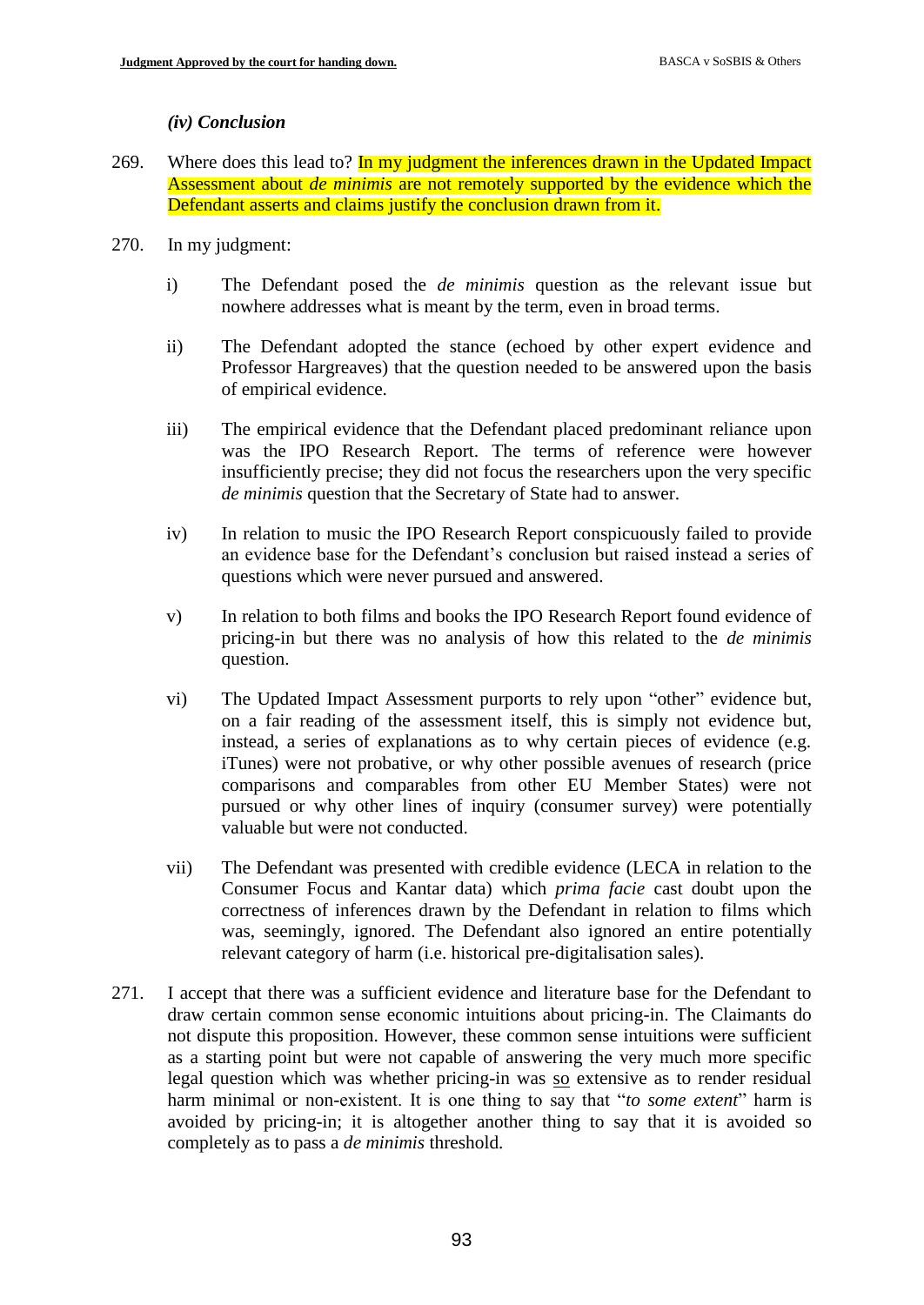### *(iv) Conclusion*

269. Where does this lead to? In my judgment the inferences drawn in the Updated Impact Assessment about *de minimis* are not remotely supported by the evidence which the Defendant asserts and claims justify the conclusion drawn from it.

270. In my judgment:

   i) The Defendant posed the *de minimis* question as the relevant issue but nowhere addresses what is meant by the term, even in broad terms.

   ii) The Defendant adopted the stance (echoed by other expert evidence and Professor Hargreaves) that the question needed to be answered upon the basis of empirical evidence.

   iii) The empirical evidence that the Defendant placed predominant reliance upon was the IPO Research Report. The terms of reference were however insufficiently precise; they did not focus the researchers upon the very specific *de minimis* question that the Secretary of State had to answer.

   iv) In relation to music the IPO Research Report conspicuously failed to provide an evidence base for the Defendant's conclusion but raised instead a series of questions which were never pursued and answered.

   v) In relation to both films and books the IPO Research Report found evidence of pricing-in but there was no analysis of how this related to the *de minimis* question.

   vi) The Updated Impact Assessment purports to rely upon "other" evidence but, on a fair reading of the assessment itself, this is simply not evidence but, instead, a series of explanations as to why certain pieces of evidence (e.g. iTunes) were not probative, or why other possible avenues of research (price comparisons and comparables from other EU Member States) were not pursued or why other lines of inquiry (consumer survey) were potentially valuable but were not conducted.

   vii) The Defendant was presented with credible evidence (LECA in relation to the Consumer Focus and Kantar data) which *prima facie* cast doubt upon the correctness of inferences drawn by the Defendant in relation to films which was, seemingly, ignored. The Defendant also ignored an entire potentially relevant category of harm (i.e. historical pre-digitalisation sales).

271. I accept that there was a sufficient evidence and literature base for the Defendant to draw certain common sense economic intuitions about pricing-in. The Claimants do not dispute this proposition. However, these common sense intuitions were sufficient as a starting point but were not capable of answering the very much more specific legal question which was whether pricing-in was so extensive as to render residual harm minimal or non-existent. It is one thing to say that "*to some extent*" harm is avoided by pricing-in; it is altogether another thing to say that it is avoided so completely as to pass a *de minimis* threshold.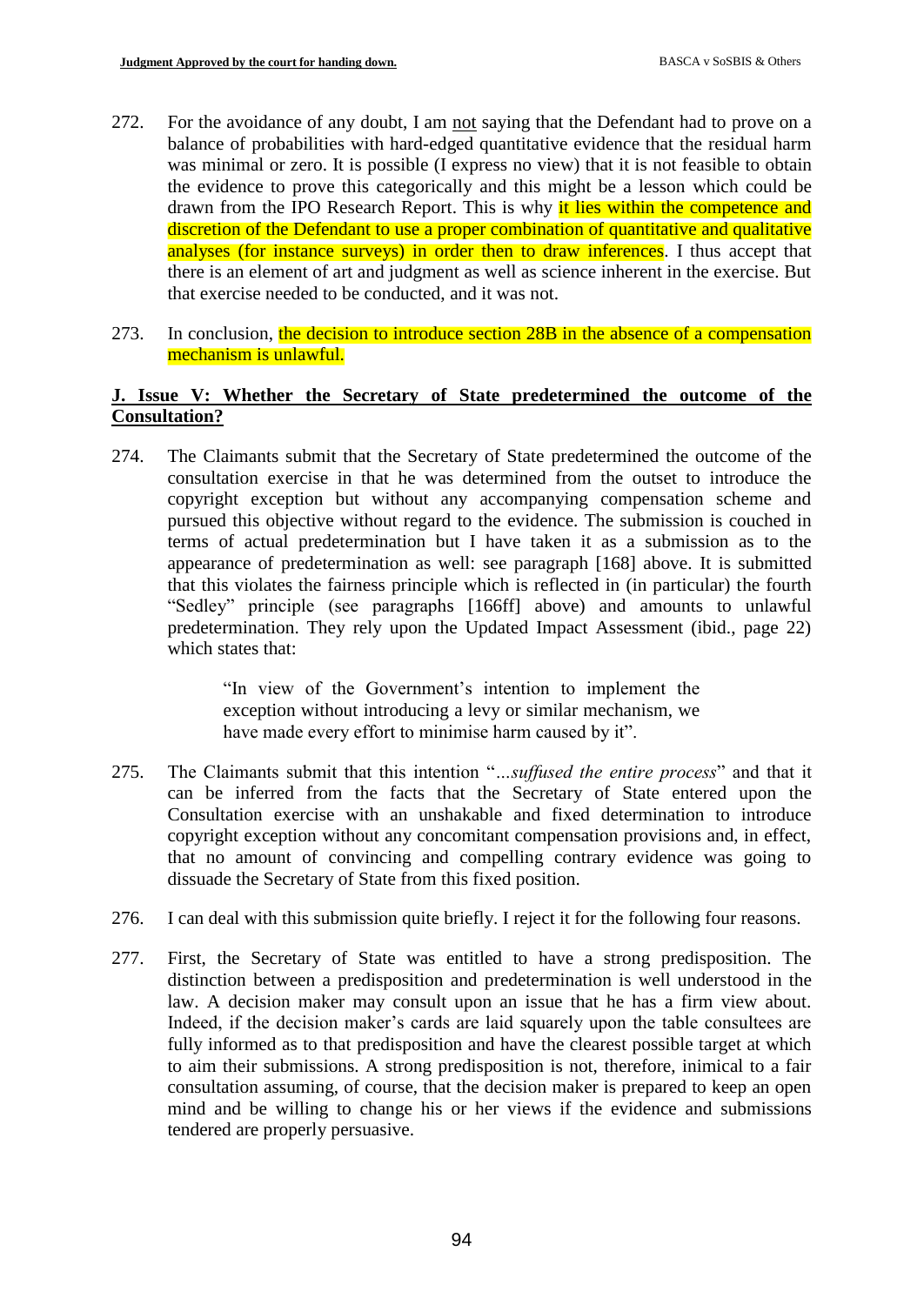272. For the avoidance of any doubt, I am <u>not</u> saying that the Defendant had to prove on a balance of probabilities with hard-edged quantitative evidence that the residual harm was minimal or zero. It is possible (I express no view) that it is not feasible to obtain the evidence to prove this categorically and this might be a lesson which could be drawn from the IPO Research Report. This is why it lies within the competence and discretion of the Defendant to use a proper combination of quantitative and qualitative analyses (for instance surveys) in order then to draw inferences. I thus accept that there is an element of art and judgment as well as science inherent in the exercise. But that exercise needed to be conducted, and it was not.

273. In conclusion, the decision to introduce section 28B in the absence of a compensation mechanism is unlawful.

## **J. Issue V: Whether the Secretary of State predetermined the outcome of the Consultation?**

274. The Claimants submit that the Secretary of State predetermined the outcome of the consultation exercise in that he was determined from the outset to introduce the copyright exception but without any accompanying compensation scheme and pursued this objective without regard to the evidence. The submission is couched in terms of actual predetermination but I have taken it as a submission as to the appearance of predetermination as well: see paragraph [168] above. It is submitted that this violates the fairness principle which is reflected in (in particular) the fourth "Sedley" principle (see paragraphs [166ff] above) and amounts to unlawful predetermination. They rely upon the Updated Impact Assessment (ibid., page 22) which states that:

> "In view of the Government's intention to implement the exception without introducing a levy or similar mechanism, we have made every effort to minimise harm caused by it".

275. The Claimants submit that this intention "*…suffused the entire process*" and that it can be inferred from the facts that the Secretary of State entered upon the Consultation exercise with an unshakable and fixed determination to introduce copyright exception without any concomitant compensation provisions and, in effect, that no amount of convincing and compelling contrary evidence was going to dissuade the Secretary of State from this fixed position.

276. I can deal with this submission quite briefly. I reject it for the following four reasons.

277. First, the Secretary of State was entitled to have a strong predisposition. The distinction between a predisposition and predetermination is well understood in the law. A decision maker may consult upon an issue that he has a firm view about. Indeed, if the decision maker's cards are laid squarely upon the table consultees are fully informed as to that predisposition and have the clearest possible target at which to aim their submissions. A strong predisposition is not, therefore, inimical to a fair consultation assuming, of course, that the decision maker is prepared to keep an open mind and be willing to change his or her views if the evidence and submissions tendered are properly persuasive.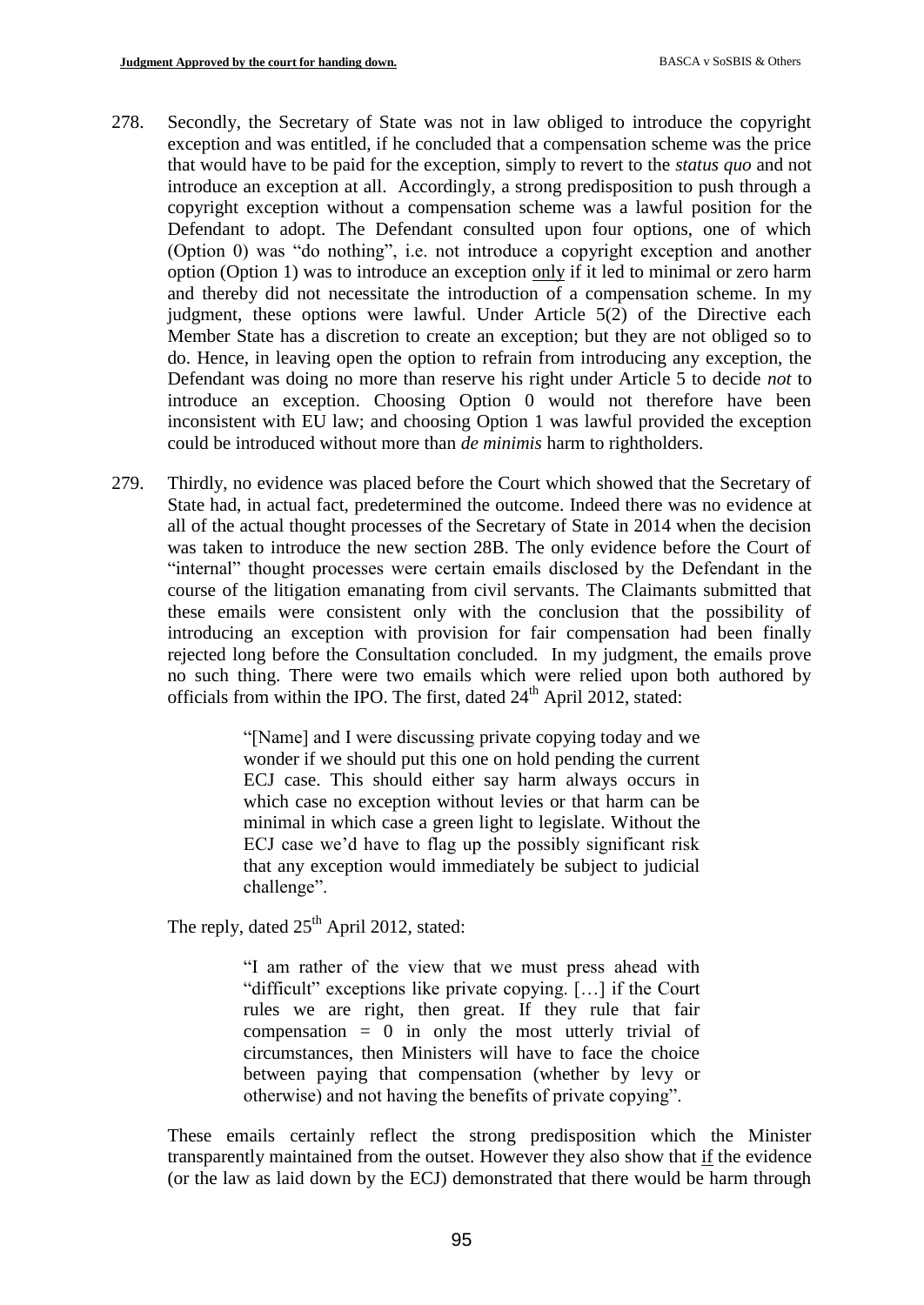278. Secondly, the Secretary of State was not in law obliged to introduce the copyright exception and was entitled, if he concluded that a compensation scheme was the price that would have to be paid for the exception, simply to revert to the *status quo* and not introduce an exception at all. Accordingly, a strong predisposition to push through a copyright exception without a compensation scheme was a lawful position for the Defendant to adopt. The Defendant consulted upon four options, one of which (Option 0) was "do nothing", i.e. not introduce a copyright exception and another option (Option 1) was to introduce an exception <u>only</u> if it led to minimal or zero harm and thereby did not necessitate the introduction of a compensation scheme. In my judgment, these options were lawful. Under Article 5(2) of the Directive each Member State has a discretion to create an exception; but they are not obliged so to do. Hence, in leaving open the option to refrain from introducing any exception, the Defendant was doing no more than reserve his right under Article 5 to decide *not* to introduce an exception. Choosing Option 0 would not therefore have been inconsistent with EU law; and choosing Option 1 was lawful provided the exception could be introduced without more than *de minimis* harm to rightholders.

279. Thirdly, no evidence was placed before the Court which showed that the Secretary of State had, in actual fact, predetermined the outcome. Indeed there was no evidence at all of the actual thought processes of the Secretary of State in 2014 when the decision was taken to introduce the new section 28B. The only evidence before the Court of "internal" thought processes were certain emails disclosed by the Defendant in the course of the litigation emanating from civil servants. The Claimants submitted that these emails were consistent only with the conclusion that the possibility of introducing an exception with provision for fair compensation had been finally rejected long before the Consultation concluded. In my judgment, the emails prove no such thing. There were two emails which were relied upon both authored by officials from within the IPO. The first, dated 24th April 2012, stated:

> "[Name] and I were discussing private copying today and we wonder if we should put this one on hold pending the current ECJ case. This should either say harm always occurs in which case no exception without levies or that harm can be minimal in which case a green light to legislate. Without the ECJ case we'd have to flag up the possibly significant risk that any exception would immediately be subject to judicial challenge".

The reply, dated 25th April 2012, stated:

> "I am rather of the view that we must press ahead with "difficult" exceptions like private copying. […] if the Court rules we are right, then great. If they rule that fair compensation = 0 in only the most utterly trivial of circumstances, then Ministers will have to face the choice between paying that compensation (whether by levy or otherwise) and not having the benefits of private copying".

These emails certainly reflect the strong predisposition which the Minister transparently maintained from the outset. However they also show that <u>if</u> the evidence (or the law as laid down by the ECJ) demonstrated that there would be harm through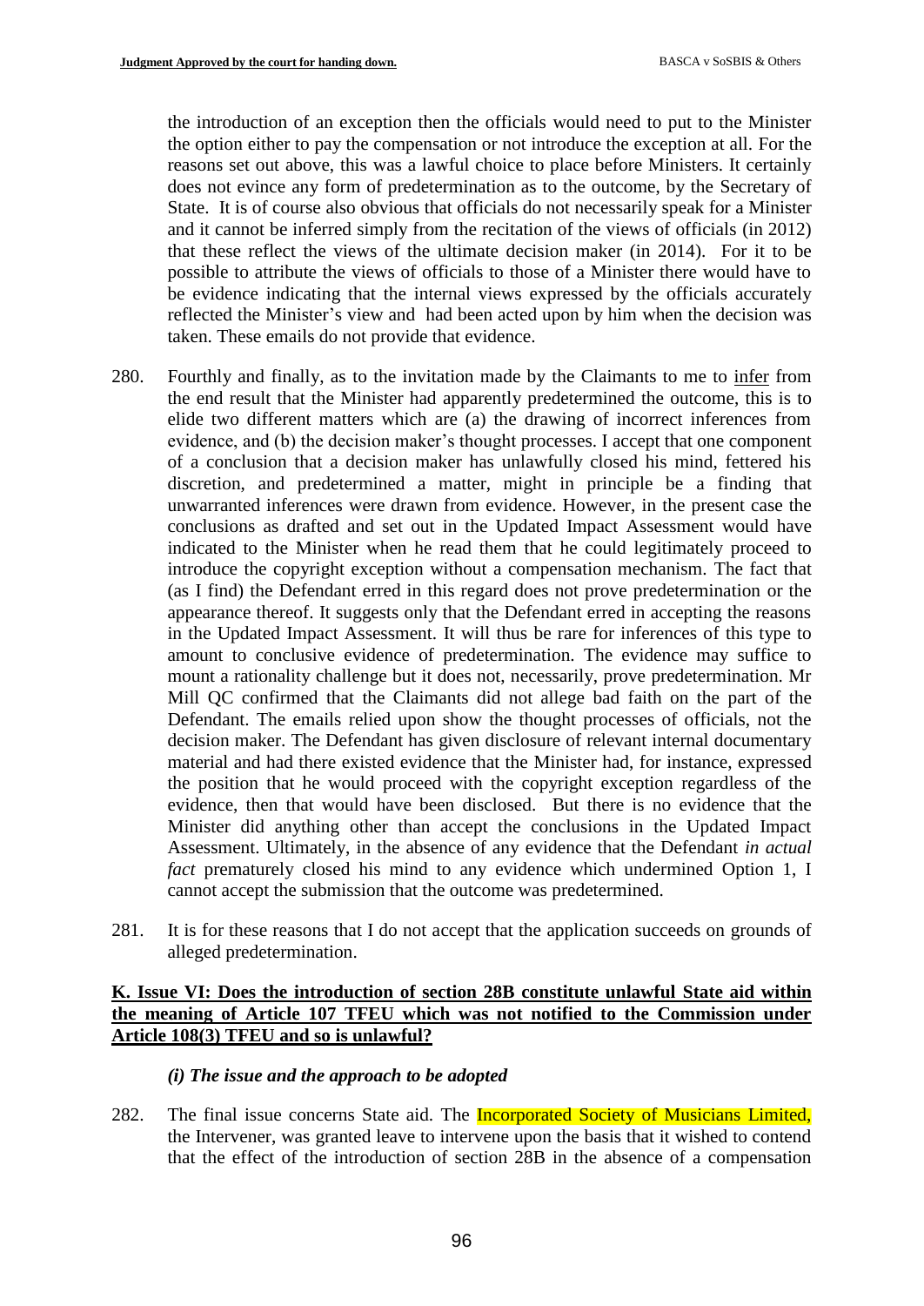the introduction of an exception then the officials would need to put to the Minister the option either to pay the compensation or not introduce the exception at all. For the reasons set out above, this was a lawful choice to place before Ministers. It certainly does not evince any form of predetermination as to the outcome, by the Secretary of State. It is of course also obvious that officials do not necessarily speak for a Minister and it cannot be inferred simply from the recitation of the views of officials (in 2012) that these reflect the views of the ultimate decision maker (in 2014). For it to be possible to attribute the views of officials to those of a Minister there would have to be evidence indicating that the internal views expressed by the officials accurately reflected the Minister's view and had been acted upon by him when the decision was taken. These emails do not provide that evidence.

280. Fourthly and finally, as to the invitation made by the Claimants to me to infer from the end result that the Minister had apparently predetermined the outcome, this is to elide two different matters which are (a) the drawing of incorrect inferences from evidence, and (b) the decision maker's thought processes. I accept that one component of a conclusion that a decision maker has unlawfully closed his mind, fettered his discretion, and predetermined a matter, might in principle be a finding that unwarranted inferences were drawn from evidence. However, in the present case the conclusions as drafted and set out in the Updated Impact Assessment would have indicated to the Minister when he read them that he could legitimately proceed to introduce the copyright exception without a compensation mechanism. The fact that (as I find) the Defendant erred in this regard does not prove predetermination or the appearance thereof. It suggests only that the Defendant erred in accepting the reasons in the Updated Impact Assessment. It will thus be rare for inferences of this type to amount to conclusive evidence of predetermination. The evidence may suffice to mount a rationality challenge but it does not, necessarily, prove predetermination. Mr Mill QC confirmed that the Claimants did not allege bad faith on the part of the Defendant. The emails relied upon show the thought processes of officials, not the decision maker. The Defendant has given disclosure of relevant internal documentary material and had there existed evidence that the Minister had, for instance, expressed the position that he would proceed with the copyright exception regardless of the evidence, then that would have been disclosed. But there is no evidence that the Minister did anything other than accept the conclusions in the Updated Impact Assessment. Ultimately, in the absence of any evidence that the Defendant *in actual fact* prematurely closed his mind to any evidence which undermined Option 1, I cannot accept the submission that the outcome was predetermined.

281. It is for these reasons that I do not accept that the application succeeds on grounds of alleged predetermination.

## K. Issue VI: Does the introduction of section 28B constitute unlawful State aid within the meaning of Article 107 TFEU which was not notified to the Commission under Article 108(3) TFEU and so is unlawful?

### *(i) The issue and the approach to be adopted*

282. The final issue concerns State aid. The Incorporated Society of Musicians Limited, the Intervener, was granted leave to intervene upon the basis that it wished to contend that the effect of the introduction of section 28B in the absence of a compensation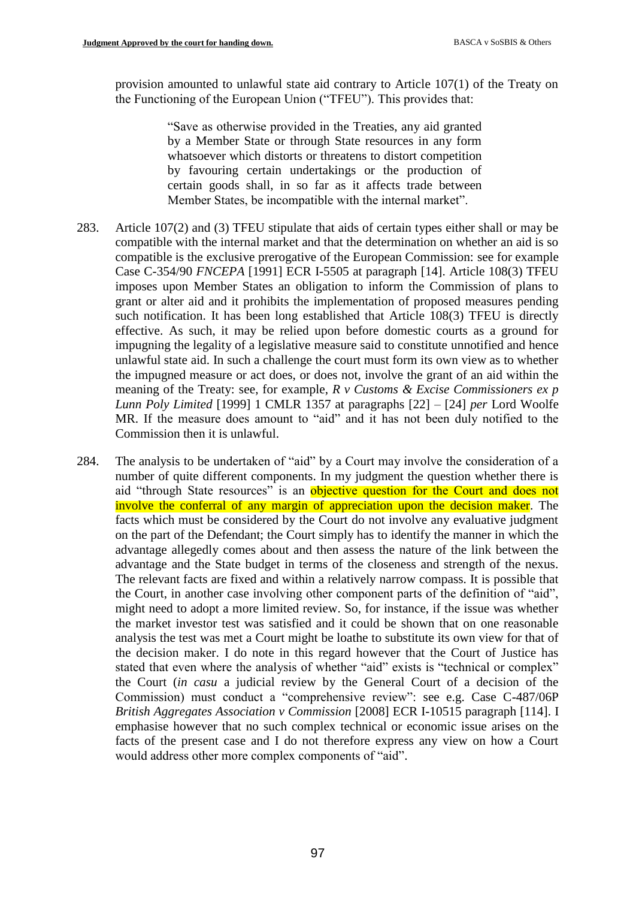provision amounted to unlawful state aid contrary to Article 107(1) of the Treaty on the Functioning of the European Union ("TFEU"). This provides that:

> "Save as otherwise provided in the Treaties, any aid granted by a Member State or through State resources in any form whatsoever which distorts or threatens to distort competition by favouring certain undertakings or the production of certain goods shall, in so far as it affects trade between Member States, be incompatible with the internal market".

283. Article 107(2) and (3) TFEU stipulate that aids of certain types either shall or may be compatible with the internal market and that the determination on whether an aid is so compatible is the exclusive prerogative of the European Commission: see for example Case C-354/90 *FNCEPA* [1991] ECR I-5505 at paragraph [14]. Article 108(3) TFEU imposes upon Member States an obligation to inform the Commission of plans to grant or alter aid and it prohibits the implementation of proposed measures pending such notification. It has been long established that Article 108(3) TFEU is directly effective. As such, it may be relied upon before domestic courts as a ground for impugning the legality of a legislative measure said to constitute unnotified and hence unlawful state aid. In such a challenge the court must form its own view as to whether the impugned measure or act does, or does not, involve the grant of an aid within the meaning of the Treaty: see, for example, *R v Customs & Excise Commissioners ex p Lunn Poly Limited* [1999] 1 CMLR 1357 at paragraphs [22] – [24] *per* Lord Woolfe MR. If the measure does amount to "aid" and it has not been duly notified to the Commission then it is unlawful.

284. The analysis to be undertaken of "aid" by a Court may involve the consideration of a number of quite different components. In my judgment the question whether there is aid "through State resources" is an objective question for the Court and does not involve the conferral of any margin of appreciation upon the decision maker. The facts which must be considered by the Court do not involve any evaluative judgment on the part of the Defendant; the Court simply has to identify the manner in which the advantage allegedly comes about and then assess the nature of the link between the advantage and the State budget in terms of the closeness and strength of the nexus. The relevant facts are fixed and within a relatively narrow compass. It is possible that the Court, in another case involving other component parts of the definition of "aid", might need to adopt a more limited review. So, for instance, if the issue was whether the market investor test was satisfied and it could be shown that on one reasonable analysis the test was met a Court might be loathe to substitute its own view for that of the decision maker. I do note in this regard however that the Court of Justice has stated that even where the analysis of whether "aid" exists is "technical or complex" the Court (*in casu* a judicial review by the General Court of a decision of the Commission) must conduct a "comprehensive review": see e.g. Case C-487/06P *British Aggregates Association v Commission* [2008] ECR I-10515 paragraph [114]. I emphasise however that no such complex technical or economic issue arises on the facts of the present case and I do not therefore express any view on how a Court would address other more complex components of "aid".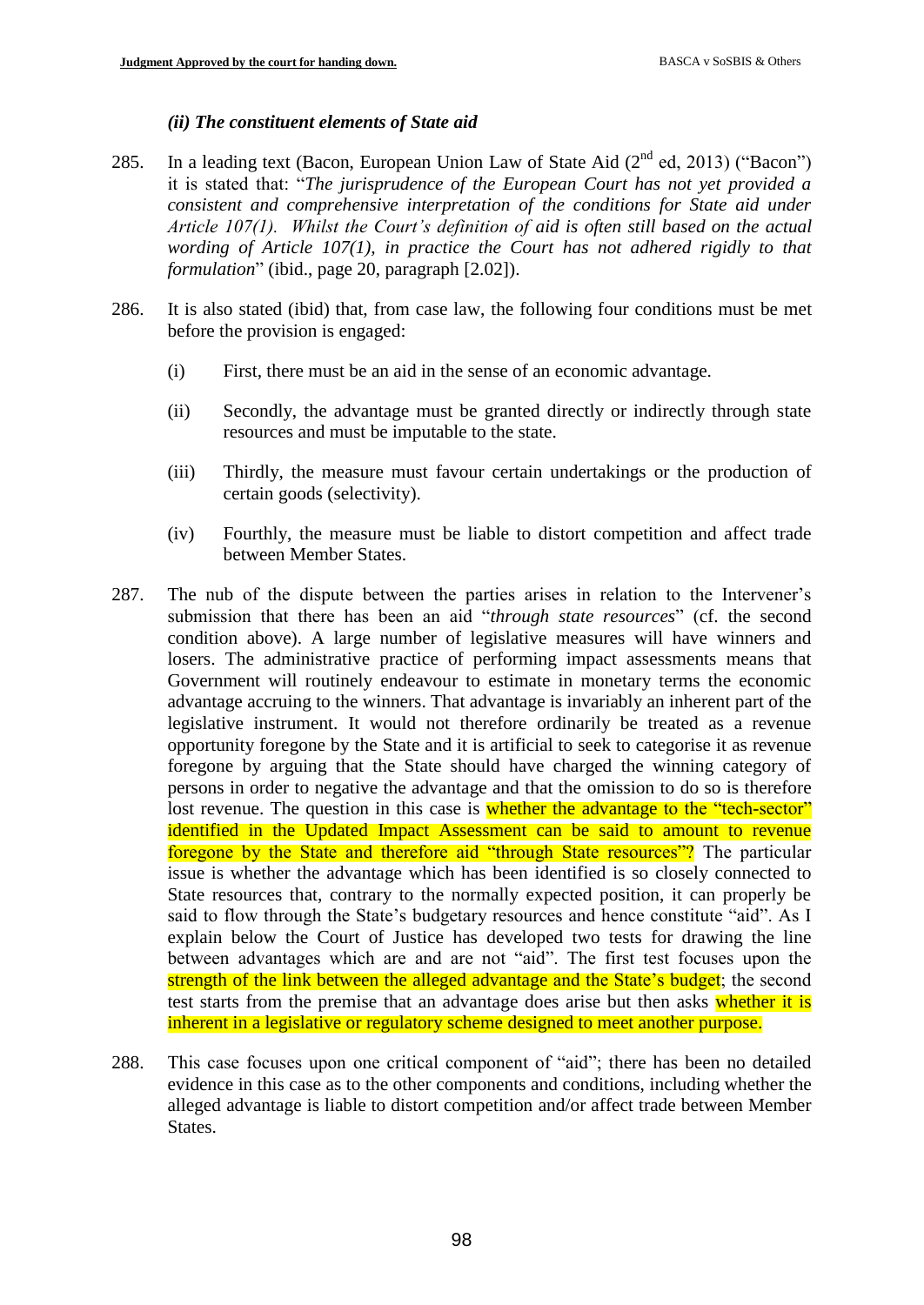### *(ii) The constituent elements of State aid*

285. In a leading text (Bacon, European Union Law of State Aid (2nd ed, 2013) ("Bacon") it is stated that: "*The jurisprudence of the European Court has not yet provided a consistent and comprehensive interpretation of the conditions for State aid under Article 107(1). Whilst the Court's definition of aid is often still based on the actual wording of Article 107(1), in practice the Court has not adhered rigidly to that formulation*" (ibid., page 20, paragraph [2.02]).

286. It is also stated (ibid) that, from case law, the following four conditions must be met before the provision is engaged:

    (i) First, there must be an aid in the sense of an economic advantage.

    (ii) Secondly, the advantage must be granted directly or indirectly through state resources and must be imputable to the state.

    (iii) Thirdly, the measure must favour certain undertakings or the production of certain goods (selectivity).

    (iv) Fourthly, the measure must be liable to distort competition and affect trade between Member States.

287. The nub of the dispute between the parties arises in relation to the Intervener's submission that there has been an aid "*through state resources*" (cf. the second condition above). A large number of legislative measures will have winners and losers. The administrative practice of performing impact assessments means that Government will routinely endeavour to estimate in monetary terms the economic advantage accruing to the winners. That advantage is invariably an inherent part of the legislative instrument. It would not therefore ordinarily be treated as a revenue opportunity foregone by the State and it is artificial to seek to categorise it as revenue foregone by arguing that the State should have charged the winning category of persons in order to negative the advantage and that the omission to do so is therefore lost revenue. The question in this case is whether the advantage to the "tech-sector" identified in the Updated Impact Assessment can be said to amount to revenue foregone by the State and therefore aid "through State resources"? The particular issue is whether the advantage which has been identified is so closely connected to State resources that, contrary to the normally expected position, it can properly be said to flow through the State's budgetary resources and hence constitute "aid". As I explain below the Court of Justice has developed two tests for drawing the line between advantages which are and are not "aid". The first test focuses upon the strength of the link between the alleged advantage and the State's budget; the second test starts from the premise that an advantage does arise but then asks whether it is inherent in a legislative or regulatory scheme designed to meet another purpose.

288. This case focuses upon one critical component of "aid"; there has been no detailed evidence in this case as to the other components and conditions, including whether the alleged advantage is liable to distort competition and/or affect trade between Member States.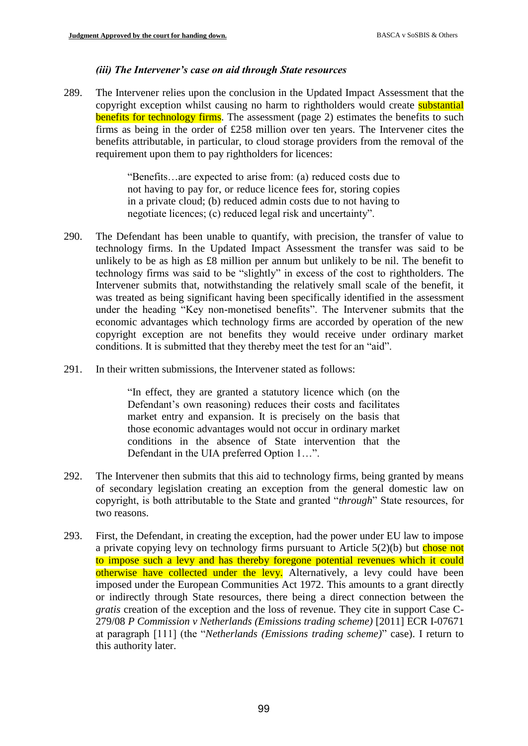### *(iii) The Intervener's case on aid through State resources*

289. The Intervener relies upon the conclusion in the Updated Impact Assessment that the copyright exception whilst causing no harm to rightholders would create substantial benefits for technology firms. The assessment (page 2) estimates the benefits to such firms as being in the order of £258 million over ten years. The Intervener cites the benefits attributable, in particular, to cloud storage providers from the removal of the requirement upon them to pay rightholders for licences:

> "Benefits…are expected to arise from: (a) reduced costs due to not having to pay for, or reduce licence fees for, storing copies in a private cloud; (b) reduced admin costs due to not having to negotiate licences; (c) reduced legal risk and uncertainty".

290. The Defendant has been unable to quantify, with precision, the transfer of value to technology firms. In the Updated Impact Assessment the transfer was said to be unlikely to be as high as £8 million per annum but unlikely to be nil. The benefit to technology firms was said to be "slightly" in excess of the cost to rightholders. The Intervener submits that, notwithstanding the relatively small scale of the benefit, it was treated as being significant having been specifically identified in the assessment under the heading "Key non-monetised benefits". The Intervener submits that the economic advantages which technology firms are accorded by operation of the new copyright exception are not benefits they would receive under ordinary market conditions. It is submitted that they thereby meet the test for an "aid".

291. In their written submissions, the Intervener stated as follows:

> "In effect, they are granted a statutory licence which (on the Defendant's own reasoning) reduces their costs and facilitates market entry and expansion. It is precisely on the basis that those economic advantages would not occur in ordinary market conditions in the absence of State intervention that the Defendant in the UIA preferred Option 1…".

292. The Intervener then submits that this aid to technology firms, being granted by means of secondary legislation creating an exception from the general domestic law on copyright, is both attributable to the State and granted "*through*" State resources, for two reasons.

293. First, the Defendant, in creating the exception, had the power under EU law to impose a private copying levy on technology firms pursuant to Article 5(2)(b) but chose not to impose such a levy and has thereby foregone potential revenues which it could otherwise have collected under the levy. Alternatively, a levy could have been imposed under the European Communities Act 1972. This amounts to a grant directly or indirectly through State resources, there being a direct connection between the *gratis* creation of the exception and the loss of revenue. They cite in support Case C-279/08 *P Commission v Netherlands (Emissions trading scheme)* [2011] ECR I-07671 at paragraph [111] (the "*Netherlands (Emissions trading scheme)*" case). I return to this authority later.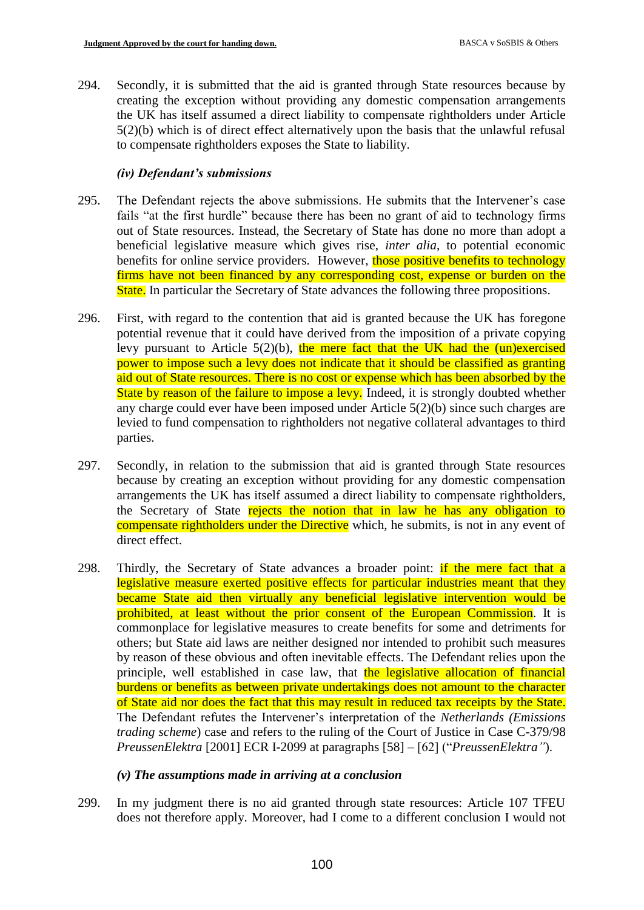294. Secondly, it is submitted that the aid is granted through State resources because by creating the exception without providing any domestic compensation arrangements the UK has itself assumed a direct liability to compensate rightholders under Article 5(2)(b) which is of direct effect alternatively upon the basis that the unlawful refusal to compensate rightholders exposes the State to liability.

### *(iv) Defendant's submissions*

295. The Defendant rejects the above submissions. He submits that the Intervener's case fails "at the first hurdle" because there has been no grant of aid to technology firms out of State resources. Instead, the Secretary of State has done no more than adopt a beneficial legislative measure which gives rise, *inter alia*, to potential economic benefits for online service providers. However, those positive benefits to technology firms have not been financed by any corresponding cost, expense or burden on the State. In particular the Secretary of State advances the following three propositions.

296. First, with regard to the contention that aid is granted because the UK has foregone potential revenue that it could have derived from the imposition of a private copying levy pursuant to Article 5(2)(b), the mere fact that the UK had the (un)exercised power to impose such a levy does not indicate that it should be classified as granting aid out of State resources. There is no cost or expense which has been absorbed by the State by reason of the failure to impose a levy. Indeed, it is strongly doubted whether any charge could ever have been imposed under Article 5(2)(b) since such charges are levied to fund compensation to rightholders not negative collateral advantages to third parties.

297. Secondly, in relation to the submission that aid is granted through State resources because by creating an exception without providing for any domestic compensation arrangements the UK has itself assumed a direct liability to compensate rightholders, the Secretary of State rejects the notion that in law he has any obligation to compensate rightholders under the Directive which, he submits, is not in any event of direct effect.

298. Thirdly, the Secretary of State advances a broader point: if the mere fact that a legislative measure exerted positive effects for particular industries meant that they became State aid then virtually any beneficial legislative intervention would be prohibited, at least without the prior consent of the European Commission. It is commonplace for legislative measures to create benefits for some and detriments for others; but State aid laws are neither designed nor intended to prohibit such measures by reason of these obvious and often inevitable effects. The Defendant relies upon the principle, well established in case law, that the legislative allocation of financial burdens or benefits as between private undertakings does not amount to the character of State aid nor does the fact that this may result in reduced tax receipts by the State. The Defendant refutes the Intervener's interpretation of the *Netherlands (Emissions trading scheme*) case and refers to the ruling of the Court of Justice in Case C-379/98 *PreussenElektra* [2001] ECR I-2099 at paragraphs [58] – [62] ("*PreussenElektra"*).

### *(v) The assumptions made in arriving at a conclusion*

299. In my judgment there is no aid granted through state resources: Article 107 TFEU does not therefore apply. Moreover, had I come to a different conclusion I would not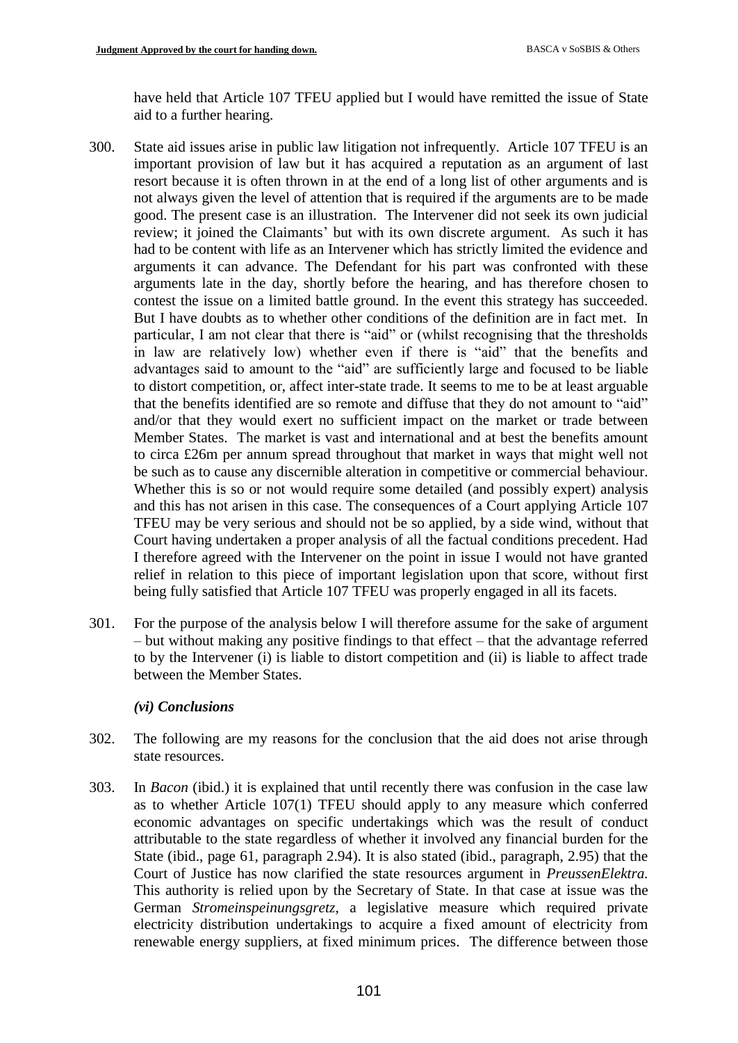have held that Article 107 TFEU applied but I would have remitted the issue of State aid to a further hearing.

300. State aid issues arise in public law litigation not infrequently. Article 107 TFEU is an important provision of law but it has acquired a reputation as an argument of last resort because it is often thrown in at the end of a long list of other arguments and is not always given the level of attention that is required if the arguments are to be made good. The present case is an illustration. The Intervener did not seek its own judicial review; it joined the Claimants' but with its own discrete argument. As such it has had to be content with life as an Intervener which has strictly limited the evidence and arguments it can advance. The Defendant for his part was confronted with these arguments late in the day, shortly before the hearing, and has therefore chosen to contest the issue on a limited battle ground. In the event this strategy has succeeded. But I have doubts as to whether other conditions of the definition are in fact met. In particular, I am not clear that there is "aid" or (whilst recognising that the thresholds in law are relatively low) whether even if there is "aid" that the benefits and advantages said to amount to the "aid" are sufficiently large and focused to be liable to distort competition, or, affect inter-state trade. It seems to me to be at least arguable that the benefits identified are so remote and diffuse that they do not amount to "aid" and/or that they would exert no sufficient impact on the market or trade between Member States. The market is vast and international and at best the benefits amount to circa £26m per annum spread throughout that market in ways that might well not be such as to cause any discernible alteration in competitive or commercial behaviour. Whether this is so or not would require some detailed (and possibly expert) analysis and this has not arisen in this case. The consequences of a Court applying Article 107 TFEU may be very serious and should not be so applied, by a side wind, without that Court having undertaken a proper analysis of all the factual conditions precedent. Had I therefore agreed with the Intervener on the point in issue I would not have granted relief in relation to this piece of important legislation upon that score, without first being fully satisfied that Article 107 TFEU was properly engaged in all its facets.

301. For the purpose of the analysis below I will therefore assume for the sake of argument – but without making any positive findings to that effect – that the advantage referred to by the Intervener (i) is liable to distort competition and (ii) is liable to affect trade between the Member States.

### *(vi) Conclusions*

302. The following are my reasons for the conclusion that the aid does not arise through state resources.

303. In *Bacon* (ibid.) it is explained that until recently there was confusion in the case law as to whether Article 107(1) TFEU should apply to any measure which conferred economic advantages on specific undertakings which was the result of conduct attributable to the state regardless of whether it involved any financial burden for the State (ibid., page 61, paragraph 2.94). It is also stated (ibid., paragraph, 2.95) that the Court of Justice has now clarified the state resources argument in *PreussenElektra.* This authority is relied upon by the Secretary of State. In that case at issue was the German *Stromeinspeinungsgretz*, a legislative measure which required private electricity distribution undertakings to acquire a fixed amount of electricity from renewable energy suppliers, at fixed minimum prices. The difference between those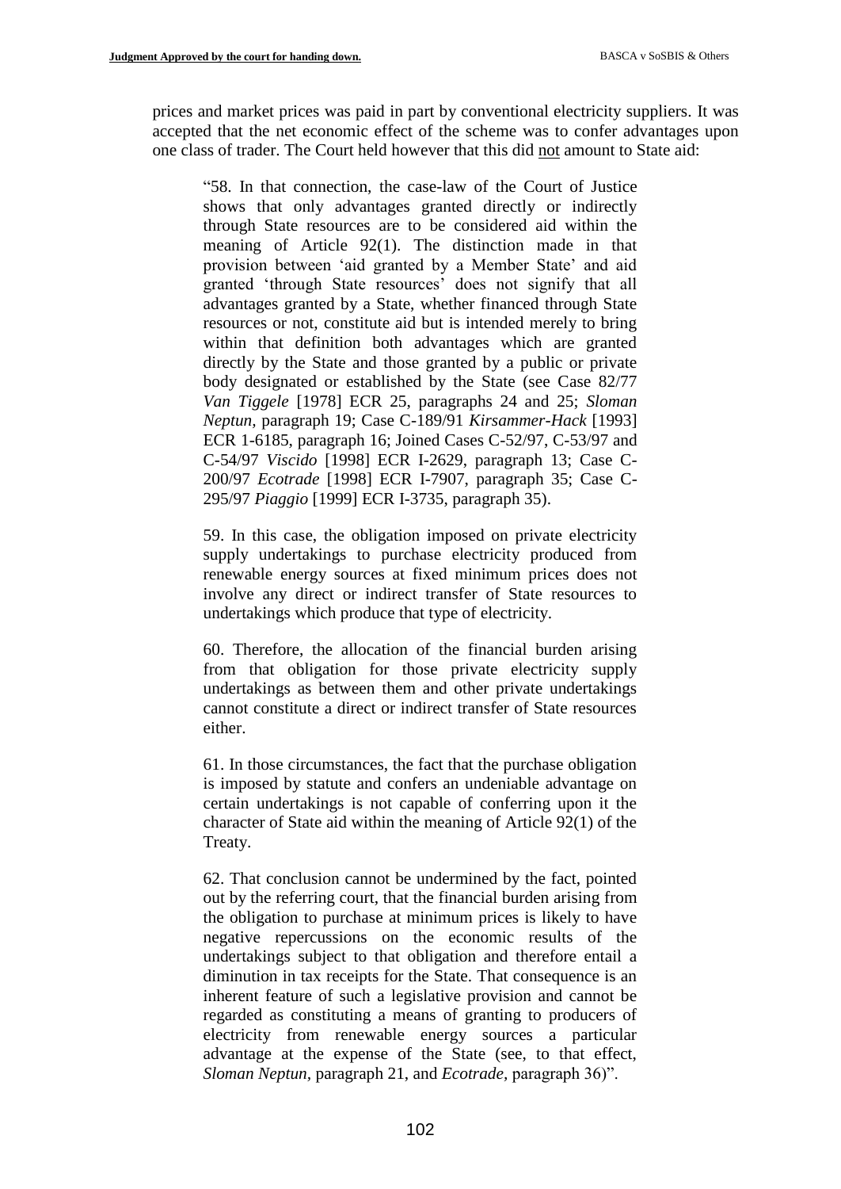prices and market prices was paid in part by conventional electricity suppliers. It was accepted that the net economic effect of the scheme was to confer advantages upon one class of trader. The Court held however that this did not amount to State aid:

> "58. In that connection, the case-law of the Court of Justice shows that only advantages granted directly or indirectly through State resources are to be considered aid within the meaning of Article 92(1). The distinction made in that provision between 'aid granted by a Member State' and aid granted 'through State resources' does not signify that all advantages granted by a State, whether financed through State resources or not, constitute aid but is intended merely to bring within that definition both advantages which are granted directly by the State and those granted by a public or private body designated or established by the State (see Case 82/77 *Van Tiggele* [1978] ECR 25, paragraphs 24 and 25; *Sloman Neptun*, paragraph 19; Case C-189/91 *Kirsammer-Hack* [1993] ECR 1-6185, paragraph 16; Joined Cases C-52/97, C-53/97 and C-54/97 *Viscido* [1998] ECR I-2629, paragraph 13; Case C-200/97 *Ecotrade* [1998] ECR I-7907, paragraph 35; Case C-295/97 *Piaggio* [1999] ECR I-3735, paragraph 35).
>
> 59. In this case, the obligation imposed on private electricity supply undertakings to purchase electricity produced from renewable energy sources at fixed minimum prices does not involve any direct or indirect transfer of State resources to undertakings which produce that type of electricity.
>
> 60. Therefore, the allocation of the financial burden arising from that obligation for those private electricity supply undertakings as between them and other private undertakings cannot constitute a direct or indirect transfer of State resources either.
>
> 61. In those circumstances, the fact that the purchase obligation is imposed by statute and confers an undeniable advantage on certain undertakings is not capable of conferring upon it the character of State aid within the meaning of Article 92(1) of the Treaty.
>
> 62. That conclusion cannot be undermined by the fact, pointed out by the referring court, that the financial burden arising from the obligation to purchase at minimum prices is likely to have negative repercussions on the economic results of the undertakings subject to that obligation and therefore entail a diminution in tax receipts for the State. That consequence is an inherent feature of such a legislative provision and cannot be regarded as constituting a means of granting to producers of electricity from renewable energy sources a particular advantage at the expense of the State (see, to that effect, *Sloman Neptun*, paragraph 21, and *Ecotrade*, paragraph 36)".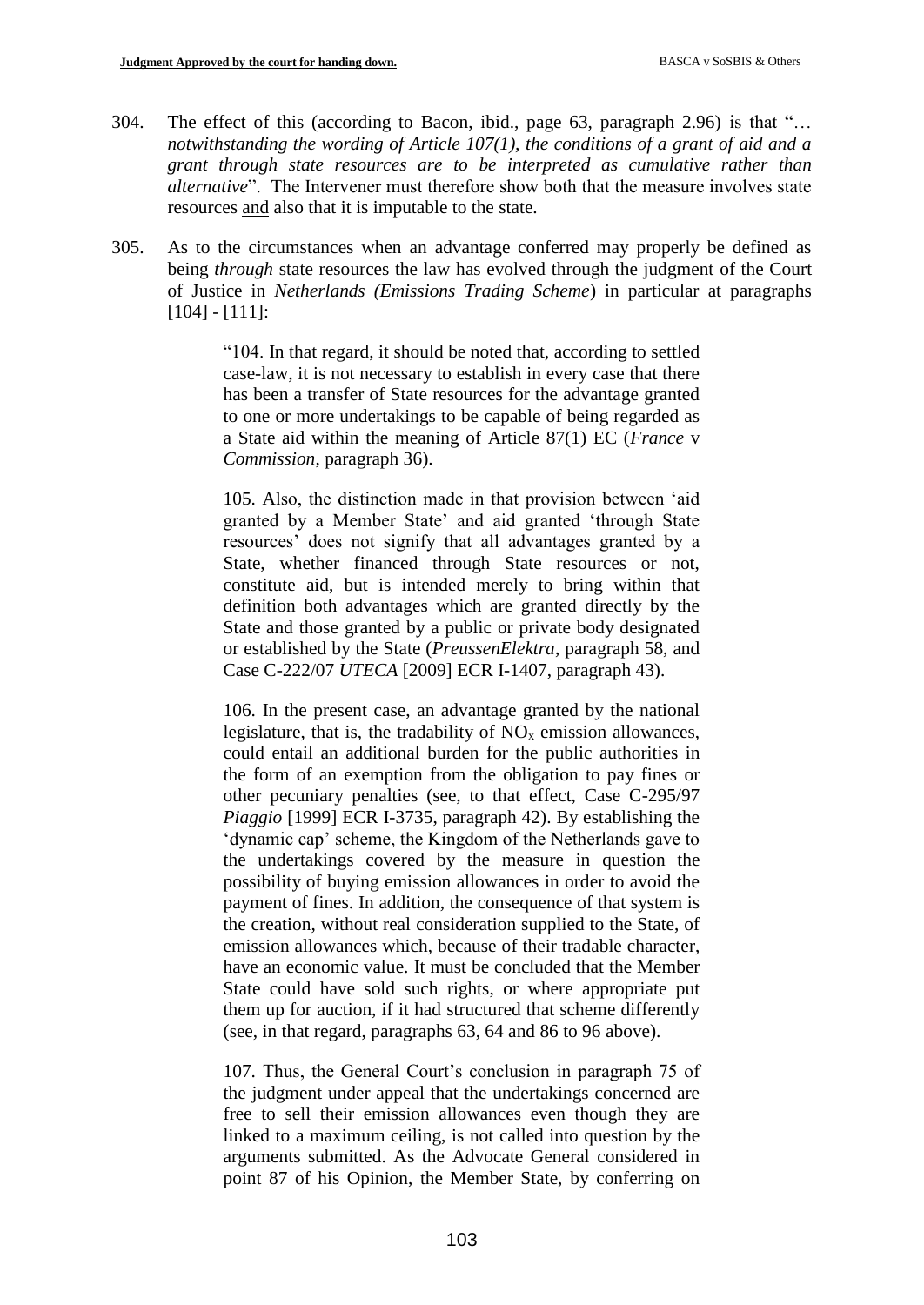304. The effect of this (according to Bacon, ibid., page 63, paragraph 2.96) is that "*… notwithstanding the wording of Article 107(1), the conditions of a grant of aid and a grant through state resources are to be interpreted as cumulative rather than alternative*". The Intervener must therefore show both that the measure involves state resources and also that it is imputable to the state.

305. As to the circumstances when an advantage conferred may properly be defined as being *through* state resources the law has evolved through the judgment of the Court of Justice in *Netherlands (Emissions Trading Scheme*) in particular at paragraphs [104] - [111]:

> "104. In that regard, it should be noted that, according to settled case-law, it is not necessary to establish in every case that there has been a transfer of State resources for the advantage granted to one or more undertakings to be capable of being regarded as a State aid within the meaning of Article 87(1) EC (*France* v *Commission*, paragraph 36).
>
> 105. Also, the distinction made in that provision between 'aid granted by a Member State' and aid granted 'through State resources' does not signify that all advantages granted by a State, whether financed through State resources or not, constitute aid, but is intended merely to bring within that definition both advantages which are granted directly by the State and those granted by a public or private body designated or established by the State (*PreussenElektra*, paragraph 58, and Case C-222/07 *UTECA* [2009] ECR I-1407, paragraph 43).
>
> 106. In the present case, an advantage granted by the national legislature, that is, the tradability of $NO_x$ emission allowances, could entail an additional burden for the public authorities in the form of an exemption from the obligation to pay fines or other pecuniary penalties (see, to that effect, Case C-295/97 *Piaggio* [1999] ECR I-3735, paragraph 42). By establishing the 'dynamic cap' scheme, the Kingdom of the Netherlands gave to the undertakings covered by the measure in question the possibility of buying emission allowances in order to avoid the payment of fines. In addition, the consequence of that system is the creation, without real consideration supplied to the State, of emission allowances which, because of their tradable character, have an economic value. It must be concluded that the Member State could have sold such rights, or where appropriate put them up for auction, if it had structured that scheme differently (see, in that regard, paragraphs 63, 64 and 86 to 96 above).
>
> 107. Thus, the General Court's conclusion in paragraph 75 of the judgment under appeal that the undertakings concerned are free to sell their emission allowances even though they are linked to a maximum ceiling, is not called into question by the arguments submitted. As the Advocate General considered in point 87 of his Opinion, the Member State, by conferring on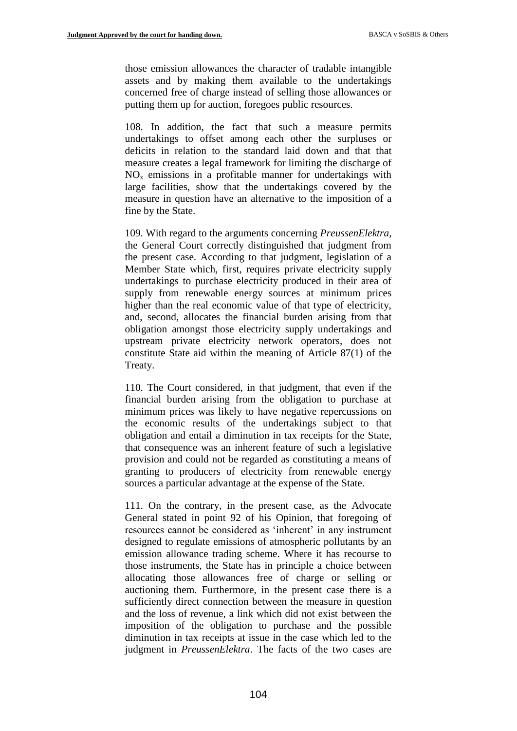those emission allowances the character of tradable intangible assets and by making them available to the undertakings concerned free of charge instead of selling those allowances or putting them up for auction, foregoes public resources.

108. In addition, the fact that such a measure permits undertakings to offset among each other the surpluses or deficits in relation to the standard laid down and that that measure creates a legal framework for limiting the discharge of $NO_x$ emissions in a profitable manner for undertakings with large facilities, show that the undertakings covered by the measure in question have an alternative to the imposition of a fine by the State.

109. With regard to the arguments concerning *PreussenElektra*, the General Court correctly distinguished that judgment from the present case. According to that judgment, legislation of a Member State which, first, requires private electricity supply undertakings to purchase electricity produced in their area of supply from renewable energy sources at minimum prices higher than the real economic value of that type of electricity, and, second, allocates the financial burden arising from that obligation amongst those electricity supply undertakings and upstream private electricity network operators, does not constitute State aid within the meaning of Article 87(1) of the Treaty.

110. The Court considered, in that judgment, that even if the financial burden arising from the obligation to purchase at minimum prices was likely to have negative repercussions on the economic results of the undertakings subject to that obligation and entail a diminution in tax receipts for the State, that consequence was an inherent feature of such a legislative provision and could not be regarded as constituting a means of granting to producers of electricity from renewable energy sources a particular advantage at the expense of the State.

111. On the contrary, in the present case, as the Advocate General stated in point 92 of his Opinion, that foregoing of resources cannot be considered as 'inherent' in any instrument designed to regulate emissions of atmospheric pollutants by an emission allowance trading scheme. Where it has recourse to those instruments, the State has in principle a choice between allocating those allowances free of charge or selling or auctioning them. Furthermore, in the present case there is a sufficiently direct connection between the measure in question and the loss of revenue, a link which did not exist between the imposition of the obligation to purchase and the possible diminution in tax receipts at issue in the case which led to the judgment in *PreussenElektra*. The facts of the two cases are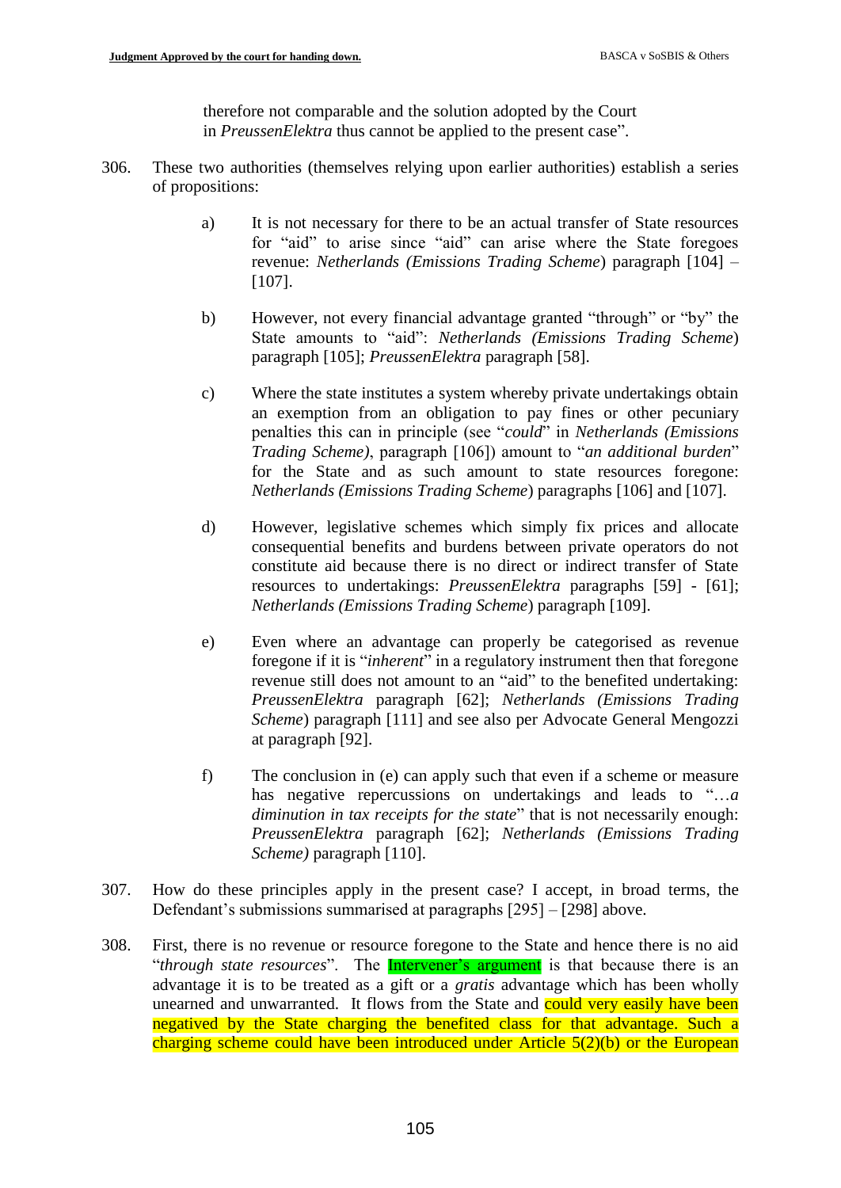therefore not comparable and the solution adopted by the Court in *PreussenElektra* thus cannot be applied to the present case".

306. These two authorities (themselves relying upon earlier authorities) establish a series of propositions:

   a) It is not necessary for there to be an actual transfer of State resources for "aid" to arise since "aid" can arise where the State foregoes revenue: *Netherlands (Emissions Trading Scheme*) paragraph [104] – [107].

   b) However, not every financial advantage granted "through" or "by" the State amounts to "aid": *Netherlands (Emissions Trading Scheme*) paragraph [105]; *PreussenElektra* paragraph [58].

   c) Where the state institutes a system whereby private undertakings obtain an exemption from an obligation to pay fines or other pecuniary penalties this can in principle (see "*could*" in *Netherlands (Emissions Trading Scheme)*, paragraph [106]) amount to "*an additional burden*" for the State and as such amount to state resources foregone: *Netherlands (Emissions Trading Scheme*) paragraphs [106] and [107].

   d) However, legislative schemes which simply fix prices and allocate consequential benefits and burdens between private operators do not constitute aid because there is no direct or indirect transfer of State resources to undertakings: *PreussenElektra* paragraphs [59] - [61]; *Netherlands (Emissions Trading Scheme*) paragraph [109].

   e) Even where an advantage can properly be categorised as revenue foregone if it is "*inherent*" in a regulatory instrument then that foregone revenue still does not amount to an "aid" to the benefited undertaking: *PreussenElektra* paragraph [62]; *Netherlands (Emissions Trading Scheme*) paragraph [111] and see also per Advocate General Mengozzi at paragraph [92].

   f) The conclusion in (e) can apply such that even if a scheme or measure has negative repercussions on undertakings and leads to "*…a diminution in tax receipts for the state*" that is not necessarily enough: *PreussenElektra* paragraph [62]; *Netherlands (Emissions Trading Scheme)* paragraph [110].

307. How do these principles apply in the present case? I accept, in broad terms, the Defendant's submissions summarised at paragraphs [295] – [298] above.

308. First, there is no revenue or resource foregone to the State and hence there is no aid "*through state resources*". The Intervener's argument is that because there is an advantage it is to be treated as a gift or a *gratis* advantage which has been wholly unearned and unwarranted. It flows from the State and could very easily have been negatived by the State charging the benefited class for that advantage. Such a charging scheme could have been introduced under Article 5(2)(b) or the European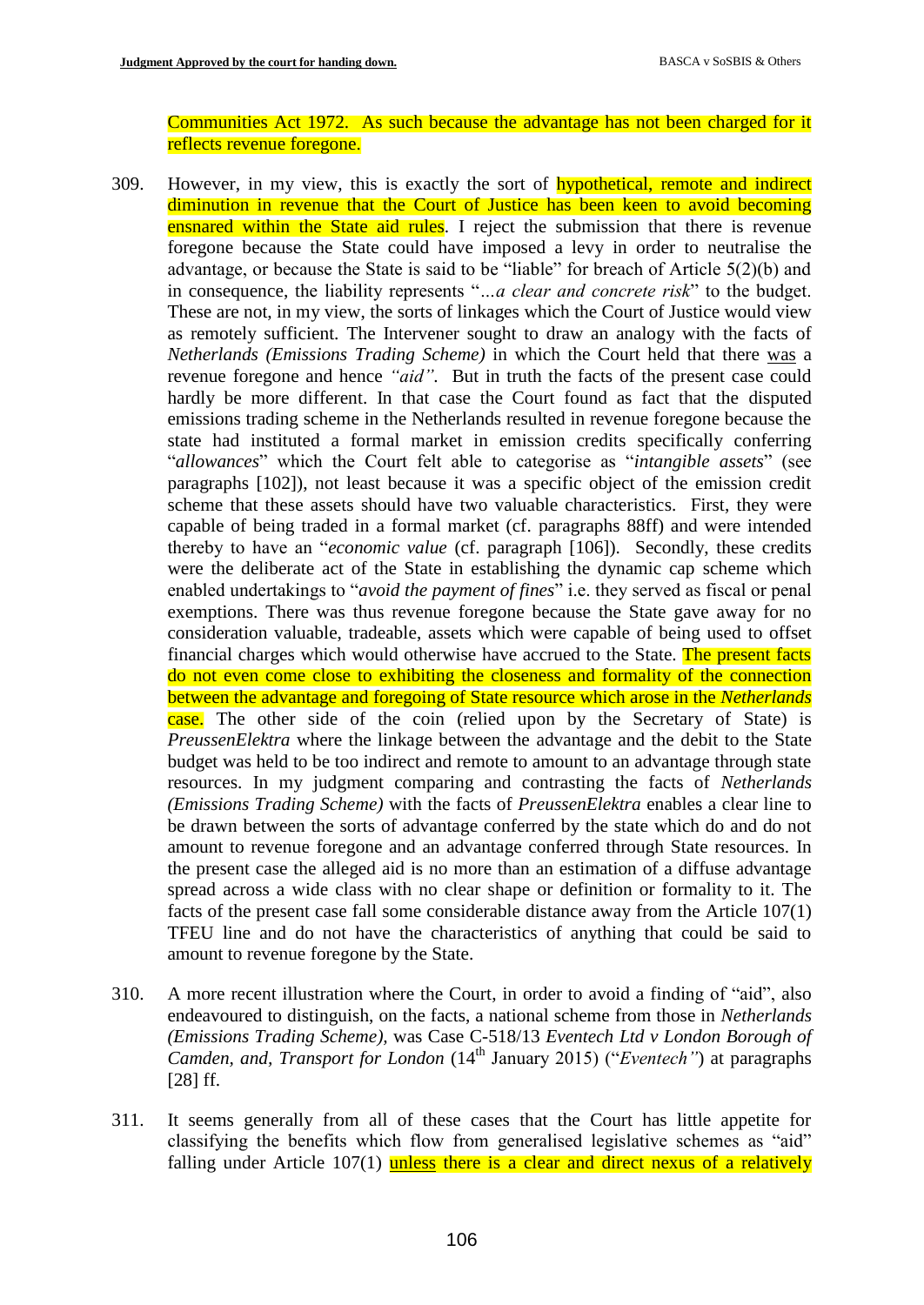Communities Act 1972. As such because the advantage has not been charged for it reflects revenue foregone.

309. However, in my view, this is exactly the sort of hypothetical, remote and indirect diminution in revenue that the Court of Justice has been keen to avoid becoming ensnared within the State aid rules. I reject the submission that there is revenue foregone because the State could have imposed a levy in order to neutralise the advantage, or because the State is said to be "liable" for breach of Article 5(2)(b) and in consequence, the liability represents "*...a clear and concrete risk*" to the budget. These are not, in my view, the sorts of linkages which the Court of Justice would view as remotely sufficient. The Intervener sought to draw an analogy with the facts of *Netherlands (Emissions Trading Scheme)* in which the Court held that there was a revenue foregone and hence *"aid"*. But in truth the facts of the present case could hardly be more different. In that case the Court found as fact that the disputed emissions trading scheme in the Netherlands resulted in revenue foregone because the state had instituted a formal market in emission credits specifically conferring "*allowances*" which the Court felt able to categorise as "*intangible assets*" (see paragraphs [102]), not least because it was a specific object of the emission credit scheme that these assets should have two valuable characteristics. First, they were capable of being traded in a formal market (cf. paragraphs 88ff) and were intended thereby to have an "*economic value* (cf. paragraph [106]). Secondly, these credits were the deliberate act of the State in establishing the dynamic cap scheme which enabled undertakings to "*avoid the payment of fines*" i.e. they served as fiscal or penal exemptions. There was thus revenue foregone because the State gave away for no consideration valuable, tradeable, assets which were capable of being used to offset financial charges which would otherwise have accrued to the State. The present facts do not even come close to exhibiting the closeness and formality of the connection between the advantage and foregoing of State resource which arose in the *Netherlands* case. The other side of the coin (relied upon by the Secretary of State) is *PreussenElektra* where the linkage between the advantage and the debit to the State budget was held to be too indirect and remote to amount to an advantage through state resources. In my judgment comparing and contrasting the facts of *Netherlands (Emissions Trading Scheme)* with the facts of *PreussenElektra* enables a clear line to be drawn between the sorts of advantage conferred by the state which do and do not amount to revenue foregone and an advantage conferred through State resources. In the present case the alleged aid is no more than an estimation of a diffuse advantage spread across a wide class with no clear shape or definition or formality to it. The facts of the present case fall some considerable distance away from the Article 107(1) TFEU line and do not have the characteristics of anything that could be said to amount to revenue foregone by the State.

310. A more recent illustration where the Court, in order to avoid a finding of "aid", also endeavoured to distinguish, on the facts, a national scheme from those in *Netherlands (Emissions Trading Scheme)*, was Case C-518/13 *Eventech Ltd v London Borough of Camden, and, Transport for London* (14th January 2015) ("*Eventech"*) at paragraphs [28] ff.

311. It seems generally from all of these cases that the Court has little appetite for classifying the benefits which flow from generalised legislative schemes as "aid" falling under Article 107(1) unless there is a clear and direct nexus of a relatively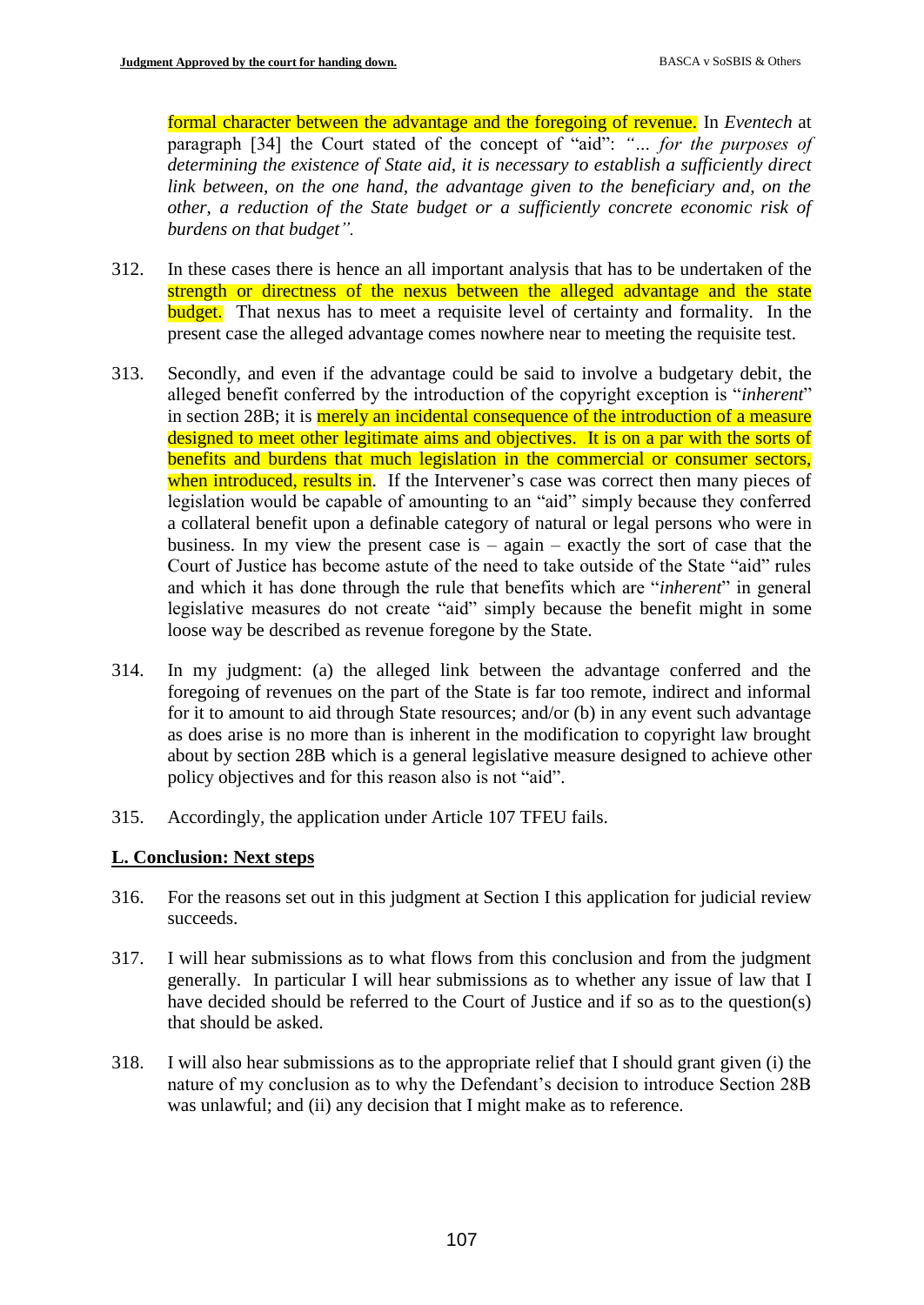formal character between the advantage and the foregoing of revenue. In *Eventech* at paragraph [34] the Court stated of the concept of "aid": *"… for the purposes of determining the existence of State aid, it is necessary to establish a sufficiently direct link between, on the one hand, the advantage given to the beneficiary and, on the other, a reduction of the State budget or a sufficiently concrete economic risk of burdens on that budget".*

312. In these cases there is hence an all important analysis that has to be undertaken of the strength or directness of the nexus between the alleged advantage and the state budget. That nexus has to meet a requisite level of certainty and formality. In the present case the alleged advantage comes nowhere near to meeting the requisite test.

313. Secondly, and even if the advantage could be said to involve a budgetary debit, the alleged benefit conferred by the introduction of the copyright exception is "*inherent*" in section 28B; it is merely an incidental consequence of the introduction of a measure designed to meet other legitimate aims and objectives. It is on a par with the sorts of benefits and burdens that much legislation in the commercial or consumer sectors, when introduced, results in. If the Intervener's case was correct then many pieces of legislation would be capable of amounting to an "aid" simply because they conferred a collateral benefit upon a definable category of natural or legal persons who were in business. In my view the present case is – again – exactly the sort of case that the Court of Justice has become astute of the need to take outside of the State "aid" rules and which it has done through the rule that benefits which are "*inherent*" in general legislative measures do not create "aid" simply because the benefit might in some loose way be described as revenue foregone by the State.

314. In my judgment: (a) the alleged link between the advantage conferred and the foregoing of revenues on the part of the State is far too remote, indirect and informal for it to amount to aid through State resources; and/or (b) in any event such advantage as does arise is no more than is inherent in the modification to copyright law brought about by section 28B which is a general legislative measure designed to achieve other policy objectives and for this reason also is not "aid".

315. Accordingly, the application under Article 107 TFEU fails.

## L. Conclusion: Next steps

316. For the reasons set out in this judgment at Section I this application for judicial review succeeds.

317. I will hear submissions as to what flows from this conclusion and from the judgment generally. In particular I will hear submissions as to whether any issue of law that I have decided should be referred to the Court of Justice and if so as to the question(s) that should be asked.

318. I will also hear submissions as to the appropriate relief that I should grant given (i) the nature of my conclusion as to why the Defendant's decision to introduce Section 28B was unlawful; and (ii) any decision that I might make as to reference.